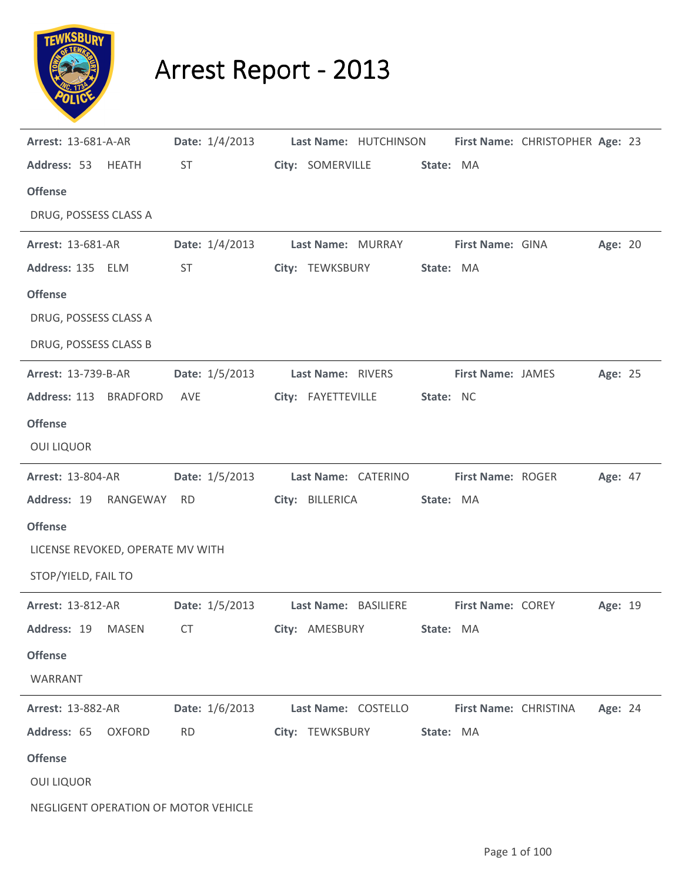# Arrest Report - 2013

**Arrest:** 13-681-A-AR **Date:** 1/4/2013 **Last Name:** HUTCHINSON **First Name:** CHRISTOPHER **Age:** 23

**Address:** 53 HEATH ST **City:** SOMERVILLE **State:** MA

**Offense**

DRUG, POSSESS CLASS A

---

**Arrest:** 13-681-AR **Date:** 1/4/2013 **Last Name:** MURRAY **First Name:** GINA **Age:** 20

**Address:** 135 ELM ST **City:** TEWKSBURY **State:** MA

**Offense**

DRUG, POSSESS CLASS A

DRUG, POSSESS CLASS B

---

**Arrest:** 13-739-B-AR **Date:** 1/5/2013 **Last Name:** RIVERS **First Name:** JAMES **Age:** 25

**Address:** 113 BRADFORD AVE **City:** FAYETTEVILLE **State:** NC

**Offense**

OUI LIQUOR

---

**Arrest:** 13-804-AR **Date:** 1/5/2013 **Last Name:** CATERINO **First Name:** ROGER **Age:** 47

**Address:** 19 RANGEWAY RD **City:** BILLERICA **State:** MA

**Offense**

LICENSE REVOKED, OPERATE MV WITH

STOP/YIELD, FAIL TO

---

**Arrest:** 13-812-AR **Date:** 1/5/2013 **Last Name:** BASILIERE **First Name:** COREY **Age:** 19

**Address:** 19 MASEN CT **City:** AMESBURY **State:** MA

**Offense**

WARRANT

---

**Arrest:** 13-882-AR **Date:** 1/6/2013 **Last Name:** COSTELLO **First Name:** CHRISTINA **Age:** 24

**Address:** 65 OXFORD RD **City:** TEWKSBURY **State:** MA

**Offense**

OUI LIQUOR

NEGLIGENT OPERATION OF MOTOR VEHICLE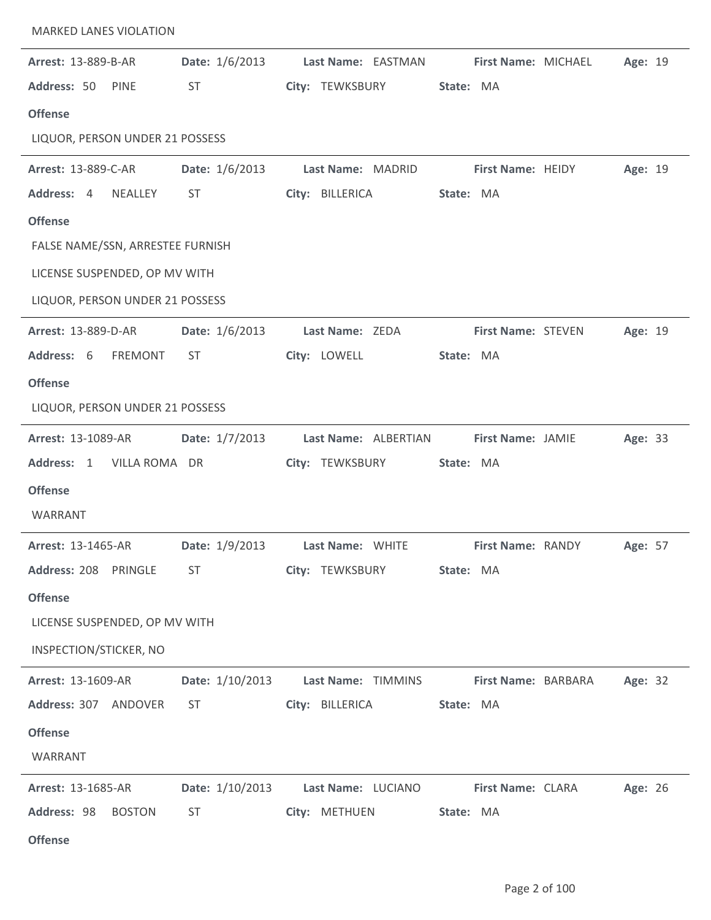MARKED LANES VIOLATION

---

**Arrest:** 13-889-B-AR **Date:** 1/6/2013 **Last Name:** EASTMAN **First Name:** MICHAEL **Age:** 19

**Address:** 50 PINE ST **City:** TEWKSBURY **State:** MA

**Offense**

LIQUOR, PERSON UNDER 21 POSSESS

---

**Arrest:** 13-889-C-AR **Date:** 1/6/2013 **Last Name:** MADRID **First Name:** HEIDY **Age:** 19

**Address:** 4 NEALLEY ST **City:** BILLERICA **State:** MA

**Offense**

FALSE NAME/SSN, ARRESTEE FURNISH

LICENSE SUSPENDED, OP MV WITH

LIQUOR, PERSON UNDER 21 POSSESS

---

**Arrest:** 13-889-D-AR **Date:** 1/6/2013 **Last Name:** ZEDA **First Name:** STEVEN **Age:** 19

**Address:** 6 FREMONT ST **City:** LOWELL **State:** MA

**Offense**

LIQUOR, PERSON UNDER 21 POSSESS

---

**Arrest:** 13-1089-AR **Date:** 1/7/2013 **Last Name:** ALBERTIAN **First Name:** JAMIE **Age:** 33

**Address:** 1 VILLA ROMA DR **City:** TEWKSBURY **State:** MA

**Offense**

WARRANT

---

**Arrest:** 13-1465-AR **Date:** 1/9/2013 **Last Name:** WHITE **First Name:** RANDY **Age:** 57

**Address:** 208 PRINGLE ST **City:** TEWKSBURY **State:** MA

**Offense**

LICENSE SUSPENDED, OP MV WITH

INSPECTION/STICKER, NO

---

**Arrest:** 13-1609-AR **Date:** 1/10/2013 **Last Name:** TIMMINS **First Name:** BARBARA **Age:** 32

**Address:** 307 ANDOVER ST **City:** BILLERICA **State:** MA

**Offense**

WARRANT

---

**Arrest:** 13-1685-AR **Date:** 1/10/2013 **Last Name:** LUCIANO **First Name:** CLARA **Age:** 26

**Address:** 98 BOSTON ST **City:** METHUEN **State:** MA

**Offense**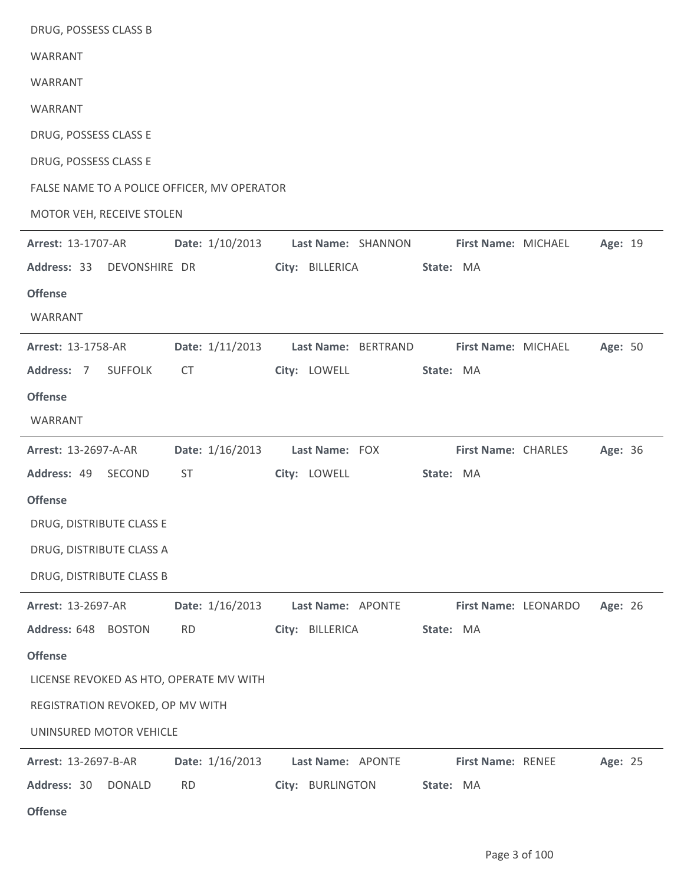DRUG, POSSESS CLASS B

WARRANT

WARRANT

WARRANT

DRUG, POSSESS CLASS E

DRUG, POSSESS CLASS E

FALSE NAME TO A POLICE OFFICER, MV OPERATOR

MOTOR VEH, RECEIVE STOLEN

---

**Arrest:** 13-1707-AR **Date:** 1/10/2013 **Last Name:** SHANNON **First Name:** MICHAEL **Age:** 19

**Address:** 33 DEVONSHIRE DR **City:** BILLERICA **State:** MA

**Offense**

WARRANT

---

**Arrest:** 13-1758-AR **Date:** 1/11/2013 **Last Name:** BERTRAND **First Name:** MICHAEL **Age:** 50

**Address:** 7 SUFFOLK CT **City:** LOWELL **State:** MA

**Offense**

WARRANT

---

**Arrest:** 13-2697-A-AR **Date:** 1/16/2013 **Last Name:** FOX **First Name:** CHARLES **Age:** 36

**Address:** 49 SECOND ST **City:** LOWELL **State:** MA

**Offense**

DRUG, DISTRIBUTE CLASS E

DRUG, DISTRIBUTE CLASS A

DRUG, DISTRIBUTE CLASS B

---

**Arrest:** 13-2697-AR **Date:** 1/16/2013 **Last Name:** APONTE **First Name:** LEONARDO **Age:** 26

**Address:** 648 BOSTON RD **City:** BILLERICA **State:** MA

**Offense**

LICENSE REVOKED AS HTO, OPERATE MV WITH

REGISTRATION REVOKED, OP MV WITH

UNINSURED MOTOR VEHICLE

---

**Arrest:** 13-2697-B-AR **Date:** 1/16/2013 **Last Name:** APONTE **First Name:** RENEE **Age:** 25

**Address:** 30 DONALD RD **City:** BURLINGTON **State:** MA

**Offense**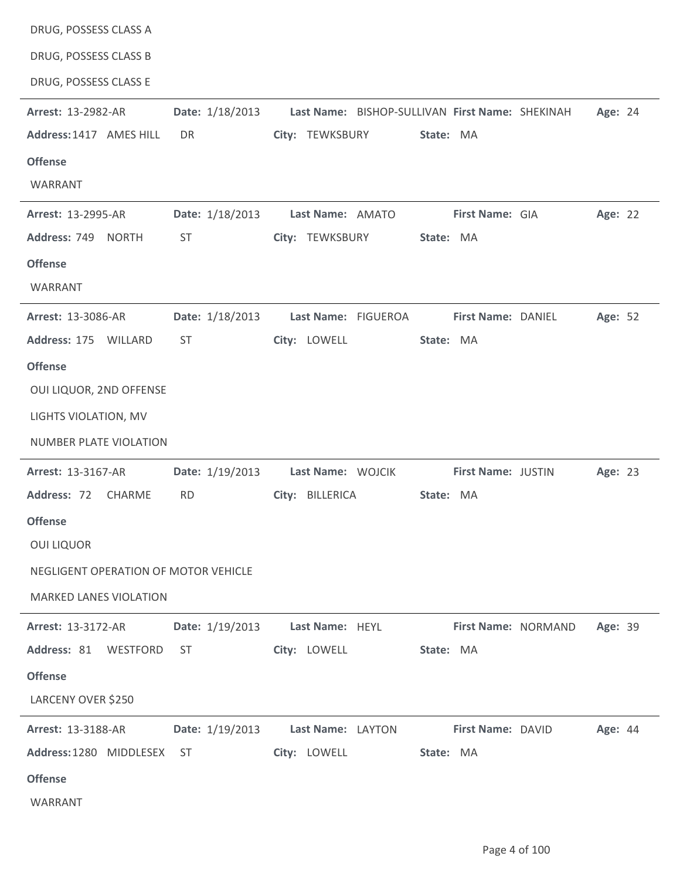DRUG, POSSESS CLASS A

DRUG, POSSESS CLASS B

DRUG, POSSESS CLASS E

---

**Arrest:** 13-2982-AR **Date:** 1/18/2013 **Last Name:** BISHOP-SULLIVAN **First Name:** SHEKINAH **Age:** 24

**Address:** 1417 AMES HILL DR **City:** TEWKSBURY **State:** MA

**Offense**

WARRANT

---

**Arrest:** 13-2995-AR **Date:** 1/18/2013 **Last Name:** AMATO **First Name:** GIA **Age:** 22

**Address:** 749 NORTH ST **City:** TEWKSBURY **State:** MA

**Offense**

WARRANT

---

**Arrest:** 13-3086-AR **Date:** 1/18/2013 **Last Name:** FIGUEROA **First Name:** DANIEL **Age:** 52

**Address:** 175 WILLARD ST **City:** LOWELL **State:** MA

**Offense**

OUI LIQUOR, 2ND OFFENSE

LIGHTS VIOLATION, MV

NUMBER PLATE VIOLATION

---

**Arrest:** 13-3167-AR **Date:** 1/19/2013 **Last Name:** WOJCIK **First Name:** JUSTIN **Age:** 23

**Address:** 72 CHARME RD **City:** BILLERICA **State:** MA

**Offense**

OUI LIQUOR

NEGLIGENT OPERATION OF MOTOR VEHICLE

MARKED LANES VIOLATION

---

**Arrest:** 13-3172-AR **Date:** 1/19/2013 **Last Name:** HEYL **First Name:** NORMAND **Age:** 39

**Address:** 81 WESTFORD ST **City:** LOWELL **State:** MA

**Offense**

LARCENY OVER $250

---

**Arrest:** 13-3188-AR **Date:** 1/19/2013 **Last Name:** LAYTON **First Name:** DAVID **Age:** 44

**Address:** 1280 MIDDLESEX ST **City:** LOWELL **State:** MA

**Offense**

WARRANT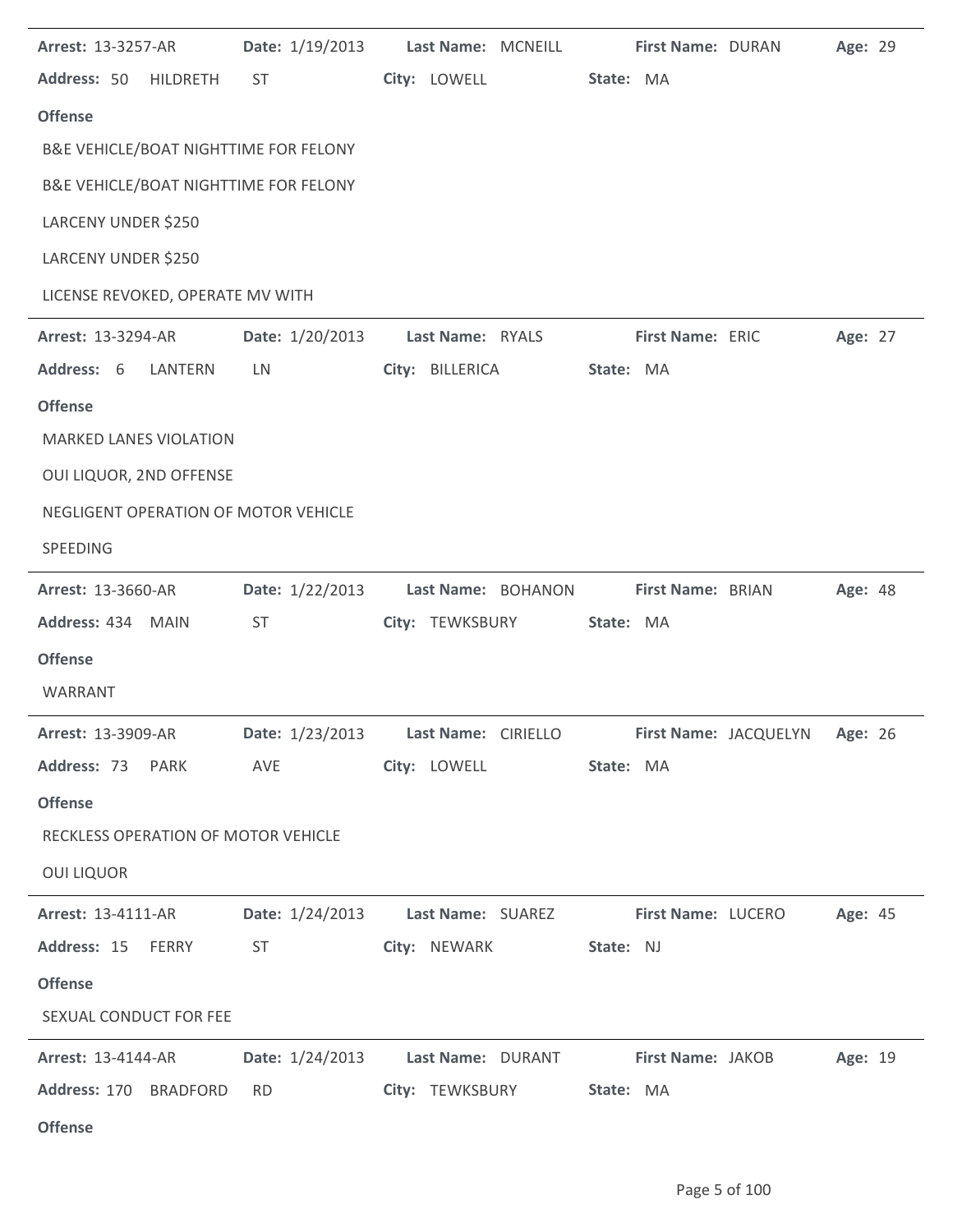**Arrest:** 13-3257-AR **Date:** 1/19/2013 **Last Name:** MCNEILL **First Name:** DURAN **Age:** 29

**Address:** 50 HILDRETH ST **City:** LOWELL **State:** MA

**Offense**

B&E VEHICLE/BOAT NIGHTTIME FOR FELONY

B&E VEHICLE/BOAT NIGHTTIME FOR FELONY

LARCENY UNDER $250

LARCENY UNDER $250

LICENSE REVOKED, OPERATE MV WITH

---

**Arrest:** 13-3294-AR **Date:** 1/20/2013 **Last Name:** RYALS **First Name:** ERIC **Age:** 27

**Address:** 6 LANTERN LN **City:** BILLERICA **State:** MA

**Offense**

MARKED LANES VIOLATION

OUI LIQUOR, 2ND OFFENSE

NEGLIGENT OPERATION OF MOTOR VEHICLE

SPEEDING

---

**Arrest:** 13-3660-AR **Date:** 1/22/2013 **Last Name:** BOHANON **First Name:** BRIAN **Age:** 48

**Address:** 434 MAIN ST **City:** TEWKSBURY **State:** MA

**Offense**

WARRANT

---

**Arrest:** 13-3909-AR **Date:** 1/23/2013 **Last Name:** CIRIELLO **First Name:** JACQUELYN **Age:** 26

**Address:** 73 PARK AVE **City:** LOWELL **State:** MA

**Offense**

RECKLESS OPERATION OF MOTOR VEHICLE

OUI LIQUOR

---

**Arrest:** 13-4111-AR **Date:** 1/24/2013 **Last Name:** SUAREZ **First Name:** LUCERO **Age:** 45

**Address:** 15 FERRY ST **City:** NEWARK **State:** NJ

**Offense**

SEXUAL CONDUCT FOR FEE

---

**Arrest:** 13-4144-AR **Date:** 1/24/2013 **Last Name:** DURANT **First Name:** JAKOB **Age:** 19

**Address:** 170 BRADFORD RD **City:** TEWKSBURY **State:** MA

**Offense**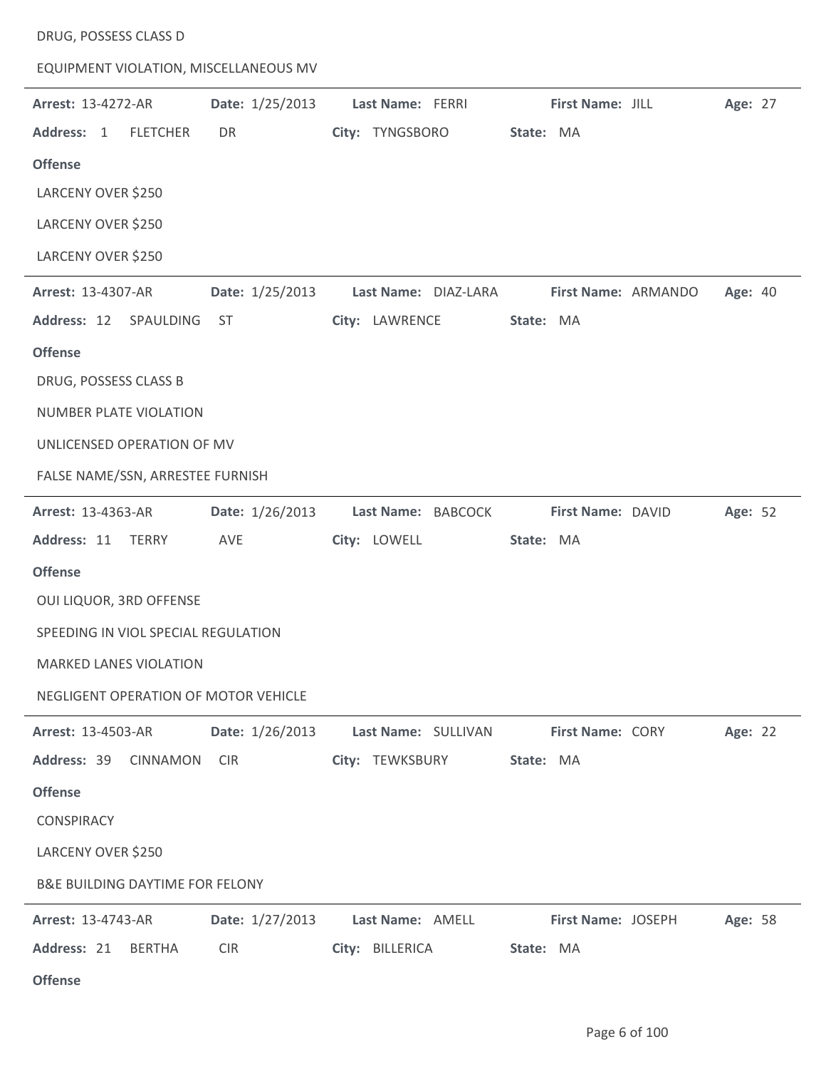DRUG, POSSESS CLASS D

EQUIPMENT VIOLATION, MISCELLANEOUS MV

---

**Arrest:** 13-4272-AR **Date:** 1/25/2013 **Last Name:** FERRI **First Name:** JILL **Age:** 27

**Address:** 1 FLETCHER DR **City:** TYNGSBORO **State:** MA

**Offense**

LARCENY OVER $250

LARCENY OVER $250

LARCENY OVER $250

---

**Arrest:** 13-4307-AR **Date:** 1/25/2013 **Last Name:** DIAZ-LARA **First Name:** ARMANDO **Age:** 40

**Address:** 12 SPAULDING ST **City:** LAWRENCE **State:** MA

**Offense**

DRUG, POSSESS CLASS B

NUMBER PLATE VIOLATION

UNLICENSED OPERATION OF MV

FALSE NAME/SSN, ARRESTEE FURNISH

---

**Arrest:** 13-4363-AR **Date:** 1/26/2013 **Last Name:** BABCOCK **First Name:** DAVID **Age:** 52

**Address:** 11 TERRY AVE **City:** LOWELL **State:** MA

**Offense**

OUI LIQUOR, 3RD OFFENSE

SPEEDING IN VIOL SPECIAL REGULATION

MARKED LANES VIOLATION

NEGLIGENT OPERATION OF MOTOR VEHICLE

---

**Arrest:** 13-4503-AR **Date:** 1/26/2013 **Last Name:** SULLIVAN **First Name:** CORY **Age:** 22

**Address:** 39 CINNAMON CIR **City:** TEWKSBURY **State:** MA

**Offense**

CONSPIRACY

LARCENY OVER $250

B&E BUILDING DAYTIME FOR FELONY

---

**Arrest:** 13-4743-AR **Date:** 1/27/2013 **Last Name:** AMELL **First Name:** JOSEPH **Age:** 58

**Address:** 21 BERTHA CIR **City:** BILLERICA **State:** MA

**Offense**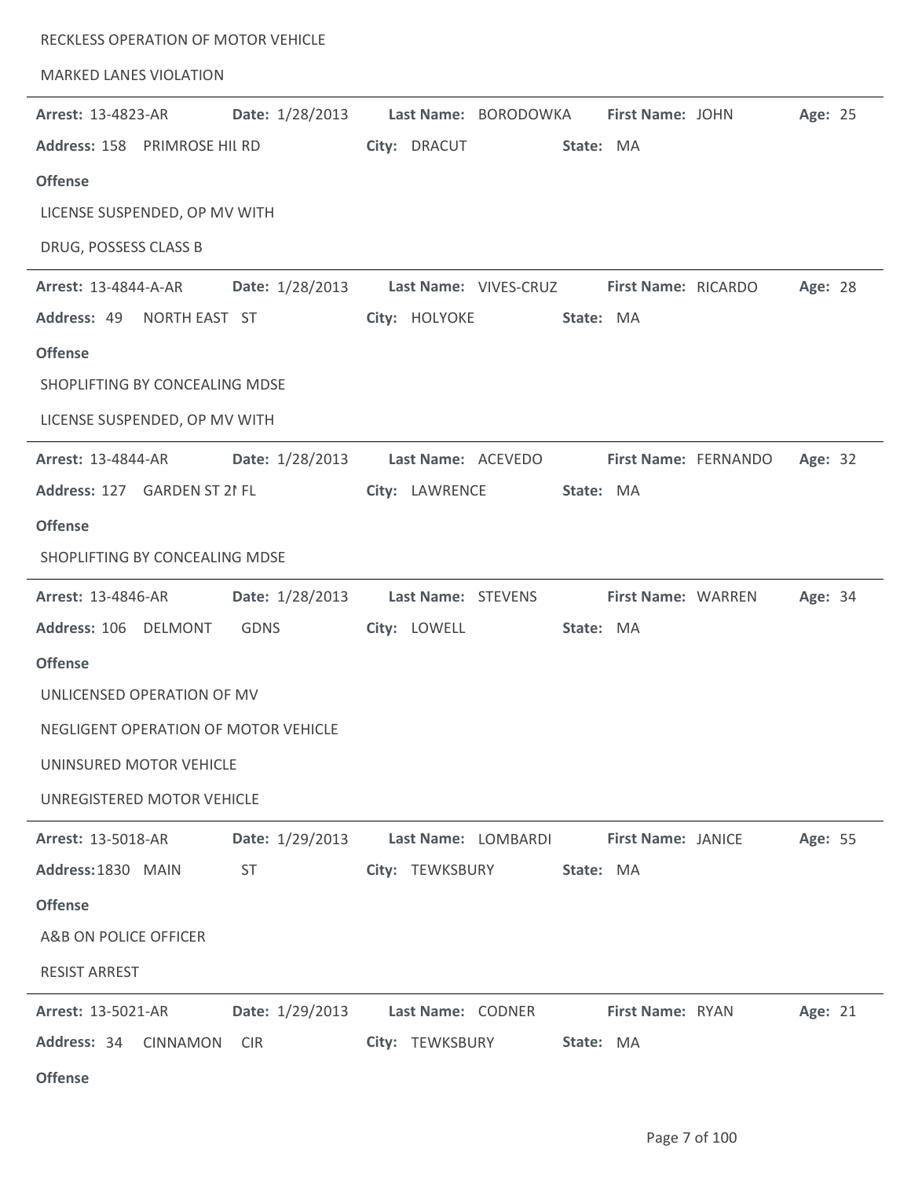RECKLESS OPERATION OF MOTOR VEHICLE

MARKED LANES VIOLATION

---

**Arrest:** 13-4823-AR **Date:** 1/28/2013 **Last Name:** BORODOWKA **First Name:** JOHN **Age:** 25

**Address:** 158 PRIMROSE HIL RD **City:** DRACUT **State:** MA

**Offense**

LICENSE SUSPENDED, OP MV WITH

DRUG, POSSESS CLASS B

---

**Arrest:** 13-4844-A-AR **Date:** 1/28/2013 **Last Name:** VIVES-CRUZ **First Name:** RICARDO **Age:** 28

**Address:** 49 NORTH EAST ST **City:** HOLYOKE **State:** MA

**Offense**

SHOPLIFTING BY CONCEALING MDSE

LICENSE SUSPENDED, OP MV WITH

---

**Arrest:** 13-4844-AR **Date:** 1/28/2013 **Last Name:** ACEVEDO **First Name:** FERNANDO **Age:** 32

**Address:** 127 GARDEN ST 2N FL **City:** LAWRENCE **State:** MA

**Offense**

SHOPLIFTING BY CONCEALING MDSE

---

**Arrest:** 13-4846-AR **Date:** 1/28/2013 **Last Name:** STEVENS **First Name:** WARREN **Age:** 34

**Address:** 106 DELMONT GDNS **City:** LOWELL **State:** MA

**Offense**

UNLICENSED OPERATION OF MV

NEGLIGENT OPERATION OF MOTOR VEHICLE

UNINSURED MOTOR VEHICLE

UNREGISTERED MOTOR VEHICLE

---

**Arrest:** 13-5018-AR **Date:** 1/29/2013 **Last Name:** LOMBARDI **First Name:** JANICE **Age:** 55

**Address:** 1830 MAIN ST **City:** TEWKSBURY **State:** MA

**Offense**

A&B ON POLICE OFFICER

RESIST ARREST

---

**Arrest:** 13-5021-AR **Date:** 1/29/2013 **Last Name:** CODNER **First Name:** RYAN **Age:** 21

**Address:** 34 CINNAMON CIR **City:** TEWKSBURY **State:** MA

**Offense**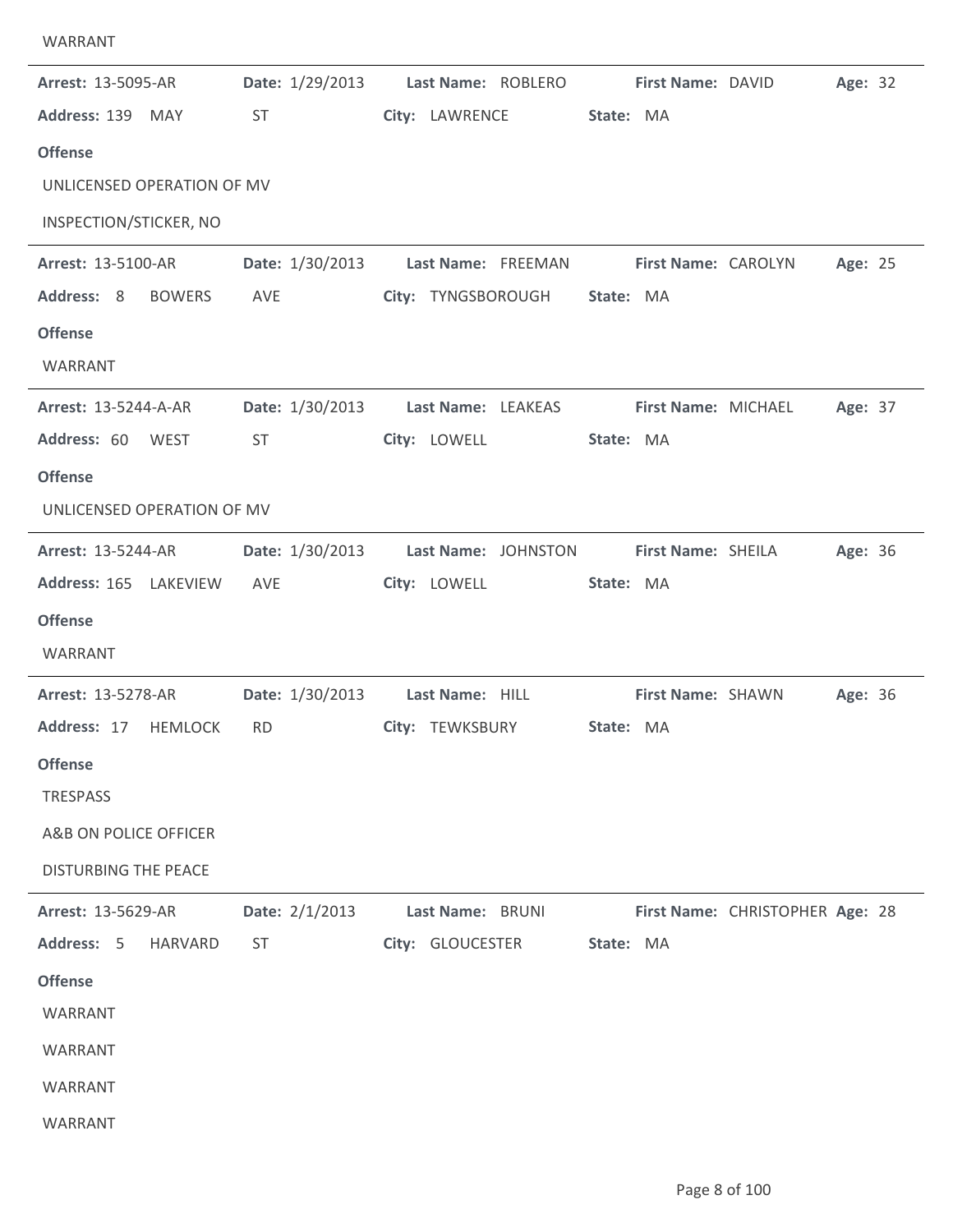WARRANT

---

**Arrest:** 13-5095-AR **Date:** 1/29/2013 **Last Name:** ROBLERO **First Name:** DAVID **Age:** 32

**Address:** 139 MAY ST **City:** LAWRENCE **State:** MA

**Offense**

UNLICENSED OPERATION OF MV

INSPECTION/STICKER, NO

---

**Arrest:** 13-5100-AR **Date:** 1/30/2013 **Last Name:** FREEMAN **First Name:** CAROLYN **Age:** 25

**Address:** 8 BOWERS AVE **City:** TYNGSBOROUGH **State:** MA

**Offense**

WARRANT

---

**Arrest:** 13-5244-A-AR **Date:** 1/30/2013 **Last Name:** LEAKEAS **First Name:** MICHAEL **Age:** 37

**Address:** 60 WEST ST **City:** LOWELL **State:** MA

**Offense**

UNLICENSED OPERATION OF MV

---

**Arrest:** 13-5244-AR **Date:** 1/30/2013 **Last Name:** JOHNSTON **First Name:** SHEILA **Age:** 36

**Address:** 165 LAKEVIEW AVE **City:** LOWELL **State:** MA

**Offense**

WARRANT

---

**Arrest:** 13-5278-AR **Date:** 1/30/2013 **Last Name:** HILL **First Name:** SHAWN **Age:** 36

**Address:** 17 HEMLOCK RD **City:** TEWKSBURY **State:** MA

**Offense**

TRESPASS

A&B ON POLICE OFFICER

DISTURBING THE PEACE

---

**Arrest:** 13-5629-AR **Date:** 2/1/2013 **Last Name:** BRUNI **First Name:** CHRISTOPHER **Age:** 28

**Address:** 5 HARVARD ST **City:** GLOUCESTER **State:** MA

**Offense**

WARRANT

WARRANT

WARRANT

WARRANT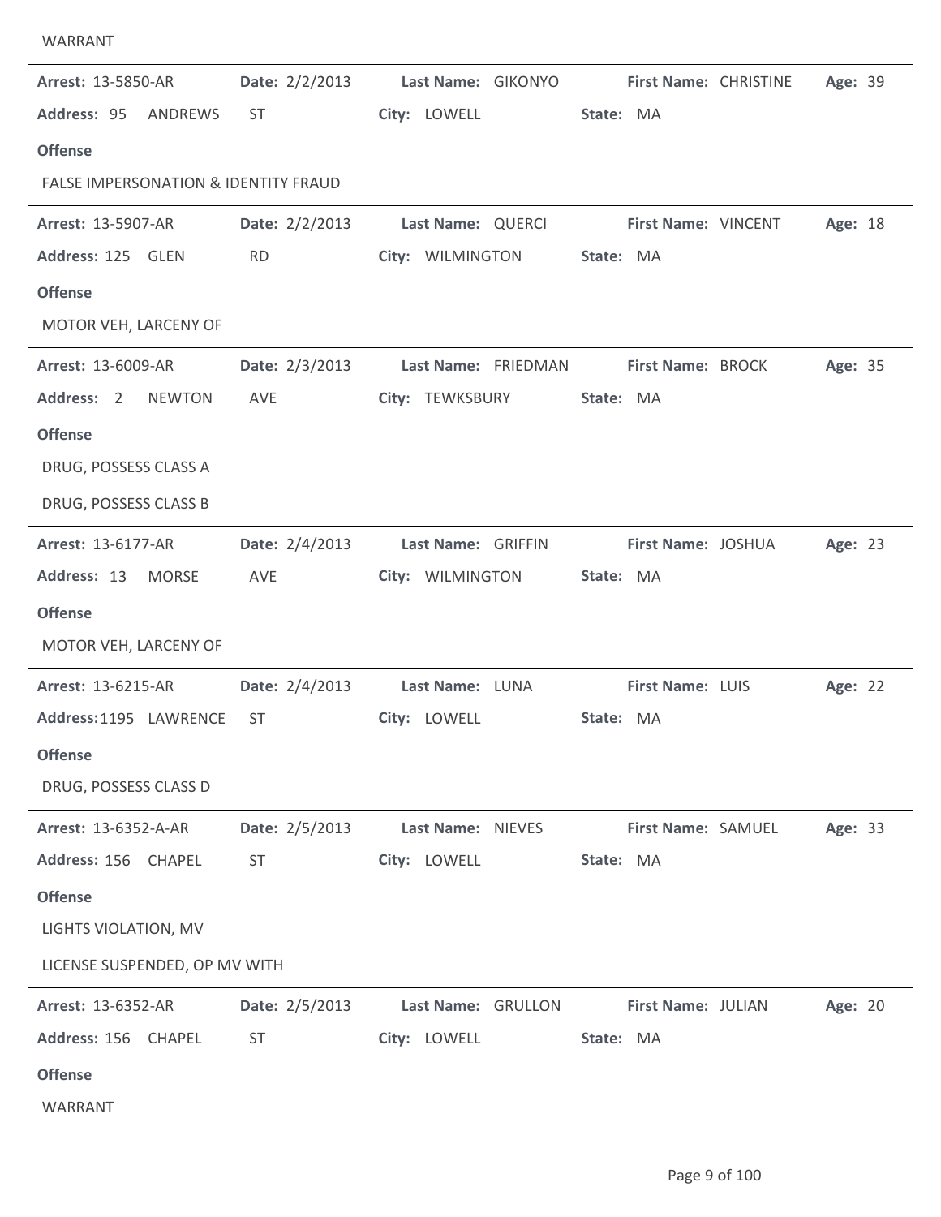WARRANT

---

**Arrest:** 13-5850-AR **Date:** 2/2/2013 **Last Name:** GIKONYO **First Name:** CHRISTINE **Age:** 39
**Address:** 95 ANDREWS ST **City:** LOWELL **State:** MA

**Offense**

FALSE IMPERSONATION & IDENTITY FRAUD

---

**Arrest:** 13-5907-AR **Date:** 2/2/2013 **Last Name:** QUERCI **First Name:** VINCENT **Age:** 18
**Address:** 125 GLEN RD **City:** WILMINGTON **State:** MA

**Offense**

MOTOR VEH, LARCENY OF

---

**Arrest:** 13-6009-AR **Date:** 2/3/2013 **Last Name:** FRIEDMAN **First Name:** BROCK **Age:** 35
**Address:** 2 NEWTON AVE **City:** TEWKSBURY **State:** MA

**Offense**

DRUG, POSSESS CLASS A

DRUG, POSSESS CLASS B

---

**Arrest:** 13-6177-AR **Date:** 2/4/2013 **Last Name:** GRIFFIN **First Name:** JOSHUA **Age:** 23
**Address:** 13 MORSE AVE **City:** WILMINGTON **State:** MA

**Offense**

MOTOR VEH, LARCENY OF

---

**Arrest:** 13-6215-AR **Date:** 2/4/2013 **Last Name:** LUNA **First Name:** LUIS **Age:** 22
**Address:** 1195 LAWRENCE ST **City:** LOWELL **State:** MA

**Offense**

DRUG, POSSESS CLASS D

---

**Arrest:** 13-6352-A-AR **Date:** 2/5/2013 **Last Name:** NIEVES **First Name:** SAMUEL **Age:** 33
**Address:** 156 CHAPEL ST **City:** LOWELL **State:** MA

**Offense**

LIGHTS VIOLATION, MV

LICENSE SUSPENDED, OP MV WITH

---

**Arrest:** 13-6352-AR **Date:** 2/5/2013 **Last Name:** GRULLON **First Name:** JULIAN **Age:** 20
**Address:** 156 CHAPEL ST **City:** LOWELL **State:** MA

**Offense**

WARRANT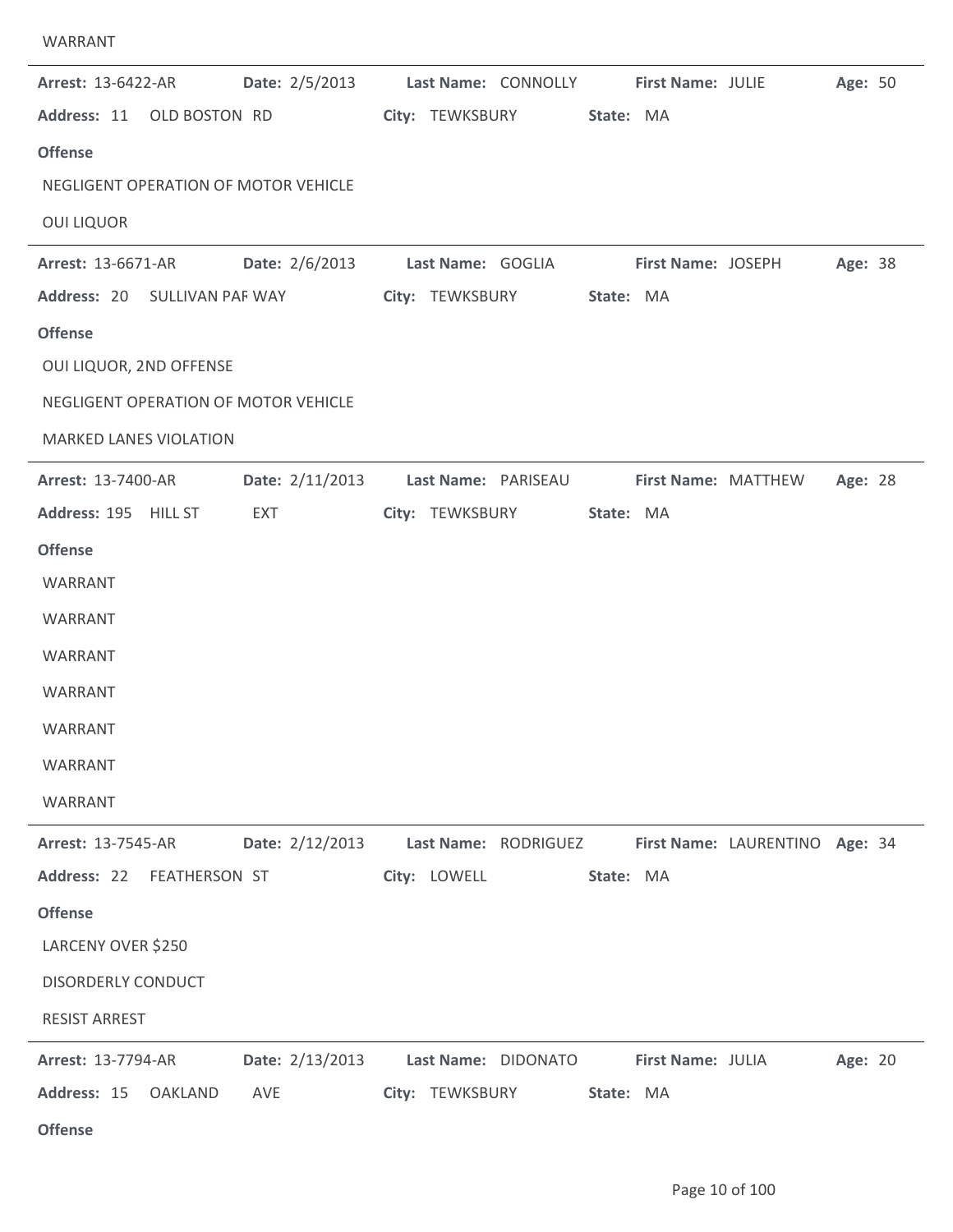WARRANT

---

**Arrest:** 13-6422-AR **Date:** 2/5/2013 **Last Name:** CONNOLLY **First Name:** JULIE **Age:** 50

**Address:** 11 OLD BOSTON RD **City:** TEWKSBURY **State:** MA

**Offense**

NEGLIGENT OPERATION OF MOTOR VEHICLE

OUI LIQUOR

---

**Arrest:** 13-6671-AR **Date:** 2/6/2013 **Last Name:** GOGLIA **First Name:** JOSEPH **Age:** 38

**Address:** 20 SULLIVAN PAF WAY **City:** TEWKSBURY **State:** MA

**Offense**

OUI LIQUOR, 2ND OFFENSE

NEGLIGENT OPERATION OF MOTOR VEHICLE

MARKED LANES VIOLATION

---

**Arrest:** 13-7400-AR **Date:** 2/11/2013 **Last Name:** PARISEAU **First Name:** MATTHEW **Age:** 28

**Address:** 195 HILL ST EXT **City:** TEWKSBURY **State:** MA

**Offense**

WARRANT

WARRANT

WARRANT

WARRANT

WARRANT

WARRANT

WARRANT

---

**Arrest:** 13-7545-AR **Date:** 2/12/2013 **Last Name:** RODRIGUEZ **First Name:** LAURENTINO **Age:** 34

**Address:** 22 FEATHERSON ST **City:** LOWELL **State:** MA

**Offense**

LARCENY OVER $250

DISORDERLY CONDUCT

RESIST ARREST

---

**Arrest:** 13-7794-AR **Date:** 2/13/2013 **Last Name:** DIDONATO **First Name:** JULIA **Age:** 20

**Address:** 15 OAKLAND AVE **City:** TEWKSBURY **State:** MA

**Offense**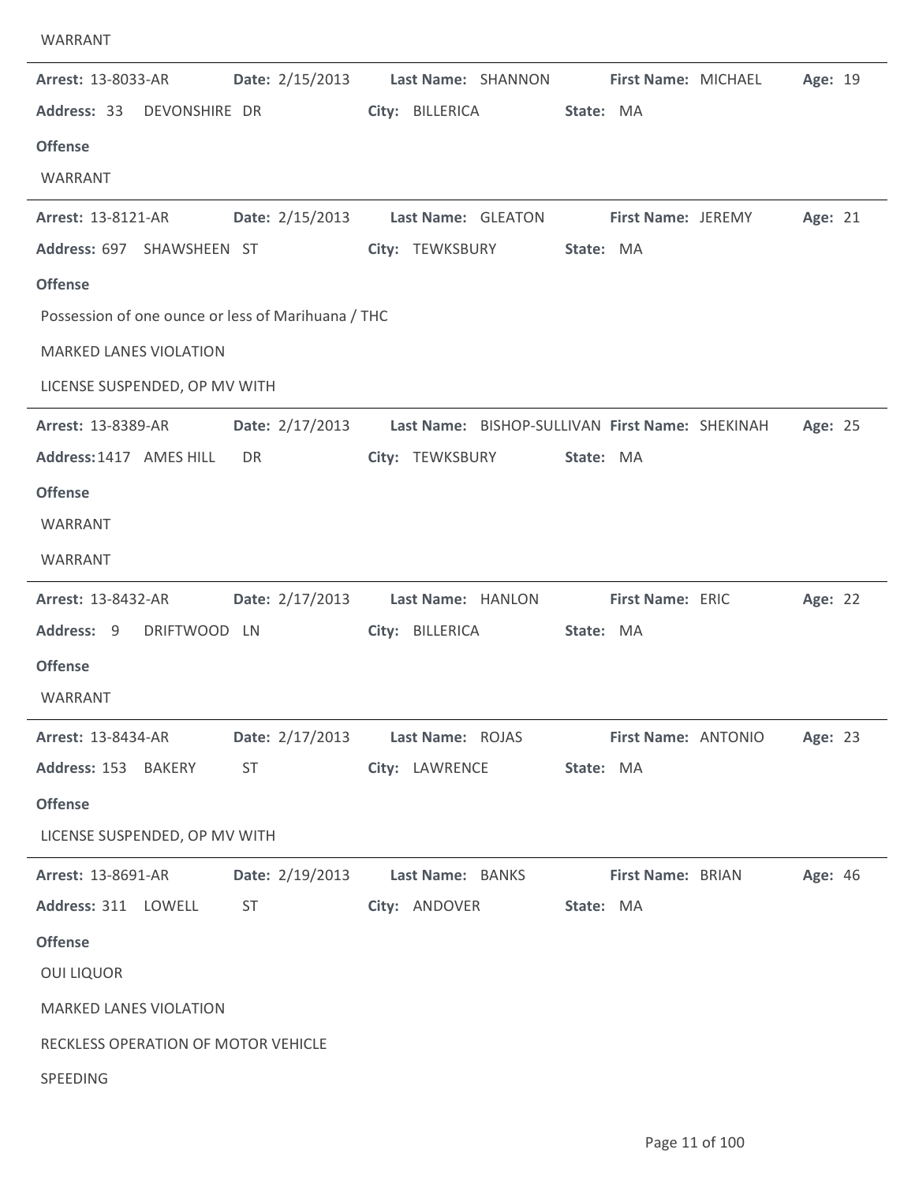WARRANT

---

**Arrest:** 13-8033-AR **Date:** 2/15/2013 **Last Name:** SHANNON **First Name:** MICHAEL **Age:** 19
**Address:** 33 DEVONSHIRE DR **City:** BILLERICA **State:** MA

**Offense**

WARRANT

---

**Arrest:** 13-8121-AR **Date:** 2/15/2013 **Last Name:** GLEATON **First Name:** JEREMY **Age:** 21
**Address:** 697 SHAWSHEEN ST **City:** TEWKSBURY **State:** MA

**Offense**

Possession of one ounce or less of Marihuana / THC

MARKED LANES VIOLATION

LICENSE SUSPENDED, OP MV WITH

---

**Arrest:** 13-8389-AR **Date:** 2/17/2013 **Last Name:** BISHOP-SULLIVAN **First Name:** SHEKINAH **Age:** 25
**Address:** 1417 AMES HILL DR **City:** TEWKSBURY **State:** MA

**Offense**

WARRANT

WARRANT

---

**Arrest:** 13-8432-AR **Date:** 2/17/2013 **Last Name:** HANLON **First Name:** ERIC **Age:** 22
**Address:** 9 DRIFTWOOD LN **City:** BILLERICA **State:** MA

**Offense**

WARRANT

---

**Arrest:** 13-8434-AR **Date:** 2/17/2013 **Last Name:** ROJAS **First Name:** ANTONIO **Age:** 23
**Address:** 153 BAKERY ST **City:** LAWRENCE **State:** MA

**Offense**

LICENSE SUSPENDED, OP MV WITH

---

**Arrest:** 13-8691-AR **Date:** 2/19/2013 **Last Name:** BANKS **First Name:** BRIAN **Age:** 46
**Address:** 311 LOWELL ST **City:** ANDOVER **State:** MA

**Offense**

OUI LIQUOR

MARKED LANES VIOLATION

RECKLESS OPERATION OF MOTOR VEHICLE

SPEEDING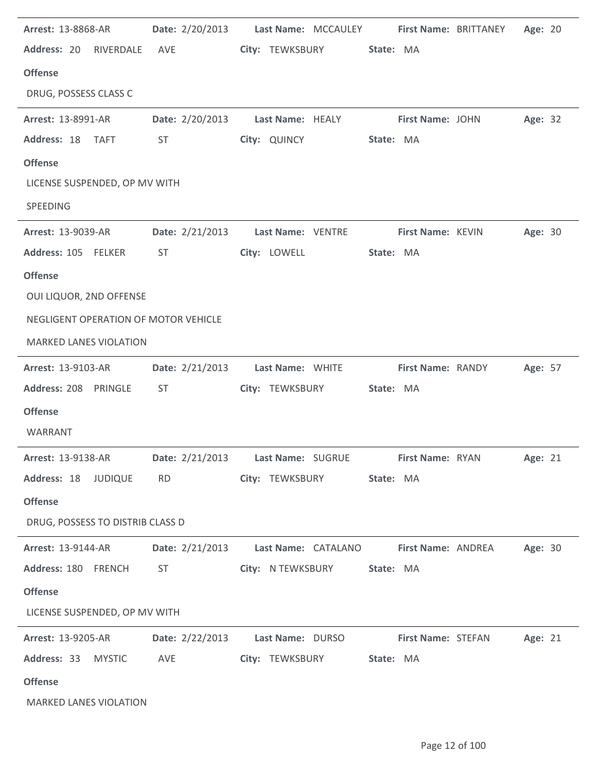**Arrest:** 13-8868-AR **Date:** 2/20/2013 **Last Name:** MCCAULEY **First Name:** BRITTANEY **Age:** 20

**Address:** 20 RIVERDALE AVE **City:** TEWKSBURY **State:** MA

**Offense**

DRUG, POSSESS CLASS C

---

**Arrest:** 13-8991-AR **Date:** 2/20/2013 **Last Name:** HEALY **First Name:** JOHN **Age:** 32

**Address:** 18 TAFT ST **City:** QUINCY **State:** MA

**Offense**

LICENSE SUSPENDED, OP MV WITH

SPEEDING

---

**Arrest:** 13-9039-AR **Date:** 2/21/2013 **Last Name:** VENTRE **First Name:** KEVIN **Age:** 30

**Address:** 105 FELKER ST **City:** LOWELL **State:** MA

**Offense**

OUI LIQUOR, 2ND OFFENSE

NEGLIGENT OPERATION OF MOTOR VEHICLE

MARKED LANES VIOLATION

---

**Arrest:** 13-9103-AR **Date:** 2/21/2013 **Last Name:** WHITE **First Name:** RANDY **Age:** 57

**Address:** 208 PRINGLE ST **City:** TEWKSBURY **State:** MA

**Offense**

WARRANT

---

**Arrest:** 13-9138-AR **Date:** 2/21/2013 **Last Name:** SUGRUE **First Name:** RYAN **Age:** 21

**Address:** 18 JUDIQUE RD **City:** TEWKSBURY **State:** MA

**Offense**

DRUG, POSSESS TO DISTRIB CLASS D

---

**Arrest:** 13-9144-AR **Date:** 2/21/2013 **Last Name:** CATALANO **First Name:** ANDREA **Age:** 30

**Address:** 180 FRENCH ST **City:** N TEWKSBURY **State:** MA

**Offense**

LICENSE SUSPENDED, OP MV WITH

---

**Arrest:** 13-9205-AR **Date:** 2/22/2013 **Last Name:** DURSO **First Name:** STEFAN **Age:** 21

**Address:** 33 MYSTIC AVE **City:** TEWKSBURY **State:** MA

**Offense**

MARKED LANES VIOLATION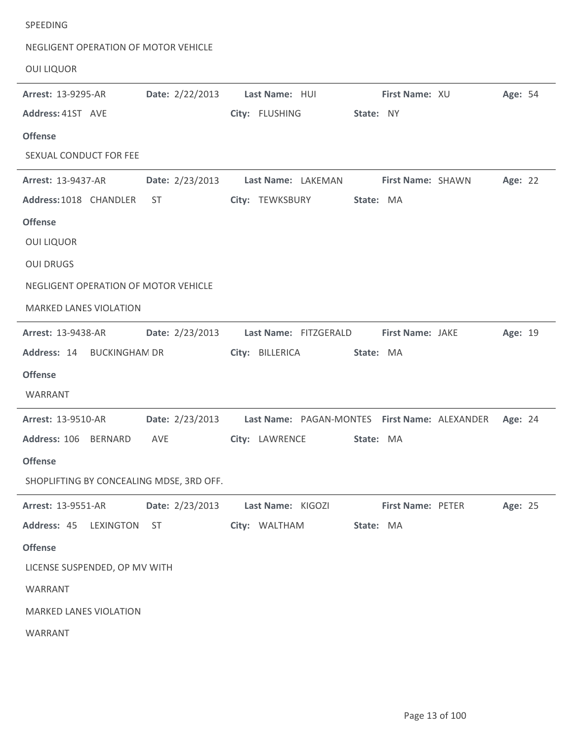SPEEDING

NEGLIGENT OPERATION OF MOTOR VEHICLE

OUI LIQUOR

---

**Arrest:** 13-9295-AR **Date:** 2/22/2013 **Last Name:** HUI **First Name:** XU **Age:** 54

**Address:** 41ST AVE **City:** FLUSHING **State:** NY

**Offense**

SEXUAL CONDUCT FOR FEE

---

**Arrest:** 13-9437-AR **Date:** 2/23/2013 **Last Name:** LAKEMAN **First Name:** SHAWN **Age:** 22

**Address:** 1018 CHANDLER ST **City:** TEWKSBURY **State:** MA

**Offense**

OUI LIQUOR

OUI DRUGS

NEGLIGENT OPERATION OF MOTOR VEHICLE

MARKED LANES VIOLATION

---

**Arrest:** 13-9438-AR **Date:** 2/23/2013 **Last Name:** FITZGERALD **First Name:** JAKE **Age:** 19

**Address:** 14 BUCKINGHAM DR **City:** BILLERICA **State:** MA

**Offense**

WARRANT

---

**Arrest:** 13-9510-AR **Date:** 2/23/2013 **Last Name:** PAGAN-MONTES **First Name:** ALEXANDER **Age:** 24

**Address:** 106 BERNARD AVE **City:** LAWRENCE **State:** MA

**Offense**

SHOPLIFTING BY CONCEALING MDSE, 3RD OFF.

---

**Arrest:** 13-9551-AR **Date:** 2/23/2013 **Last Name:** KIGOZI **First Name:** PETER **Age:** 25

**Address:** 45 LEXINGTON ST **City:** WALTHAM **State:** MA

**Offense**

LICENSE SUSPENDED, OP MV WITH

WARRANT

MARKED LANES VIOLATION

WARRANT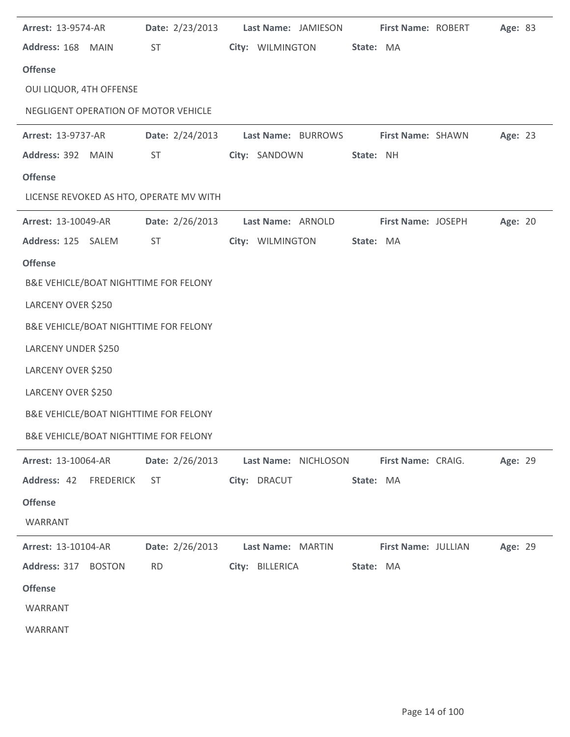**Arrest:** 13-9574-AR **Date:** 2/23/2013 **Last Name:** JAMIESON **First Name:** ROBERT **Age:** 83
**Address:** 168 MAIN ST **City:** WILMINGTON **State:** MA

**Offense**

OUI LIQUOR, 4TH OFFENSE

NEGLIGENT OPERATION OF MOTOR VEHICLE

---

**Arrest:** 13-9737-AR **Date:** 2/24/2013 **Last Name:** BURROWS **First Name:** SHAWN **Age:** 23
**Address:** 392 MAIN ST **City:** SANDOWN **State:** NH

**Offense**

LICENSE REVOKED AS HTO, OPERATE MV WITH

---

**Arrest:** 13-10049-AR **Date:** 2/26/2013 **Last Name:** ARNOLD **First Name:** JOSEPH **Age:** 20
**Address:** 125 SALEM ST **City:** WILMINGTON **State:** MA

**Offense**

B&E VEHICLE/BOAT NIGHTTIME FOR FELONY

LARCENY OVER $250

B&E VEHICLE/BOAT NIGHTTIME FOR FELONY

LARCENY UNDER $250

LARCENY OVER $250

LARCENY OVER $250

B&E VEHICLE/BOAT NIGHTTIME FOR FELONY

B&E VEHICLE/BOAT NIGHTTIME FOR FELONY

---

**Arrest:** 13-10064-AR **Date:** 2/26/2013 **Last Name:** NICHLOSON **First Name:** CRAIG. **Age:** 29
**Address:** 42 FREDERICK ST **City:** DRACUT **State:** MA

**Offense**

WARRANT

---

**Arrest:** 13-10104-AR **Date:** 2/26/2013 **Last Name:** MARTIN **First Name:** JULLIAN **Age:** 29
**Address:** 317 BOSTON RD **City:** BILLERICA **State:** MA

**Offense**

WARRANT

WARRANT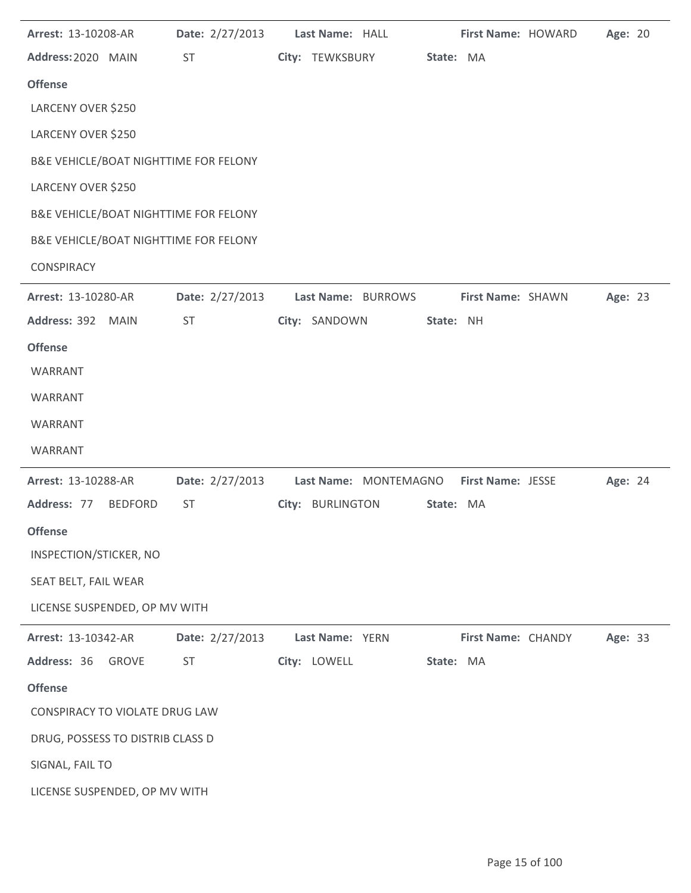**Arrest:** 13-10208-AR **Date:** 2/27/2013 **Last Name:** HALL **First Name:** HOWARD **Age:** 20

**Address:** 2020 MAIN ST **City:** TEWKSBURY **State:** MA

**Offense**

LARCENY OVER $250

LARCENY OVER $250

B&E VEHICLE/BOAT NIGHTTIME FOR FELONY

LARCENY OVER $250

B&E VEHICLE/BOAT NIGHTTIME FOR FELONY

B&E VEHICLE/BOAT NIGHTTIME FOR FELONY

CONSPIRACY

---

**Arrest:** 13-10280-AR **Date:** 2/27/2013 **Last Name:** BURROWS **First Name:** SHAWN **Age:** 23

**Address:** 392 MAIN ST **City:** SANDOWN **State:** NH

**Offense**

WARRANT

WARRANT

WARRANT

WARRANT

---

**Arrest:** 13-10288-AR **Date:** 2/27/2013 **Last Name:** MONTEMAGNO **First Name:** JESSE **Age:** 24

**Address:** 77 BEDFORD ST **City:** BURLINGTON **State:** MA

**Offense**

INSPECTION/STICKER, NO

SEAT BELT, FAIL WEAR

LICENSE SUSPENDED, OP MV WITH

---

**Arrest:** 13-10342-AR **Date:** 2/27/2013 **Last Name:** YERN **First Name:** CHANDY **Age:** 33

**Address:** 36 GROVE ST **City:** LOWELL **State:** MA

**Offense**

CONSPIRACY TO VIOLATE DRUG LAW

DRUG, POSSESS TO DISTRIB CLASS D

SIGNAL, FAIL TO

LICENSE SUSPENDED, OP MV WITH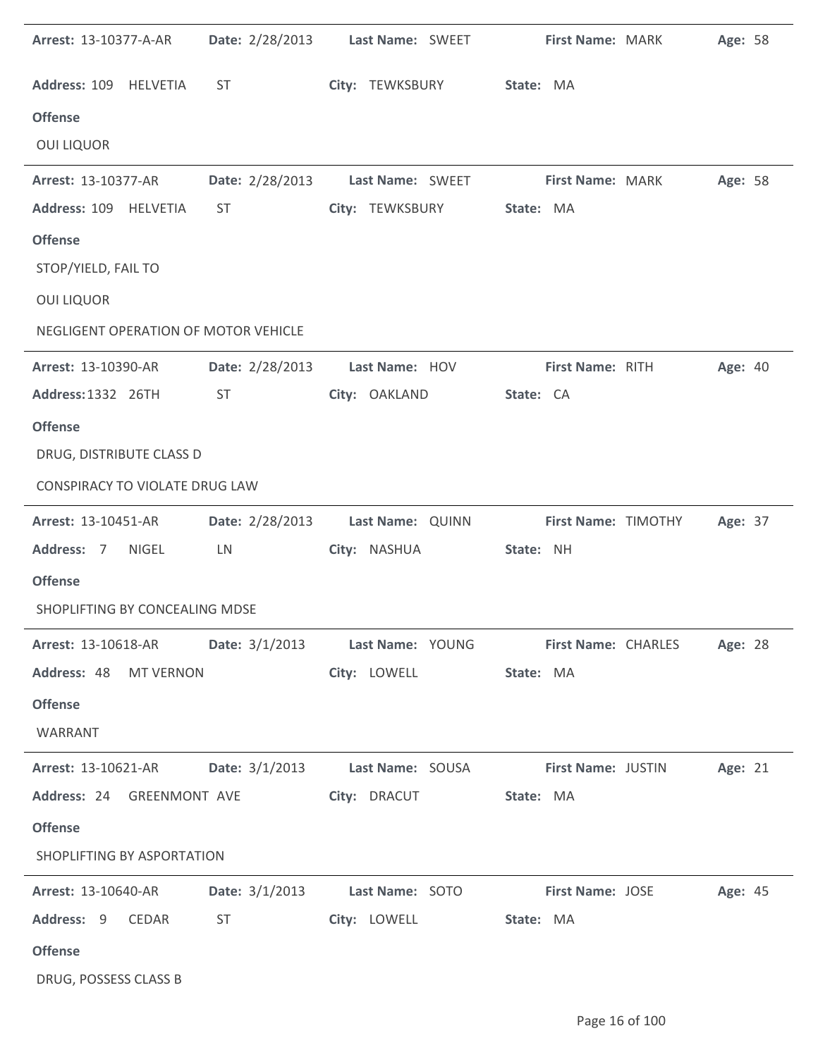**Arrest:** 13-10377-A-AR **Date:** 2/28/2013 **Last Name:** SWEET **First Name:** MARK **Age:** 58

**Address:** 109 HELVETIA ST **City:** TEWKSBURY **State:** MA

**Offense**

OUI LIQUOR

---

**Arrest:** 13-10377-AR **Date:** 2/28/2013 **Last Name:** SWEET **First Name:** MARK **Age:** 58

**Address:** 109 HELVETIA ST **City:** TEWKSBURY **State:** MA

**Offense**

STOP/YIELD, FAIL TO

OUI LIQUOR

NEGLIGENT OPERATION OF MOTOR VEHICLE

---

**Arrest:** 13-10390-AR **Date:** 2/28/2013 **Last Name:** HOV **First Name:** RITH **Age:** 40

**Address:** 1332 26TH ST **City:** OAKLAND **State:** CA

**Offense**

DRUG, DISTRIBUTE CLASS D

CONSPIRACY TO VIOLATE DRUG LAW

---

**Arrest:** 13-10451-AR **Date:** 2/28/2013 **Last Name:** QUINN **First Name:** TIMOTHY **Age:** 37

**Address:** 7 NIGEL LN **City:** NASHUA **State:** NH

**Offense**

SHOPLIFTING BY CONCEALING MDSE

---

**Arrest:** 13-10618-AR **Date:** 3/1/2013 **Last Name:** YOUNG **First Name:** CHARLES **Age:** 28

**Address:** 48 MT VERNON **City:** LOWELL **State:** MA

**Offense**

WARRANT

---

**Arrest:** 13-10621-AR **Date:** 3/1/2013 **Last Name:** SOUSA **First Name:** JUSTIN **Age:** 21

**Address:** 24 GREENMONT AVE **City:** DRACUT **State:** MA

**Offense**

SHOPLIFTING BY ASPORTATION

---

**Arrest:** 13-10640-AR **Date:** 3/1/2013 **Last Name:** SOTO **First Name:** JOSE **Age:** 45

**Address:** 9 CEDAR ST **City:** LOWELL **State:** MA

**Offense**

DRUG, POSSESS CLASS B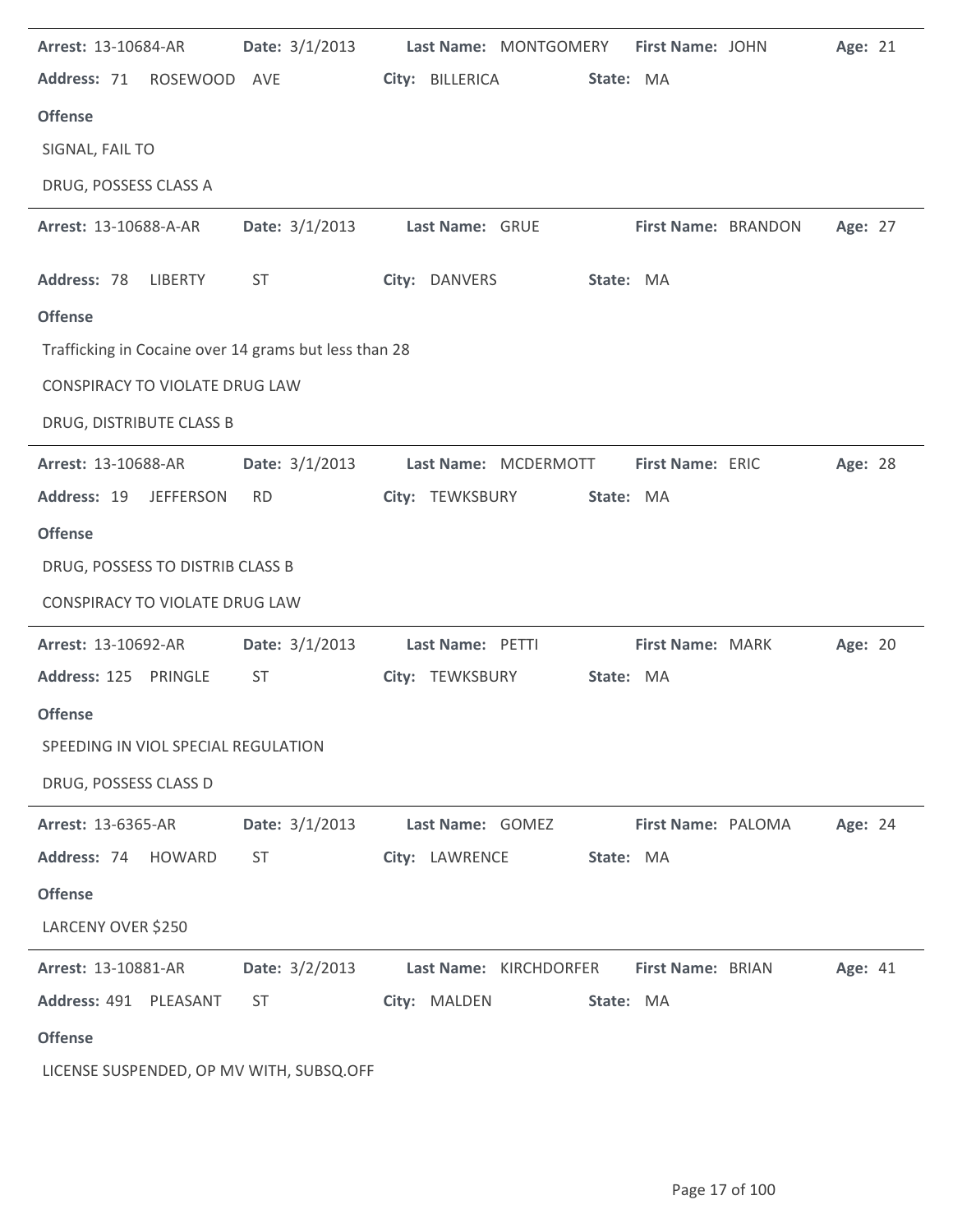**Arrest:** 13-10684-AR **Date:** 3/1/2013 **Last Name:** MONTGOMERY **First Name:** JOHN **Age:** 21

**Address:** 71 ROSEWOOD AVE **City:** BILLERICA **State:** MA

**Offense**

SIGNAL, FAIL TO

DRUG, POSSESS CLASS A

---

**Arrest:** 13-10688-A-AR **Date:** 3/1/2013 **Last Name:** GRUE **First Name:** BRANDON **Age:** 27

**Address:** 78 LIBERTY ST **City:** DANVERS **State:** MA

**Offense**

Trafficking in Cocaine over 14 grams but less than 28

CONSPIRACY TO VIOLATE DRUG LAW

DRUG, DISTRIBUTE CLASS B

---

**Arrest:** 13-10688-AR **Date:** 3/1/2013 **Last Name:** MCDERMOTT **First Name:** ERIC **Age:** 28

**Address:** 19 JEFFERSON RD **City:** TEWKSBURY **State:** MA

**Offense**

DRUG, POSSESS TO DISTRIB CLASS B

CONSPIRACY TO VIOLATE DRUG LAW

---

**Arrest:** 13-10692-AR **Date:** 3/1/2013 **Last Name:** PETTI **First Name:** MARK **Age:** 20

**Address:** 125 PRINGLE ST **City:** TEWKSBURY **State:** MA

**Offense**

SPEEDING IN VIOL SPECIAL REGULATION

DRUG, POSSESS CLASS D

---

**Arrest:** 13-6365-AR **Date:** 3/1/2013 **Last Name:** GOMEZ **First Name:** PALOMA **Age:** 24

**Address:** 74 HOWARD ST **City:** LAWRENCE **State:** MA

**Offense**

LARCENY OVER $250

---

**Arrest:** 13-10881-AR **Date:** 3/2/2013 **Last Name:** KIRCHDORFER **First Name:** BRIAN **Age:** 41

**Address:** 491 PLEASANT ST **City:** MALDEN **State:** MA

**Offense**

LICENSE SUSPENDED, OP MV WITH, SUBSQ.OFF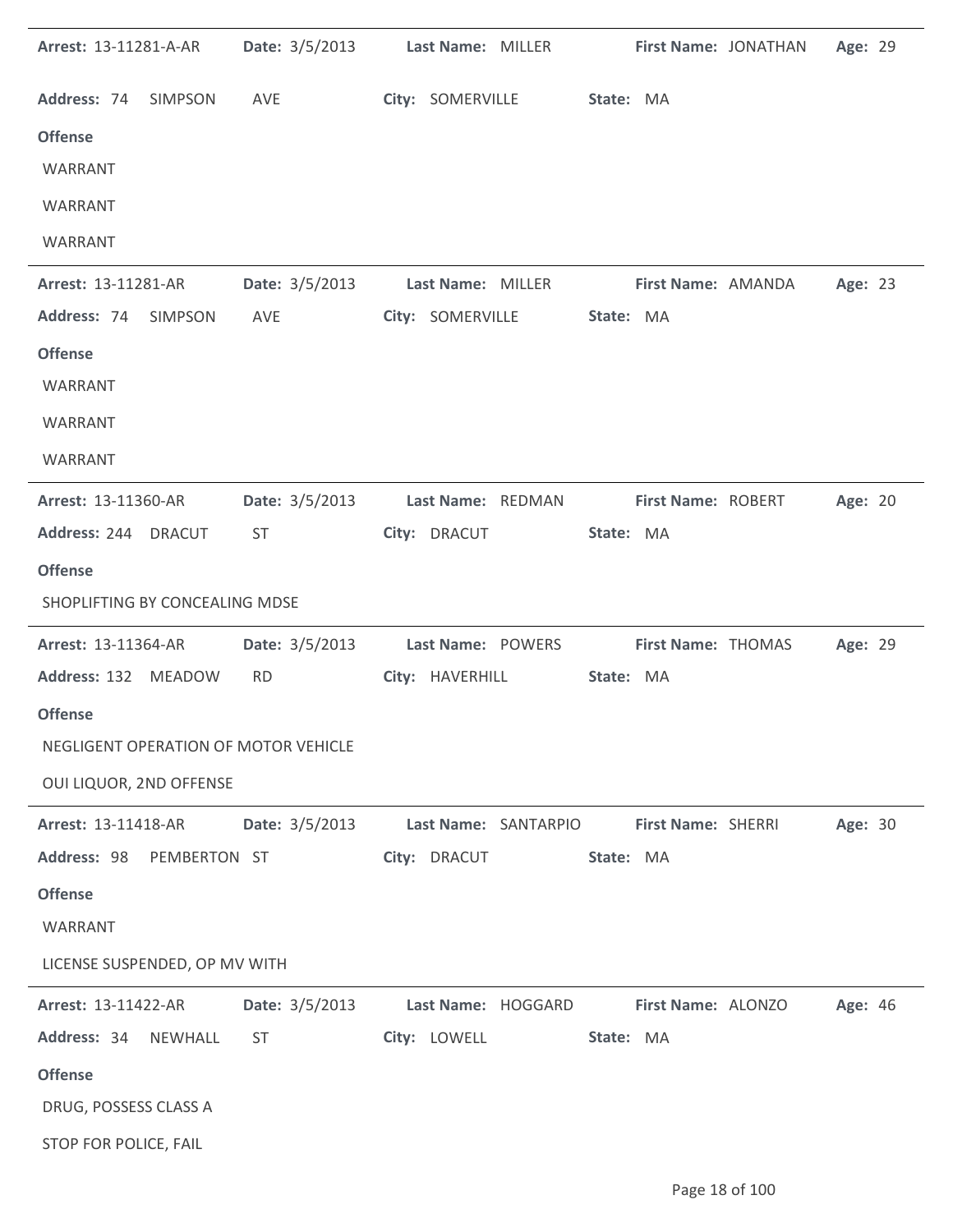**Arrest:** 13-11281-A-AR **Date:** 3/5/2013 **Last Name:** MILLER **First Name:** JONATHAN **Age:** 29

**Address:** 74 SIMPSON AVE **City:** SOMERVILLE **State:** MA

**Offense**

WARRANT

WARRANT

WARRANT

---

**Arrest:** 13-11281-AR **Date:** 3/5/2013 **Last Name:** MILLER **First Name:** AMANDA **Age:** 23

**Address:** 74 SIMPSON AVE **City:** SOMERVILLE **State:** MA

**Offense**

WARRANT

WARRANT

WARRANT

---

**Arrest:** 13-11360-AR **Date:** 3/5/2013 **Last Name:** REDMAN **First Name:** ROBERT **Age:** 20

**Address:** 244 DRACUT ST **City:** DRACUT **State:** MA

**Offense**

SHOPLIFTING BY CONCEALING MDSE

---

**Arrest:** 13-11364-AR **Date:** 3/5/2013 **Last Name:** POWERS **First Name:** THOMAS **Age:** 29

**Address:** 132 MEADOW RD **City:** HAVERHILL **State:** MA

**Offense**

NEGLIGENT OPERATION OF MOTOR VEHICLE

OUI LIQUOR, 2ND OFFENSE

---

**Arrest:** 13-11418-AR **Date:** 3/5/2013 **Last Name:** SANTARPIO **First Name:** SHERRI **Age:** 30

**Address:** 98 PEMBERTON ST **City:** DRACUT **State:** MA

**Offense**

WARRANT

LICENSE SUSPENDED, OP MV WITH

---

**Arrest:** 13-11422-AR **Date:** 3/5/2013 **Last Name:** HOGGARD **First Name:** ALONZO **Age:** 46

**Address:** 34 NEWHALL ST **City:** LOWELL **State:** MA

**Offense**

DRUG, POSSESS CLASS A

STOP FOR POLICE, FAIL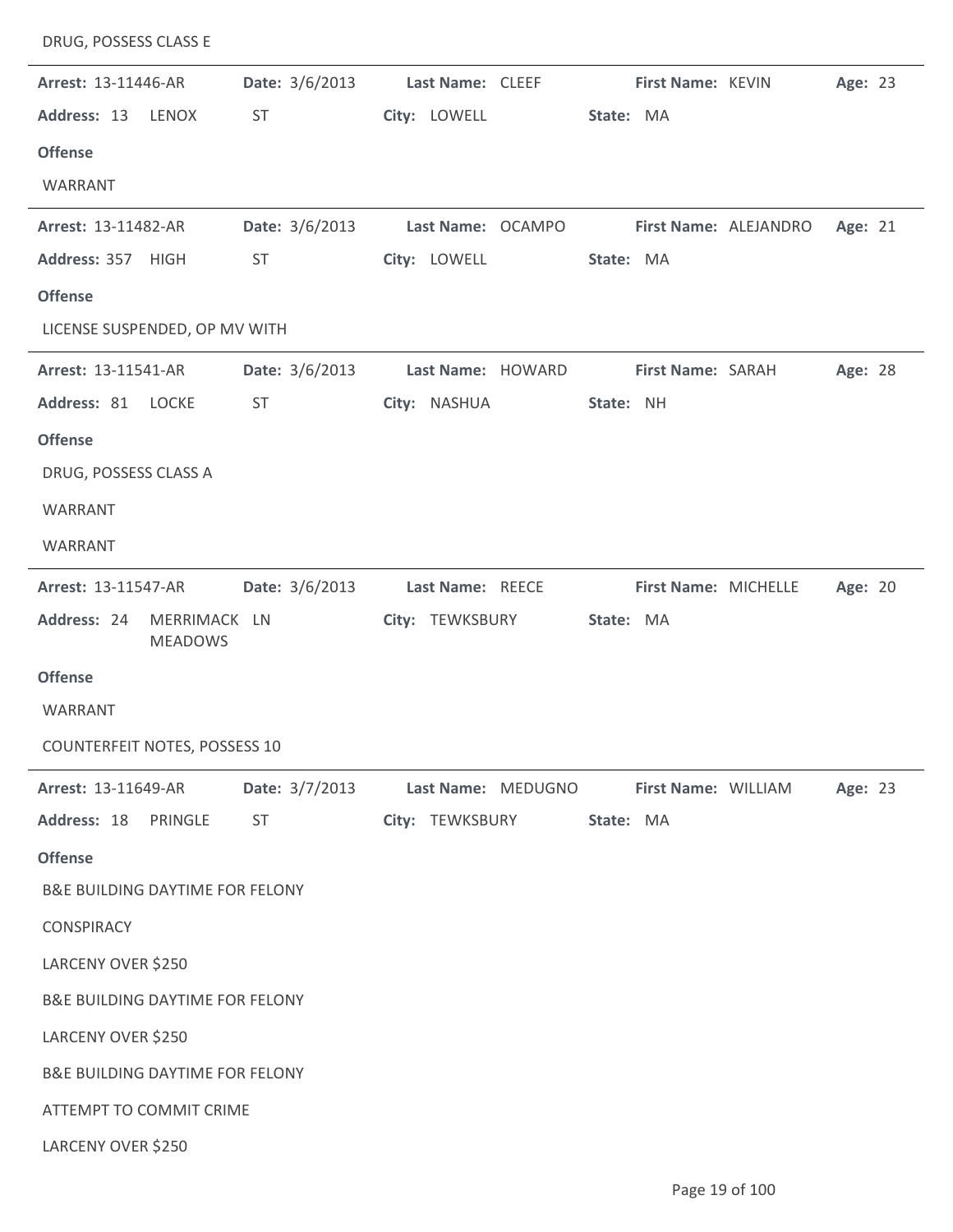DRUG, POSSESS CLASS E

---

**Arrest:** 13-11446-AR **Date:** 3/6/2013 **Last Name:** CLEEF **First Name:** KEVIN **Age:** 23

**Address:** 13 LENOX ST **City:** LOWELL **State:** MA

**Offense**

WARRANT

---

**Arrest:** 13-11482-AR **Date:** 3/6/2013 **Last Name:** OCAMPO **First Name:** ALEJANDRO **Age:** 21

**Address:** 357 HIGH ST **City:** LOWELL **State:** MA

**Offense**

LICENSE SUSPENDED, OP MV WITH

---

**Arrest:** 13-11541-AR **Date:** 3/6/2013 **Last Name:** HOWARD **First Name:** SARAH **Age:** 28

**Address:** 81 LOCKE ST **City:** NASHUA **State:** NH

**Offense**

DRUG, POSSESS CLASS A

WARRANT

WARRANT

---

**Arrest:** 13-11547-AR **Date:** 3/6/2013 **Last Name:** REECE **First Name:** MICHELLE **Age:** 20

**Address:** 24 MERRIMACK MEADOWS LN **City:** TEWKSBURY **State:** MA

**Offense**

WARRANT

COUNTERFEIT NOTES, POSSESS 10

---

**Arrest:** 13-11649-AR **Date:** 3/7/2013 **Last Name:** MEDUGNO **First Name:** WILLIAM **Age:** 23

**Address:** 18 PRINGLE ST **City:** TEWKSBURY **State:** MA

**Offense**

B&E BUILDING DAYTIME FOR FELONY

CONSPIRACY

LARCENY OVER $250

B&E BUILDING DAYTIME FOR FELONY

LARCENY OVER $250

B&E BUILDING DAYTIME FOR FELONY

ATTEMPT TO COMMIT CRIME

LARCENY OVER $250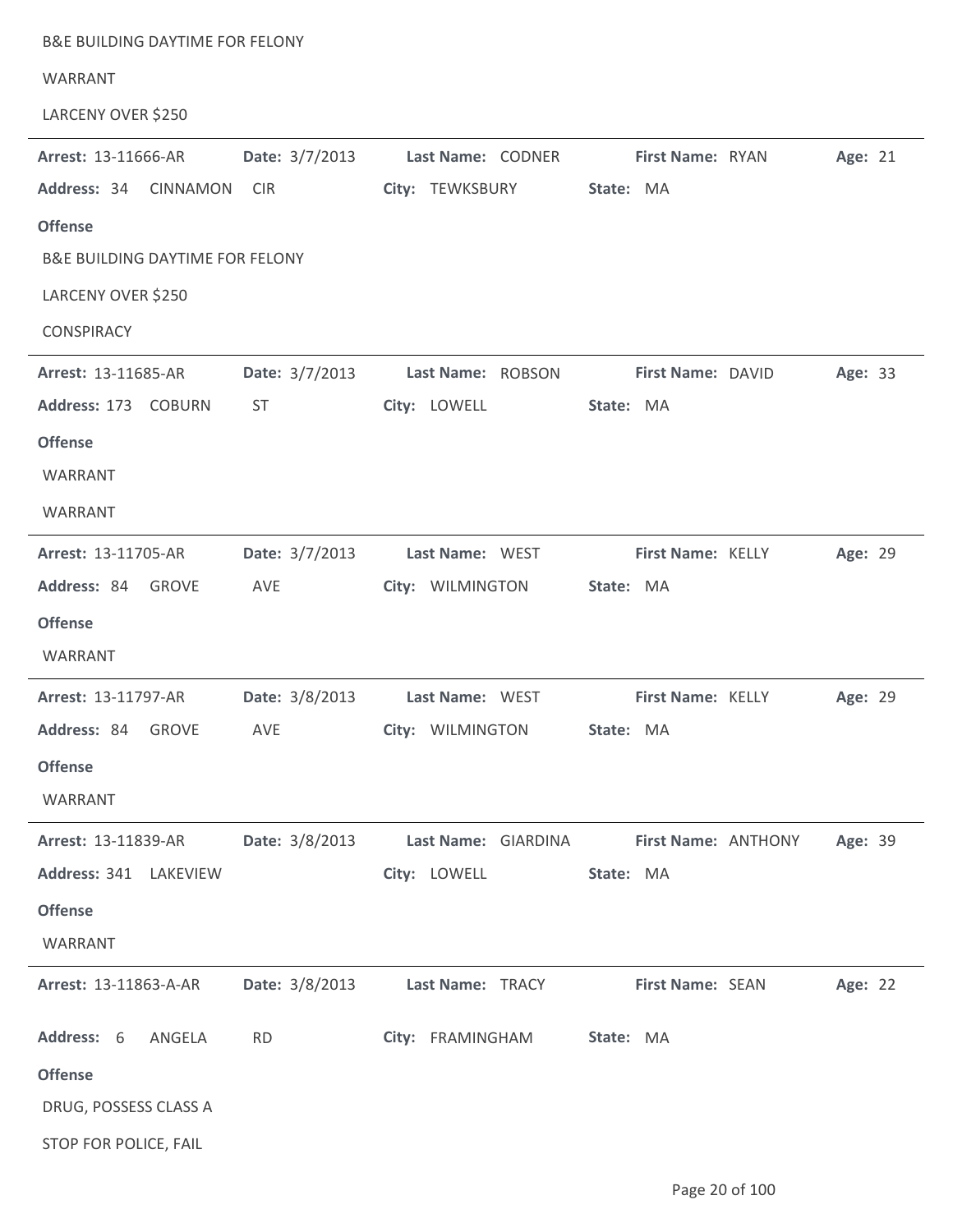B&E BUILDING DAYTIME FOR FELONY

WARRANT

LARCENY OVER $250

---

**Arrest:** 13-11666-AR **Date:** 3/7/2013 **Last Name:** CODNER **First Name:** RYAN **Age:** 21

**Address:** 34 CINNAMON CIR **City:** TEWKSBURY **State:** MA

**Offense**

B&E BUILDING DAYTIME FOR FELONY

LARCENY OVER $250

CONSPIRACY

---

**Arrest:** 13-11685-AR **Date:** 3/7/2013 **Last Name:** ROBSON **First Name:** DAVID **Age:** 33

**Address:** 173 COBURN ST **City:** LOWELL **State:** MA

**Offense**

WARRANT

WARRANT

---

**Arrest:** 13-11705-AR **Date:** 3/7/2013 **Last Name:** WEST **First Name:** KELLY **Age:** 29

**Address:** 84 GROVE AVE **City:** WILMINGTON **State:** MA

**Offense**

WARRANT

---

**Arrest:** 13-11797-AR **Date:** 3/8/2013 **Last Name:** WEST **First Name:** KELLY **Age:** 29

**Address:** 84 GROVE AVE **City:** WILMINGTON **State:** MA

**Offense**

WARRANT

---

**Arrest:** 13-11839-AR **Date:** 3/8/2013 **Last Name:** GIARDINA **First Name:** ANTHONY **Age:** 39

**Address:** 341 LAKEVIEW **City:** LOWELL **State:** MA

**Offense**

WARRANT

---

**Arrest:** 13-11863-A-AR **Date:** 3/8/2013 **Last Name:** TRACY **First Name:** SEAN **Age:** 22

**Address:** 6 ANGELA RD **City:** FRAMINGHAM **State:** MA

**Offense**

DRUG, POSSESS CLASS A

STOP FOR POLICE, FAIL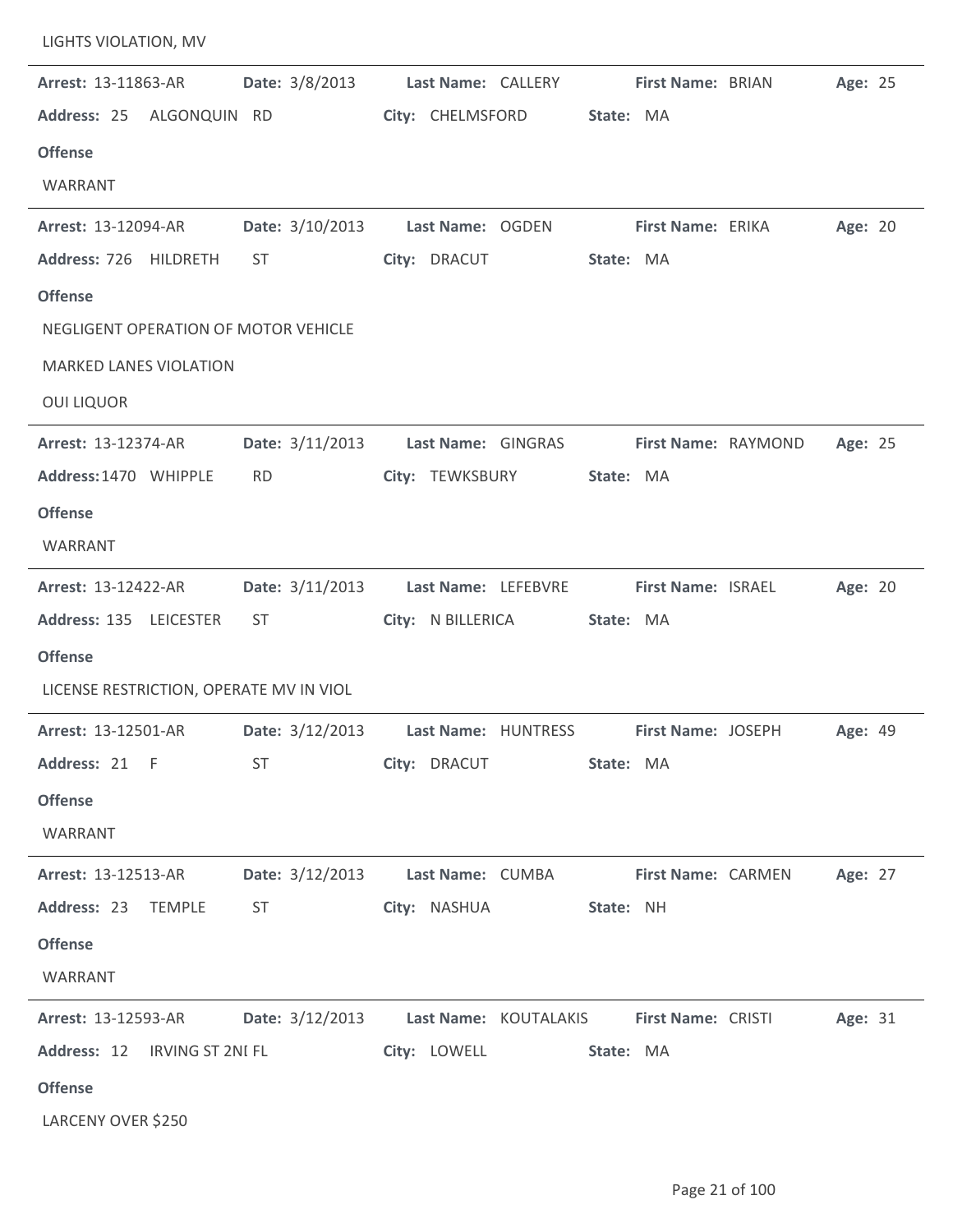LIGHTS VIOLATION, MV

---

**Arrest:** 13-11863-AR **Date:** 3/8/2013 **Last Name:** CALLERY **First Name:** BRIAN **Age:** 25

**Address:** 25 ALGONQUIN RD **City:** CHELMSFORD **State:** MA

**Offense**

WARRANT

---

**Arrest:** 13-12094-AR **Date:** 3/10/2013 **Last Name:** OGDEN **First Name:** ERIKA **Age:** 20

**Address:** 726 HILDRETH ST **City:** DRACUT **State:** MA

**Offense**

NEGLIGENT OPERATION OF MOTOR VEHICLE

MARKED LANES VIOLATION

OUI LIQUOR

---

**Arrest:** 13-12374-AR **Date:** 3/11/2013 **Last Name:** GINGRAS **First Name:** RAYMOND **Age:** 25

**Address:** 1470 WHIPPLE RD **City:** TEWKSBURY **State:** MA

**Offense**

WARRANT

---

**Arrest:** 13-12422-AR **Date:** 3/11/2013 **Last Name:** LEFEBVRE **First Name:** ISRAEL **Age:** 20

**Address:** 135 LEICESTER ST **City:** N BILLERICA **State:** MA

**Offense**

LICENSE RESTRICTION, OPERATE MV IN VIOL

---

**Arrest:** 13-12501-AR **Date:** 3/12/2013 **Last Name:** HUNTRESS **First Name:** JOSEPH **Age:** 49

**Address:** 21 F ST **City:** DRACUT **State:** MA

**Offense**

WARRANT

---

**Arrest:** 13-12513-AR **Date:** 3/12/2013 **Last Name:** CUMBA **First Name:** CARMEN **Age:** 27

**Address:** 23 TEMPLE ST **City:** NASHUA **State:** NH

**Offense**

WARRANT

---

**Arrest:** 13-12593-AR **Date:** 3/12/2013 **Last Name:** KOUTALAKIS **First Name:** CRISTI **Age:** 31

**Address:** 12 IRVING ST 2NI FL **City:** LOWELL **State:** MA

**Offense**

LARCENY OVER $250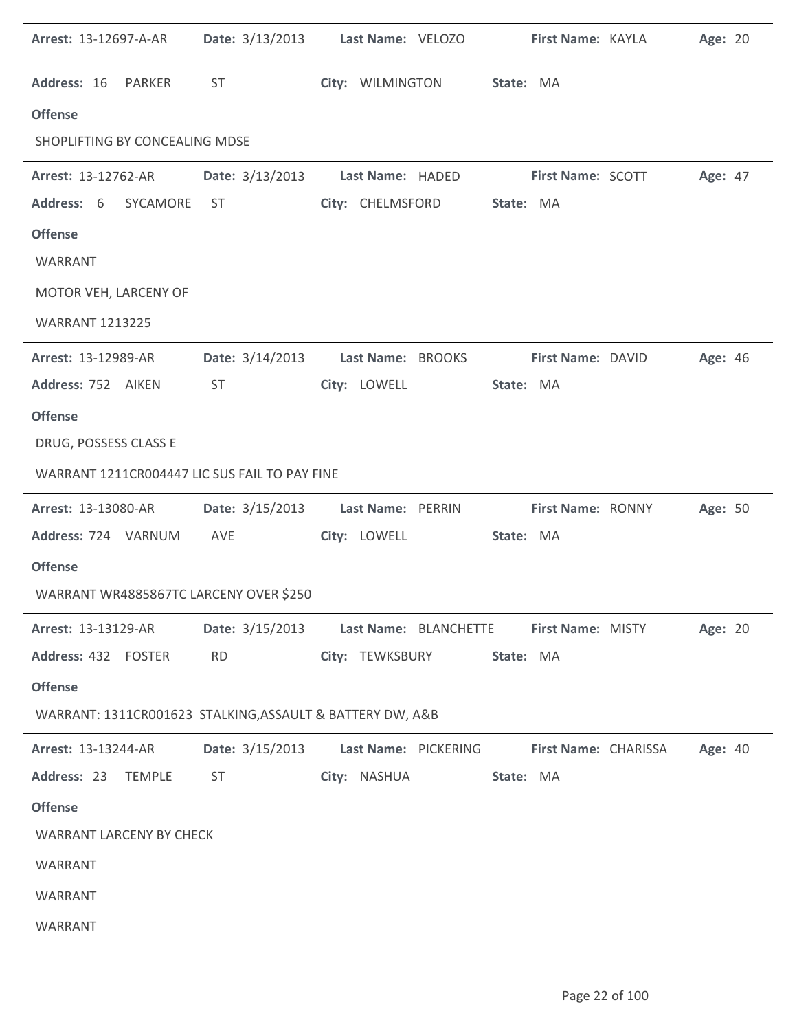**Arrest:** 13-12697-A-AR **Date:** 3/13/2013 **Last Name:** VELOZO **First Name:** KAYLA **Age:** 20

**Address:** 16 PARKER ST **City:** WILMINGTON **State:** MA

**Offense**

SHOPLIFTING BY CONCEALING MDSE

---

**Arrest:** 13-12762-AR **Date:** 3/13/2013 **Last Name:** HADED **First Name:** SCOTT **Age:** 47

**Address:** 6 SYCAMORE ST **City:** CHELMSFORD **State:** MA

**Offense**

WARRANT

MOTOR VEH, LARCENY OF

WARRANT 1213225

---

**Arrest:** 13-12989-AR **Date:** 3/14/2013 **Last Name:** BROOKS **First Name:** DAVID **Age:** 46

**Address:** 752 AIKEN ST **City:** LOWELL **State:** MA

**Offense**

DRUG, POSSESS CLASS E

WARRANT 1211CR004447 LIC SUS FAIL TO PAY FINE

---

**Arrest:** 13-13080-AR **Date:** 3/15/2013 **Last Name:** PERRIN **First Name:** RONNY **Age:** 50

**Address:** 724 VARNUM AVE **City:** LOWELL **State:** MA

**Offense**

WARRANT WR4885867TC LARCENY OVER $250

---

**Arrest:** 13-13129-AR **Date:** 3/15/2013 **Last Name:** BLANCHETTE **First Name:** MISTY **Age:** 20

**Address:** 432 FOSTER RD **City:** TEWKSBURY **State:** MA

**Offense**

WARRANT: 1311CR001623 STALKING,ASSAULT & BATTERY DW, A&B

---

**Arrest:** 13-13244-AR **Date:** 3/15/2013 **Last Name:** PICKERING **First Name:** CHARISSA **Age:** 40

**Address:** 23 TEMPLE ST **City:** NASHUA **State:** MA

**Offense**

WARRANT LARCENY BY CHECK

WARRANT

WARRANT

WARRANT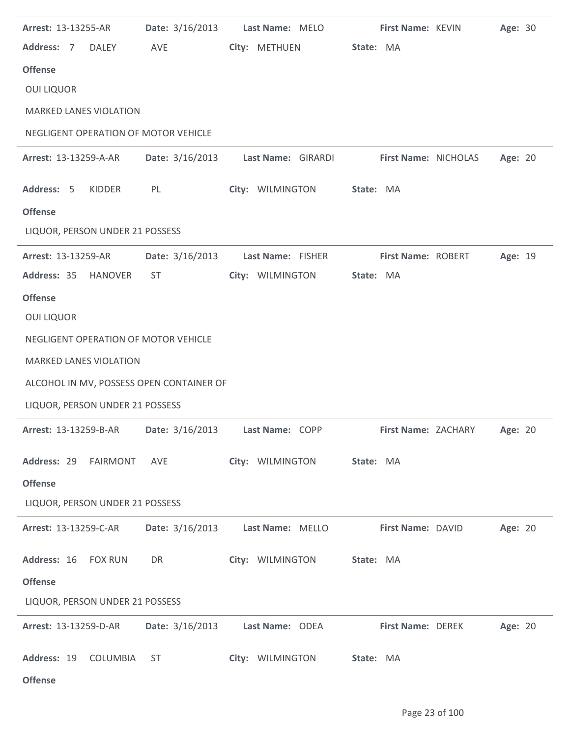**Arrest:** 13-13255-AR **Date:** 3/16/2013 **Last Name:** MELO **First Name:** KEVIN **Age:** 30

**Address:** 7 DALEY AVE **City:** METHUEN **State:** MA

**Offense**

OUI LIQUOR

MARKED LANES VIOLATION

NEGLIGENT OPERATION OF MOTOR VEHICLE

---

**Arrest:** 13-13259-A-AR **Date:** 3/16/2013 **Last Name:** GIRARDI **First Name:** NICHOLAS **Age:** 20

**Address:** 5 KIDDER PL **City:** WILMINGTON **State:** MA

**Offense**

LIQUOR, PERSON UNDER 21 POSSESS

---

**Arrest:** 13-13259-AR **Date:** 3/16/2013 **Last Name:** FISHER **First Name:** ROBERT **Age:** 19

**Address:** 35 HANOVER ST **City:** WILMINGTON **State:** MA

**Offense**

OUI LIQUOR

NEGLIGENT OPERATION OF MOTOR VEHICLE

MARKED LANES VIOLATION

ALCOHOL IN MV, POSSESS OPEN CONTAINER OF

LIQUOR, PERSON UNDER 21 POSSESS

---

**Arrest:** 13-13259-B-AR **Date:** 3/16/2013 **Last Name:** COPP **First Name:** ZACHARY **Age:** 20

**Address:** 29 FAIRMONT AVE **City:** WILMINGTON **State:** MA

**Offense**

LIQUOR, PERSON UNDER 21 POSSESS

---

**Arrest:** 13-13259-C-AR **Date:** 3/16/2013 **Last Name:** MELLO **First Name:** DAVID **Age:** 20

**Address:** 16 FOX RUN DR **City:** WILMINGTON **State:** MA

**Offense**

LIQUOR, PERSON UNDER 21 POSSESS

---

**Arrest:** 13-13259-D-AR **Date:** 3/16/2013 **Last Name:** ODEA **First Name:** DEREK **Age:** 20

**Address:** 19 COLUMBIA ST **City:** WILMINGTON **State:** MA

**Offense**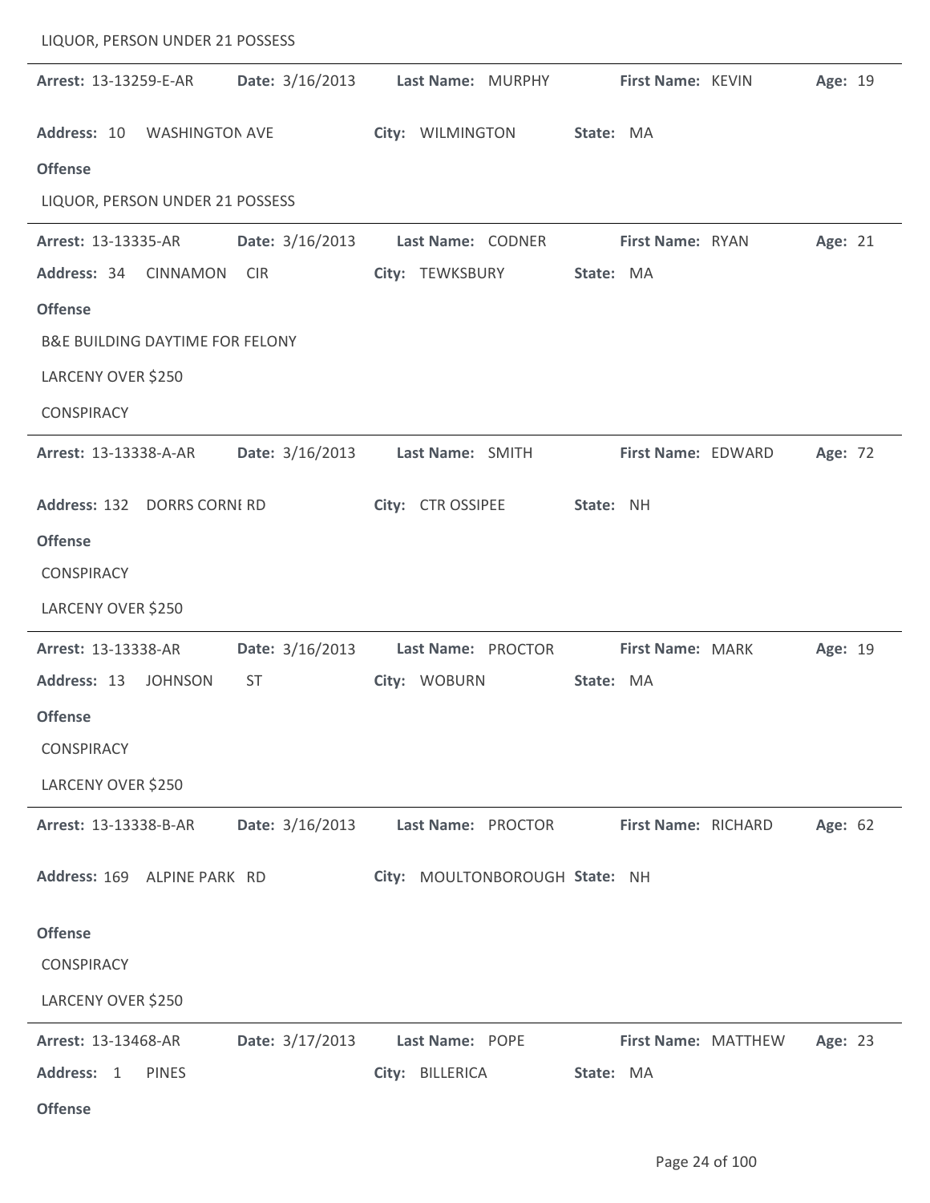LIQUOR, PERSON UNDER 21 POSSESS

---

**Arrest:** 13-13259-E-AR **Date:** 3/16/2013 **Last Name:** MURPHY **First Name:** KEVIN **Age:** 19

**Address:** 10 WASHINGTON AVE **City:** WILMINGTON **State:** MA

**Offense**

LIQUOR, PERSON UNDER 21 POSSESS

---

**Arrest:** 13-13335-AR **Date:** 3/16/2013 **Last Name:** CODNER **First Name:** RYAN **Age:** 21

**Address:** 34 CINNAMON CIR **City:** TEWKSBURY **State:** MA

**Offense**

B&E BUILDING DAYTIME FOR FELONY

LARCENY OVER $250

CONSPIRACY

---

**Arrest:** 13-13338-A-AR **Date:** 3/16/2013 **Last Name:** SMITH **First Name:** EDWARD **Age:** 72

**Address:** 132 DORRS CORNI RD **City:** CTR OSSIPEE **State:** NH

**Offense**

CONSPIRACY

LARCENY OVER $250

---

**Arrest:** 13-13338-AR **Date:** 3/16/2013 **Last Name:** PROCTOR **First Name:** MARK **Age:** 19

**Address:** 13 JOHNSON ST **City:** WOBURN **State:** MA

**Offense**

CONSPIRACY

LARCENY OVER $250

---

**Arrest:** 13-13338-B-AR **Date:** 3/16/2013 **Last Name:** PROCTOR **First Name:** RICHARD **Age:** 62

**Address:** 169 ALPINE PARK RD **City:** MOULTONBOROUGH **State:** NH

**Offense**

CONSPIRACY

LARCENY OVER $250

---

**Arrest:** 13-13468-AR **Date:** 3/17/2013 **Last Name:** POPE **First Name:** MATTHEW **Age:** 23

**Address:** 1 PINES **City:** BILLERICA **State:** MA

**Offense**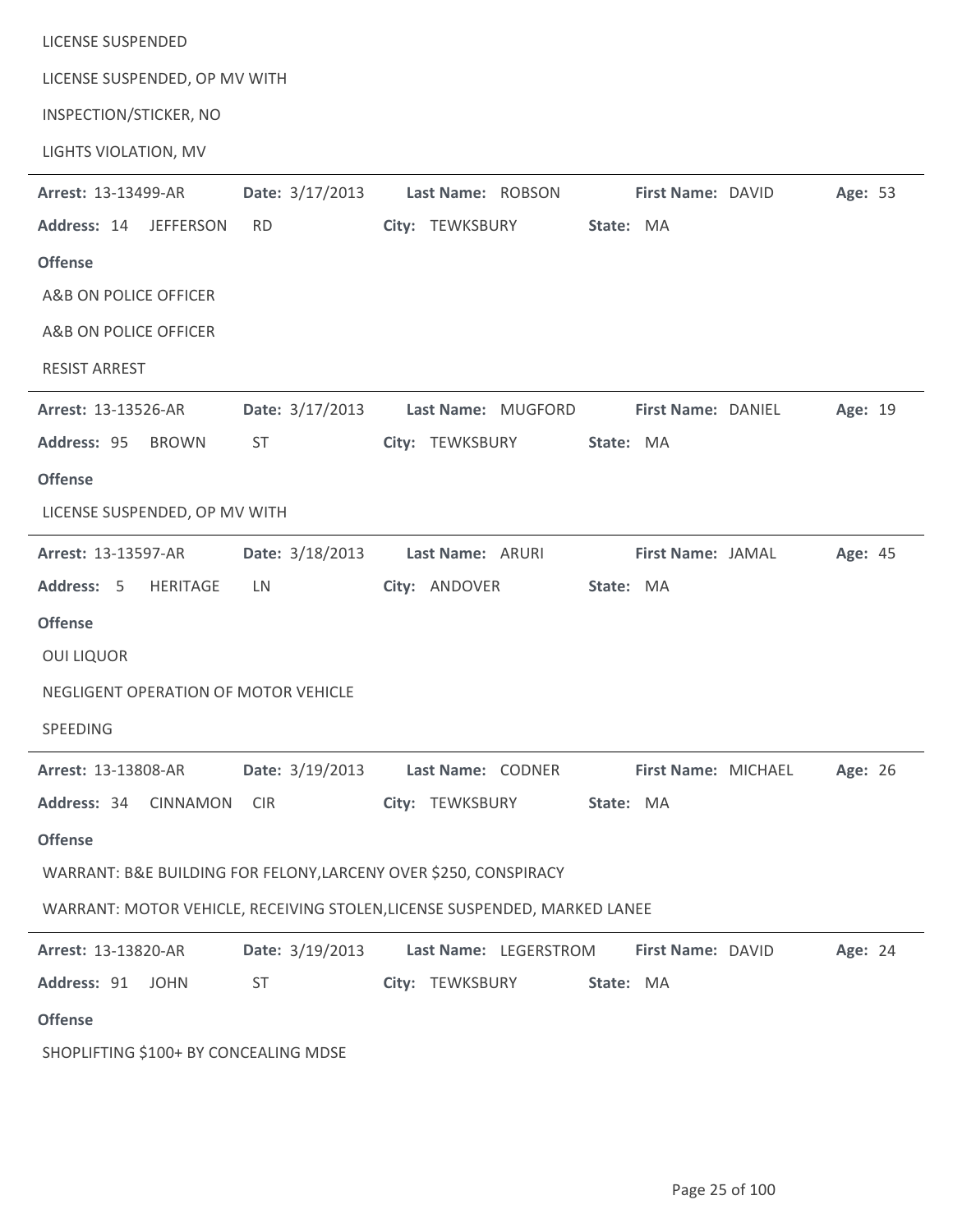LICENSE SUSPENDED

LICENSE SUSPENDED, OP MV WITH

INSPECTION/STICKER, NO

LIGHTS VIOLATION, MV

---

**Arrest:** 13-13499-AR **Date:** 3/17/2013 **Last Name:** ROBSON **First Name:** DAVID **Age:** 53

**Address:** 14 JEFFERSON RD **City:** TEWKSBURY **State:** MA

**Offense**

A&B ON POLICE OFFICER

A&B ON POLICE OFFICER

RESIST ARREST

---

**Arrest:** 13-13526-AR **Date:** 3/17/2013 **Last Name:** MUGFORD **First Name:** DANIEL **Age:** 19

**Address:** 95 BROWN ST **City:** TEWKSBURY **State:** MA

**Offense**

LICENSE SUSPENDED, OP MV WITH

---

**Arrest:** 13-13597-AR **Date:** 3/18/2013 **Last Name:** ARURI **First Name:** JAMAL **Age:** 45

**Address:** 5 HERITAGE LN **City:** ANDOVER **State:** MA

**Offense**

OUI LIQUOR

NEGLIGENT OPERATION OF MOTOR VEHICLE

SPEEDING

---

**Arrest:** 13-13808-AR **Date:** 3/19/2013 **Last Name:** CODNER **First Name:** MICHAEL **Age:** 26

**Address:** 34 CINNAMON CIR **City:** TEWKSBURY **State:** MA

**Offense**

WARRANT: B&E BUILDING FOR FELONY,LARCENY OVER $250, CONSPIRACY

WARRANT: MOTOR VEHICLE, RECEIVING STOLEN,LICENSE SUSPENDED, MARKED LANEE

---

**Arrest:** 13-13820-AR **Date:** 3/19/2013 **Last Name:** LEGERSTROM **First Name:** DAVID **Age:** 24

**Address:** 91 JOHN ST **City:** TEWKSBURY **State:** MA

**Offense**

SHOPLIFTING $100+ BY CONCEALING MDSE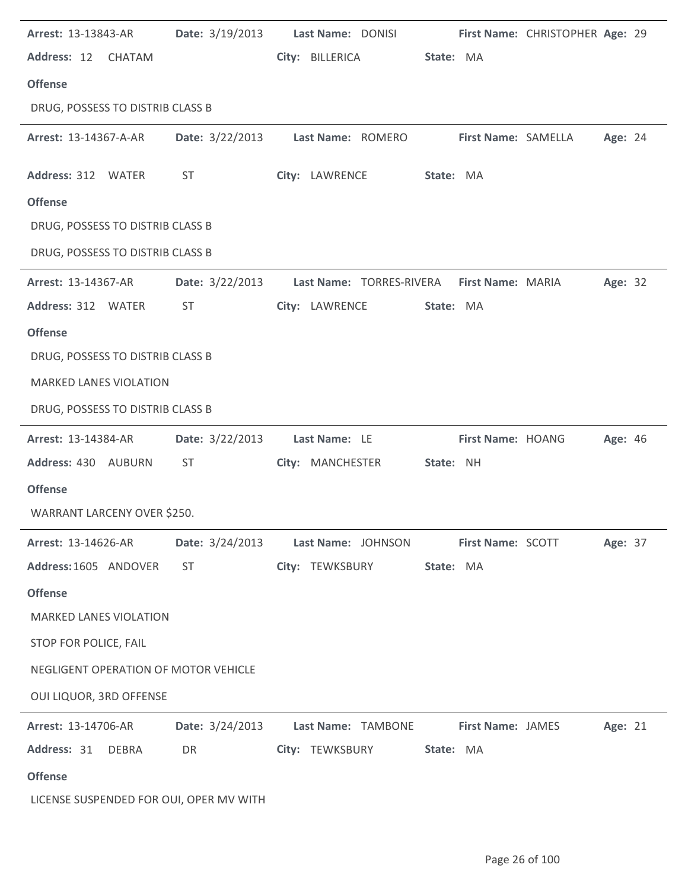**Arrest:** 13-13843-AR **Date:** 3/19/2013 **Last Name:** DONISI **First Name:** CHRISTOPHER **Age:** 29

**Address:** 12 CHATAM **City:** BILLERICA **State:** MA

**Offense**

DRUG, POSSESS TO DISTRIB CLASS B

---

**Arrest:** 13-14367-A-AR **Date:** 3/22/2013 **Last Name:** ROMERO **First Name:** SAMELLA **Age:** 24

**Address:** 312 WATER ST **City:** LAWRENCE **State:** MA

**Offense**

DRUG, POSSESS TO DISTRIB CLASS B

DRUG, POSSESS TO DISTRIB CLASS B

---

**Arrest:** 13-14367-AR **Date:** 3/22/2013 **Last Name:** TORRES-RIVERA **First Name:** MARIA **Age:** 32

**Address:** 312 WATER ST **City:** LAWRENCE **State:** MA

**Offense**

DRUG, POSSESS TO DISTRIB CLASS B

MARKED LANES VIOLATION

DRUG, POSSESS TO DISTRIB CLASS B

---

**Arrest:** 13-14384-AR **Date:** 3/22/2013 **Last Name:** LE **First Name:** HOANG **Age:** 46

**Address:** 430 AUBURN ST **City:** MANCHESTER **State:** NH

**Offense**

WARRANT LARCENY OVER $250.

---

**Arrest:** 13-14626-AR **Date:** 3/24/2013 **Last Name:** JOHNSON **First Name:** SCOTT **Age:** 37

**Address:** 1605 ANDOVER ST **City:** TEWKSBURY **State:** MA

**Offense**

MARKED LANES VIOLATION

STOP FOR POLICE, FAIL

NEGLIGENT OPERATION OF MOTOR VEHICLE

OUI LIQUOR, 3RD OFFENSE

---

**Arrest:** 13-14706-AR **Date:** 3/24/2013 **Last Name:** TAMBONE **First Name:** JAMES **Age:** 21

**Address:** 31 DEBRA DR **City:** TEWKSBURY **State:** MA

**Offense**

LICENSE SUSPENDED FOR OUI, OPER MV WITH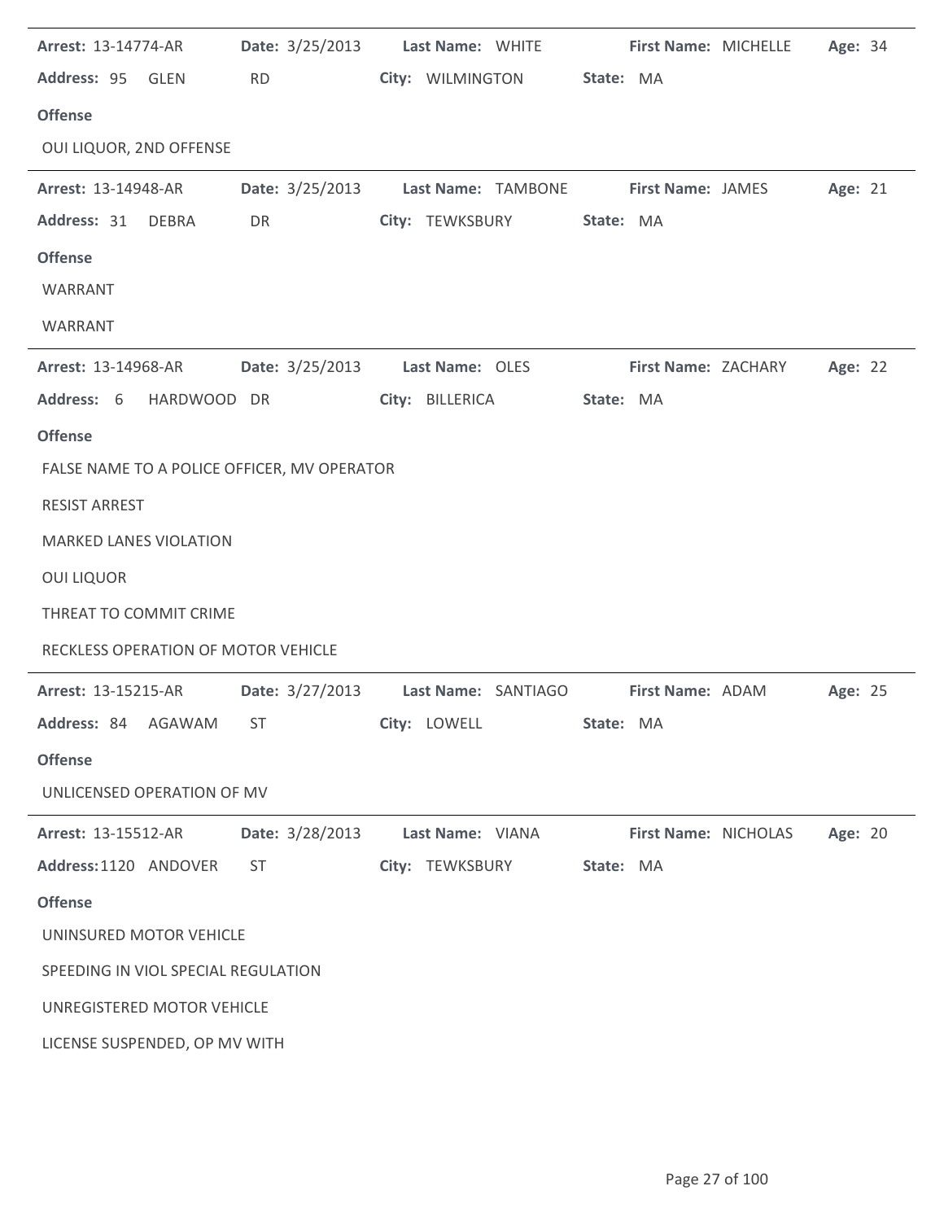**Arrest:** 13-14774-AR **Date:** 3/25/2013 **Last Name:** WHITE **First Name:** MICHELLE **Age:** 34

**Address:** 95 GLEN RD **City:** WILMINGTON **State:** MA

**Offense**

OUI LIQUOR, 2ND OFFENSE

---

**Arrest:** 13-14948-AR **Date:** 3/25/2013 **Last Name:** TAMBONE **First Name:** JAMES **Age:** 21

**Address:** 31 DEBRA DR **City:** TEWKSBURY **State:** MA

**Offense**

WARRANT

WARRANT

---

**Arrest:** 13-14968-AR **Date:** 3/25/2013 **Last Name:** OLES **First Name:** ZACHARY **Age:** 22

**Address:** 6 HARDWOOD DR **City:** BILLERICA **State:** MA

**Offense**

FALSE NAME TO A POLICE OFFICER, MV OPERATOR

RESIST ARREST

MARKED LANES VIOLATION

OUI LIQUOR

THREAT TO COMMIT CRIME

RECKLESS OPERATION OF MOTOR VEHICLE

---

**Arrest:** 13-15215-AR **Date:** 3/27/2013 **Last Name:** SANTIAGO **First Name:** ADAM **Age:** 25

**Address:** 84 AGAWAM ST **City:** LOWELL **State:** MA

**Offense**

UNLICENSED OPERATION OF MV

---

**Arrest:** 13-15512-AR **Date:** 3/28/2013 **Last Name:** VIANA **First Name:** NICHOLAS **Age:** 20

**Address:** 1120 ANDOVER ST **City:** TEWKSBURY **State:** MA

**Offense**

UNINSURED MOTOR VEHICLE

SPEEDING IN VIOL SPECIAL REGULATION

UNREGISTERED MOTOR VEHICLE

LICENSE SUSPENDED, OP MV WITH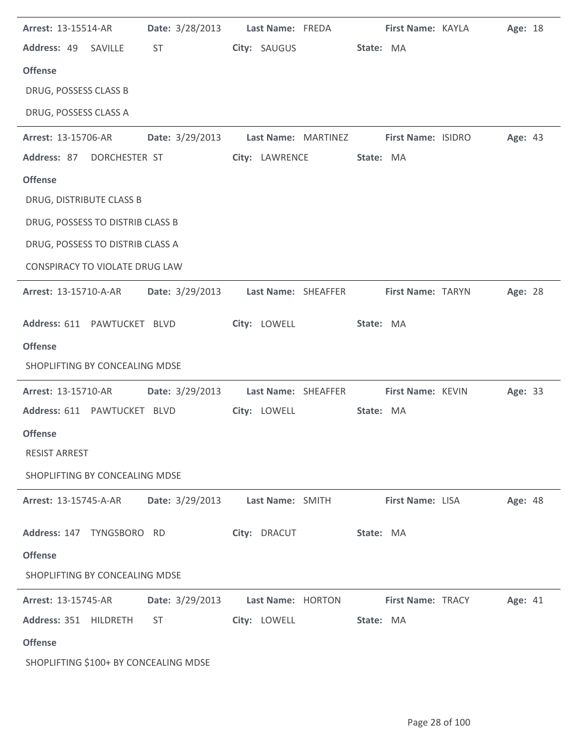**Arrest:** 13-15514-AR **Date:** 3/28/2013 **Last Name:** FREDA **First Name:** KAYLA **Age:** 18

**Address:** 49 SAVILLE ST **City:** SAUGUS **State:** MA

**Offense**

DRUG, POSSESS CLASS B

DRUG, POSSESS CLASS A

---

**Arrest:** 13-15706-AR **Date:** 3/29/2013 **Last Name:** MARTINEZ **First Name:** ISIDRO **Age:** 43

**Address:** 87 DORCHESTER ST **City:** LAWRENCE **State:** MA

**Offense**

DRUG, DISTRIBUTE CLASS B

DRUG, POSSESS TO DISTRIB CLASS B

DRUG, POSSESS TO DISTRIB CLASS A

CONSPIRACY TO VIOLATE DRUG LAW

---

**Arrest:** 13-15710-A-AR **Date:** 3/29/2013 **Last Name:** SHEAFFER **First Name:** TARYN **Age:** 28

**Address:** 611 PAWTUCKET BLVD **City:** LOWELL **State:** MA

**Offense**

SHOPLIFTING BY CONCEALING MDSE

---

**Arrest:** 13-15710-AR **Date:** 3/29/2013 **Last Name:** SHEAFFER **First Name:** KEVIN **Age:** 33

**Address:** 611 PAWTUCKET BLVD **City:** LOWELL **State:** MA

**Offense**

RESIST ARREST

SHOPLIFTING BY CONCEALING MDSE

---

**Arrest:** 13-15745-A-AR **Date:** 3/29/2013 **Last Name:** SMITH **First Name:** LISA **Age:** 48

**Address:** 147 TYNGSBORO RD **City:** DRACUT **State:** MA

**Offense**

SHOPLIFTING BY CONCEALING MDSE

---

**Arrest:** 13-15745-AR **Date:** 3/29/2013 **Last Name:** HORTON **First Name:** TRACY **Age:** 41

**Address:** 351 HILDRETH ST **City:** LOWELL **State:** MA

**Offense**

SHOPLIFTING $100+ BY CONCEALING MDSE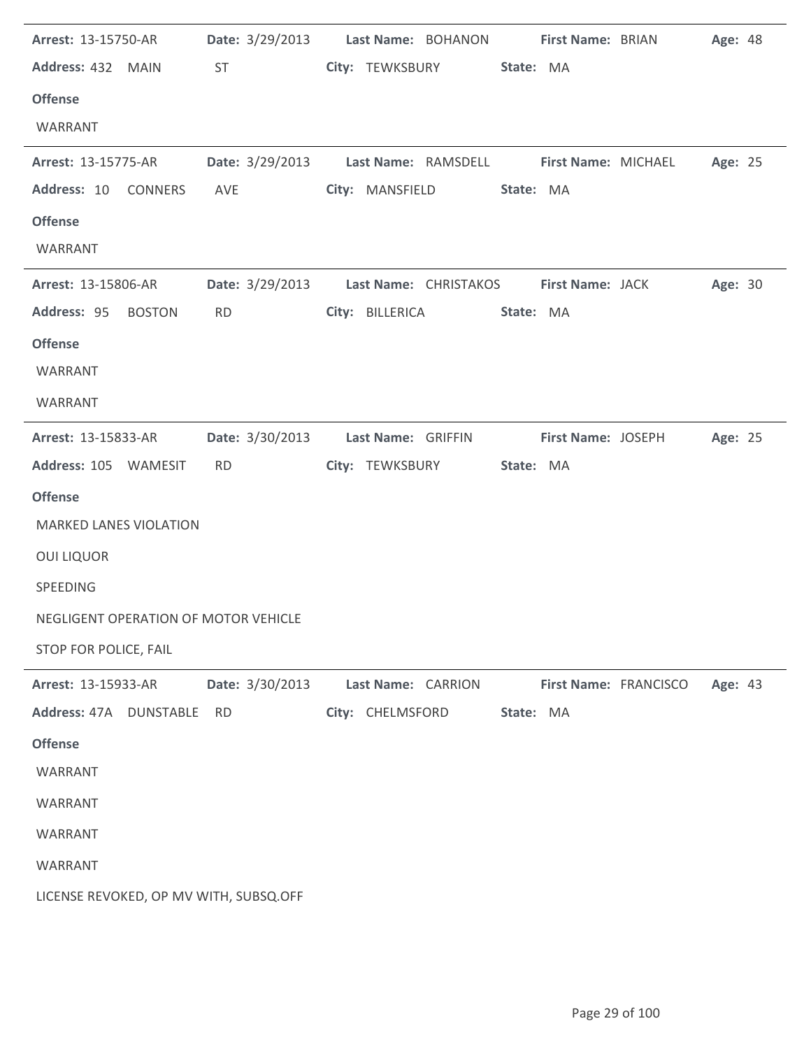**Arrest:** 13-15750-AR **Date:** 3/29/2013 **Last Name:** BOHANON **First Name:** BRIAN **Age:** 48
**Address:** 432 MAIN ST **City:** TEWKSBURY **State:** MA

**Offense**

WARRANT

---

**Arrest:** 13-15775-AR **Date:** 3/29/2013 **Last Name:** RAMSDELL **First Name:** MICHAEL **Age:** 25
**Address:** 10 CONNERS AVE **City:** MANSFIELD **State:** MA

**Offense**

WARRANT

---

**Arrest:** 13-15806-AR **Date:** 3/29/2013 **Last Name:** CHRISTAKOS **First Name:** JACK **Age:** 30
**Address:** 95 BOSTON RD **City:** BILLERICA **State:** MA

**Offense**

WARRANT

WARRANT

---

**Arrest:** 13-15833-AR **Date:** 3/30/2013 **Last Name:** GRIFFIN **First Name:** JOSEPH **Age:** 25
**Address:** 105 WAMESIT RD **City:** TEWKSBURY **State:** MA

**Offense**

MARKED LANES VIOLATION

OUI LIQUOR

SPEEDING

NEGLIGENT OPERATION OF MOTOR VEHICLE

STOP FOR POLICE, FAIL

---

**Arrest:** 13-15933-AR **Date:** 3/30/2013 **Last Name:** CARRION **First Name:** FRANCISCO **Age:** 43
**Address:** 47A DUNSTABLE RD **City:** CHELMSFORD **State:** MA

**Offense**

WARRANT

WARRANT

WARRANT

WARRANT

LICENSE REVOKED, OP MV WITH, SUBSQ.OFF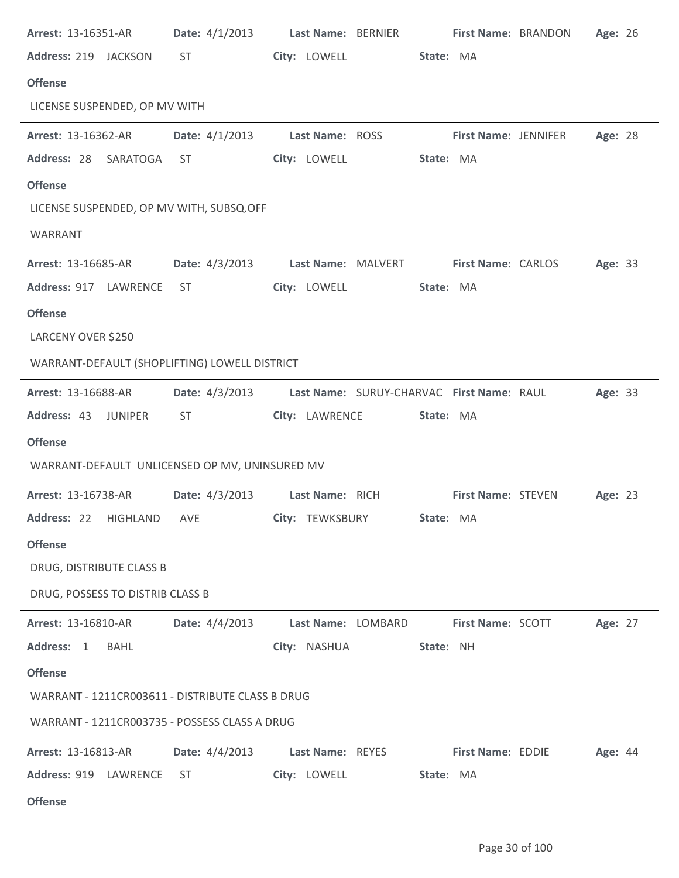**Arrest:** 13-16351-AR **Date:** 4/1/2013 **Last Name:** BERNIER **First Name:** BRANDON **Age:** 26

**Address:** 219 JACKSON ST **City:** LOWELL **State:** MA

**Offense**

LICENSE SUSPENDED, OP MV WITH

---

**Arrest:** 13-16362-AR **Date:** 4/1/2013 **Last Name:** ROSS **First Name:** JENNIFER **Age:** 28

**Address:** 28 SARATOGA ST **City:** LOWELL **State:** MA

**Offense**

LICENSE SUSPENDED, OP MV WITH, SUBSQ.OFF

WARRANT

---

**Arrest:** 13-16685-AR **Date:** 4/3/2013 **Last Name:** MALVERT **First Name:** CARLOS **Age:** 33

**Address:** 917 LAWRENCE ST **City:** LOWELL **State:** MA

**Offense**

LARCENY OVER $250

WARRANT-DEFAULT (SHOPLIFTING) LOWELL DISTRICT

---

**Arrest:** 13-16688-AR **Date:** 4/3/2013 **Last Name:** SURUY-CHARVAC **First Name:** RAUL **Age:** 33

**Address:** 43 JUNIPER ST **City:** LAWRENCE **State:** MA

**Offense**

WARRANT-DEFAULT UNLICENSED OP MV, UNINSURED MV

---

**Arrest:** 13-16738-AR **Date:** 4/3/2013 **Last Name:** RICH **First Name:** STEVEN **Age:** 23

**Address:** 22 HIGHLAND AVE **City:** TEWKSBURY **State:** MA

**Offense**

DRUG, DISTRIBUTE CLASS B

DRUG, POSSESS TO DISTRIB CLASS B

---

**Arrest:** 13-16810-AR **Date:** 4/4/2013 **Last Name:** LOMBARD **First Name:** SCOTT **Age:** 27

**Address:** 1 BAHL **City:** NASHUA **State:** NH

**Offense**

WARRANT - 1211CR003611 - DISTRIBUTE CLASS B DRUG

WARRANT - 1211CR003735 - POSSESS CLASS A DRUG

---

**Arrest:** 13-16813-AR **Date:** 4/4/2013 **Last Name:** REYES **First Name:** EDDIE **Age:** 44

**Address:** 919 LAWRENCE ST **City:** LOWELL **State:** MA

**Offense**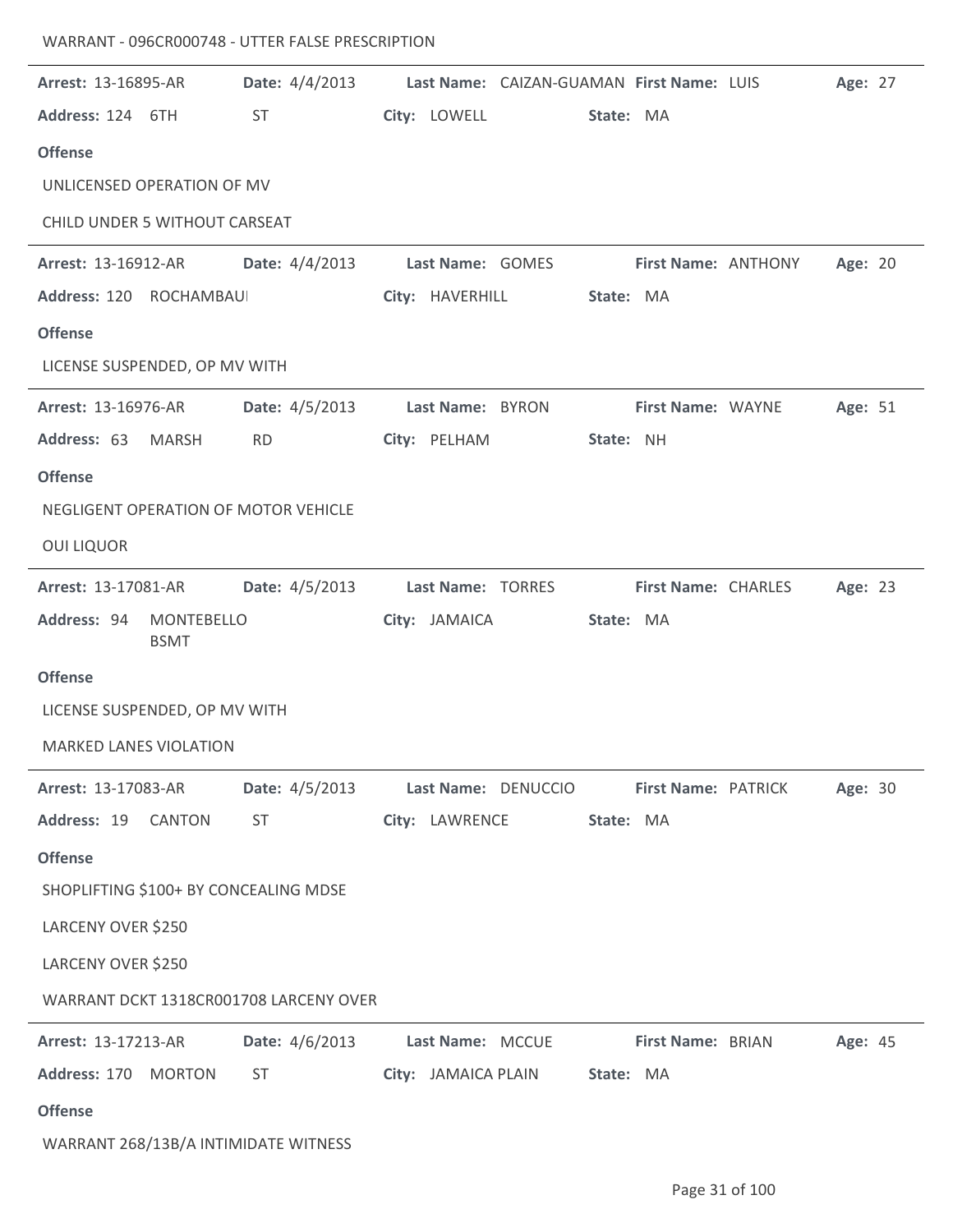WARRANT - 096CR000748 - UTTER FALSE PRESCRIPTION

---

**Arrest:** 13-16895-AR **Date:** 4/4/2013 **Last Name:** CAIZAN-GUAMAN **First Name:** LUIS **Age:** 27

**Address:** 124 6TH ST **City:** LOWELL **State:** MA

**Offense**

UNLICENSED OPERATION OF MV

CHILD UNDER 5 WITHOUT CARSEAT

---

**Arrest:** 13-16912-AR **Date:** 4/4/2013 **Last Name:** GOMES **First Name:** ANTHONY **Age:** 20

**Address:** 120 ROCHAMBAUI **City:** HAVERHILL **State:** MA

**Offense**

LICENSE SUSPENDED, OP MV WITH

---

**Arrest:** 13-16976-AR **Date:** 4/5/2013 **Last Name:** BYRON **First Name:** WAYNE **Age:** 51

**Address:** 63 MARSH RD **City:** PELHAM **State:** NH

**Offense**

NEGLIGENT OPERATION OF MOTOR VEHICLE

OUI LIQUOR

---

**Arrest:** 13-17081-AR **Date:** 4/5/2013 **Last Name:** TORRES **First Name:** CHARLES **Age:** 23

**Address:** 94 MONTEBELLO BSMT **City:** JAMAICA **State:** MA

**Offense**

LICENSE SUSPENDED, OP MV WITH

MARKED LANES VIOLATION

---

**Arrest:** 13-17083-AR **Date:** 4/5/2013 **Last Name:** DENUCCIO **First Name:** PATRICK **Age:** 30

**Address:** 19 CANTON ST **City:** LAWRENCE **State:** MA

**Offense**

SHOPLIFTING $100+ BY CONCEALING MDSE

LARCENY OVER $250

LARCENY OVER $250

WARRANT DCKT 1318CR001708 LARCENY OVER

---

**Arrest:** 13-17213-AR **Date:** 4/6/2013 **Last Name:** MCCUE **First Name:** BRIAN **Age:** 45

**Address:** 170 MORTON ST **City:** JAMAICA PLAIN **State:** MA

**Offense**

WARRANT 268/13B/A INTIMIDATE WITNESS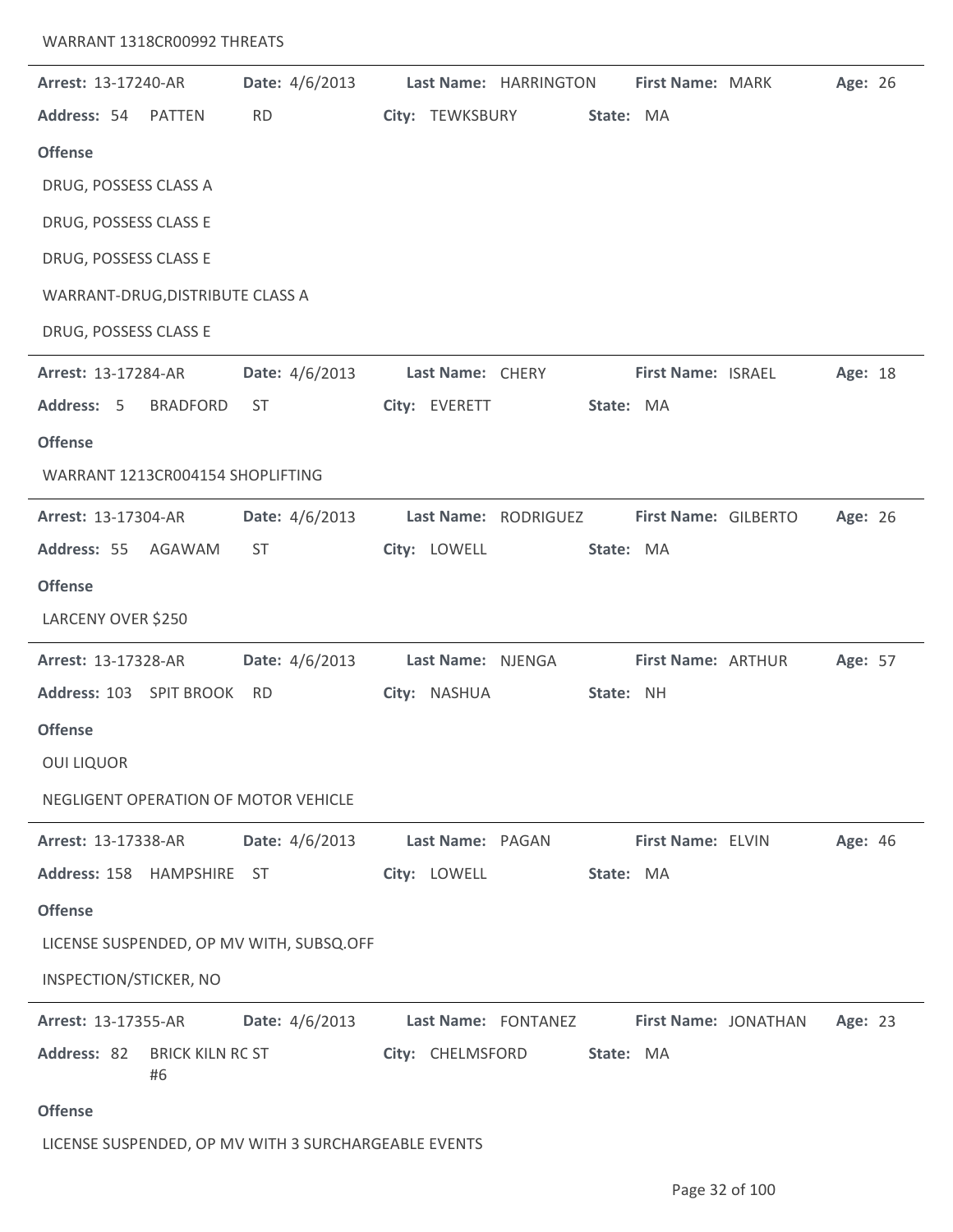WARRANT 1318CR00992 THREATS

**Arrest:** 13-17240-AR **Date:** 4/6/2013 **Last Name:** HARRINGTON **First Name:** MARK **Age:** 26

**Address:** 54 PATTEN RD **City:** TEWKSBURY **State:** MA

**Offense**

DRUG, POSSESS CLASS A

DRUG, POSSESS CLASS E

DRUG, POSSESS CLASS E

WARRANT-DRUG,DISTRIBUTE CLASS A

DRUG, POSSESS CLASS E

---

**Arrest:** 13-17284-AR **Date:** 4/6/2013 **Last Name:** CHERY **First Name:** ISRAEL **Age:** 18

**Address:** 5 BRADFORD ST **City:** EVERETT **State:** MA

**Offense**

WARRANT 1213CR004154 SHOPLIFTING

---

**Arrest:** 13-17304-AR **Date:** 4/6/2013 **Last Name:** RODRIGUEZ **First Name:** GILBERTO **Age:** 26

**Address:** 55 AGAWAM ST **City:** LOWELL **State:** MA

**Offense**

LARCENY OVER $250

---

**Arrest:** 13-17328-AR **Date:** 4/6/2013 **Last Name:** NJENGA **First Name:** ARTHUR **Age:** 57

**Address:** 103 SPIT BROOK RD **City:** NASHUA **State:** NH

**Offense**

OUI LIQUOR

NEGLIGENT OPERATION OF MOTOR VEHICLE

---

**Arrest:** 13-17338-AR **Date:** 4/6/2013 **Last Name:** PAGAN **First Name:** ELVIN **Age:** 46

**Address:** 158 HAMPSHIRE ST **City:** LOWELL **State:** MA

**Offense**

LICENSE SUSPENDED, OP MV WITH, SUBSQ.OFF

INSPECTION/STICKER, NO

---

**Arrest:** 13-17355-AR **Date:** 4/6/2013 **Last Name:** FONTANEZ **First Name:** JONATHAN **Age:** 23

**Address:** 82 BRICK KILN RC ST #6 **City:** CHELMSFORD **State:** MA

**Offense**

LICENSE SUSPENDED, OP MV WITH 3 SURCHARGEABLE EVENTS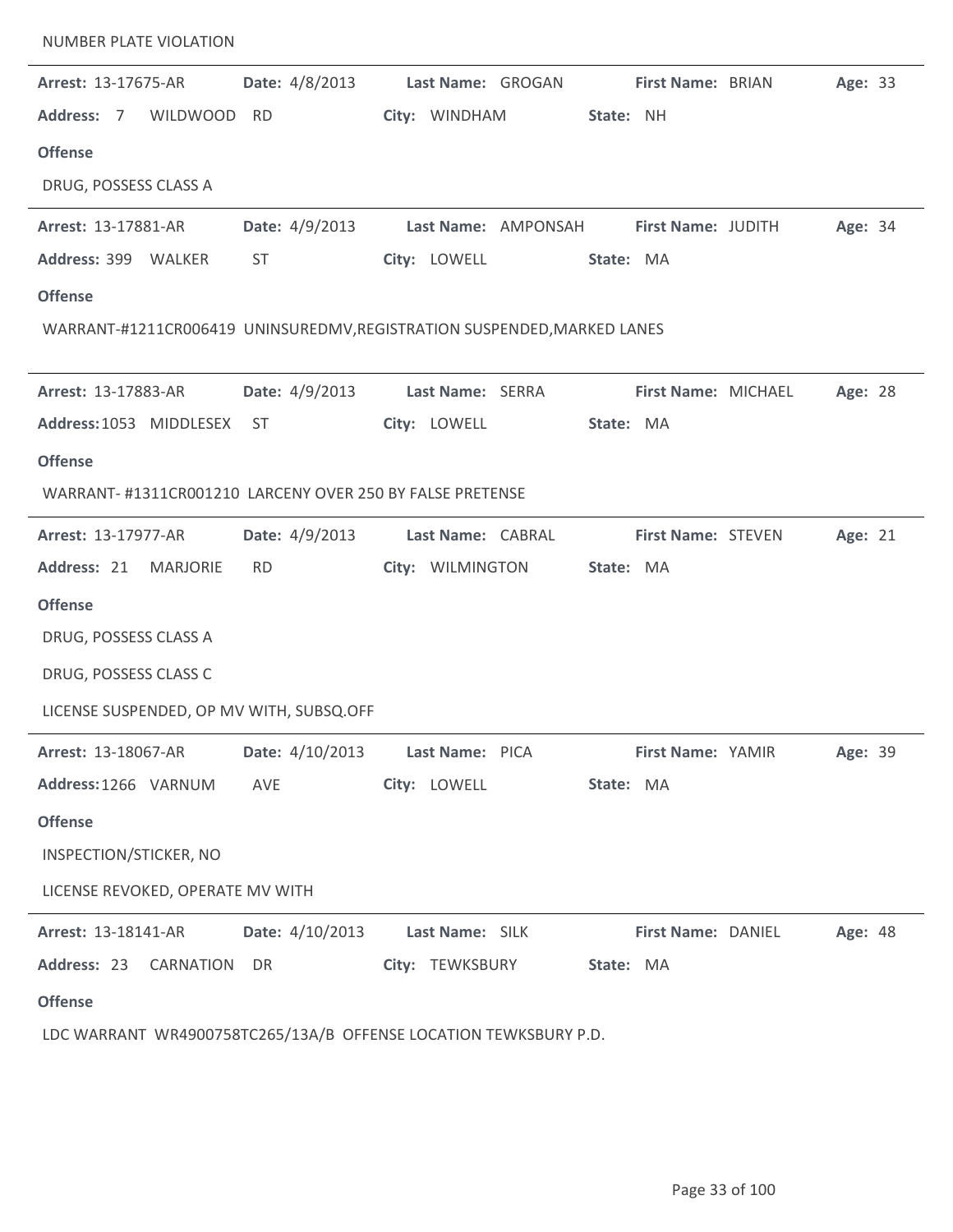NUMBER PLATE VIOLATION

**Arrest:** 13-17675-AR **Date:** 4/8/2013 **Last Name:** GROGAN **First Name:** BRIAN **Age:** 33
**Address:** 7 WILDWOOD RD **City:** WINDHAM **State:** NH

**Offense**

DRUG, POSSESS CLASS A

---

**Arrest:** 13-17881-AR **Date:** 4/9/2013 **Last Name:** AMPONSAH **First Name:** JUDITH **Age:** 34
**Address:** 399 WALKER ST **City:** LOWELL **State:** MA

**Offense**

WARRANT-#1211CR006419 UNINSUREDMV,REGISTRATION SUSPENDED,MARKED LANES

---

**Arrest:** 13-17883-AR **Date:** 4/9/2013 **Last Name:** SERRA **First Name:** MICHAEL **Age:** 28
**Address:** 1053 MIDDLESEX ST **City:** LOWELL **State:** MA

**Offense**

WARRANT- #1311CR001210 LARCENY OVER 250 BY FALSE PRETENSE

---

**Arrest:** 13-17977-AR **Date:** 4/9/2013 **Last Name:** CABRAL **First Name:** STEVEN **Age:** 21
**Address:** 21 MARJORIE RD **City:** WILMINGTON **State:** MA

**Offense**

DRUG, POSSESS CLASS A

DRUG, POSSESS CLASS C

LICENSE SUSPENDED, OP MV WITH, SUBSQ.OFF

---

**Arrest:** 13-18067-AR **Date:** 4/10/2013 **Last Name:** PICA **First Name:** YAMIR **Age:** 39
**Address:** 1266 VARNUM AVE **City:** LOWELL **State:** MA

**Offense**

INSPECTION/STICKER, NO

LICENSE REVOKED, OPERATE MV WITH

---

**Arrest:** 13-18141-AR **Date:** 4/10/2013 **Last Name:** SILK **First Name:** DANIEL **Age:** 48
**Address:** 23 CARNATION DR **City:** TEWKSBURY **State:** MA

**Offense**

LDC WARRANT WR4900758TC265/13A/B OFFENSE LOCATION TEWKSBURY P.D.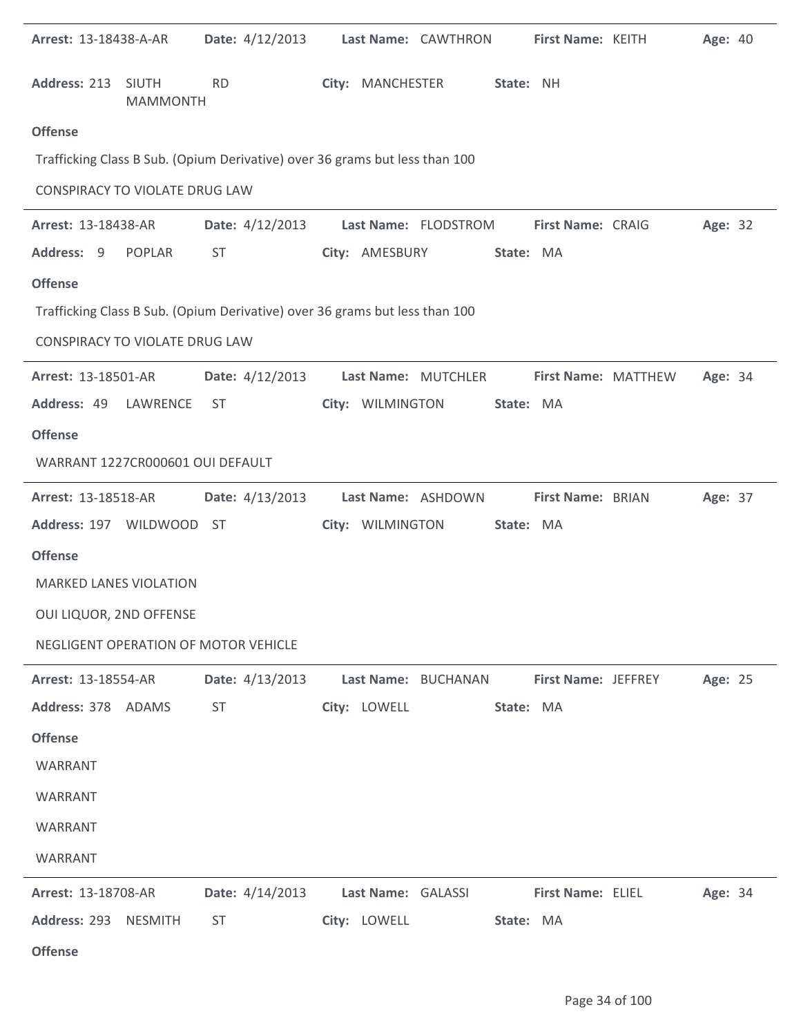**Arrest:** 13-18438-A-AR **Date:** 4/12/2013 **Last Name:** CAWTHRON **First Name:** KEITH **Age:** 40

**Address:** 213 SIUTH MAMMONTH RD **City:** MANCHESTER **State:** NH

**Offense**

Trafficking Class B Sub. (Opium Derivative) over 36 grams but less than 100

CONSPIRACY TO VIOLATE DRUG LAW

---

**Arrest:** 13-18438-AR **Date:** 4/12/2013 **Last Name:** FLODSTROM **First Name:** CRAIG **Age:** 32

**Address:** 9 POPLAR ST **City:** AMESBURY **State:** MA

**Offense**

Trafficking Class B Sub. (Opium Derivative) over 36 grams but less than 100

CONSPIRACY TO VIOLATE DRUG LAW

---

**Arrest:** 13-18501-AR **Date:** 4/12/2013 **Last Name:** MUTCHLER **First Name:** MATTHEW **Age:** 34

**Address:** 49 LAWRENCE ST **City:** WILMINGTON **State:** MA

**Offense**

WARRANT 1227CR000601 OUI DEFAULT

---

**Arrest:** 13-18518-AR **Date:** 4/13/2013 **Last Name:** ASHDOWN **First Name:** BRIAN **Age:** 37

**Address:** 197 WILDWOOD ST **City:** WILMINGTON **State:** MA

**Offense**

MARKED LANES VIOLATION

OUI LIQUOR, 2ND OFFENSE

NEGLIGENT OPERATION OF MOTOR VEHICLE

---

**Arrest:** 13-18554-AR **Date:** 4/13/2013 **Last Name:** BUCHANAN **First Name:** JEFFREY **Age:** 25

**Address:** 378 ADAMS ST **City:** LOWELL **State:** MA

**Offense**

WARRANT

WARRANT

WARRANT

WARRANT

---

**Arrest:** 13-18708-AR **Date:** 4/14/2013 **Last Name:** GALASSI **First Name:** ELIEL **Age:** 34

**Address:** 293 NESMITH ST **City:** LOWELL **State:** MA

**Offense**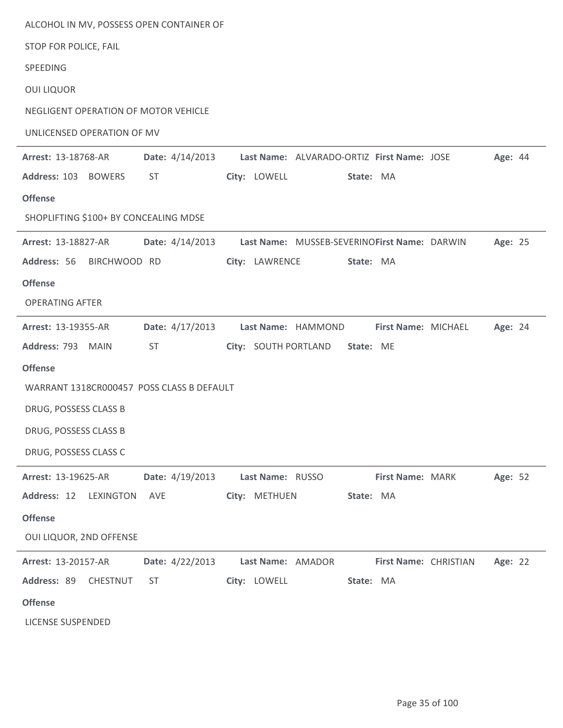ALCOHOL IN MV, POSSESS OPEN CONTAINER OF

STOP FOR POLICE, FAIL

SPEEDING

OUI LIQUOR

NEGLIGENT OPERATION OF MOTOR VEHICLE

UNLICENSED OPERATION OF MV

---

**Arrest:** 13-18768-AR **Date:** 4/14/2013 **Last Name:** ALVARADO-ORTIZ **First Name:** JOSE **Age:** 44

**Address:** 103 BOWERS ST **City:** LOWELL **State:** MA

**Offense**

SHOPLIFTING $100+ BY CONCEALING MDSE

---

**Arrest:** 13-18827-AR **Date:** 4/14/2013 **Last Name:** MUSSEB-SEVERINO **First Name:** DARWIN **Age:** 25

**Address:** 56 BIRCHWOOD RD **City:** LAWRENCE **State:** MA

**Offense**

OPERATING AFTER

---

**Arrest:** 13-19355-AR **Date:** 4/17/2013 **Last Name:** HAMMOND **First Name:** MICHAEL **Age:** 24

**Address:** 793 MAIN ST **City:** SOUTH PORTLAND **State:** ME

**Offense**

WARRANT 1318CR000457 POSS CLASS B DEFAULT

DRUG, POSSESS CLASS B

DRUG, POSSESS CLASS B

DRUG, POSSESS CLASS C

---

**Arrest:** 13-19625-AR **Date:** 4/19/2013 **Last Name:** RUSSO **First Name:** MARK **Age:** 52

**Address:** 12 LEXINGTON AVE **City:** METHUEN **State:** MA

**Offense**

OUI LIQUOR, 2ND OFFENSE

---

**Arrest:** 13-20157-AR **Date:** 4/22/2013 **Last Name:** AMADOR **First Name:** CHRISTIAN **Age:** 22

**Address:** 89 CHESTNUT ST **City:** LOWELL **State:** MA

**Offense**

LICENSE SUSPENDED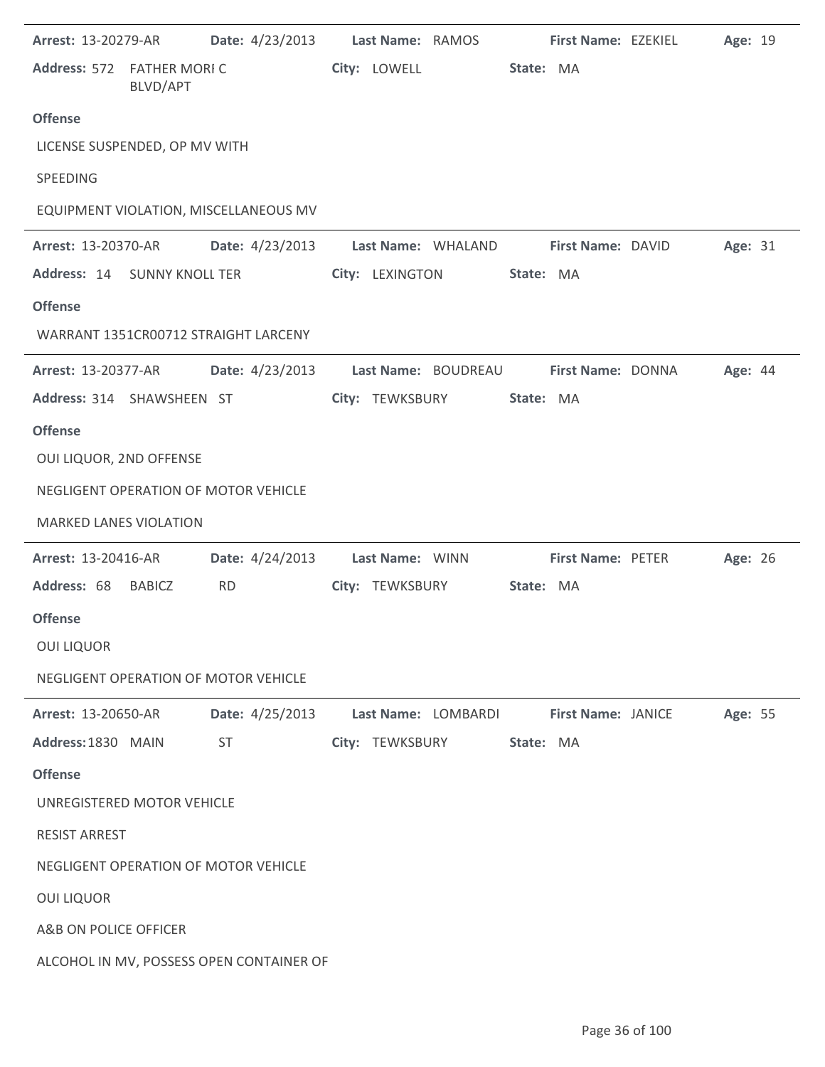**Arrest:** 13-20279-AR **Date:** 4/23/2013 **Last Name:** RAMOS **First Name:** EZEKIEL **Age:** 19

**Address:** 572 FATHER MORI C BLVD/APT **City:** LOWELL **State:** MA

**Offense**

LICENSE SUSPENDED, OP MV WITH

SPEEDING

EQUIPMENT VIOLATION, MISCELLANEOUS MV

---

**Arrest:** 13-20370-AR **Date:** 4/23/2013 **Last Name:** WHALAND **First Name:** DAVID **Age:** 31

**Address:** 14 SUNNY KNOLL TER **City:** LEXINGTON **State:** MA

**Offense**

WARRANT 1351CR00712 STRAIGHT LARCENY

---

**Arrest:** 13-20377-AR **Date:** 4/23/2013 **Last Name:** BOUDREAU **First Name:** DONNA **Age:** 44

**Address:** 314 SHAWSHEEN ST **City:** TEWKSBURY **State:** MA

**Offense**

OUI LIQUOR, 2ND OFFENSE

NEGLIGENT OPERATION OF MOTOR VEHICLE

MARKED LANES VIOLATION

---

**Arrest:** 13-20416-AR **Date:** 4/24/2013 **Last Name:** WINN **First Name:** PETER **Age:** 26

**Address:** 68 BABICZ RD **City:** TEWKSBURY **State:** MA

**Offense**

OUI LIQUOR

NEGLIGENT OPERATION OF MOTOR VEHICLE

---

**Arrest:** 13-20650-AR **Date:** 4/25/2013 **Last Name:** LOMBARDI **First Name:** JANICE **Age:** 55

**Address:** 1830 MAIN ST **City:** TEWKSBURY **State:** MA

**Offense**

UNREGISTERED MOTOR VEHICLE

RESIST ARREST

NEGLIGENT OPERATION OF MOTOR VEHICLE

OUI LIQUOR

A&B ON POLICE OFFICER

ALCOHOL IN MV, POSSESS OPEN CONTAINER OF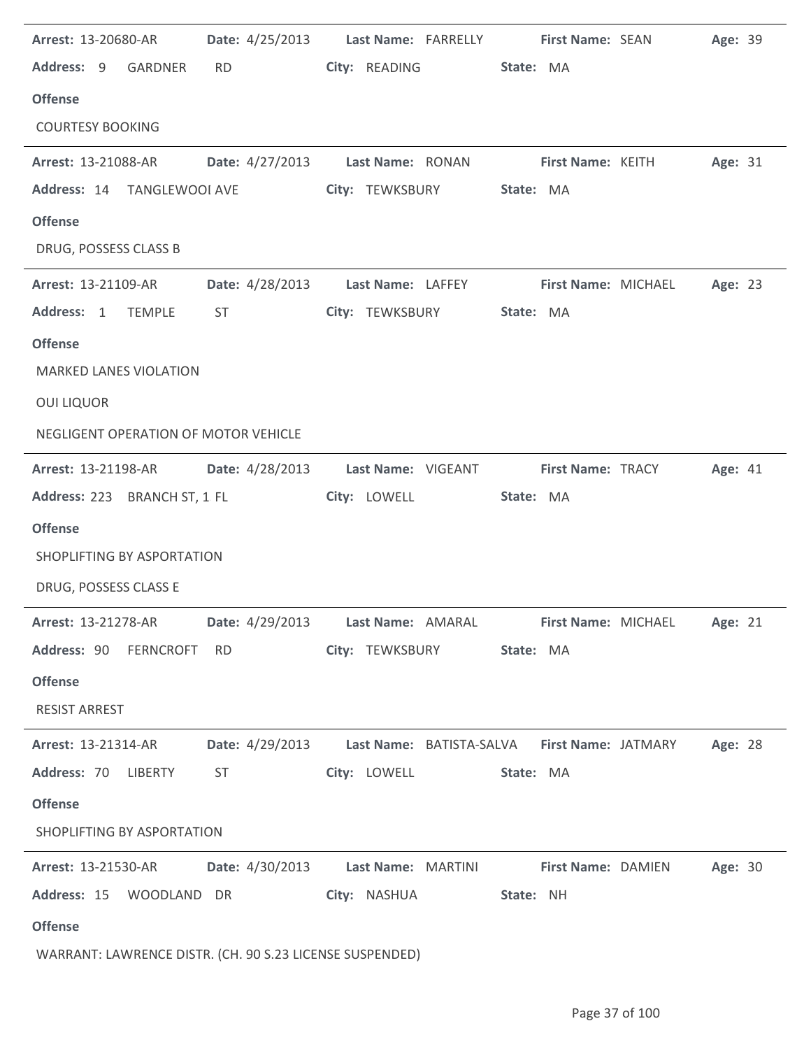**Arrest:** 13-20680-AR **Date:** 4/25/2013 **Last Name:** FARRELLY **First Name:** SEAN **Age:** 39

**Address:** 9 GARDNER RD **City:** READING **State:** MA

**Offense**

COURTESY BOOKING

---

**Arrest:** 13-21088-AR **Date:** 4/27/2013 **Last Name:** RONAN **First Name:** KEITH **Age:** 31

**Address:** 14 TANGLEWOOI AVE **City:** TEWKSBURY **State:** MA

**Offense**

DRUG, POSSESS CLASS B

---

**Arrest:** 13-21109-AR **Date:** 4/28/2013 **Last Name:** LAFFEY **First Name:** MICHAEL **Age:** 23

**Address:** 1 TEMPLE ST **City:** TEWKSBURY **State:** MA

**Offense**

MARKED LANES VIOLATION

OUI LIQUOR

NEGLIGENT OPERATION OF MOTOR VEHICLE

---

**Arrest:** 13-21198-AR **Date:** 4/28/2013 **Last Name:** VIGEANT **First Name:** TRACY **Age:** 41

**Address:** 223 BRANCH ST, 1 FL **City:** LOWELL **State:** MA

**Offense**

SHOPLIFTING BY ASPORTATION

DRUG, POSSESS CLASS E

---

**Arrest:** 13-21278-AR **Date:** 4/29/2013 **Last Name:** AMARAL **First Name:** MICHAEL **Age:** 21

**Address:** 90 FERNCROFT RD **City:** TEWKSBURY **State:** MA

**Offense**

RESIST ARREST

---

**Arrest:** 13-21314-AR **Date:** 4/29/2013 **Last Name:** BATISTA-SALVA **First Name:** JATMARY **Age:** 28

**Address:** 70 LIBERTY ST **City:** LOWELL **State:** MA

**Offense**

SHOPLIFTING BY ASPORTATION

---

**Arrest:** 13-21530-AR **Date:** 4/30/2013 **Last Name:** MARTINI **First Name:** DAMIEN **Age:** 30

**Address:** 15 WOODLAND DR **City:** NASHUA **State:** NH

**Offense**

WARRANT: LAWRENCE DISTR. (CH. 90 S.23 LICENSE SUSPENDED)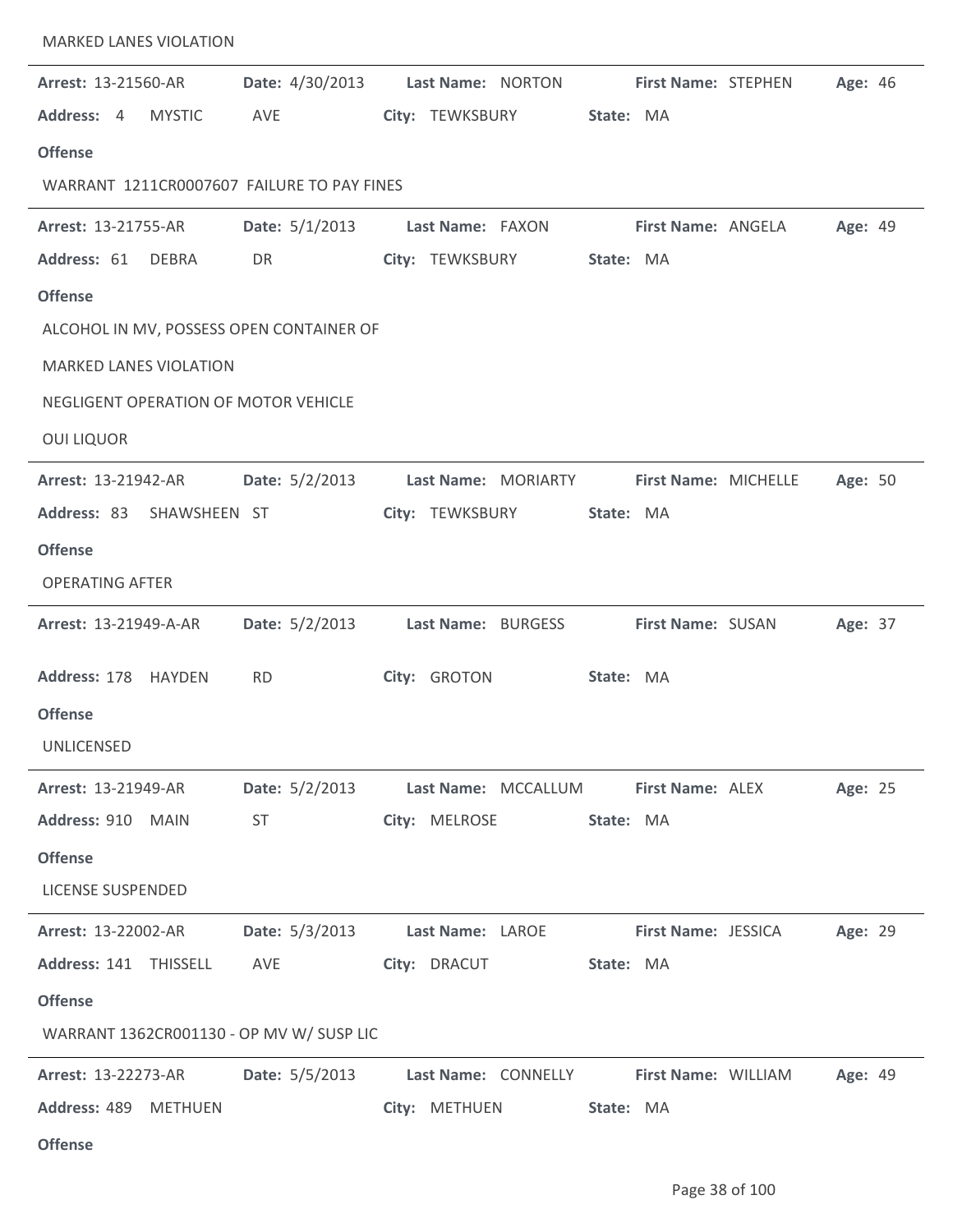MARKED LANES VIOLATION

---

**Arrest:** 13-21560-AR **Date:** 4/30/2013 **Last Name:** NORTON **First Name:** STEPHEN **Age:** 46

**Address:** 4 MYSTIC AVE **City:** TEWKSBURY **State:** MA

**Offense**

WARRANT 1211CR0007607 FAILURE TO PAY FINES

---

**Arrest:** 13-21755-AR **Date:** 5/1/2013 **Last Name:** FAXON **First Name:** ANGELA **Age:** 49

**Address:** 61 DEBRA DR **City:** TEWKSBURY **State:** MA

**Offense**

ALCOHOL IN MV, POSSESS OPEN CONTAINER OF

MARKED LANES VIOLATION

NEGLIGENT OPERATION OF MOTOR VEHICLE

OUI LIQUOR

---

**Arrest:** 13-21942-AR **Date:** 5/2/2013 **Last Name:** MORIARTY **First Name:** MICHELLE **Age:** 50

**Address:** 83 SHAWSHEEN ST **City:** TEWKSBURY **State:** MA

**Offense**

OPERATING AFTER

---

**Arrest:** 13-21949-A-AR **Date:** 5/2/2013 **Last Name:** BURGESS **First Name:** SUSAN **Age:** 37

**Address:** 178 HAYDEN RD **City:** GROTON **State:** MA

**Offense**

UNLICENSED

---

**Arrest:** 13-21949-AR **Date:** 5/2/2013 **Last Name:** MCCALLUM **First Name:** ALEX **Age:** 25

**Address:** 910 MAIN ST **City:** MELROSE **State:** MA

**Offense**

LICENSE SUSPENDED

---

**Arrest:** 13-22002-AR **Date:** 5/3/2013 **Last Name:** LAROE **First Name:** JESSICA **Age:** 29

**Address:** 141 THISSELL AVE **City:** DRACUT **State:** MA

**Offense**

WARRANT 1362CR001130 - OP MV W/ SUSP LIC

---

**Arrest:** 13-22273-AR **Date:** 5/5/2013 **Last Name:** CONNELLY **First Name:** WILLIAM **Age:** 49

**Address:** 489 METHUEN **City:** METHUEN **State:** MA

**Offense**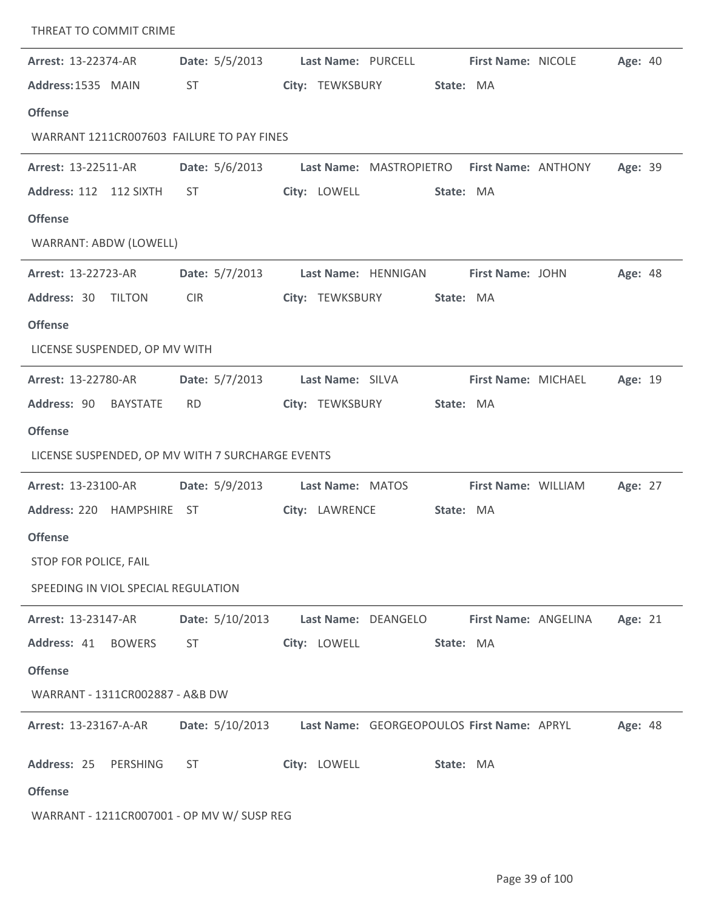THREAT TO COMMIT CRIME

---

**Arrest:** 13-22374-AR **Date:** 5/5/2013 **Last Name:** PURCELL **First Name:** NICOLE **Age:** 40

**Address:** 1535 MAIN ST **City:** TEWKSBURY **State:** MA

**Offense**

WARRANT 1211CR007603 FAILURE TO PAY FINES

---

**Arrest:** 13-22511-AR **Date:** 5/6/2013 **Last Name:** MASTROPIETRO **First Name:** ANTHONY **Age:** 39

**Address:** 112 112 SIXTH ST **City:** LOWELL **State:** MA

**Offense**

WARRANT: ABDW (LOWELL)

---

**Arrest:** 13-22723-AR **Date:** 5/7/2013 **Last Name:** HENNIGAN **First Name:** JOHN **Age:** 48

**Address:** 30 TILTON CIR **City:** TEWKSBURY **State:** MA

**Offense**

LICENSE SUSPENDED, OP MV WITH

---

**Arrest:** 13-22780-AR **Date:** 5/7/2013 **Last Name:** SILVA **First Name:** MICHAEL **Age:** 19

**Address:** 90 BAYSTATE RD **City:** TEWKSBURY **State:** MA

**Offense**

LICENSE SUSPENDED, OP MV WITH 7 SURCHARGE EVENTS

---

**Arrest:** 13-23100-AR **Date:** 5/9/2013 **Last Name:** MATOS **First Name:** WILLIAM **Age:** 27

**Address:** 220 HAMPSHIRE ST **City:** LAWRENCE **State:** MA

**Offense**

STOP FOR POLICE, FAIL

SPEEDING IN VIOL SPECIAL REGULATION

---

**Arrest:** 13-23147-AR **Date:** 5/10/2013 **Last Name:** DEANGELO **First Name:** ANGELINA **Age:** 21

**Address:** 41 BOWERS ST **City:** LOWELL **State:** MA

**Offense**

WARRANT - 1311CR002887 - A&B DW

---

**Arrest:** 13-23167-A-AR **Date:** 5/10/2013 **Last Name:** GEORGEOPOULOS **First Name:** APRYL **Age:** 48

**Address:** 25 PERSHING ST **City:** LOWELL **State:** MA

**Offense**

WARRANT - 1211CR007001 - OP MV W/ SUSP REG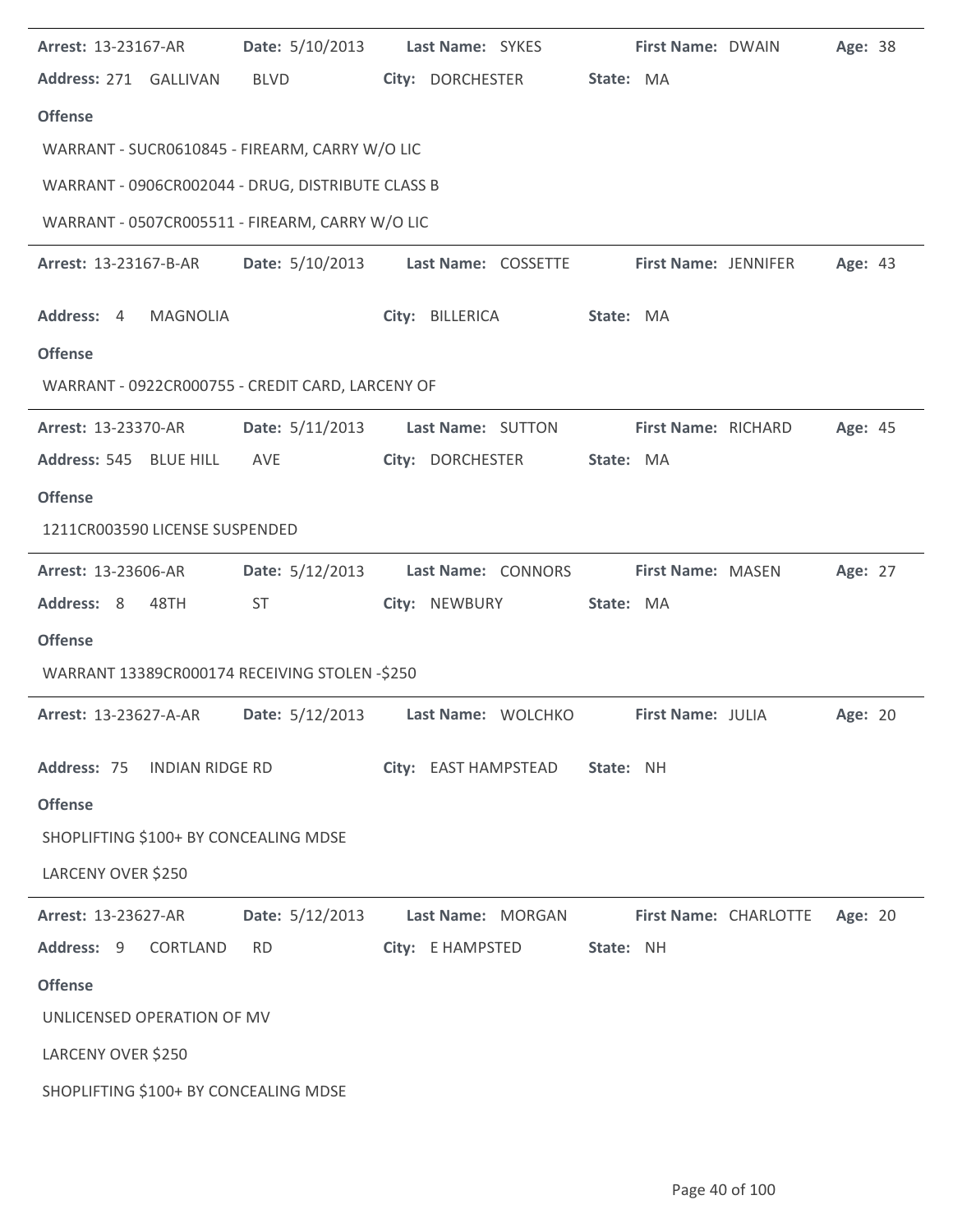**Arrest:** 13-23167-AR **Date:** 5/10/2013 **Last Name:** SYKES **First Name:** DWAIN **Age:** 38

**Address:** 271 GALLIVAN BLVD **City:** DORCHESTER **State:** MA

**Offense**

WARRANT - SUCR0610845 - FIREARM, CARRY W/O LIC

WARRANT - 0906CR002044 - DRUG, DISTRIBUTE CLASS B

WARRANT - 0507CR005511 - FIREARM, CARRY W/O LIC

---

**Arrest:** 13-23167-B-AR **Date:** 5/10/2013 **Last Name:** COSSETTE **First Name:** JENNIFER **Age:** 43

**Address:** 4 MAGNOLIA **City:** BILLERICA **State:** MA

**Offense**

WARRANT - 0922CR000755 - CREDIT CARD, LARCENY OF

---

**Arrest:** 13-23370-AR **Date:** 5/11/2013 **Last Name:** SUTTON **First Name:** RICHARD **Age:** 45

**Address:** 545 BLUE HILL AVE **City:** DORCHESTER **State:** MA

**Offense**

1211CR003590 LICENSE SUSPENDED

---

**Arrest:** 13-23606-AR **Date:** 5/12/2013 **Last Name:** CONNORS **First Name:** MASEN **Age:** 27

**Address:** 8 48TH ST **City:** NEWBURY **State:** MA

**Offense**

WARRANT 13389CR000174 RECEIVING STOLEN -$250

---

**Arrest:** 13-23627-A-AR **Date:** 5/12/2013 **Last Name:** WOLCHKO **First Name:** JULIA **Age:** 20

**Address:** 75 INDIAN RIDGE RD **City:** EAST HAMPSTEAD **State:** NH

**Offense**

SHOPLIFTING $100+ BY CONCEALING MDSE

LARCENY OVER $250

---

**Arrest:** 13-23627-AR **Date:** 5/12/2013 **Last Name:** MORGAN **First Name:** CHARLOTTE **Age:** 20

**Address:** 9 CORTLAND RD **City:** E HAMPSTED **State:** NH

**Offense**

UNLICENSED OPERATION OF MV

LARCENY OVER $250

SHOPLIFTING $100+ BY CONCEALING MDSE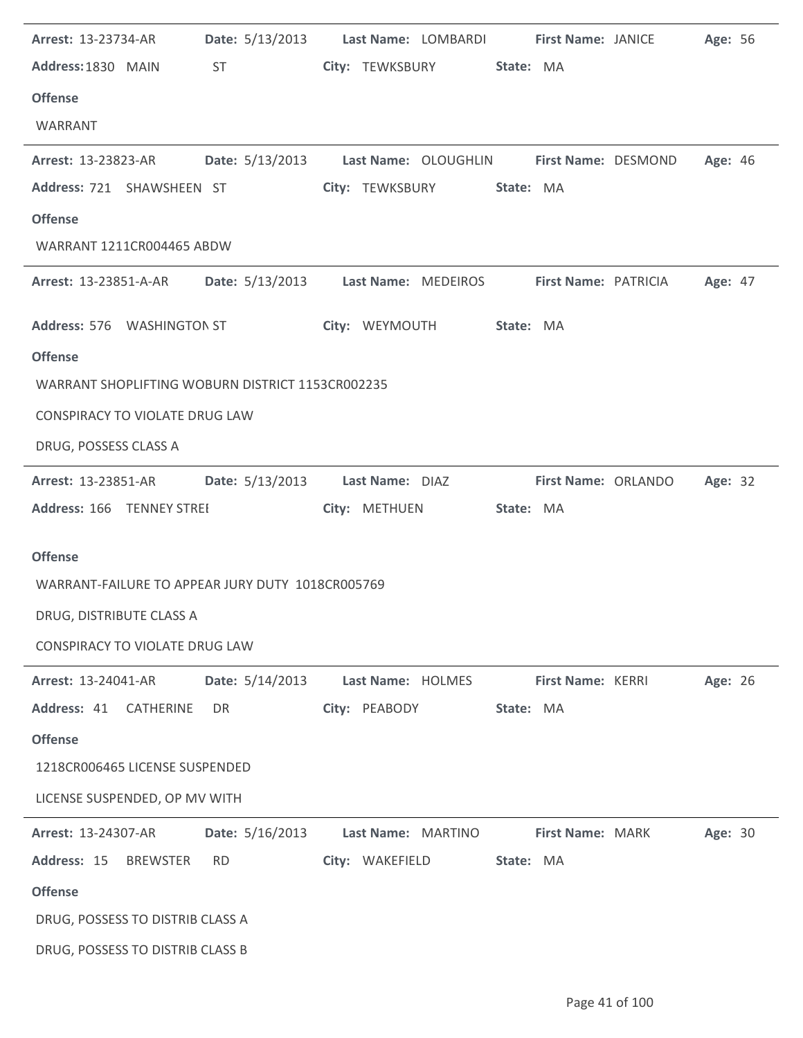**Arrest:** 13-23734-AR **Date:** 5/13/2013 **Last Name:** LOMBARDI **First Name:** JANICE **Age:** 56

**Address:** 1830 MAIN ST **City:** TEWKSBURY **State:** MA

**Offense**

WARRANT

---

**Arrest:** 13-23823-AR **Date:** 5/13/2013 **Last Name:** OLOUGHLIN **First Name:** DESMOND **Age:** 46

**Address:** 721 SHAWSHEEN ST **City:** TEWKSBURY **State:** MA

**Offense**

WARRANT 1211CR004465 ABDW

---

**Arrest:** 13-23851-A-AR **Date:** 5/13/2013 **Last Name:** MEDEIROS **First Name:** PATRICIA **Age:** 47

**Address:** 576 WASHINGTON ST **City:** WEYMOUTH **State:** MA

**Offense**

WARRANT SHOPLIFTING WOBURN DISTRICT 1153CR002235

CONSPIRACY TO VIOLATE DRUG LAW

DRUG, POSSESS CLASS A

---

**Arrest:** 13-23851-AR **Date:** 5/13/2013 **Last Name:** DIAZ **First Name:** ORLANDO **Age:** 32

**Address:** 166 TENNEY STREET **City:** METHUEN **State:** MA

**Offense**

WARRANT-FAILURE TO APPEAR JURY DUTY 1018CR005769

DRUG, DISTRIBUTE CLASS A

CONSPIRACY TO VIOLATE DRUG LAW

---

**Arrest:** 13-24041-AR **Date:** 5/14/2013 **Last Name:** HOLMES **First Name:** KERRI **Age:** 26

**Address:** 41 CATHERINE DR **City:** PEABODY **State:** MA

**Offense**

1218CR006465 LICENSE SUSPENDED

LICENSE SUSPENDED, OP MV WITH

---

**Arrest:** 13-24307-AR **Date:** 5/16/2013 **Last Name:** MARTINO **First Name:** MARK **Age:** 30

**Address:** 15 BREWSTER RD **City:** WAKEFIELD **State:** MA

**Offense**

DRUG, POSSESS TO DISTRIB CLASS A

DRUG, POSSESS TO DISTRIB CLASS B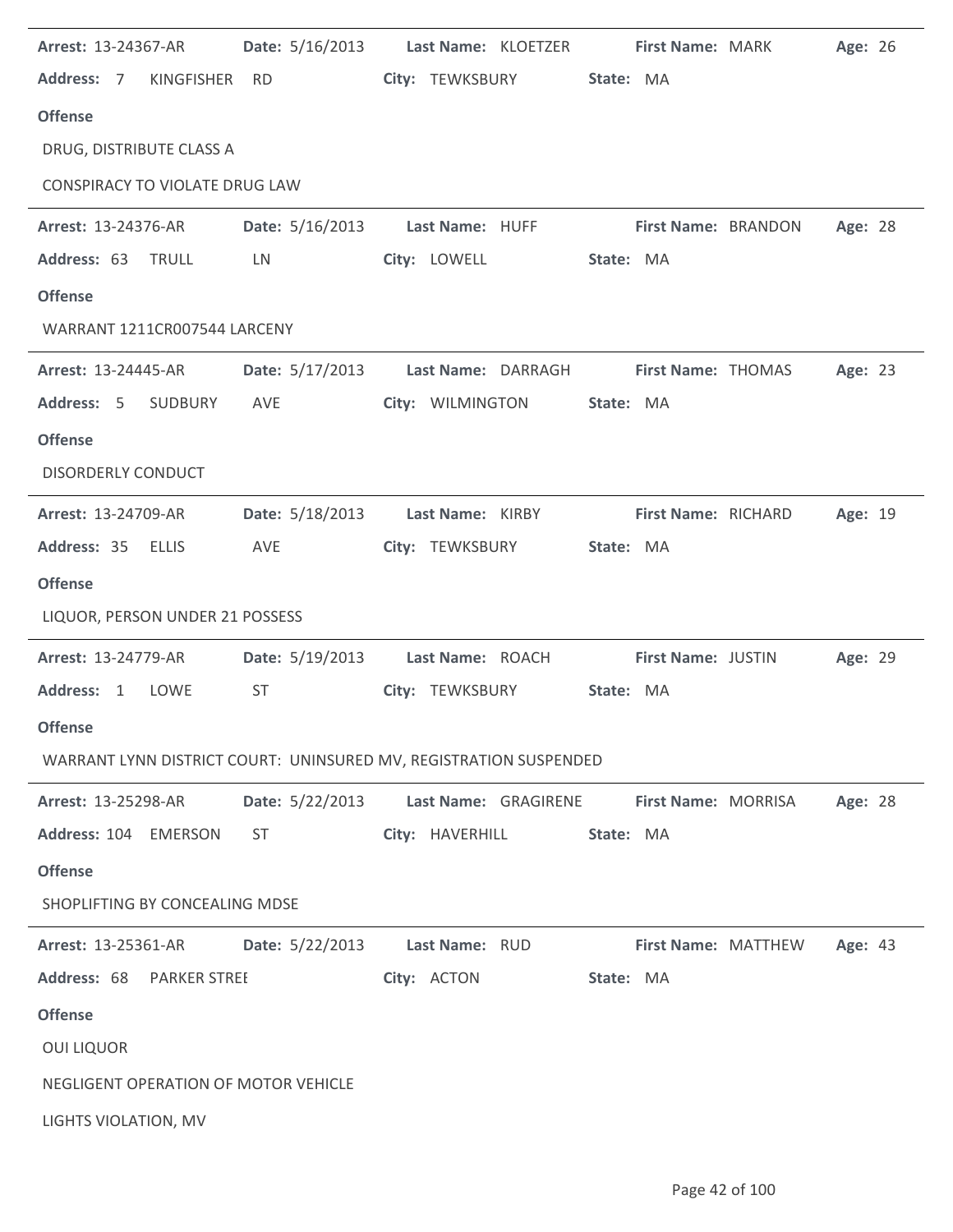**Arrest:** 13-24367-AR **Date:** 5/16/2013 **Last Name:** KLOETZER **First Name:** MARK **Age:** 26

**Address:** 7 KINGFISHER RD **City:** TEWKSBURY **State:** MA

**Offense**

DRUG, DISTRIBUTE CLASS A

CONSPIRACY TO VIOLATE DRUG LAW

---

**Arrest:** 13-24376-AR **Date:** 5/16/2013 **Last Name:** HUFF **First Name:** BRANDON **Age:** 28

**Address:** 63 TRULL LN **City:** LOWELL **State:** MA

**Offense**

WARRANT 1211CR007544 LARCENY

---

**Arrest:** 13-24445-AR **Date:** 5/17/2013 **Last Name:** DARRAGH **First Name:** THOMAS **Age:** 23

**Address:** 5 SUDBURY AVE **City:** WILMINGTON **State:** MA

**Offense**

DISORDERLY CONDUCT

---

**Arrest:** 13-24709-AR **Date:** 5/18/2013 **Last Name:** KIRBY **First Name:** RICHARD **Age:** 19

**Address:** 35 ELLIS AVE **City:** TEWKSBURY **State:** MA

**Offense**

LIQUOR, PERSON UNDER 21 POSSESS

---

**Arrest:** 13-24779-AR **Date:** 5/19/2013 **Last Name:** ROACH **First Name:** JUSTIN **Age:** 29

**Address:** 1 LOWE ST **City:** TEWKSBURY **State:** MA

**Offense**

WARRANT LYNN DISTRICT COURT: UNINSURED MV, REGISTRATION SUSPENDED

---

**Arrest:** 13-25298-AR **Date:** 5/22/2013 **Last Name:** GRAGIRENE **First Name:** MORRISA **Age:** 28

**Address:** 104 EMERSON ST **City:** HAVERHILL **State:** MA

**Offense**

SHOPLIFTING BY CONCEALING MDSE

---

**Arrest:** 13-25361-AR **Date:** 5/22/2013 **Last Name:** RUD **First Name:** MATTHEW **Age:** 43

**Address:** 68 PARKER STREE **City:** ACTON **State:** MA

**Offense**

OUI LIQUOR

NEGLIGENT OPERATION OF MOTOR VEHICLE

LIGHTS VIOLATION, MV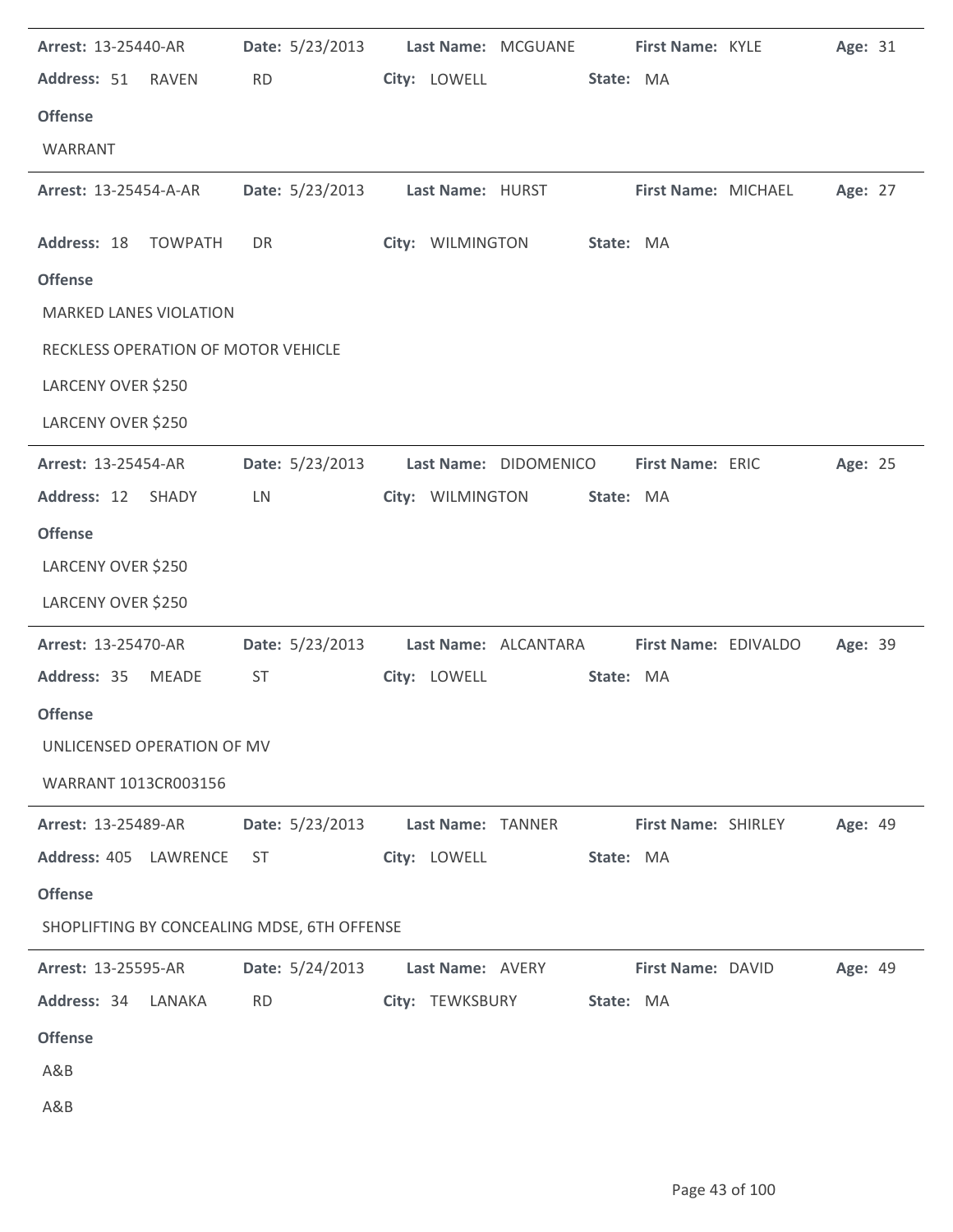**Arrest:** 13-25440-AR **Date:** 5/23/2013 **Last Name:** MCGUANE **First Name:** KYLE **Age:** 31

**Address:** 51 RAVEN RD **City:** LOWELL **State:** MA

**Offense**

WARRANT

---

**Arrest:** 13-25454-A-AR **Date:** 5/23/2013 **Last Name:** HURST **First Name:** MICHAEL **Age:** 27

**Address:** 18 TOWPATH DR **City:** WILMINGTON **State:** MA

**Offense**

MARKED LANES VIOLATION

RECKLESS OPERATION OF MOTOR VEHICLE

LARCENY OVER $250

LARCENY OVER $250

---

**Arrest:** 13-25454-AR **Date:** 5/23/2013 **Last Name:** DIDOMENICO **First Name:** ERIC **Age:** 25

**Address:** 12 SHADY LN **City:** WILMINGTON **State:** MA

**Offense**

LARCENY OVER $250

LARCENY OVER $250

---

**Arrest:** 13-25470-AR **Date:** 5/23/2013 **Last Name:** ALCANTARA **First Name:** EDIVALDO **Age:** 39

**Address:** 35 MEADE ST **City:** LOWELL **State:** MA

**Offense**

UNLICENSED OPERATION OF MV

WARRANT 1013CR003156

---

**Arrest:** 13-25489-AR **Date:** 5/23/2013 **Last Name:** TANNER **First Name:** SHIRLEY **Age:** 49

**Address:** 405 LAWRENCE ST **City:** LOWELL **State:** MA

**Offense**

SHOPLIFTING BY CONCEALING MDSE, 6TH OFFENSE

---

**Arrest:** 13-25595-AR **Date:** 5/24/2013 **Last Name:** AVERY **First Name:** DAVID **Age:** 49

**Address:** 34 LANAKA RD **City:** TEWKSBURY **State:** MA

**Offense**

A&B

A&B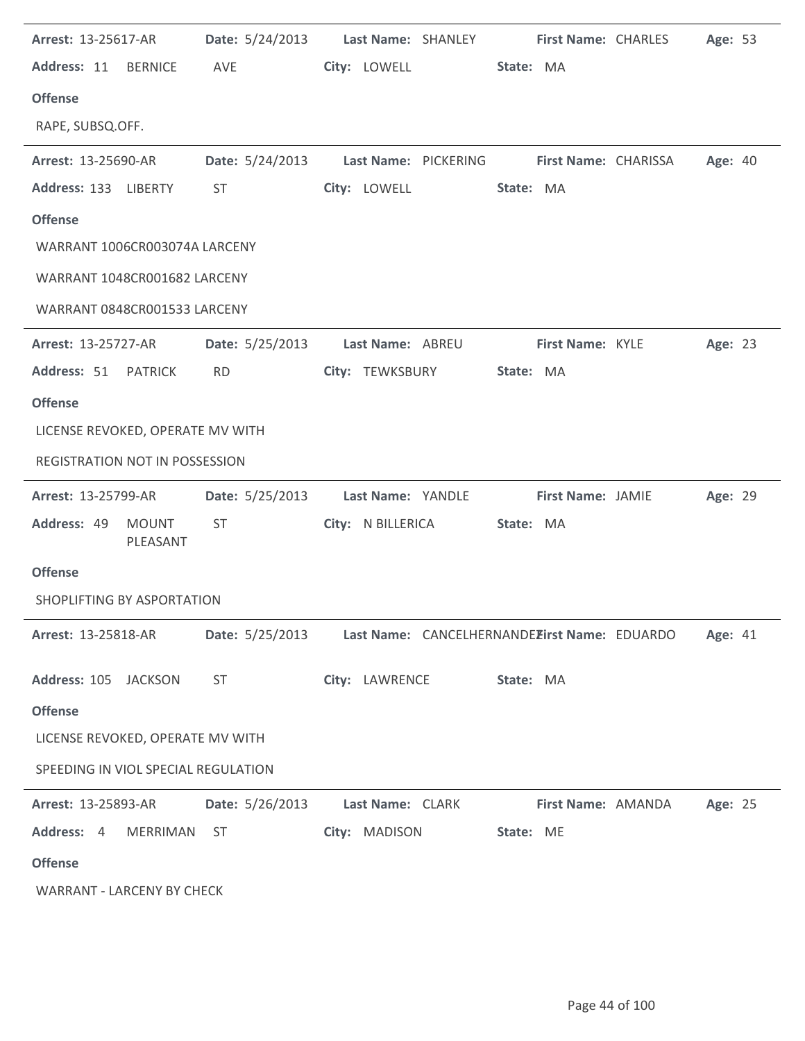**Arrest:** 13-25617-AR **Date:** 5/24/2013 **Last Name:** SHANLEY **First Name:** CHARLES **Age:** 53

**Address:** 11 BERNICE AVE **City:** LOWELL **State:** MA

**Offense**

RAPE, SUBSQ.OFF.

---

**Arrest:** 13-25690-AR **Date:** 5/24/2013 **Last Name:** PICKERING **First Name:** CHARISSA **Age:** 40

**Address:** 133 LIBERTY ST **City:** LOWELL **State:** MA

**Offense**

WARRANT 1006CR003074A LARCENY

WARRANT 1048CR001682 LARCENY

WARRANT 0848CR001533 LARCENY

---

**Arrest:** 13-25727-AR **Date:** 5/25/2013 **Last Name:** ABREU **First Name:** KYLE **Age:** 23

**Address:** 51 PATRICK RD **City:** TEWKSBURY **State:** MA

**Offense**

LICENSE REVOKED, OPERATE MV WITH

REGISTRATION NOT IN POSSESSION

---

**Arrest:** 13-25799-AR **Date:** 5/25/2013 **Last Name:** YANDLE **First Name:** JAMIE **Age:** 29

**Address:** 49 MOUNT PLEASANT ST **City:** N BILLERICA **State:** MA

**Offense**

SHOPLIFTING BY ASPORTATION

---

**Arrest:** 13-25818-AR **Date:** 5/25/2013 **Last Name:** CANCELHERNANDEZ **First Name:** EDUARDO **Age:** 41

**Address:** 105 JACKSON ST **City:** LAWRENCE **State:** MA

**Offense**

LICENSE REVOKED, OPERATE MV WITH

SPEEDING IN VIOL SPECIAL REGULATION

---

**Arrest:** 13-25893-AR **Date:** 5/26/2013 **Last Name:** CLARK **First Name:** AMANDA **Age:** 25

**Address:** 4 MERRIMAN ST **City:** MADISON **State:** ME

**Offense**

WARRANT - LARCENY BY CHECK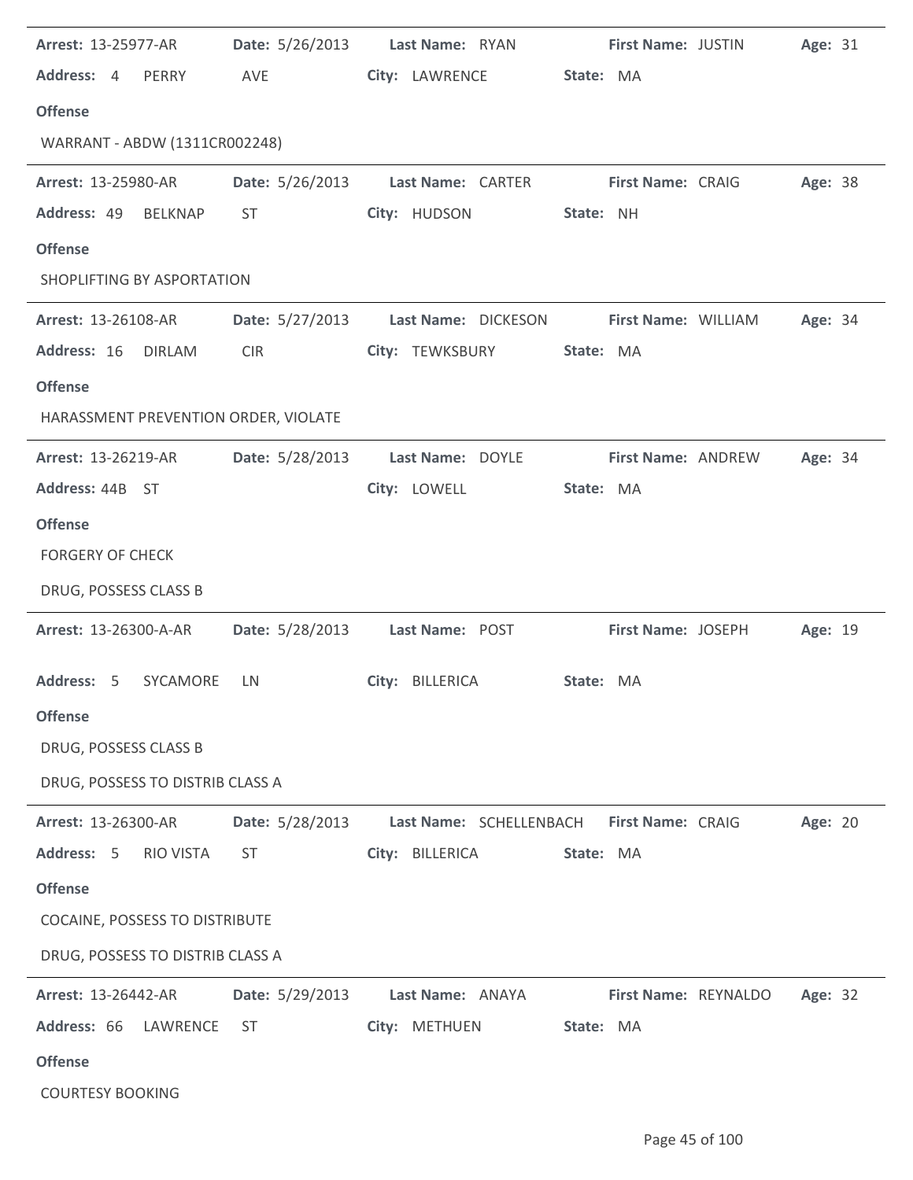**Arrest:** 13-25977-AR **Date:** 5/26/2013 **Last Name:** RYAN **First Name:** JUSTIN **Age:** 31

**Address:** 4 PERRY AVE **City:** LAWRENCE **State:** MA

**Offense**

WARRANT - ABDW (1311CR002248)

---

**Arrest:** 13-25980-AR **Date:** 5/26/2013 **Last Name:** CARTER **First Name:** CRAIG **Age:** 38

**Address:** 49 BELKNAP ST **City:** HUDSON **State:** NH

**Offense**

SHOPLIFTING BY ASPORTATION

---

**Arrest:** 13-26108-AR **Date:** 5/27/2013 **Last Name:** DICKESON **First Name:** WILLIAM **Age:** 34

**Address:** 16 DIRLAM CIR **City:** TEWKSBURY **State:** MA

**Offense**

HARASSMENT PREVENTION ORDER, VIOLATE

---

**Arrest:** 13-26219-AR **Date:** 5/28/2013 **Last Name:** DOYLE **First Name:** ANDREW **Age:** 34

**Address:** 44B ST **City:** LOWELL **State:** MA

**Offense**

FORGERY OF CHECK

DRUG, POSSESS CLASS B

---

**Arrest:** 13-26300-A-AR **Date:** 5/28/2013 **Last Name:** POST **First Name:** JOSEPH **Age:** 19

**Address:** 5 SYCAMORE LN **City:** BILLERICA **State:** MA

**Offense**

DRUG, POSSESS CLASS B

DRUG, POSSESS TO DISTRIB CLASS A

---

**Arrest:** 13-26300-AR **Date:** 5/28/2013 **Last Name:** SCHELLENBACH **First Name:** CRAIG **Age:** 20

**Address:** 5 RIO VISTA ST **City:** BILLERICA **State:** MA

**Offense**

COCAINE, POSSESS TO DISTRIBUTE

DRUG, POSSESS TO DISTRIB CLASS A

---

**Arrest:** 13-26442-AR **Date:** 5/29/2013 **Last Name:** ANAYA **First Name:** REYNALDO **Age:** 32

**Address:** 66 LAWRENCE ST **City:** METHUEN **State:** MA

**Offense**

COURTESY BOOKING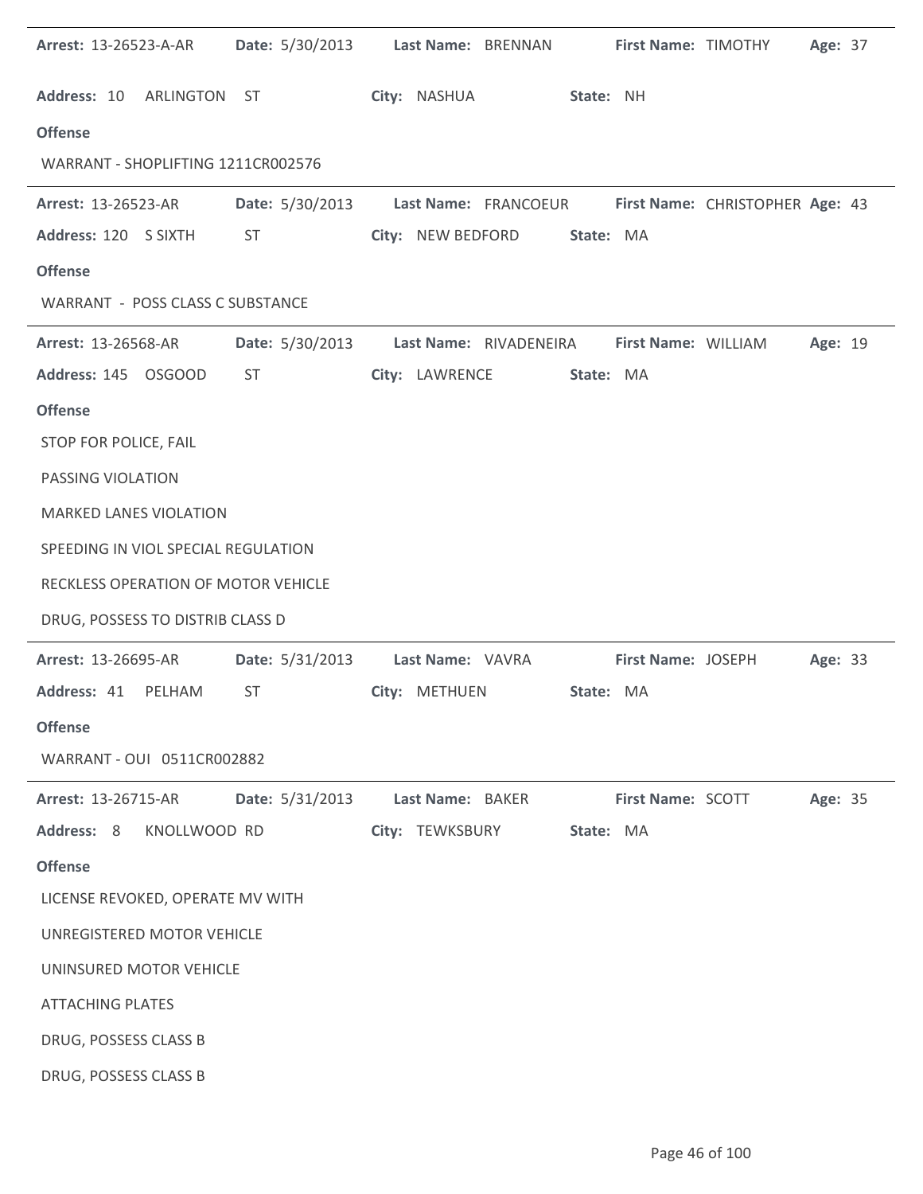**Arrest:** 13-26523-A-AR **Date:** 5/30/2013 **Last Name:** BRENNAN **First Name:** TIMOTHY **Age:** 37

**Address:** 10 ARLINGTON ST **City:** NASHUA **State:** NH

**Offense**

WARRANT - SHOPLIFTING 1211CR002576

---

**Arrest:** 13-26523-AR **Date:** 5/30/2013 **Last Name:** FRANCOEUR **First Name:** CHRISTOPHER **Age:** 43

**Address:** 120 S SIXTH ST **City:** NEW BEDFORD **State:** MA

**Offense**

WARRANT - POSS CLASS C SUBSTANCE

---

**Arrest:** 13-26568-AR **Date:** 5/30/2013 **Last Name:** RIVADENEIRA **First Name:** WILLIAM **Age:** 19

**Address:** 145 OSGOOD ST **City:** LAWRENCE **State:** MA

**Offense**

STOP FOR POLICE, FAIL

PASSING VIOLATION

MARKED LANES VIOLATION

SPEEDING IN VIOL SPECIAL REGULATION

RECKLESS OPERATION OF MOTOR VEHICLE

DRUG, POSSESS TO DISTRIB CLASS D

---

**Arrest:** 13-26695-AR **Date:** 5/31/2013 **Last Name:** VAVRA **First Name:** JOSEPH **Age:** 33

**Address:** 41 PELHAM ST **City:** METHUEN **State:** MA

**Offense**

WARRANT - OUI 0511CR002882

---

**Arrest:** 13-26715-AR **Date:** 5/31/2013 **Last Name:** BAKER **First Name:** SCOTT **Age:** 35

**Address:** 8 KNOLLWOOD RD **City:** TEWKSBURY **State:** MA

**Offense**

LICENSE REVOKED, OPERATE MV WITH

UNREGISTERED MOTOR VEHICLE

UNINSURED MOTOR VEHICLE

ATTACHING PLATES

DRUG, POSSESS CLASS B

DRUG, POSSESS CLASS B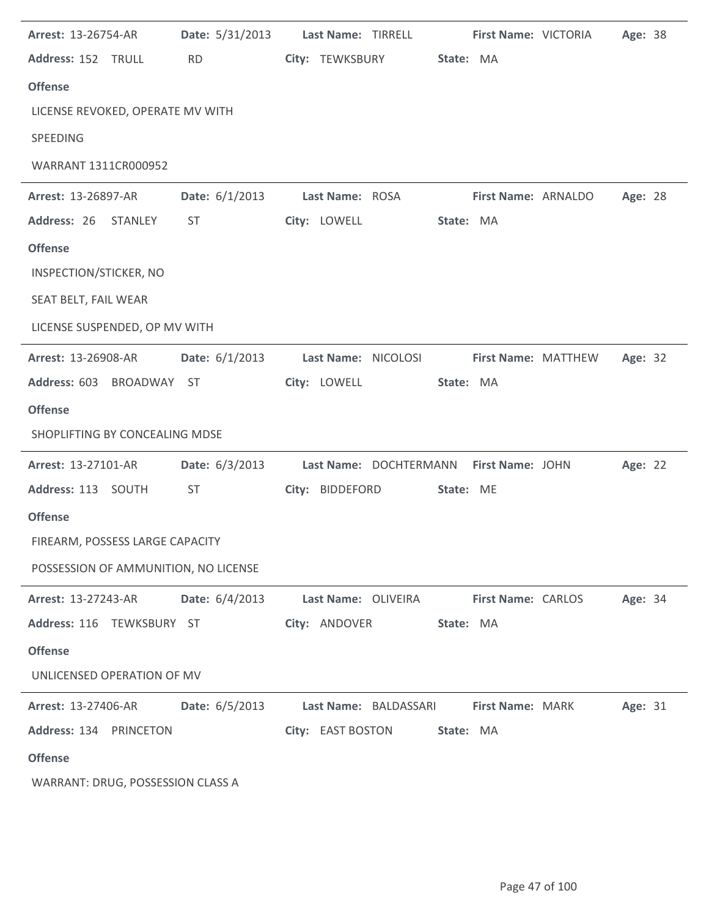**Arrest:** 13-26754-AR **Date:** 5/31/2013 **Last Name:** TIRRELL **First Name:** VICTORIA **Age:** 38

**Address:** 152 TRULL RD **City:** TEWKSBURY **State:** MA

**Offense**

LICENSE REVOKED, OPERATE MV WITH

SPEEDING

WARRANT 1311CR000952

---

**Arrest:** 13-26897-AR **Date:** 6/1/2013 **Last Name:** ROSA **First Name:** ARNALDO **Age:** 28

**Address:** 26 STANLEY ST **City:** LOWELL **State:** MA

**Offense**

INSPECTION/STICKER, NO

SEAT BELT, FAIL WEAR

LICENSE SUSPENDED, OP MV WITH

---

**Arrest:** 13-26908-AR **Date:** 6/1/2013 **Last Name:** NICOLOSI **First Name:** MATTHEW **Age:** 32

**Address:** 603 BROADWAY ST **City:** LOWELL **State:** MA

**Offense**

SHOPLIFTING BY CONCEALING MDSE

---

**Arrest:** 13-27101-AR **Date:** 6/3/2013 **Last Name:** DOCHTERMANN **First Name:** JOHN **Age:** 22

**Address:** 113 SOUTH ST **City:** BIDDEFORD **State:** ME

**Offense**

FIREARM, POSSESS LARGE CAPACITY

POSSESSION OF AMMUNITION, NO LICENSE

---

**Arrest:** 13-27243-AR **Date:** 6/4/2013 **Last Name:** OLIVEIRA **First Name:** CARLOS **Age:** 34

**Address:** 116 TEWKSBURY ST **City:** ANDOVER **State:** MA

**Offense**

UNLICENSED OPERATION OF MV

---

**Arrest:** 13-27406-AR **Date:** 6/5/2013 **Last Name:** BALDASSARI **First Name:** MARK **Age:** 31

**Address:** 134 PRINCETON **City:** EAST BOSTON **State:** MA

**Offense**

WARRANT: DRUG, POSSESSION CLASS A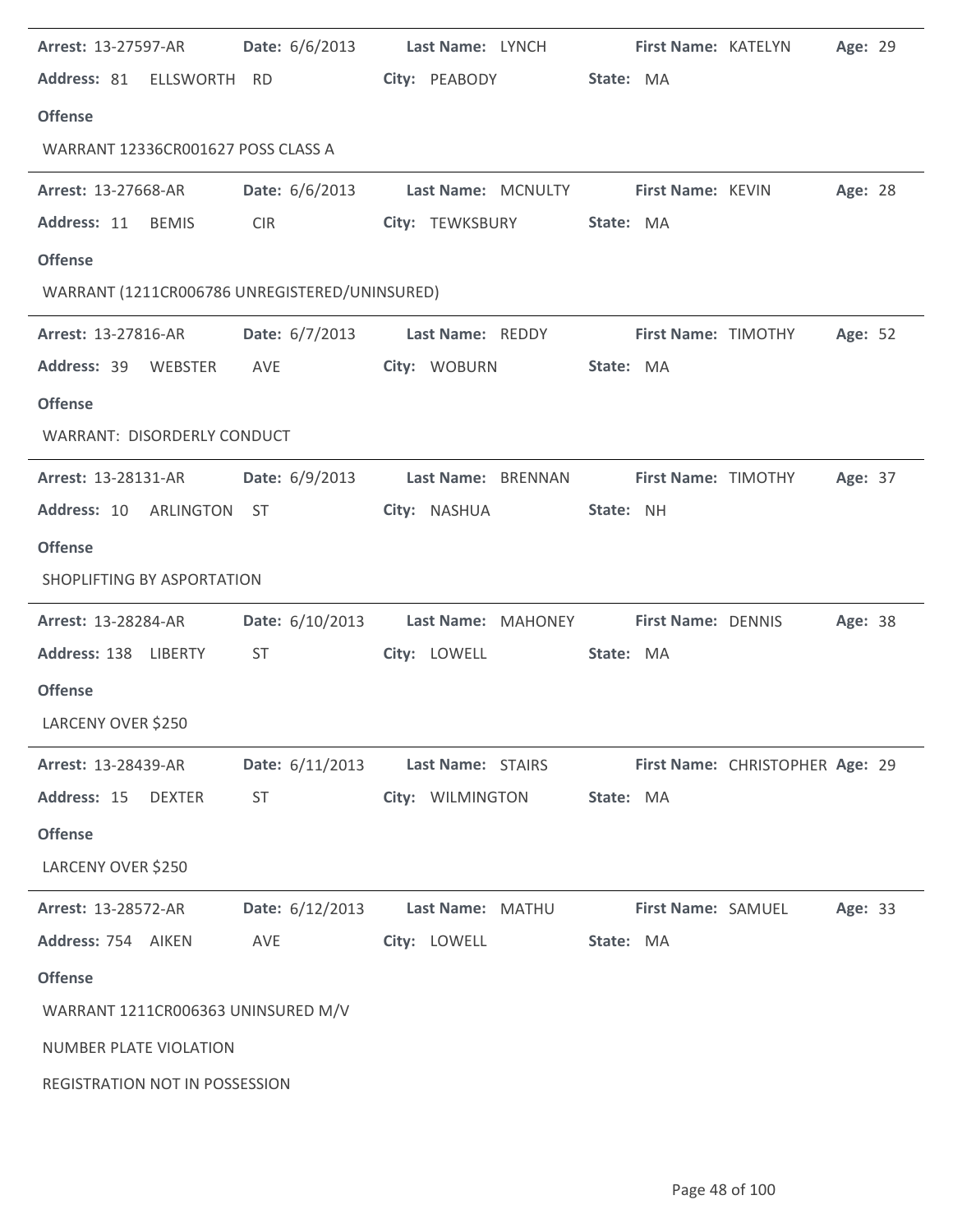**Arrest:** 13-27597-AR **Date:** 6/6/2013 **Last Name:** LYNCH **First Name:** KATELYN **Age:** 29

**Address:** 81 ELLSWORTH RD **City:** PEABODY **State:** MA

**Offense**

WARRANT 12336CR001627 POSS CLASS A

---

**Arrest:** 13-27668-AR **Date:** 6/6/2013 **Last Name:** MCNULTY **First Name:** KEVIN **Age:** 28

**Address:** 11 BEMIS CIR **City:** TEWKSBURY **State:** MA

**Offense**

WARRANT (1211CR006786 UNREGISTERED/UNINSURED)

---

**Arrest:** 13-27816-AR **Date:** 6/7/2013 **Last Name:** REDDY **First Name:** TIMOTHY **Age:** 52

**Address:** 39 WEBSTER AVE **City:** WOBURN **State:** MA

**Offense**

WARRANT: DISORDERLY CONDUCT

---

**Arrest:** 13-28131-AR **Date:** 6/9/2013 **Last Name:** BRENNAN **First Name:** TIMOTHY **Age:** 37

**Address:** 10 ARLINGTON ST **City:** NASHUA **State:** NH

**Offense**

SHOPLIFTING BY ASPORTATION

---

**Arrest:** 13-28284-AR **Date:** 6/10/2013 **Last Name:** MAHONEY **First Name:** DENNIS **Age:** 38

**Address:** 138 LIBERTY ST **City:** LOWELL **State:** MA

**Offense**

LARCENY OVER $250

---

**Arrest:** 13-28439-AR **Date:** 6/11/2013 **Last Name:** STAIRS **First Name:** CHRISTOPHER **Age:** 29

**Address:** 15 DEXTER ST **City:** WILMINGTON **State:** MA

**Offense**

LARCENY OVER $250

---

**Arrest:** 13-28572-AR **Date:** 6/12/2013 **Last Name:** MATHU **First Name:** SAMUEL **Age:** 33

**Address:** 754 AIKEN AVE **City:** LOWELL **State:** MA

**Offense**

WARRANT 1211CR006363 UNINSURED M/V

NUMBER PLATE VIOLATION

REGISTRATION NOT IN POSSESSION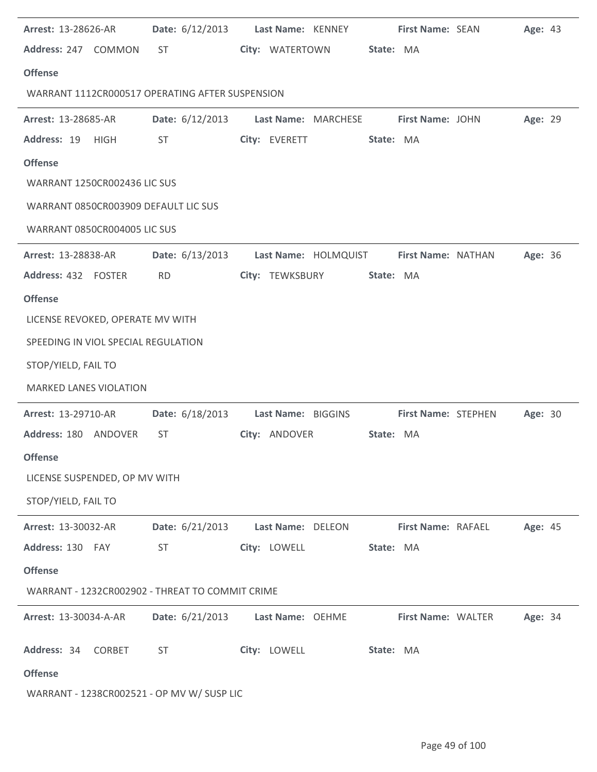**Arrest:** 13-28626-AR **Date:** 6/12/2013 **Last Name:** KENNEY **First Name:** SEAN **Age:** 43

**Address:** 247 COMMON ST **City:** WATERTOWN **State:** MA

**Offense**

WARRANT 1112CR000517 OPERATING AFTER SUSPENSION

---

**Arrest:** 13-28685-AR **Date:** 6/12/2013 **Last Name:** MARCHESE **First Name:** JOHN **Age:** 29

**Address:** 19 HIGH ST **City:** EVERETT **State:** MA

**Offense**

WARRANT 1250CR002436 LIC SUS

WARRANT 0850CR003909 DEFAULT LIC SUS

WARRANT 0850CR004005 LIC SUS

---

**Arrest:** 13-28838-AR **Date:** 6/13/2013 **Last Name:** HOLMQUIST **First Name:** NATHAN **Age:** 36

**Address:** 432 FOSTER RD **City:** TEWKSBURY **State:** MA

**Offense**

LICENSE REVOKED, OPERATE MV WITH

SPEEDING IN VIOL SPECIAL REGULATION

STOP/YIELD, FAIL TO

MARKED LANES VIOLATION

---

**Arrest:** 13-29710-AR **Date:** 6/18/2013 **Last Name:** BIGGINS **First Name:** STEPHEN **Age:** 30

**Address:** 180 ANDOVER ST **City:** ANDOVER **State:** MA

**Offense**

LICENSE SUSPENDED, OP MV WITH

STOP/YIELD, FAIL TO

---

**Arrest:** 13-30032-AR **Date:** 6/21/2013 **Last Name:** DELEON **First Name:** RAFAEL **Age:** 45

**Address:** 130 FAY ST **City:** LOWELL **State:** MA

**Offense**

WARRANT - 1232CR002902 - THREAT TO COMMIT CRIME

---

**Arrest:** 13-30034-A-AR **Date:** 6/21/2013 **Last Name:** OEHME **First Name:** WALTER **Age:** 34

**Address:** 34 CORBET ST **City:** LOWELL **State:** MA

**Offense**

WARRANT - 1238CR002521 - OP MV W/ SUSP LIC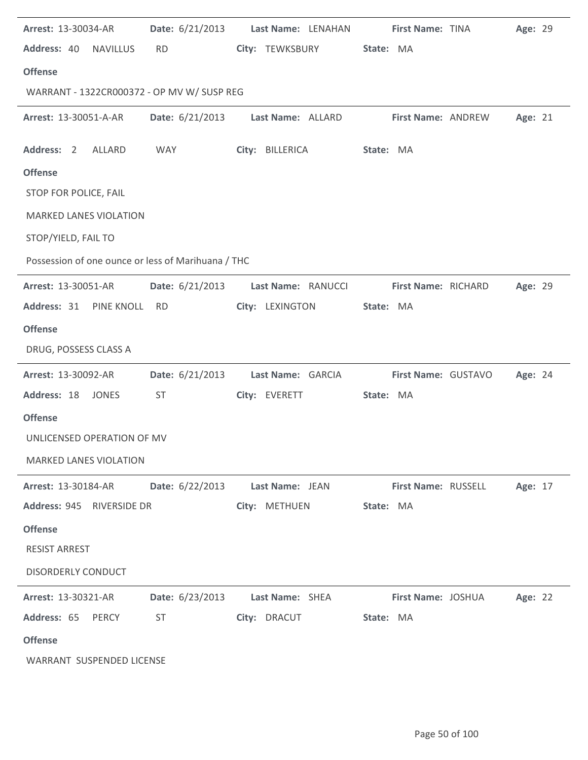**Arrest:** 13-30034-AR **Date:** 6/21/2013 **Last Name:** LENAHAN **First Name:** TINA **Age:** 29

**Address:** 40 NAVILLUS RD **City:** TEWKSBURY **State:** MA

**Offense**

WARRANT - 1322CR000372 - OP MV W/ SUSP REG

---

**Arrest:** 13-30051-A-AR **Date:** 6/21/2013 **Last Name:** ALLARD **First Name:** ANDREW **Age:** 21

**Address:** 2 ALLARD WAY **City:** BILLERICA **State:** MA

**Offense**

STOP FOR POLICE, FAIL

MARKED LANES VIOLATION

STOP/YIELD, FAIL TO

Possession of one ounce or less of Marihuana / THC

---

**Arrest:** 13-30051-AR **Date:** 6/21/2013 **Last Name:** RANUCCI **First Name:** RICHARD **Age:** 29

**Address:** 31 PINE KNOLL RD **City:** LEXINGTON **State:** MA

**Offense**

DRUG, POSSESS CLASS A

---

**Arrest:** 13-30092-AR **Date:** 6/21/2013 **Last Name:** GARCIA **First Name:** GUSTAVO **Age:** 24

**Address:** 18 JONES ST **City:** EVERETT **State:** MA

**Offense**

UNLICENSED OPERATION OF MV

MARKED LANES VIOLATION

---

**Arrest:** 13-30184-AR **Date:** 6/22/2013 **Last Name:** JEAN **First Name:** RUSSELL **Age:** 17

**Address:** 945 RIVERSIDE DR **City:** METHUEN **State:** MA

**Offense**

RESIST ARREST

DISORDERLY CONDUCT

---

**Arrest:** 13-30321-AR **Date:** 6/23/2013 **Last Name:** SHEA **First Name:** JOSHUA **Age:** 22

**Address:** 65 PERCY ST **City:** DRACUT **State:** MA

**Offense**

WARRANT SUSPENDED LICENSE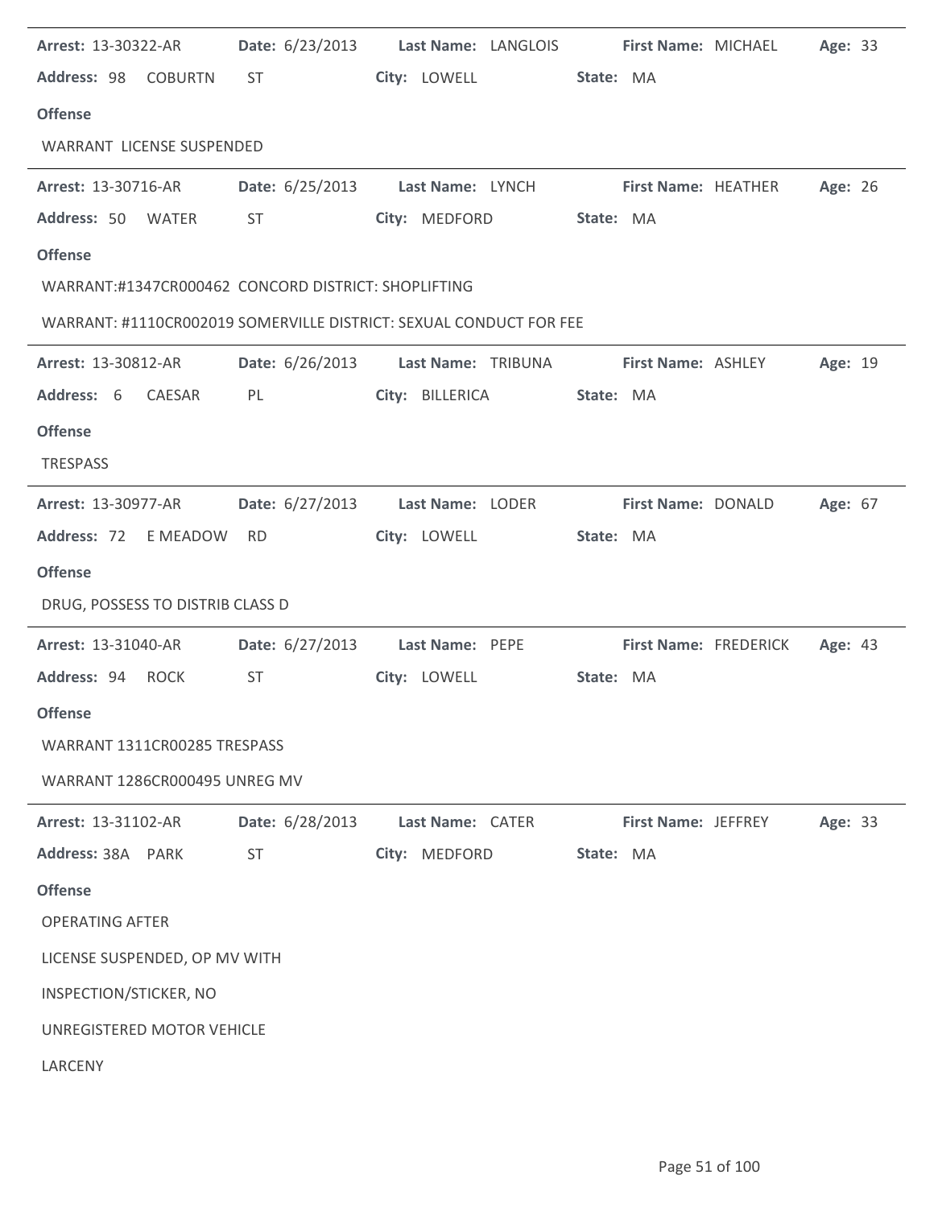**Arrest:** 13-30322-AR **Date:** 6/23/2013 **Last Name:** LANGLOIS **First Name:** MICHAEL **Age:** 33

**Address:** 98 COBURTN ST **City:** LOWELL **State:** MA

**Offense**

WARRANT LICENSE SUSPENDED

---

**Arrest:** 13-30716-AR **Date:** 6/25/2013 **Last Name:** LYNCH **First Name:** HEATHER **Age:** 26

**Address:** 50 WATER ST **City:** MEDFORD **State:** MA

**Offense**

WARRANT:#1347CR000462 CONCORD DISTRICT: SHOPLIFTING

WARRANT: #1110CR002019 SOMERVILLE DISTRICT: SEXUAL CONDUCT FOR FEE

---

**Arrest:** 13-30812-AR **Date:** 6/26/2013 **Last Name:** TRIBUNA **First Name:** ASHLEY **Age:** 19

**Address:** 6 CAESAR PL **City:** BILLERICA **State:** MA

**Offense**

TRESPASS

---

**Arrest:** 13-30977-AR **Date:** 6/27/2013 **Last Name:** LODER **First Name:** DONALD **Age:** 67

**Address:** 72 E MEADOW RD **City:** LOWELL **State:** MA

**Offense**

DRUG, POSSESS TO DISTRIB CLASS D

---

**Arrest:** 13-31040-AR **Date:** 6/27/2013 **Last Name:** PEPE **First Name:** FREDERICK **Age:** 43

**Address:** 94 ROCK ST **City:** LOWELL **State:** MA

**Offense**

WARRANT 1311CR00285 TRESPASS

WARRANT 1286CR000495 UNREG MV

---

**Arrest:** 13-31102-AR **Date:** 6/28/2013 **Last Name:** CATER **First Name:** JEFFREY **Age:** 33

**Address:** 38A PARK ST **City:** MEDFORD **State:** MA

**Offense**

OPERATING AFTER

LICENSE SUSPENDED, OP MV WITH

INSPECTION/STICKER, NO

UNREGISTERED MOTOR VEHICLE

LARCENY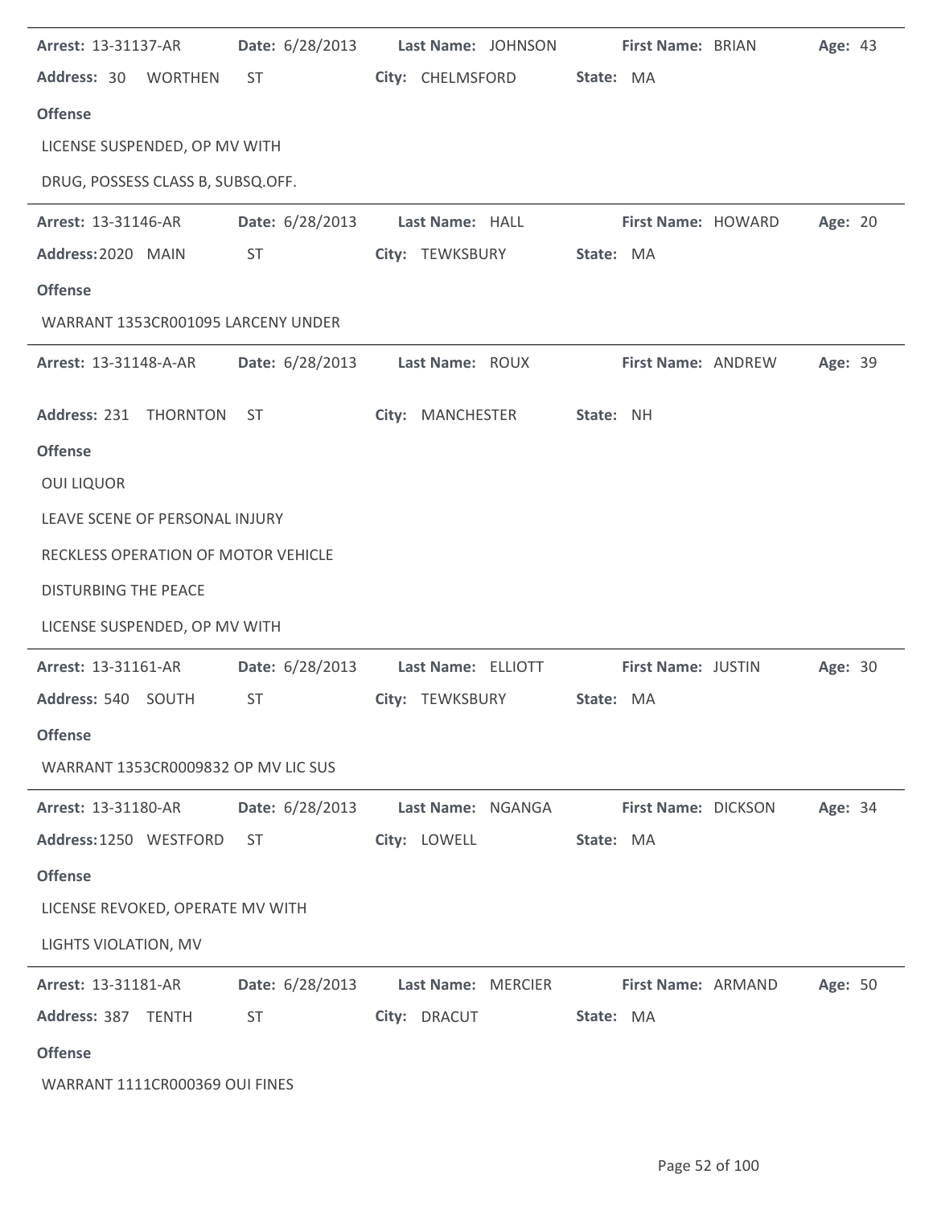**Arrest:** 13-31137-AR **Date:** 6/28/2013 **Last Name:** JOHNSON **First Name:** BRIAN **Age:** 43

**Address:** 30 WORTHEN ST **City:** CHELMSFORD **State:** MA

**Offense**

LICENSE SUSPENDED, OP MV WITH

DRUG, POSSESS CLASS B, SUBSQ.OFF.

---

**Arrest:** 13-31146-AR **Date:** 6/28/2013 **Last Name:** HALL **First Name:** HOWARD **Age:** 20

**Address:** 2020 MAIN ST **City:** TEWKSBURY **State:** MA

**Offense**

WARRANT 1353CR001095 LARCENY UNDER

---

**Arrest:** 13-31148-A-AR **Date:** 6/28/2013 **Last Name:** ROUX **First Name:** ANDREW **Age:** 39

**Address:** 231 THORNTON ST **City:** MANCHESTER **State:** NH

**Offense**

OUI LIQUOR

LEAVE SCENE OF PERSONAL INJURY

RECKLESS OPERATION OF MOTOR VEHICLE

DISTURBING THE PEACE

LICENSE SUSPENDED, OP MV WITH

---

**Arrest:** 13-31161-AR **Date:** 6/28/2013 **Last Name:** ELLIOTT **First Name:** JUSTIN **Age:** 30

**Address:** 540 SOUTH ST **City:** TEWKSBURY **State:** MA

**Offense**

WARRANT 1353CR0009832 OP MV LIC SUS

---

**Arrest:** 13-31180-AR **Date:** 6/28/2013 **Last Name:** NGANGA **First Name:** DICKSON **Age:** 34

**Address:** 1250 WESTFORD ST **City:** LOWELL **State:** MA

**Offense**

LICENSE REVOKED, OPERATE MV WITH

LIGHTS VIOLATION, MV

---

**Arrest:** 13-31181-AR **Date:** 6/28/2013 **Last Name:** MERCIER **First Name:** ARMAND **Age:** 50

**Address:** 387 TENTH ST **City:** DRACUT **State:** MA

**Offense**

WARRANT 1111CR000369 OUI FINES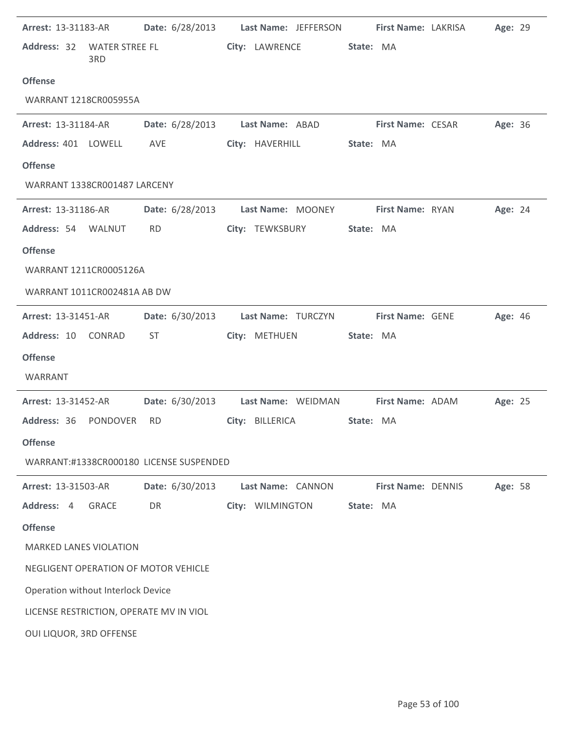**Arrest:** 13-31183-AR **Date:** 6/28/2013 **Last Name:** JEFFERSON **First Name:** LAKRISA **Age:** 29

**Address:** 32 WATER STREE FL 3RD **City:** LAWRENCE **State:** MA

**Offense**

WARRANT 1218CR005955A

---

**Arrest:** 13-31184-AR **Date:** 6/28/2013 **Last Name:** ABAD **First Name:** CESAR **Age:** 36

**Address:** 401 LOWELL AVE **City:** HAVERHILL **State:** MA

**Offense**

WARRANT 1338CR001487 LARCENY

---

**Arrest:** 13-31186-AR **Date:** 6/28/2013 **Last Name:** MOONEY **First Name:** RYAN **Age:** 24

**Address:** 54 WALNUT RD **City:** TEWKSBURY **State:** MA

**Offense**

WARRANT 1211CR0005126A

WARRANT 1011CR002481A AB DW

---

**Arrest:** 13-31451-AR **Date:** 6/30/2013 **Last Name:** TURCZYN **First Name:** GENE **Age:** 46

**Address:** 10 CONRAD ST **City:** METHUEN **State:** MA

**Offense**

WARRANT

---

**Arrest:** 13-31452-AR **Date:** 6/30/2013 **Last Name:** WEIDMAN **First Name:** ADAM **Age:** 25

**Address:** 36 PONDOVER RD **City:** BILLERICA **State:** MA

**Offense**

WARRANT:#1338CR000180 LICENSE SUSPENDED

---

**Arrest:** 13-31503-AR **Date:** 6/30/2013 **Last Name:** CANNON **First Name:** DENNIS **Age:** 58

**Address:** 4 GRACE DR **City:** WILMINGTON **State:** MA

**Offense**

MARKED LANES VIOLATION

NEGLIGENT OPERATION OF MOTOR VEHICLE

Operation without Interlock Device

LICENSE RESTRICTION, OPERATE MV IN VIOL

OUI LIQUOR, 3RD OFFENSE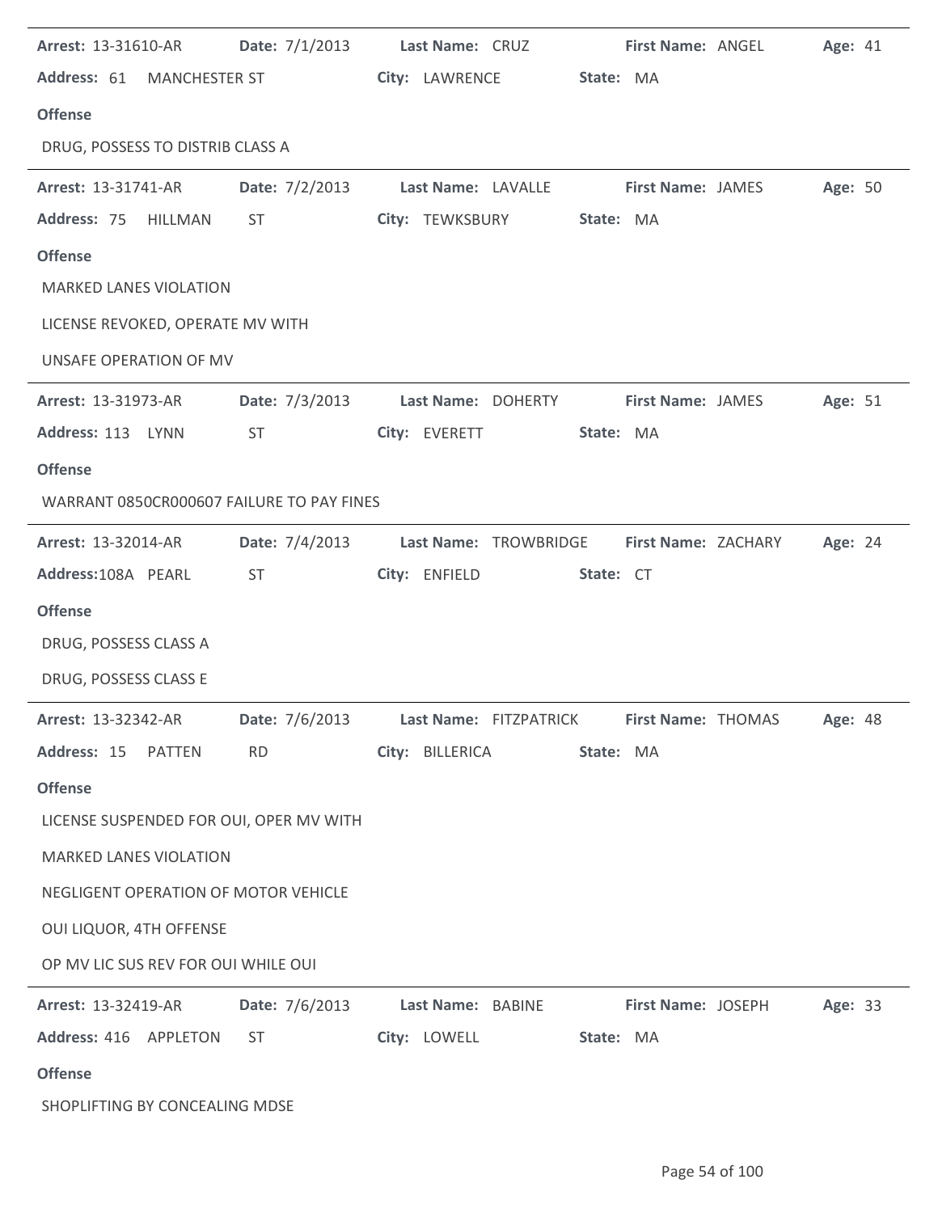**Arrest:** 13-31610-AR **Date:** 7/1/2013 **Last Name:** CRUZ **First Name:** ANGEL **Age:** 41

**Address:** 61 MANCHESTER ST **City:** LAWRENCE **State:** MA

**Offense**

DRUG, POSSESS TO DISTRIB CLASS A

---

**Arrest:** 13-31741-AR **Date:** 7/2/2013 **Last Name:** LAVALLE **First Name:** JAMES **Age:** 50

**Address:** 75 HILLMAN ST **City:** TEWKSBURY **State:** MA

**Offense**

MARKED LANES VIOLATION

LICENSE REVOKED, OPERATE MV WITH

UNSAFE OPERATION OF MV

---

**Arrest:** 13-31973-AR **Date:** 7/3/2013 **Last Name:** DOHERTY **First Name:** JAMES **Age:** 51

**Address:** 113 LYNN ST **City:** EVERETT **State:** MA

**Offense**

WARRANT 0850CR000607 FAILURE TO PAY FINES

---

**Arrest:** 13-32014-AR **Date:** 7/4/2013 **Last Name:** TROWBRIDGE **First Name:** ZACHARY **Age:** 24

**Address:** 108A PEARL ST **City:** ENFIELD **State:** CT

**Offense**

DRUG, POSSESS CLASS A

DRUG, POSSESS CLASS E

---

**Arrest:** 13-32342-AR **Date:** 7/6/2013 **Last Name:** FITZPATRICK **First Name:** THOMAS **Age:** 48

**Address:** 15 PATTEN RD **City:** BILLERICA **State:** MA

**Offense**

LICENSE SUSPENDED FOR OUI, OPER MV WITH

MARKED LANES VIOLATION

NEGLIGENT OPERATION OF MOTOR VEHICLE

OUI LIQUOR, 4TH OFFENSE

OP MV LIC SUS REV FOR OUI WHILE OUI

---

**Arrest:** 13-32419-AR **Date:** 7/6/2013 **Last Name:** BABINE **First Name:** JOSEPH **Age:** 33

**Address:** 416 APPLETON ST **City:** LOWELL **State:** MA

**Offense**

SHOPLIFTING BY CONCEALING MDSE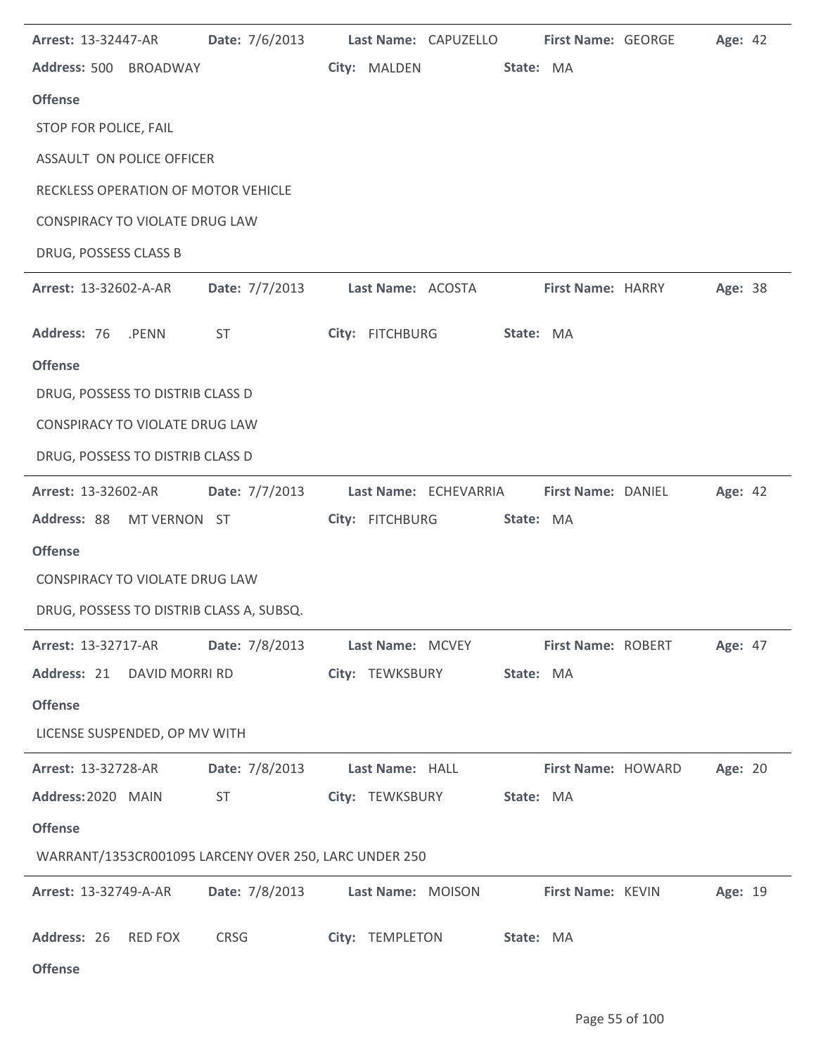**Arrest:** 13-32447-AR **Date:** 7/6/2013 **Last Name:** CAPUZELLO **First Name:** GEORGE **Age:** 42

**Address:** 500 BROADWAY **City:** MALDEN **State:** MA

**Offense**

STOP FOR POLICE, FAIL

ASSAULT ON POLICE OFFICER

RECKLESS OPERATION OF MOTOR VEHICLE

CONSPIRACY TO VIOLATE DRUG LAW

DRUG, POSSESS CLASS B

---

**Arrest:** 13-32602-A-AR **Date:** 7/7/2013 **Last Name:** ACOSTA **First Name:** HARRY **Age:** 38

**Address:** 76 .PENN ST **City:** FITCHBURG **State:** MA

**Offense**

DRUG, POSSESS TO DISTRIB CLASS D

CONSPIRACY TO VIOLATE DRUG LAW

DRUG, POSSESS TO DISTRIB CLASS D

---

**Arrest:** 13-32602-AR **Date:** 7/7/2013 **Last Name:** ECHEVARRIA **First Name:** DANIEL **Age:** 42

**Address:** 88 MT VERNON ST **City:** FITCHBURG **State:** MA

**Offense**

CONSPIRACY TO VIOLATE DRUG LAW

DRUG, POSSESS TO DISTRIB CLASS A, SUBSQ.

---

**Arrest:** 13-32717-AR **Date:** 7/8/2013 **Last Name:** MCVEY **First Name:** ROBERT **Age:** 47

**Address:** 21 DAVID MORRI RD **City:** TEWKSBURY **State:** MA

**Offense**

LICENSE SUSPENDED, OP MV WITH

---

**Arrest:** 13-32728-AR **Date:** 7/8/2013 **Last Name:** HALL **First Name:** HOWARD **Age:** 20

**Address:** 2020 MAIN ST **City:** TEWKSBURY **State:** MA

**Offense**

WARRANT/1353CR001095 LARCENY OVER 250, LARC UNDER 250

---

**Arrest:** 13-32749-A-AR **Date:** 7/8/2013 **Last Name:** MOISON **First Name:** KEVIN **Age:** 19

**Address:** 26 RED FOX CRSG **City:** TEMPLETON **State:** MA

**Offense**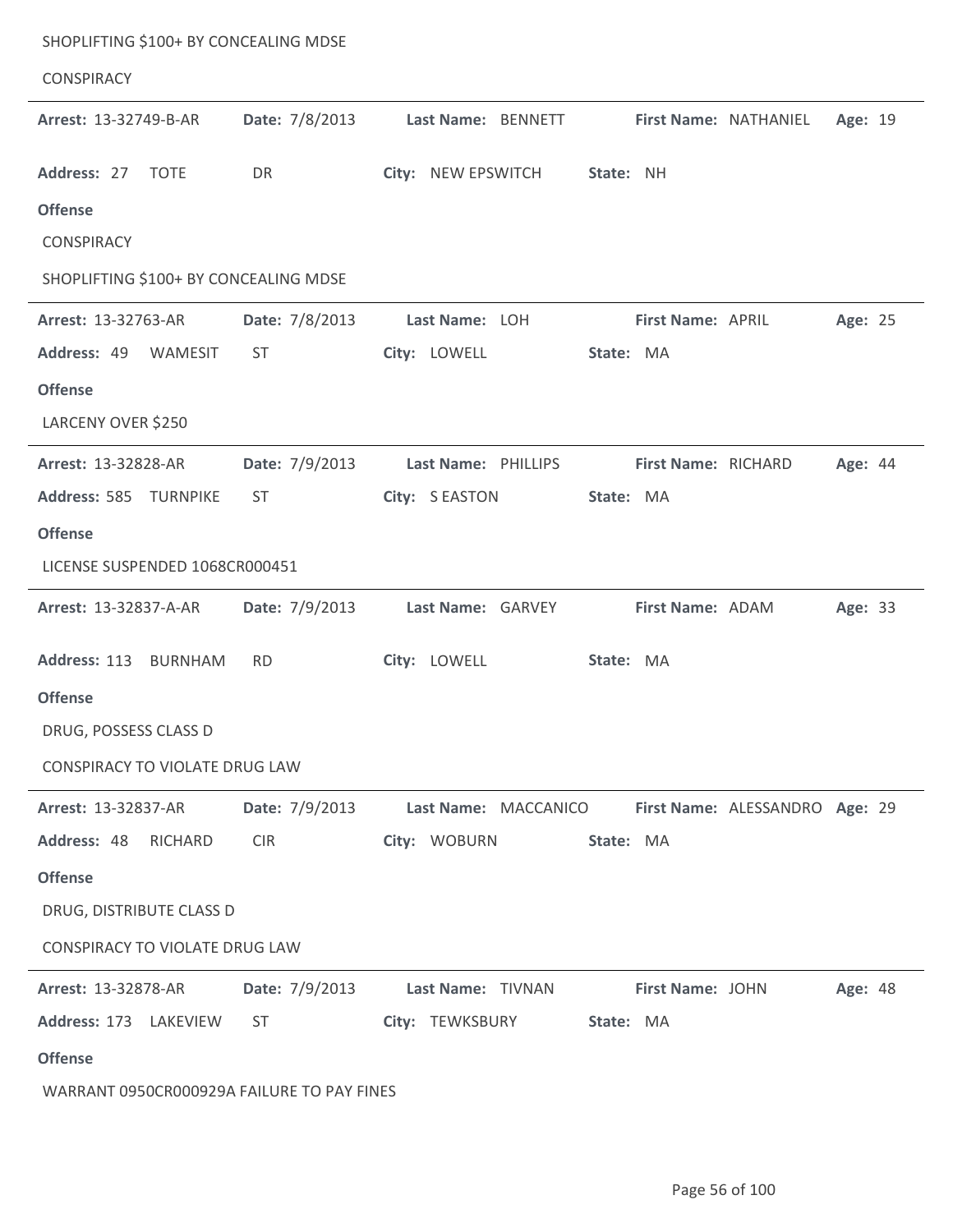SHOPLIFTING $100+ BY CONCEALING MDSE

CONSPIRACY

---

**Arrest:** 13-32749-B-AR **Date:** 7/8/2013 **Last Name:** BENNETT **First Name:** NATHANIEL **Age:** 19

**Address:** 27 TOTE DR **City:** NEW EPSWITCH **State:** NH

**Offense**

CONSPIRACY

SHOPLIFTING $100+ BY CONCEALING MDSE

---

**Arrest:** 13-32763-AR **Date:** 7/8/2013 **Last Name:** LOH **First Name:** APRIL **Age:** 25

**Address:** 49 WAMESIT ST **City:** LOWELL **State:** MA

**Offense**

LARCENY OVER $250

---

**Arrest:** 13-32828-AR **Date:** 7/9/2013 **Last Name:** PHILLIPS **First Name:** RICHARD **Age:** 44

**Address:** 585 TURNPIKE ST **City:** S EASTON **State:** MA

**Offense**

LICENSE SUSPENDED 1068CR000451

---

**Arrest:** 13-32837-A-AR **Date:** 7/9/2013 **Last Name:** GARVEY **First Name:** ADAM **Age:** 33

**Address:** 113 BURNHAM RD **City:** LOWELL **State:** MA

**Offense**

DRUG, POSSESS CLASS D

CONSPIRACY TO VIOLATE DRUG LAW

---

**Arrest:** 13-32837-AR **Date:** 7/9/2013 **Last Name:** MACCANICO **First Name:** ALESSANDRO **Age:** 29

**Address:** 48 RICHARD CIR **City:** WOBURN **State:** MA

**Offense**

DRUG, DISTRIBUTE CLASS D

CONSPIRACY TO VIOLATE DRUG LAW

---

**Arrest:** 13-32878-AR **Date:** 7/9/2013 **Last Name:** TIVNAN **First Name:** JOHN **Age:** 48

**Address:** 173 LAKEVIEW ST **City:** TEWKSBURY **State:** MA

**Offense**

WARRANT 0950CR000929A FAILURE TO PAY FINES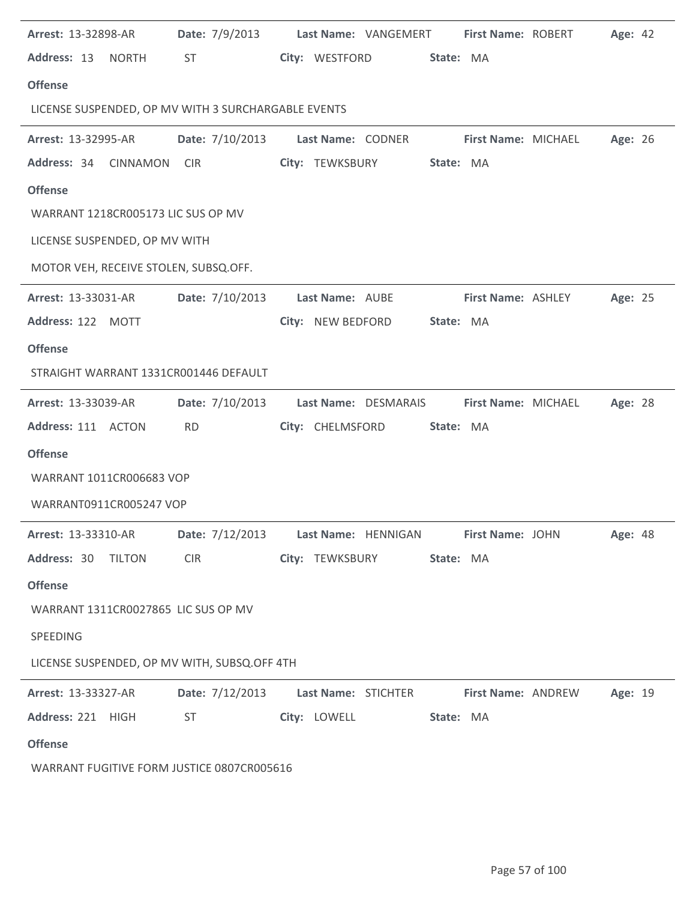**Arrest:** 13-32898-AR **Date:** 7/9/2013 **Last Name:** VANGEMERT **First Name:** ROBERT **Age:** 42

**Address:** 13 NORTH ST **City:** WESTFORD **State:** MA

**Offense**

LICENSE SUSPENDED, OP MV WITH 3 SURCHARGABLE EVENTS

---

**Arrest:** 13-32995-AR **Date:** 7/10/2013 **Last Name:** CODNER **First Name:** MICHAEL **Age:** 26

**Address:** 34 CINNAMON CIR **City:** TEWKSBURY **State:** MA

**Offense**

WARRANT 1218CR005173 LIC SUS OP MV

LICENSE SUSPENDED, OP MV WITH

MOTOR VEH, RECEIVE STOLEN, SUBSQ.OFF.

---

**Arrest:** 13-33031-AR **Date:** 7/10/2013 **Last Name:** AUBE **First Name:** ASHLEY **Age:** 25

**Address:** 122 MOTT **City:** NEW BEDFORD **State:** MA

**Offense**

STRAIGHT WARRANT 1331CR001446 DEFAULT

---

**Arrest:** 13-33039-AR **Date:** 7/10/2013 **Last Name:** DESMARAIS **First Name:** MICHAEL **Age:** 28

**Address:** 111 ACTON RD **City:** CHELMSFORD **State:** MA

**Offense**

WARRANT 1011CR006683 VOP

WARRANT0911CR005247 VOP

---

**Arrest:** 13-33310-AR **Date:** 7/12/2013 **Last Name:** HENNIGAN **First Name:** JOHN **Age:** 48

**Address:** 30 TILTON CIR **City:** TEWKSBURY **State:** MA

**Offense**

WARRANT 1311CR0027865 LIC SUS OP MV

SPEEDING

LICENSE SUSPENDED, OP MV WITH, SUBSQ.OFF 4TH

---

**Arrest:** 13-33327-AR **Date:** 7/12/2013 **Last Name:** STICHTER **First Name:** ANDREW **Age:** 19

**Address:** 221 HIGH ST **City:** LOWELL **State:** MA

**Offense**

WARRANT FUGITIVE FORM JUSTICE 0807CR005616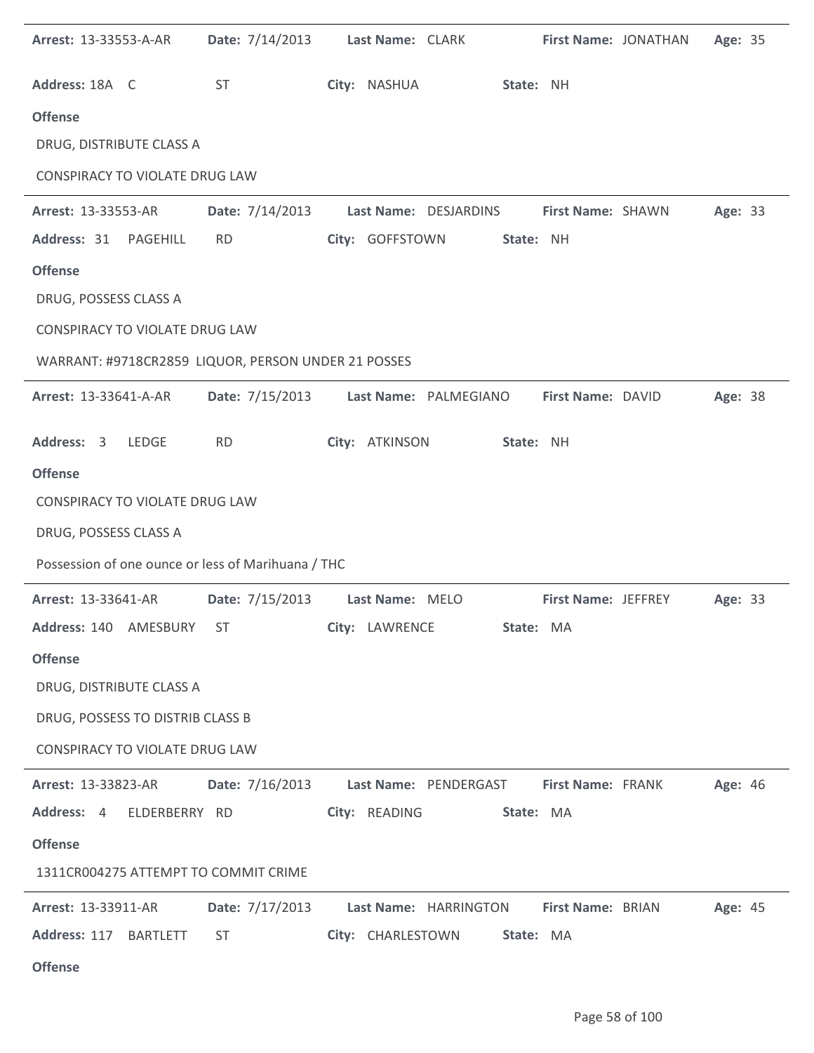**Arrest:** 13-33553-A-AR **Date:** 7/14/2013 **Last Name:** CLARK **First Name:** JONATHAN **Age:** 35

**Address:** 18A C ST **City:** NASHUA **State:** NH

**Offense**

DRUG, DISTRIBUTE CLASS A

CONSPIRACY TO VIOLATE DRUG LAW

---

**Arrest:** 13-33553-AR **Date:** 7/14/2013 **Last Name:** DESJARDINS **First Name:** SHAWN **Age:** 33

**Address:** 31 PAGEHILL RD **City:** GOFFSTOWN **State:** NH

**Offense**

DRUG, POSSESS CLASS A

CONSPIRACY TO VIOLATE DRUG LAW

WARRANT: #9718CR2859 LIQUOR, PERSON UNDER 21 POSSES

---

**Arrest:** 13-33641-A-AR **Date:** 7/15/2013 **Last Name:** PALMEGIANO **First Name:** DAVID **Age:** 38

**Address:** 3 LEDGE RD **City:** ATKINSON **State:** NH

**Offense**

CONSPIRACY TO VIOLATE DRUG LAW

DRUG, POSSESS CLASS A

Possession of one ounce or less of Marihuana / THC

---

**Arrest:** 13-33641-AR **Date:** 7/15/2013 **Last Name:** MELO **First Name:** JEFFREY **Age:** 33

**Address:** 140 AMESBURY ST **City:** LAWRENCE **State:** MA

**Offense**

DRUG, DISTRIBUTE CLASS A

DRUG, POSSESS TO DISTRIB CLASS B

CONSPIRACY TO VIOLATE DRUG LAW

---

**Arrest:** 13-33823-AR **Date:** 7/16/2013 **Last Name:** PENDERGAST **First Name:** FRANK **Age:** 46

**Address:** 4 ELDERBERRY RD **City:** READING **State:** MA

**Offense**

1311CR004275 ATTEMPT TO COMMIT CRIME

---

**Arrest:** 13-33911-AR **Date:** 7/17/2013 **Last Name:** HARRINGTON **First Name:** BRIAN **Age:** 45

**Address:** 117 BARTLETT ST **City:** CHARLESTOWN **State:** MA

**Offense**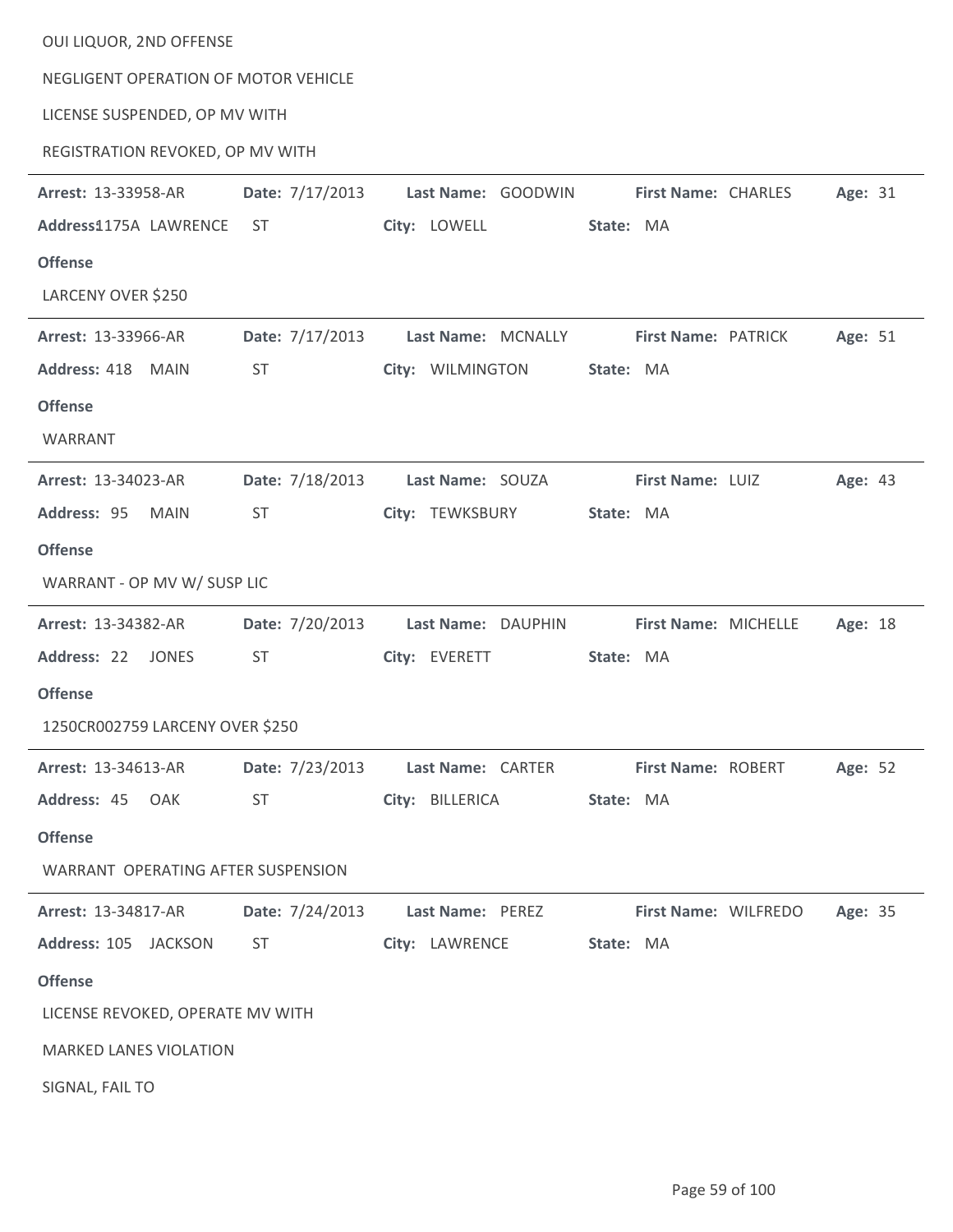OUI LIQUOR, 2ND OFFENSE

NEGLIGENT OPERATION OF MOTOR VEHICLE

LICENSE SUSPENDED, OP MV WITH

REGISTRATION REVOKED, OP MV WITH

---

**Arrest:** 13-33958-AR **Date:** 7/17/2013 **Last Name:** GOODWIN **First Name:** CHARLES **Age:** 31

**Address:** 1175A LAWRENCE ST **City:** LOWELL **State:** MA

**Offense**

LARCENY OVER $250

---

**Arrest:** 13-33966-AR **Date:** 7/17/2013 **Last Name:** MCNALLY **First Name:** PATRICK **Age:** 51

**Address:** 418 MAIN ST **City:** WILMINGTON **State:** MA

**Offense**

WARRANT

---

**Arrest:** 13-34023-AR **Date:** 7/18/2013 **Last Name:** SOUZA **First Name:** LUIZ **Age:** 43

**Address:** 95 MAIN ST **City:** TEWKSBURY **State:** MA

**Offense**

WARRANT - OP MV W/ SUSP LIC

---

**Arrest:** 13-34382-AR **Date:** 7/20/2013 **Last Name:** DAUPHIN **First Name:** MICHELLE **Age:** 18

**Address:** 22 JONES ST **City:** EVERETT **State:** MA

**Offense**

1250CR002759 LARCENY OVER $250

---

**Arrest:** 13-34613-AR **Date:** 7/23/2013 **Last Name:** CARTER **First Name:** ROBERT **Age:** 52

**Address:** 45 OAK ST **City:** BILLERICA **State:** MA

**Offense**

WARRANT OPERATING AFTER SUSPENSION

---

**Arrest:** 13-34817-AR **Date:** 7/24/2013 **Last Name:** PEREZ **First Name:** WILFREDO **Age:** 35

**Address:** 105 JACKSON ST **City:** LAWRENCE **State:** MA

**Offense**

LICENSE REVOKED, OPERATE MV WITH

MARKED LANES VIOLATION

SIGNAL, FAIL TO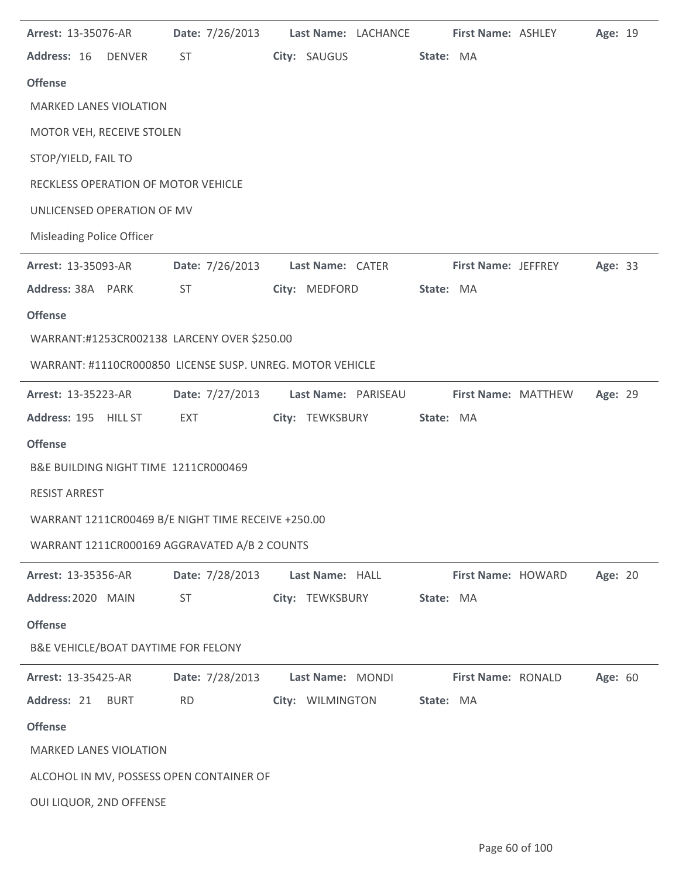**Arrest:** 13-35076-AR **Date:** 7/26/2013 **Last Name:** LACHANCE **First Name:** ASHLEY **Age:** 19
**Address:** 16 DENVER ST **City:** SAUGUS **State:** MA

**Offense**

MARKED LANES VIOLATION

MOTOR VEH, RECEIVE STOLEN

STOP/YIELD, FAIL TO

RECKLESS OPERATION OF MOTOR VEHICLE

UNLICENSED OPERATION OF MV

Misleading Police Officer

---

**Arrest:** 13-35093-AR **Date:** 7/26/2013 **Last Name:** CATER **First Name:** JEFFREY **Age:** 33
**Address:** 38A PARK ST **City:** MEDFORD **State:** MA

**Offense**

WARRANT:#1253CR002138 LARCENY OVER $250.00

WARRANT: #1110CR000850 LICENSE SUSP. UNREG. MOTOR VEHICLE

---

**Arrest:** 13-35223-AR **Date:** 7/27/2013 **Last Name:** PARISEAU **First Name:** MATTHEW **Age:** 29
**Address:** 195 HILL ST EXT **City:** TEWKSBURY **State:** MA

**Offense**

B&E BUILDING NIGHT TIME 1211CR000469

RESIST ARREST

WARRANT 1211CR00469 B/E NIGHT TIME RECEIVE +250.00

WARRANT 1211CR000169 AGGRAVATED A/B 2 COUNTS

---

**Arrest:** 13-35356-AR **Date:** 7/28/2013 **Last Name:** HALL **First Name:** HOWARD **Age:** 20
**Address:** 2020 MAIN ST **City:** TEWKSBURY **State:** MA

**Offense**

B&E VEHICLE/BOAT DAYTIME FOR FELONY

---

**Arrest:** 13-35425-AR **Date:** 7/28/2013 **Last Name:** MONDI **First Name:** RONALD **Age:** 60
**Address:** 21 BURT RD **City:** WILMINGTON **State:** MA

**Offense**

MARKED LANES VIOLATION

ALCOHOL IN MV, POSSESS OPEN CONTAINER OF

OUI LIQUOR, 2ND OFFENSE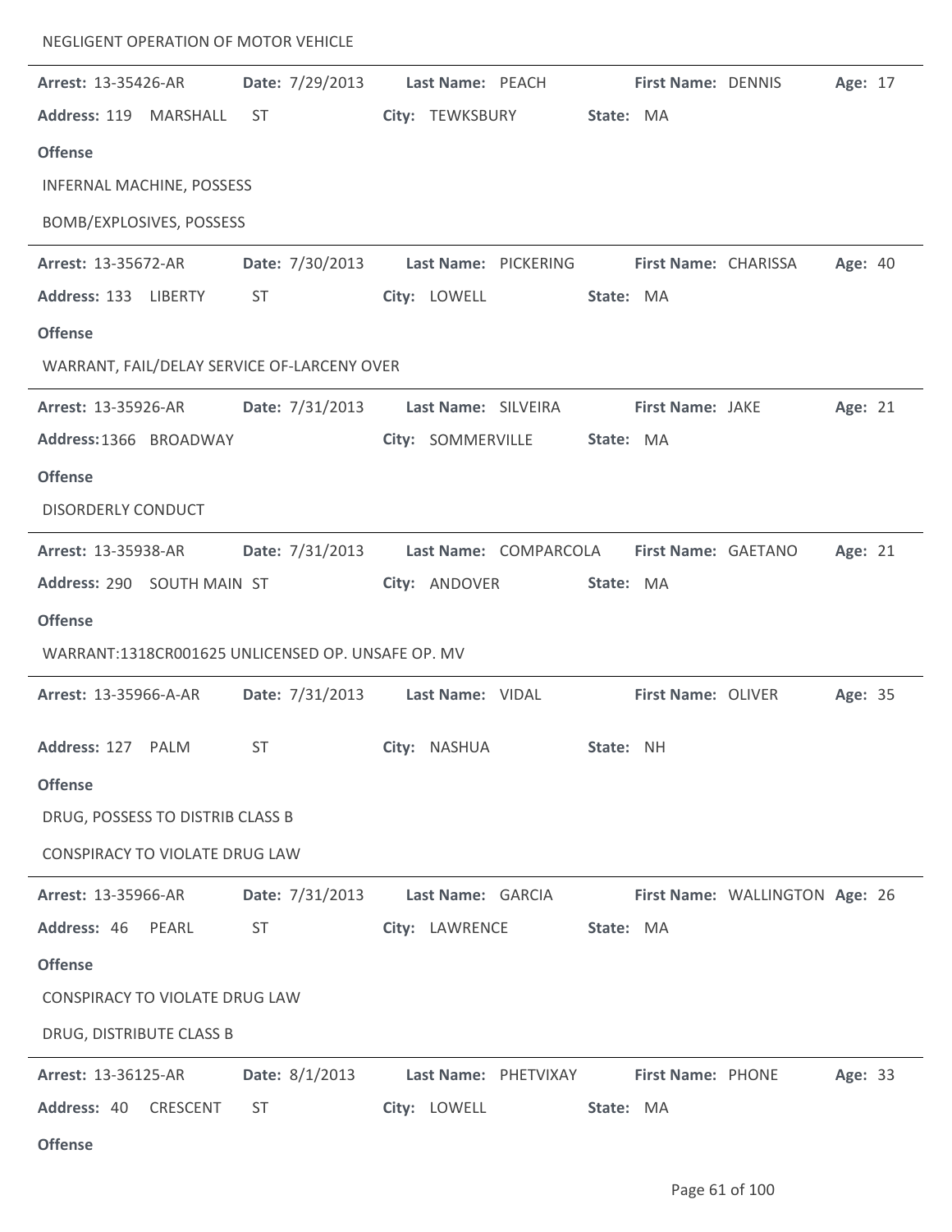NEGLIGENT OPERATION OF MOTOR VEHICLE

---

**Arrest:** 13-35426-AR **Date:** 7/29/2013 **Last Name:** PEACH **First Name:** DENNIS **Age:** 17

**Address:** 119 MARSHALL ST **City:** TEWKSBURY **State:** MA

**Offense**

INFERNAL MACHINE, POSSESS

BOMB/EXPLOSIVES, POSSESS

---

**Arrest:** 13-35672-AR **Date:** 7/30/2013 **Last Name:** PICKERING **First Name:** CHARISSA **Age:** 40

**Address:** 133 LIBERTY ST **City:** LOWELL **State:** MA

**Offense**

WARRANT, FAIL/DELAY SERVICE OF-LARCENY OVER

---

**Arrest:** 13-35926-AR **Date:** 7/31/2013 **Last Name:** SILVEIRA **First Name:** JAKE **Age:** 21

**Address:** 1366 BROADWAY **City:** SOMMERVILLE **State:** MA

**Offense**

DISORDERLY CONDUCT

---

**Arrest:** 13-35938-AR **Date:** 7/31/2013 **Last Name:** COMPARCOLA **First Name:** GAETANO **Age:** 21

**Address:** 290 SOUTH MAIN ST **City:** ANDOVER **State:** MA

**Offense**

WARRANT:1318CR001625 UNLICENSED OP. UNSAFE OP. MV

---

**Arrest:** 13-35966-A-AR **Date:** 7/31/2013 **Last Name:** VIDAL **First Name:** OLIVER **Age:** 35

**Address:** 127 PALM ST **City:** NASHUA **State:** NH

**Offense**

DRUG, POSSESS TO DISTRIB CLASS B

CONSPIRACY TO VIOLATE DRUG LAW

---

**Arrest:** 13-35966-AR **Date:** 7/31/2013 **Last Name:** GARCIA **First Name:** WALLINGTON **Age:** 26

**Address:** 46 PEARL ST **City:** LAWRENCE **State:** MA

**Offense**

CONSPIRACY TO VIOLATE DRUG LAW

DRUG, DISTRIBUTE CLASS B

---

**Arrest:** 13-36125-AR **Date:** 8/1/2013 **Last Name:** PHETVIXAY **First Name:** PHONE **Age:** 33

**Address:** 40 CRESCENT ST **City:** LOWELL **State:** MA

**Offense**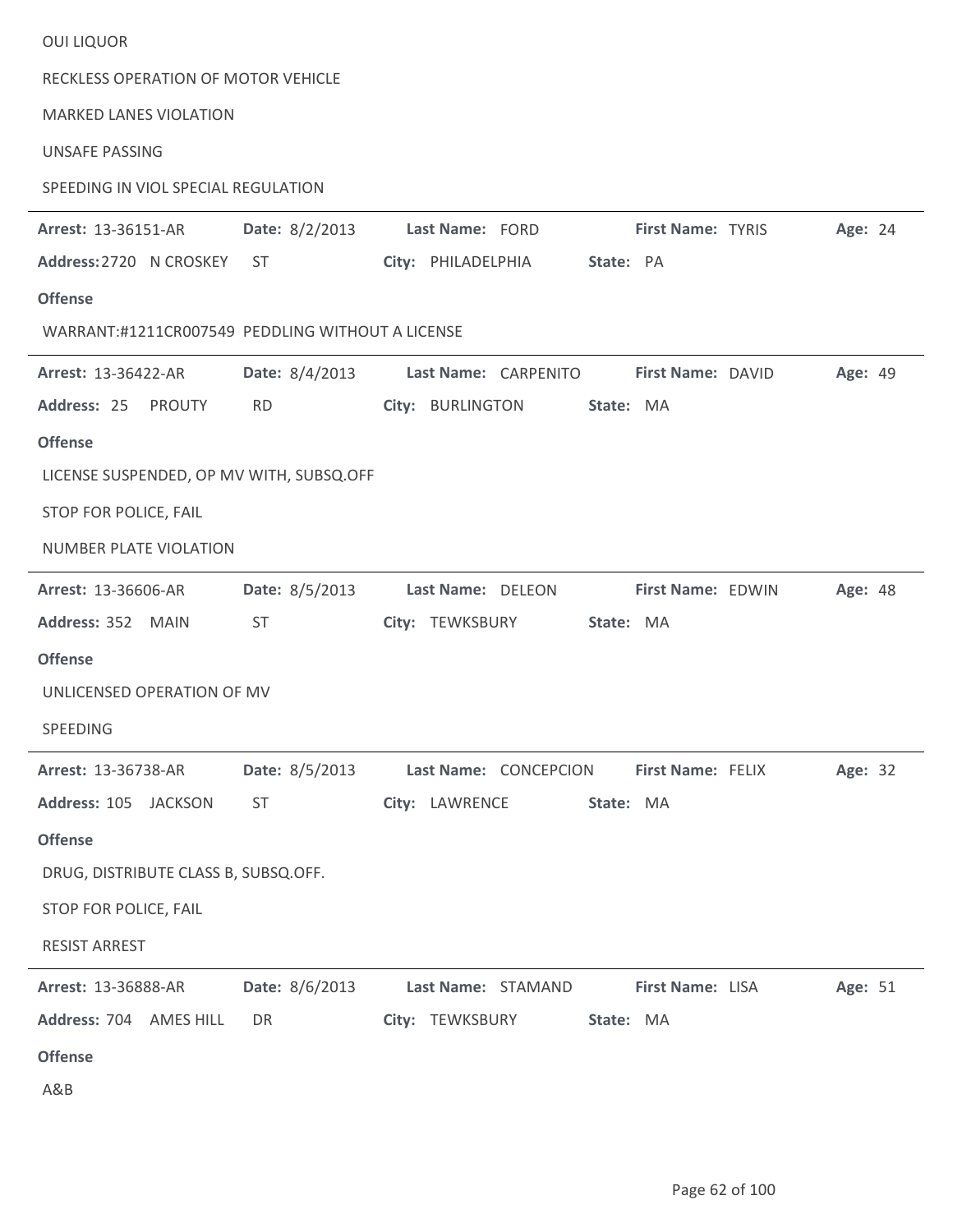OUI LIQUOR

RECKLESS OPERATION OF MOTOR VEHICLE

MARKED LANES VIOLATION

UNSAFE PASSING

SPEEDING IN VIOL SPECIAL REGULATION

---

**Arrest:** 13-36151-AR **Date:** 8/2/2013 **Last Name:** FORD **First Name:** TYRIS **Age:** 24

**Address:** 2720 N CROSKEY ST **City:** PHILADELPHIA **State:** PA

**Offense**

WARRANT:#1211CR007549 PEDDLING WITHOUT A LICENSE

---

**Arrest:** 13-36422-AR **Date:** 8/4/2013 **Last Name:** CARPENITO **First Name:** DAVID **Age:** 49

**Address:** 25 PROUTY RD **City:** BURLINGTON **State:** MA

**Offense**

LICENSE SUSPENDED, OP MV WITH, SUBSQ.OFF

STOP FOR POLICE, FAIL

NUMBER PLATE VIOLATION

---

**Arrest:** 13-36606-AR **Date:** 8/5/2013 **Last Name:** DELEON **First Name:** EDWIN **Age:** 48

**Address:** 352 MAIN ST **City:** TEWKSBURY **State:** MA

**Offense**

UNLICENSED OPERATION OF MV

SPEEDING

---

**Arrest:** 13-36738-AR **Date:** 8/5/2013 **Last Name:** CONCEPCION **First Name:** FELIX **Age:** 32

**Address:** 105 JACKSON ST **City:** LAWRENCE **State:** MA

**Offense**

DRUG, DISTRIBUTE CLASS B, SUBSQ.OFF.

STOP FOR POLICE, FAIL

RESIST ARREST

---

**Arrest:** 13-36888-AR **Date:** 8/6/2013 **Last Name:** STAMAND **First Name:** LISA **Age:** 51

**Address:** 704 AMES HILL DR **City:** TEWKSBURY **State:** MA

**Offense**

A&B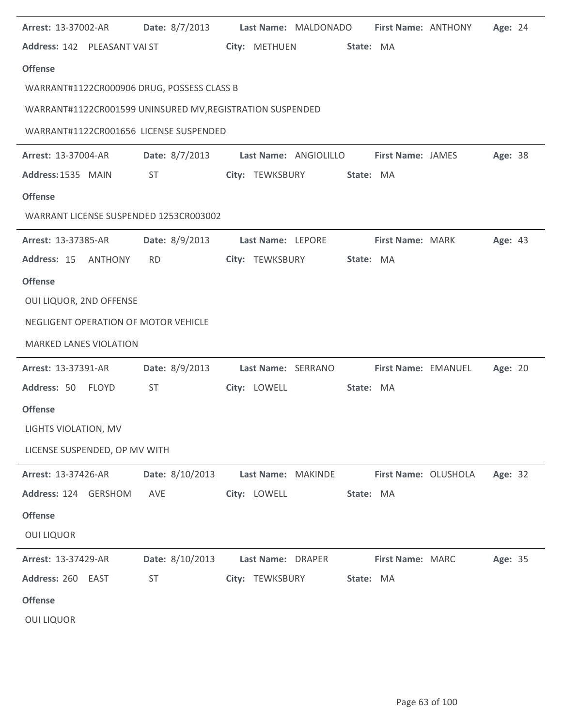**Arrest:** 13-37002-AR **Date:** 8/7/2013 **Last Name:** MALDONADO **First Name:** ANTHONY **Age:** 24
**Address:** 142 PLEASANT VAI ST **City:** METHUEN **State:** MA

**Offense**

WARRANT#1122CR000906 DRUG, POSSESS CLASS B

WARRANT#1122CR001599 UNINSURED MV,REGISTRATION SUSPENDED

WARRANT#1122CR001656 LICENSE SUSPENDED

---

**Arrest:** 13-37004-AR **Date:** 8/7/2013 **Last Name:** ANGIOLILLO **First Name:** JAMES **Age:** 38
**Address:** 1535 MAIN ST **City:** TEWKSBURY **State:** MA

**Offense**

WARRANT LICENSE SUSPENDED 1253CR003002

---

**Arrest:** 13-37385-AR **Date:** 8/9/2013 **Last Name:** LEPORE **First Name:** MARK **Age:** 43
**Address:** 15 ANTHONY RD **City:** TEWKSBURY **State:** MA

**Offense**

OUI LIQUOR, 2ND OFFENSE

NEGLIGENT OPERATION OF MOTOR VEHICLE

MARKED LANES VIOLATION

---

**Arrest:** 13-37391-AR **Date:** 8/9/2013 **Last Name:** SERRANO **First Name:** EMANUEL **Age:** 20
**Address:** 50 FLOYD ST **City:** LOWELL **State:** MA

**Offense**

LIGHTS VIOLATION, MV

LICENSE SUSPENDED, OP MV WITH

---

**Arrest:** 13-37426-AR **Date:** 8/10/2013 **Last Name:** MAKINDE **First Name:** OLUSHOLA **Age:** 32
**Address:** 124 GERSHOM AVE **City:** LOWELL **State:** MA

**Offense**

OUI LIQUOR

---

**Arrest:** 13-37429-AR **Date:** 8/10/2013 **Last Name:** DRAPER **First Name:** MARC **Age:** 35
**Address:** 260 EAST ST **City:** TEWKSBURY **State:** MA

**Offense**

OUI LIQUOR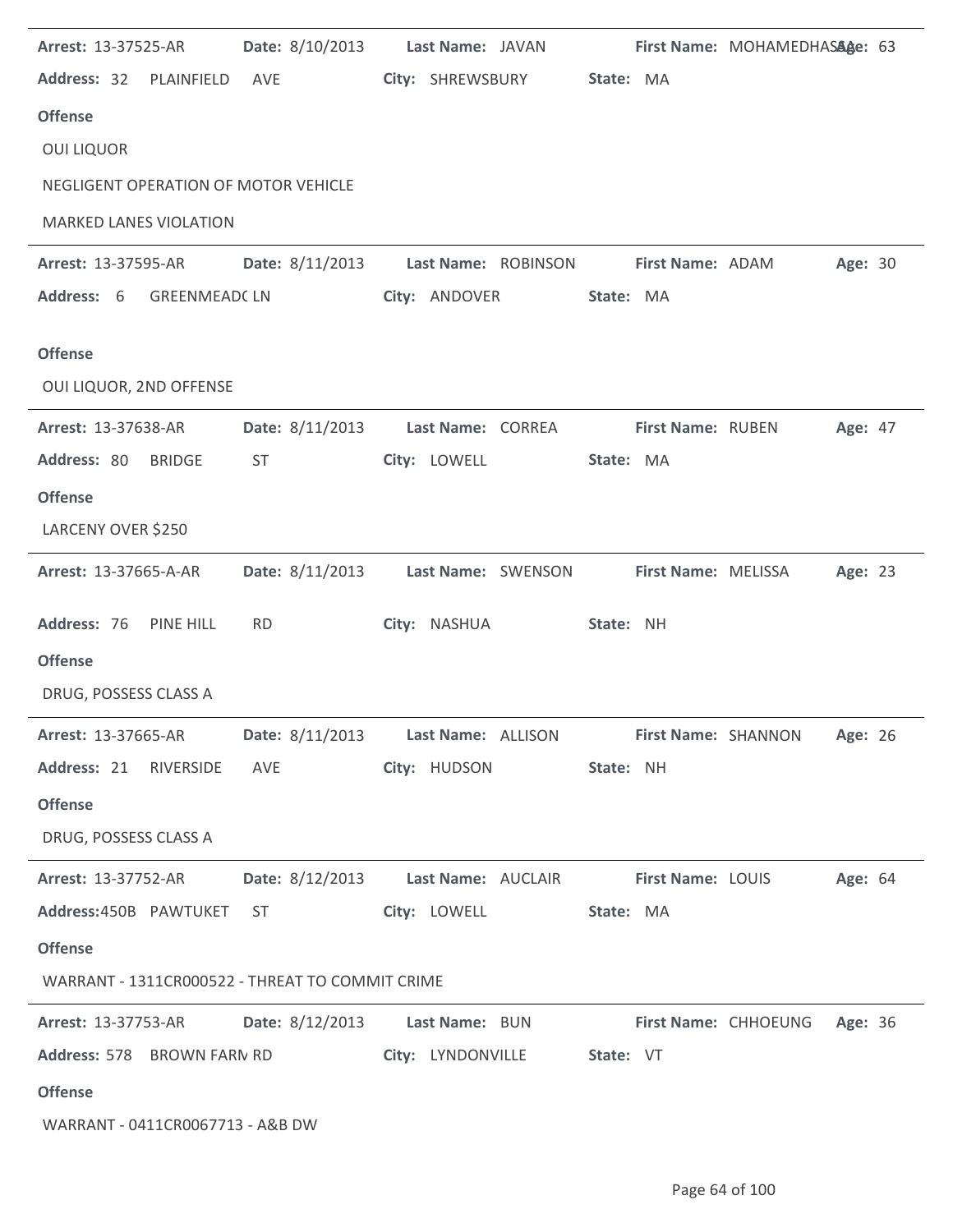**Arrest:** 13-37525-AR **Date:** 8/10/2013 **Last Name:** JAVAN **First Name:** MOHAMEDHASSAN **Age:** 63

**Address:** 32 PLAINFIELD AVE **City:** SHREWSBURY **State:** MA

**Offense**

OUI LIQUOR

NEGLIGENT OPERATION OF MOTOR VEHICLE

MARKED LANES VIOLATION

---

**Arrest:** 13-37595-AR **Date:** 8/11/2013 **Last Name:** ROBINSON **First Name:** ADAM **Age:** 30

**Address:** 6 GREENMEADOW LN **City:** ANDOVER **State:** MA

**Offense**

OUI LIQUOR, 2ND OFFENSE

---

**Arrest:** 13-37638-AR **Date:** 8/11/2013 **Last Name:** CORREA **First Name:** RUBEN **Age:** 47

**Address:** 80 BRIDGE ST **City:** LOWELL **State:** MA

**Offense**

LARCENY OVER $250

---

**Arrest:** 13-37665-A-AR **Date:** 8/11/2013 **Last Name:** SWENSON **First Name:** MELISSA **Age:** 23

**Address:** 76 PINE HILL RD **City:** NASHUA **State:** NH

**Offense**

DRUG, POSSESS CLASS A

---

**Arrest:** 13-37665-AR **Date:** 8/11/2013 **Last Name:** ALLISON **First Name:** SHANNON **Age:** 26

**Address:** 21 RIVERSIDE AVE **City:** HUDSON **State:** NH

**Offense**

DRUG, POSSESS CLASS A

---

**Arrest:** 13-37752-AR **Date:** 8/12/2013 **Last Name:** AUCLAIR **First Name:** LOUIS **Age:** 64

**Address:** 450B PAWTUKET ST **City:** LOWELL **State:** MA

**Offense**

WARRANT - 1311CR000522 - THREAT TO COMMIT CRIME

---

**Arrest:** 13-37753-AR **Date:** 8/12/2013 **Last Name:** BUN **First Name:** CHHOEUNG **Age:** 36

**Address:** 578 BROWN FARM RD **City:** LYNDONVILLE **State:** VT

**Offense**

WARRANT - 0411CR0067713 - A&B DW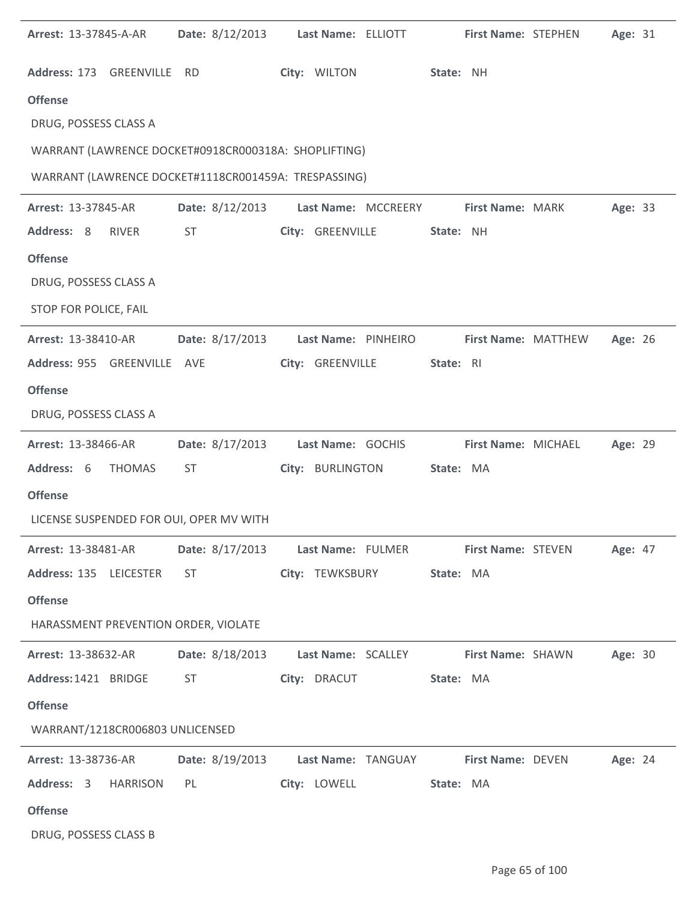**Arrest:** 13-37845-A-AR **Date:** 8/12/2013 **Last Name:** ELLIOTT **First Name:** STEPHEN **Age:** 31

**Address:** 173 GREENVILLE RD **City:** WILTON **State:** NH

**Offense**

DRUG, POSSESS CLASS A

WARRANT (LAWRENCE DOCKET#0918CR000318A: SHOPLIFTING)

WARRANT (LAWRENCE DOCKET#1118CR001459A: TRESPASSING)

---

**Arrest:** 13-37845-AR **Date:** 8/12/2013 **Last Name:** MCCREERY **First Name:** MARK **Age:** 33

**Address:** 8 RIVER ST **City:** GREENVILLE **State:** NH

**Offense**

DRUG, POSSESS CLASS A

STOP FOR POLICE, FAIL

---

**Arrest:** 13-38410-AR **Date:** 8/17/2013 **Last Name:** PINHEIRO **First Name:** MATTHEW **Age:** 26

**Address:** 955 GREENVILLE AVE **City:** GREENVILLE **State:** RI

**Offense**

DRUG, POSSESS CLASS A

---

**Arrest:** 13-38466-AR **Date:** 8/17/2013 **Last Name:** GOCHIS **First Name:** MICHAEL **Age:** 29

**Address:** 6 THOMAS ST **City:** BURLINGTON **State:** MA

**Offense**

LICENSE SUSPENDED FOR OUI, OPER MV WITH

---

**Arrest:** 13-38481-AR **Date:** 8/17/2013 **Last Name:** FULMER **First Name:** STEVEN **Age:** 47

**Address:** 135 LEICESTER ST **City:** TEWKSBURY **State:** MA

**Offense**

HARASSMENT PREVENTION ORDER, VIOLATE

---

**Arrest:** 13-38632-AR **Date:** 8/18/2013 **Last Name:** SCALLEY **First Name:** SHAWN **Age:** 30

**Address:** 1421 BRIDGE ST **City:** DRACUT **State:** MA

**Offense**

WARRANT/1218CR006803 UNLICENSED

---

**Arrest:** 13-38736-AR **Date:** 8/19/2013 **Last Name:** TANGUAY **First Name:** DEVEN **Age:** 24

**Address:** 3 HARRISON PL **City:** LOWELL **State:** MA

**Offense**

DRUG, POSSESS CLASS B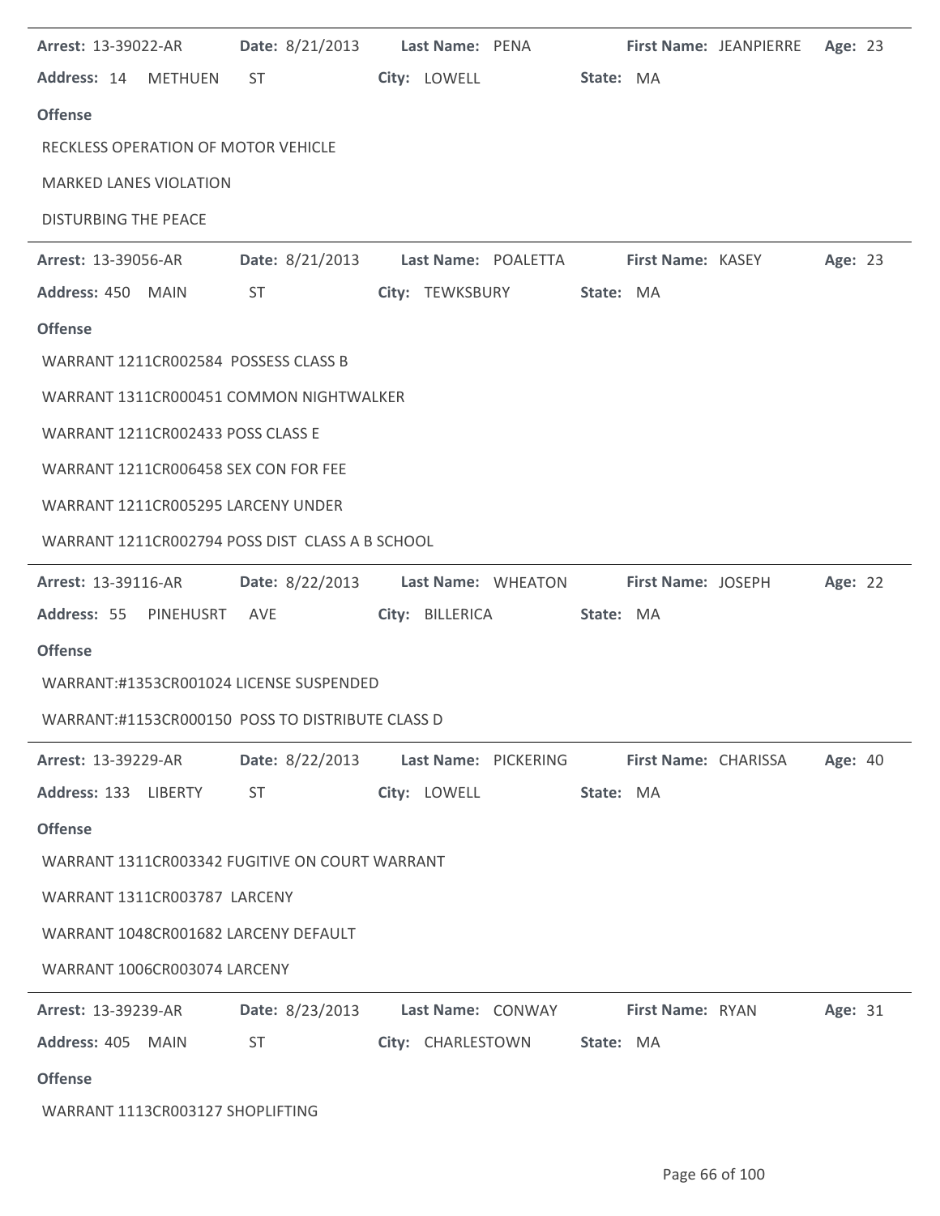**Arrest:** 13-39022-AR **Date:** 8/21/2013 **Last Name:** PENA **First Name:** JEANPIERRE **Age:** 23

**Address:** 14 METHUEN ST **City:** LOWELL **State:** MA

**Offense**

RECKLESS OPERATION OF MOTOR VEHICLE

MARKED LANES VIOLATION

DISTURBING THE PEACE

---

**Arrest:** 13-39056-AR **Date:** 8/21/2013 **Last Name:** POALETTA **First Name:** KASEY **Age:** 23

**Address:** 450 MAIN ST **City:** TEWKSBURY **State:** MA

**Offense**

WARRANT 1211CR002584 POSSESS CLASS B

WARRANT 1311CR000451 COMMON NIGHTWALKER

WARRANT 1211CR002433 POSS CLASS E

WARRANT 1211CR006458 SEX CON FOR FEE

WARRANT 1211CR005295 LARCENY UNDER

WARRANT 1211CR002794 POSS DIST CLASS A B SCHOOL

---

**Arrest:** 13-39116-AR **Date:** 8/22/2013 **Last Name:** WHEATON **First Name:** JOSEPH **Age:** 22

**Address:** 55 PINEHUSRT AVE **City:** BILLERICA **State:** MA

**Offense**

WARRANT:#1353CR001024 LICENSE SUSPENDED

WARRANT:#1153CR000150 POSS TO DISTRIBUTE CLASS D

---

**Arrest:** 13-39229-AR **Date:** 8/22/2013 **Last Name:** PICKERING **First Name:** CHARISSA **Age:** 40

**Address:** 133 LIBERTY ST **City:** LOWELL **State:** MA

**Offense**

WARRANT 1311CR003342 FUGITIVE ON COURT WARRANT

WARRANT 1311CR003787 LARCENY

WARRANT 1048CR001682 LARCENY DEFAULT

WARRANT 1006CR003074 LARCENY

---

**Arrest:** 13-39239-AR **Date:** 8/23/2013 **Last Name:** CONWAY **First Name:** RYAN **Age:** 31

**Address:** 405 MAIN ST **City:** CHARLESTOWN **State:** MA

**Offense**

WARRANT 1113CR003127 SHOPLIFTING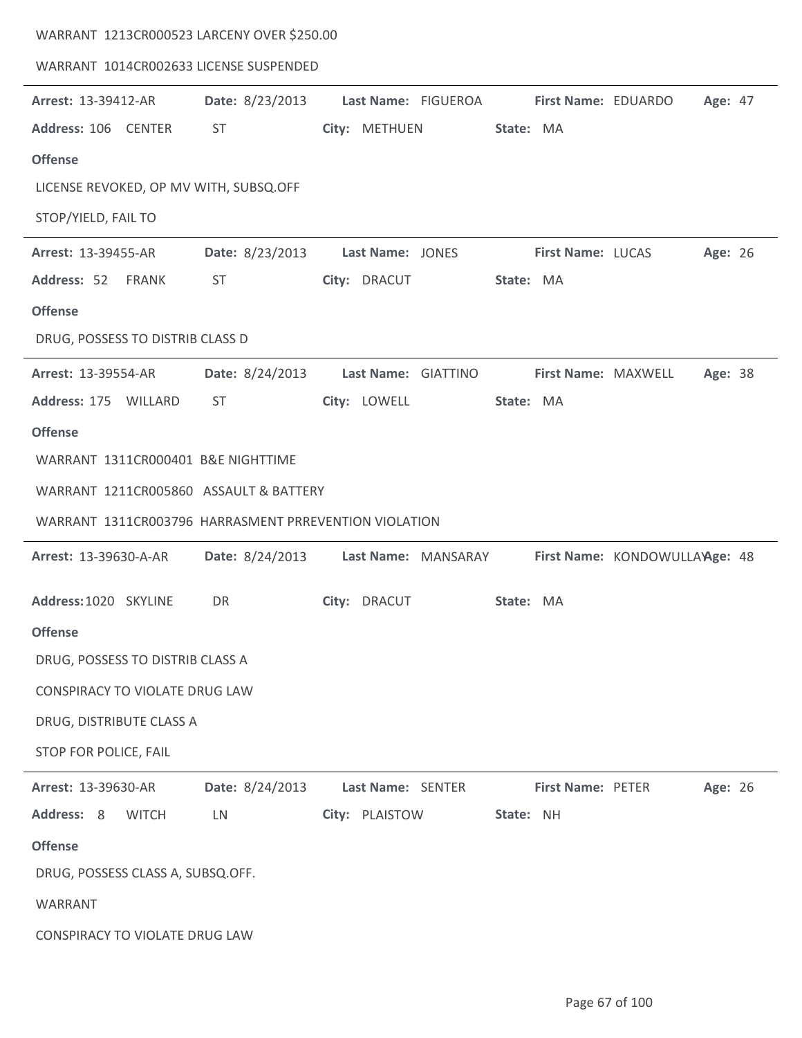WARRANT 1213CR000523 LARCENY OVER $250.00

WARRANT 1014CR002633 LICENSE SUSPENDED

---

**Arrest:** 13-39412-AR **Date:** 8/23/2013 **Last Name:** FIGUEROA **First Name:** EDUARDO **Age:** 47

**Address:** 106 CENTER ST **City:** METHUEN **State:** MA

**Offense**

LICENSE REVOKED, OP MV WITH, SUBSQ.OFF

STOP/YIELD, FAIL TO

---

**Arrest:** 13-39455-AR **Date:** 8/23/2013 **Last Name:** JONES **First Name:** LUCAS **Age:** 26

**Address:** 52 FRANK ST **City:** DRACUT **State:** MA

**Offense**

DRUG, POSSESS TO DISTRIB CLASS D

---

**Arrest:** 13-39554-AR **Date:** 8/24/2013 **Last Name:** GIATTINO **First Name:** MAXWELL **Age:** 38

**Address:** 175 WILLARD ST **City:** LOWELL **State:** MA

**Offense**

WARRANT 1311CR000401 B&E NIGHTTIME

WARRANT 1211CR005860 ASSAULT & BATTERY

WARRANT 1311CR003796 HARRASMENT PRREVENTION VIOLATION

---

**Arrest:** 13-39630-A-AR **Date:** 8/24/2013 **Last Name:** MANSARAY **First Name:** KONDOWULLAY **Age:** 48

**Address:** 1020 SKYLINE DR **City:** DRACUT **State:** MA

**Offense**

DRUG, POSSESS TO DISTRIB CLASS A

CONSPIRACY TO VIOLATE DRUG LAW

DRUG, DISTRIBUTE CLASS A

STOP FOR POLICE, FAIL

---

**Arrest:** 13-39630-AR **Date:** 8/24/2013 **Last Name:** SENTER **First Name:** PETER **Age:** 26

**Address:** 8 WITCH LN **City:** PLAISTOW **State:** NH

**Offense**

DRUG, POSSESS CLASS A, SUBSQ.OFF.

WARRANT

CONSPIRACY TO VIOLATE DRUG LAW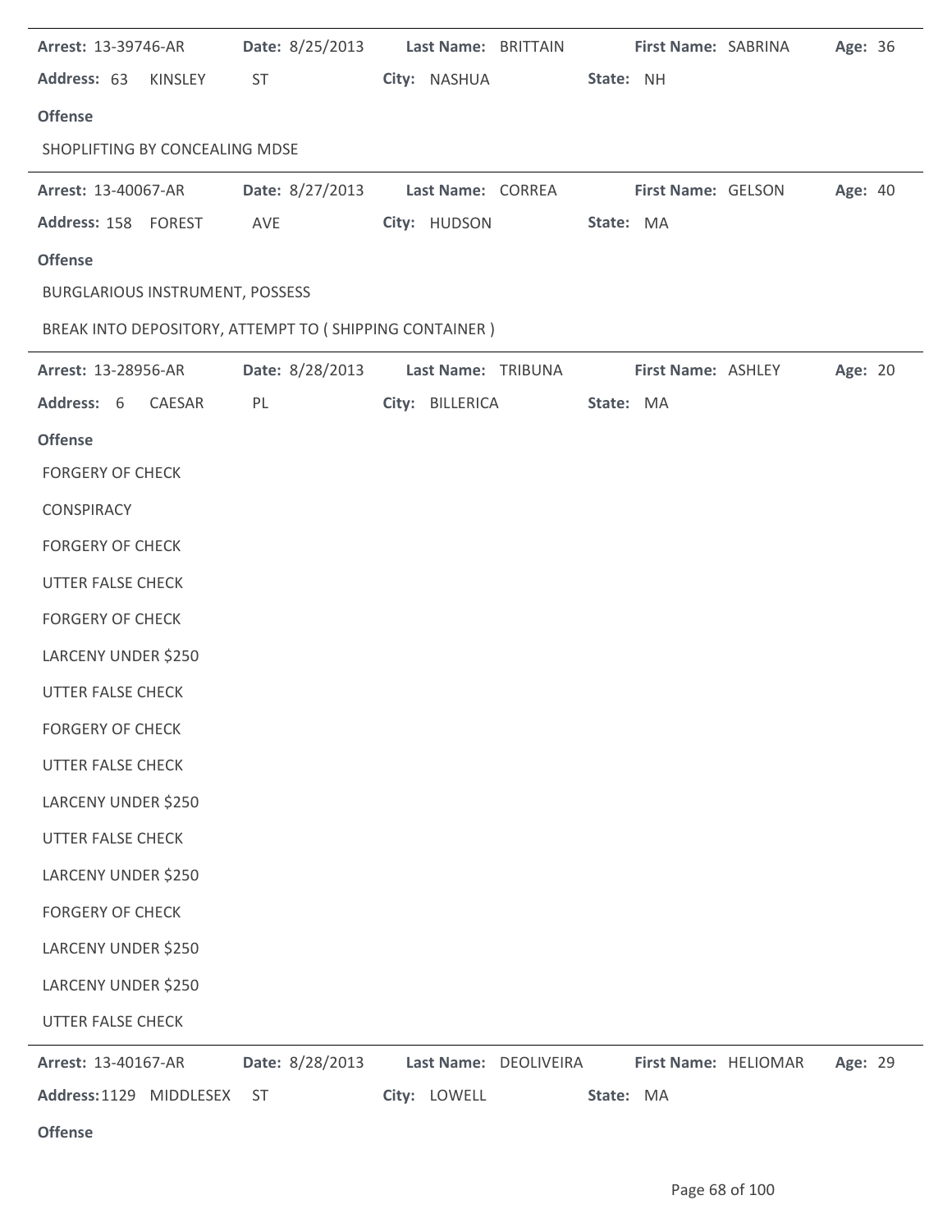**Arrest:** 13-39746-AR **Date:** 8/25/2013 **Last Name:** BRITTAIN **First Name:** SABRINA **Age:** 36

**Address:** 63 KINSLEY ST **City:** NASHUA **State:** NH

**Offense**

SHOPLIFTING BY CONCEALING MDSE

---

**Arrest:** 13-40067-AR **Date:** 8/27/2013 **Last Name:** CORREA **First Name:** GELSON **Age:** 40

**Address:** 158 FOREST AVE **City:** HUDSON **State:** MA

**Offense**

BURGLARIOUS INSTRUMENT, POSSESS

BREAK INTO DEPOSITORY, ATTEMPT TO ( SHIPPING CONTAINER )

---

**Arrest:** 13-28956-AR **Date:** 8/28/2013 **Last Name:** TRIBUNA **First Name:** ASHLEY **Age:** 20

**Address:** 6 CAESAR PL **City:** BILLERICA **State:** MA

**Offense**

FORGERY OF CHECK

CONSPIRACY

FORGERY OF CHECK

UTTER FALSE CHECK

FORGERY OF CHECK

LARCENY UNDER $250

UTTER FALSE CHECK

FORGERY OF CHECK

UTTER FALSE CHECK

LARCENY UNDER $250

UTTER FALSE CHECK

LARCENY UNDER $250

FORGERY OF CHECK

LARCENY UNDER $250

LARCENY UNDER $250

UTTER FALSE CHECK

---

**Arrest:** 13-40167-AR **Date:** 8/28/2013 **Last Name:** DEOLIVEIRA **First Name:** HELIOMAR **Age:** 29

**Address:** 1129 MIDDLESEX ST **City:** LOWELL **State:** MA

**Offense**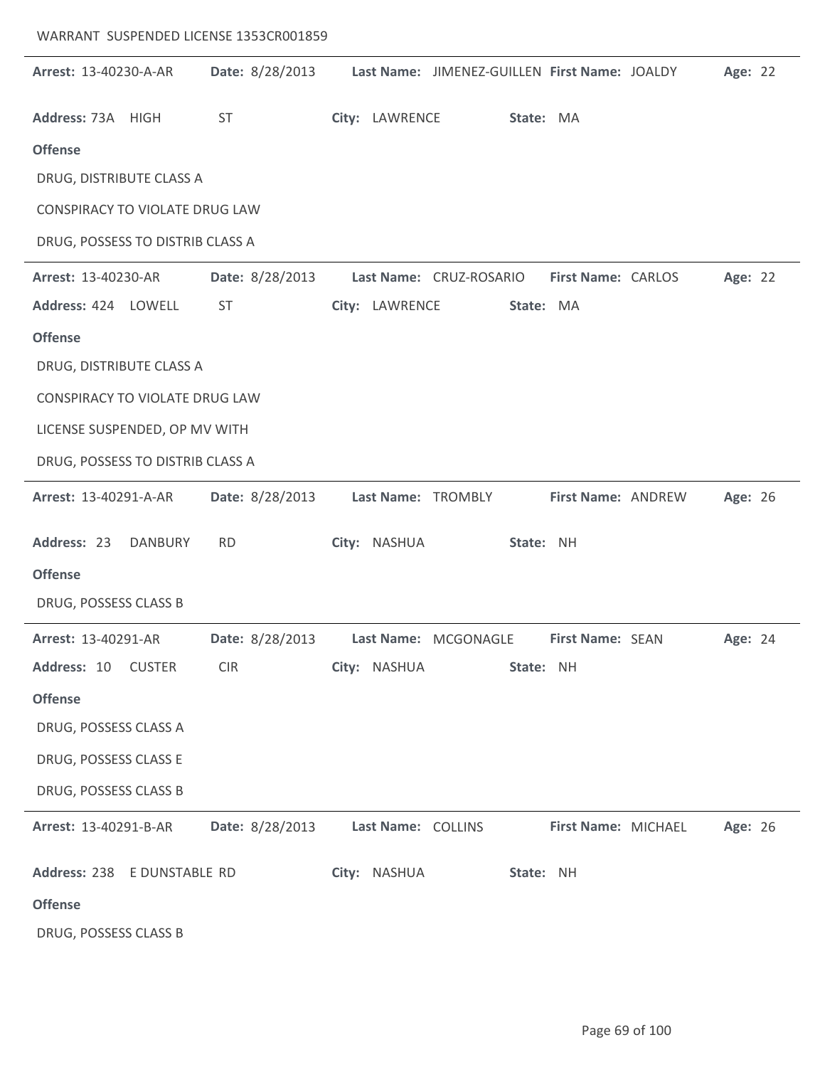WARRANT SUSPENDED LICENSE 1353CR001859

---

**Arrest:** 13-40230-A-AR **Date:** 8/28/2013 **Last Name:** JIMENEZ-GUILLEN **First Name:** JOALDY **Age:** 22

**Address:** 73A HIGH ST **City:** LAWRENCE **State:** MA

**Offense**

DRUG, DISTRIBUTE CLASS A

CONSPIRACY TO VIOLATE DRUG LAW

DRUG, POSSESS TO DISTRIB CLASS A

---

**Arrest:** 13-40230-AR **Date:** 8/28/2013 **Last Name:** CRUZ-ROSARIO **First Name:** CARLOS **Age:** 22

**Address:** 424 LOWELL ST **City:** LAWRENCE **State:** MA

**Offense**

DRUG, DISTRIBUTE CLASS A

CONSPIRACY TO VIOLATE DRUG LAW

LICENSE SUSPENDED, OP MV WITH

DRUG, POSSESS TO DISTRIB CLASS A

---

**Arrest:** 13-40291-A-AR **Date:** 8/28/2013 **Last Name:** TROMBLY **First Name:** ANDREW **Age:** 26

**Address:** 23 DANBURY RD **City:** NASHUA **State:** NH

**Offense**

DRUG, POSSESS CLASS B

---

**Arrest:** 13-40291-AR **Date:** 8/28/2013 **Last Name:** MCGONAGLE **First Name:** SEAN **Age:** 24

**Address:** 10 CUSTER CIR **City:** NASHUA **State:** NH

**Offense**

DRUG, POSSESS CLASS A

DRUG, POSSESS CLASS E

DRUG, POSSESS CLASS B

---

**Arrest:** 13-40291-B-AR **Date:** 8/28/2013 **Last Name:** COLLINS **First Name:** MICHAEL **Age:** 26

**Address:** 238 E DUNSTABLE RD **City:** NASHUA **State:** NH

**Offense**

DRUG, POSSESS CLASS B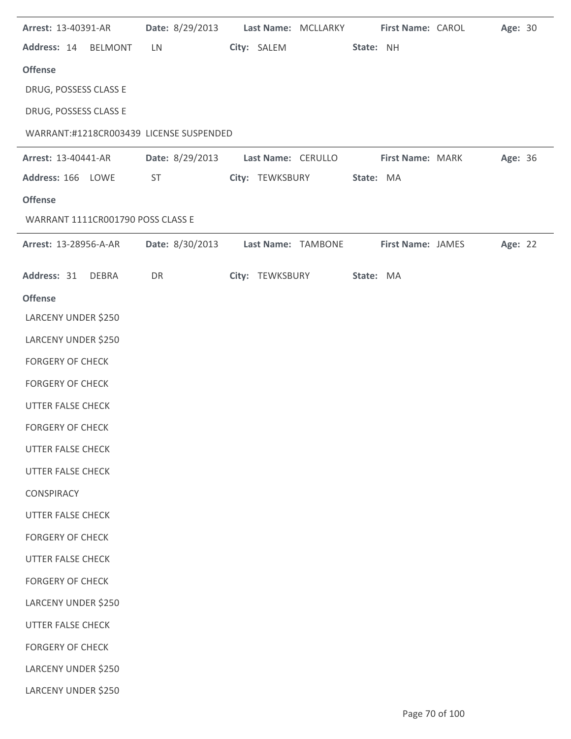**Arrest:** 13-40391-AR **Date:** 8/29/2013 **Last Name:** MCLLARKY **First Name:** CAROL **Age:** 30

**Address:** 14 BELMONT LN **City:** SALEM **State:** NH

**Offense**

DRUG, POSSESS CLASS E

DRUG, POSSESS CLASS E

WARRANT:#1218CR003439 LICENSE SUSPENDED

---

**Arrest:** 13-40441-AR **Date:** 8/29/2013 **Last Name:** CERULLO **First Name:** MARK **Age:** 36

**Address:** 166 LOWE ST **City:** TEWKSBURY **State:** MA

**Offense**

WARRANT 1111CR001790 POSS CLASS E

---

**Arrest:** 13-28956-A-AR **Date:** 8/30/2013 **Last Name:** TAMBONE **First Name:** JAMES **Age:** 22

**Address:** 31 DEBRA DR **City:** TEWKSBURY **State:** MA

**Offense**

LARCENY UNDER $250

LARCENY UNDER $250

FORGERY OF CHECK

FORGERY OF CHECK

UTTER FALSE CHECK

FORGERY OF CHECK

UTTER FALSE CHECK

UTTER FALSE CHECK

CONSPIRACY

UTTER FALSE CHECK

FORGERY OF CHECK

UTTER FALSE CHECK

FORGERY OF CHECK

LARCENY UNDER $250

UTTER FALSE CHECK

FORGERY OF CHECK

LARCENY UNDER $250

LARCENY UNDER $250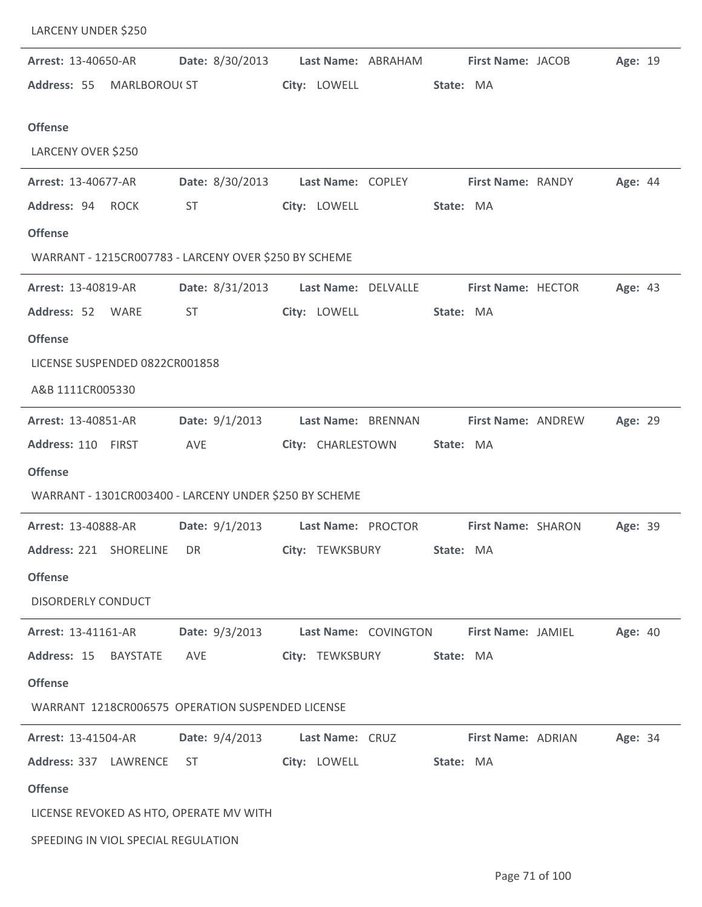LARCENY UNDER $250

---

**Arrest:** 13-40650-AR **Date:** 8/30/2013 **Last Name:** ABRAHAM **First Name:** JACOB **Age:** 19
**Address:** 55 MARLBOROU( ST **City:** LOWELL **State:** MA

**Offense**

LARCENY OVER $250

---

**Arrest:** 13-40677-AR **Date:** 8/30/2013 **Last Name:** COPLEY **First Name:** RANDY **Age:** 44
**Address:** 94 ROCK ST **City:** LOWELL **State:** MA

**Offense**

WARRANT - 1215CR007783 - LARCENY OVER $250 BY SCHEME

---

**Arrest:** 13-40819-AR **Date:** 8/31/2013 **Last Name:** DELVALLE **First Name:** HECTOR **Age:** 43
**Address:** 52 WARE ST **City:** LOWELL **State:** MA

**Offense**

LICENSE SUSPENDED 0822CR001858

A&B 1111CR005330

---

**Arrest:** 13-40851-AR **Date:** 9/1/2013 **Last Name:** BRENNAN **First Name:** ANDREW **Age:** 29
**Address:** 110 FIRST AVE **City:** CHARLESTOWN **State:** MA

**Offense**

WARRANT - 1301CR003400 - LARCENY UNDER $250 BY SCHEME

---

**Arrest:** 13-40888-AR **Date:** 9/1/2013 **Last Name:** PROCTOR **First Name:** SHARON **Age:** 39
**Address:** 221 SHORELINE DR **City:** TEWKSBURY **State:** MA

**Offense**

DISORDERLY CONDUCT

---

**Arrest:** 13-41161-AR **Date:** 9/3/2013 **Last Name:** COVINGTON **First Name:** JAMIEL **Age:** 40
**Address:** 15 BAYSTATE AVE **City:** TEWKSBURY **State:** MA

**Offense**

WARRANT 1218CR006575 OPERATION SUSPENDED LICENSE

---

**Arrest:** 13-41504-AR **Date:** 9/4/2013 **Last Name:** CRUZ **First Name:** ADRIAN **Age:** 34
**Address:** 337 LAWRENCE ST **City:** LOWELL **State:** MA

**Offense**

LICENSE REVOKED AS HTO, OPERATE MV WITH

SPEEDING IN VIOL SPECIAL REGULATION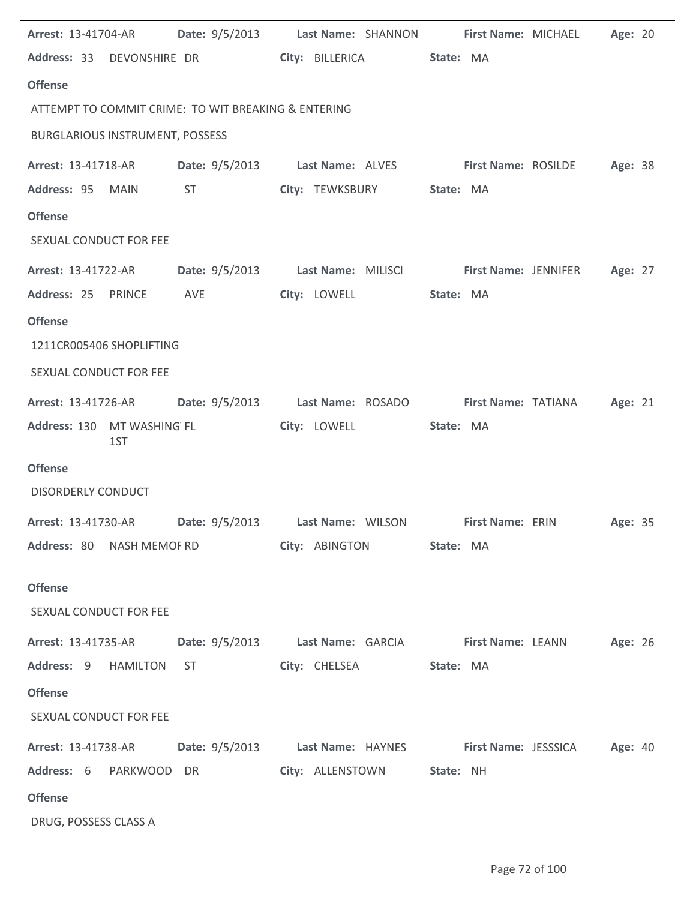**Arrest:** 13-41704-AR **Date:** 9/5/2013 **Last Name:** SHANNON **First Name:** MICHAEL **Age:** 20

**Address:** 33 DEVONSHIRE DR **City:** BILLERICA **State:** MA

**Offense**

ATTEMPT TO COMMIT CRIME: TO WIT BREAKING & ENTERING

BURGLARIOUS INSTRUMENT, POSSESS

---

**Arrest:** 13-41718-AR **Date:** 9/5/2013 **Last Name:** ALVES **First Name:** ROSILDE **Age:** 38

**Address:** 95 MAIN ST **City:** TEWKSBURY **State:** MA

**Offense**

SEXUAL CONDUCT FOR FEE

---

**Arrest:** 13-41722-AR **Date:** 9/5/2013 **Last Name:** MILISCI **First Name:** JENNIFER **Age:** 27

**Address:** 25 PRINCE AVE **City:** LOWELL **State:** MA

**Offense**

1211CR005406 SHOPLIFTING

SEXUAL CONDUCT FOR FEE

---

**Arrest:** 13-41726-AR **Date:** 9/5/2013 **Last Name:** ROSADO **First Name:** TATIANA **Age:** 21

**Address:** 130 MT WASHING FL 1ST **City:** LOWELL **State:** MA

**Offense**

DISORDERLY CONDUCT

---

**Arrest:** 13-41730-AR **Date:** 9/5/2013 **Last Name:** WILSON **First Name:** ERIN **Age:** 35

**Address:** 80 NASH MEMOF RD **City:** ABINGTON **State:** MA

**Offense**

SEXUAL CONDUCT FOR FEE

---

**Arrest:** 13-41735-AR **Date:** 9/5/2013 **Last Name:** GARCIA **First Name:** LEANN **Age:** 26

**Address:** 9 HAMILTON ST **City:** CHELSEA **State:** MA

**Offense**

SEXUAL CONDUCT FOR FEE

---

**Arrest:** 13-41738-AR **Date:** 9/5/2013 **Last Name:** HAYNES **First Name:** JESSSICA **Age:** 40

**Address:** 6 PARKWOOD DR **City:** ALLENSTOWN **State:** NH

**Offense**

DRUG, POSSESS CLASS A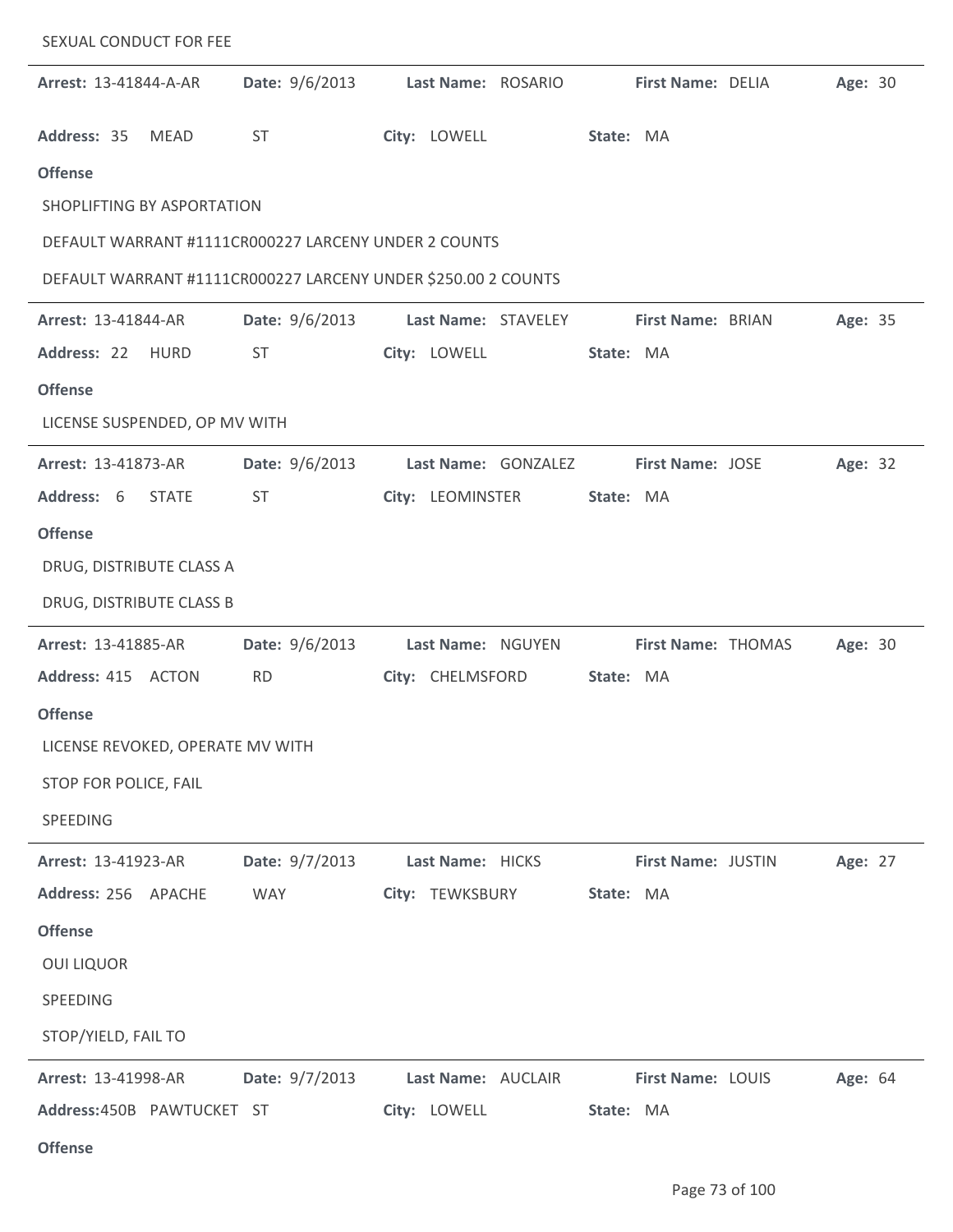SEXUAL CONDUCT FOR FEE

---

**Arrest:** 13-41844-A-AR **Date:** 9/6/2013 **Last Name:** ROSARIO **First Name:** DELIA **Age:** 30

**Address:** 35 MEAD ST **City:** LOWELL **State:** MA

**Offense**

SHOPLIFTING BY ASPORTATION

DEFAULT WARRANT #1111CR000227 LARCENY UNDER 2 COUNTS

DEFAULT WARRANT #1111CR000227 LARCENY UNDER $250.00 2 COUNTS

---

**Arrest:** 13-41844-AR **Date:** 9/6/2013 **Last Name:** STAVELEY **First Name:** BRIAN **Age:** 35

**Address:** 22 HURD ST **City:** LOWELL **State:** MA

**Offense**

LICENSE SUSPENDED, OP MV WITH

---

**Arrest:** 13-41873-AR **Date:** 9/6/2013 **Last Name:** GONZALEZ **First Name:** JOSE **Age:** 32

**Address:** 6 STATE ST **City:** LEOMINSTER **State:** MA

**Offense**

DRUG, DISTRIBUTE CLASS A

DRUG, DISTRIBUTE CLASS B

---

**Arrest:** 13-41885-AR **Date:** 9/6/2013 **Last Name:** NGUYEN **First Name:** THOMAS **Age:** 30

**Address:** 415 ACTON RD **City:** CHELMSFORD **State:** MA

**Offense**

LICENSE REVOKED, OPERATE MV WITH

STOP FOR POLICE, FAIL

SPEEDING

---

**Arrest:** 13-41923-AR **Date:** 9/7/2013 **Last Name:** HICKS **First Name:** JUSTIN **Age:** 27

**Address:** 256 APACHE WAY **City:** TEWKSBURY **State:** MA

**Offense**

OUI LIQUOR

SPEEDING

STOP/YIELD, FAIL TO

---

**Arrest:** 13-41998-AR **Date:** 9/7/2013 **Last Name:** AUCLAIR **First Name:** LOUIS **Age:** 64

**Address:** 450B PAWTUCKET ST **City:** LOWELL **State:** MA

**Offense**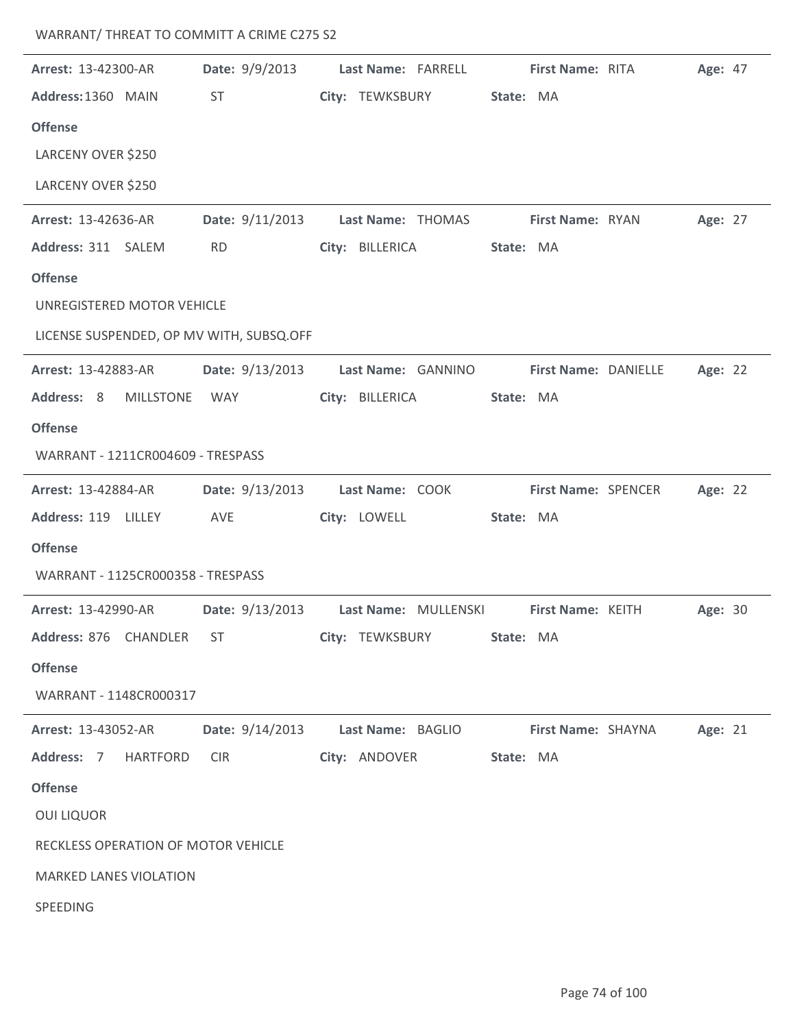WARRANT/ THREAT TO COMMITT A CRIME C275 S2

---

**Arrest:** 13-42300-AR **Date:** 9/9/2013 **Last Name:** FARRELL **First Name:** RITA **Age:** 47

**Address:** 1360 MAIN ST **City:** TEWKSBURY **State:** MA

**Offense**

LARCENY OVER $250

LARCENY OVER $250

---

**Arrest:** 13-42636-AR **Date:** 9/11/2013 **Last Name:** THOMAS **First Name:** RYAN **Age:** 27

**Address:** 311 SALEM RD **City:** BILLERICA **State:** MA

**Offense**

UNREGISTERED MOTOR VEHICLE

LICENSE SUSPENDED, OP MV WITH, SUBSQ.OFF

---

**Arrest:** 13-42883-AR **Date:** 9/13/2013 **Last Name:** GANNINO **First Name:** DANIELLE **Age:** 22

**Address:** 8 MILLSTONE WAY **City:** BILLERICA **State:** MA

**Offense**

WARRANT - 1211CR004609 - TRESPASS

---

**Arrest:** 13-42884-AR **Date:** 9/13/2013 **Last Name:** COOK **First Name:** SPENCER **Age:** 22

**Address:** 119 LILLEY AVE **City:** LOWELL **State:** MA

**Offense**

WARRANT - 1125CR000358 - TRESPASS

---

**Arrest:** 13-42990-AR **Date:** 9/13/2013 **Last Name:** MULLENSKI **First Name:** KEITH **Age:** 30

**Address:** 876 CHANDLER ST **City:** TEWKSBURY **State:** MA

**Offense**

WARRANT - 1148CR000317

---

**Arrest:** 13-43052-AR **Date:** 9/14/2013 **Last Name:** BAGLIO **First Name:** SHAYNA **Age:** 21

**Address:** 7 HARTFORD CIR **City:** ANDOVER **State:** MA

**Offense**

OUI LIQUOR

RECKLESS OPERATION OF MOTOR VEHICLE

MARKED LANES VIOLATION

SPEEDING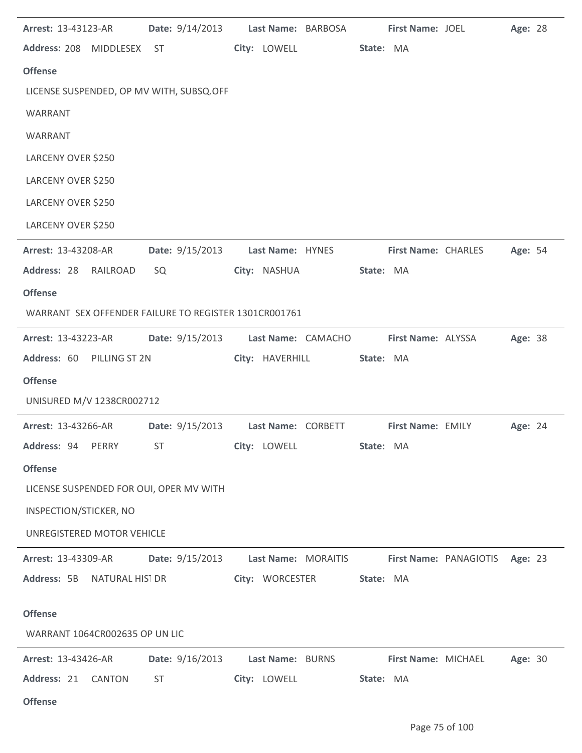**Arrest:** 13-43123-AR **Date:** 9/14/2013 **Last Name:** BARBOSA **First Name:** JOEL **Age:** 28

**Address:** 208 MIDDLESEX ST **City:** LOWELL **State:** MA

**Offense**

LICENSE SUSPENDED, OP MV WITH, SUBSQ.OFF

WARRANT

WARRANT

LARCENY OVER $250

LARCENY OVER $250

LARCENY OVER $250

LARCENY OVER $250

---

**Arrest:** 13-43208-AR **Date:** 9/15/2013 **Last Name:** HYNES **First Name:** CHARLES **Age:** 54

**Address:** 28 RAILROAD SQ **City:** NASHUA **State:** MA

**Offense**

WARRANT SEX OFFENDER FAILURE TO REGISTER 1301CR001761

---

**Arrest:** 13-43223-AR **Date:** 9/15/2013 **Last Name:** CAMACHO **First Name:** ALYSSA **Age:** 38

**Address:** 60 PILLING ST 2N **City:** HAVERHILL **State:** MA

**Offense**

UNISURED M/V 1238CR002712

---

**Arrest:** 13-43266-AR **Date:** 9/15/2013 **Last Name:** CORBETT **First Name:** EMILY **Age:** 24

**Address:** 94 PERRY ST **City:** LOWELL **State:** MA

**Offense**

LICENSE SUSPENDED FOR OUI, OPER MV WITH

INSPECTION/STICKER, NO

UNREGISTERED MOTOR VEHICLE

---

**Arrest:** 13-43309-AR **Date:** 9/15/2013 **Last Name:** MORAITIS **First Name:** PANAGIOTIS **Age:** 23

**Address:** 5B NATURAL HIST DR **City:** WORCESTER **State:** MA

**Offense**

WARRANT 1064CR002635 OP UN LIC

---

**Arrest:** 13-43426-AR **Date:** 9/16/2013 **Last Name:** BURNS **First Name:** MICHAEL **Age:** 30

**Address:** 21 CANTON ST **City:** LOWELL **State:** MA

**Offense**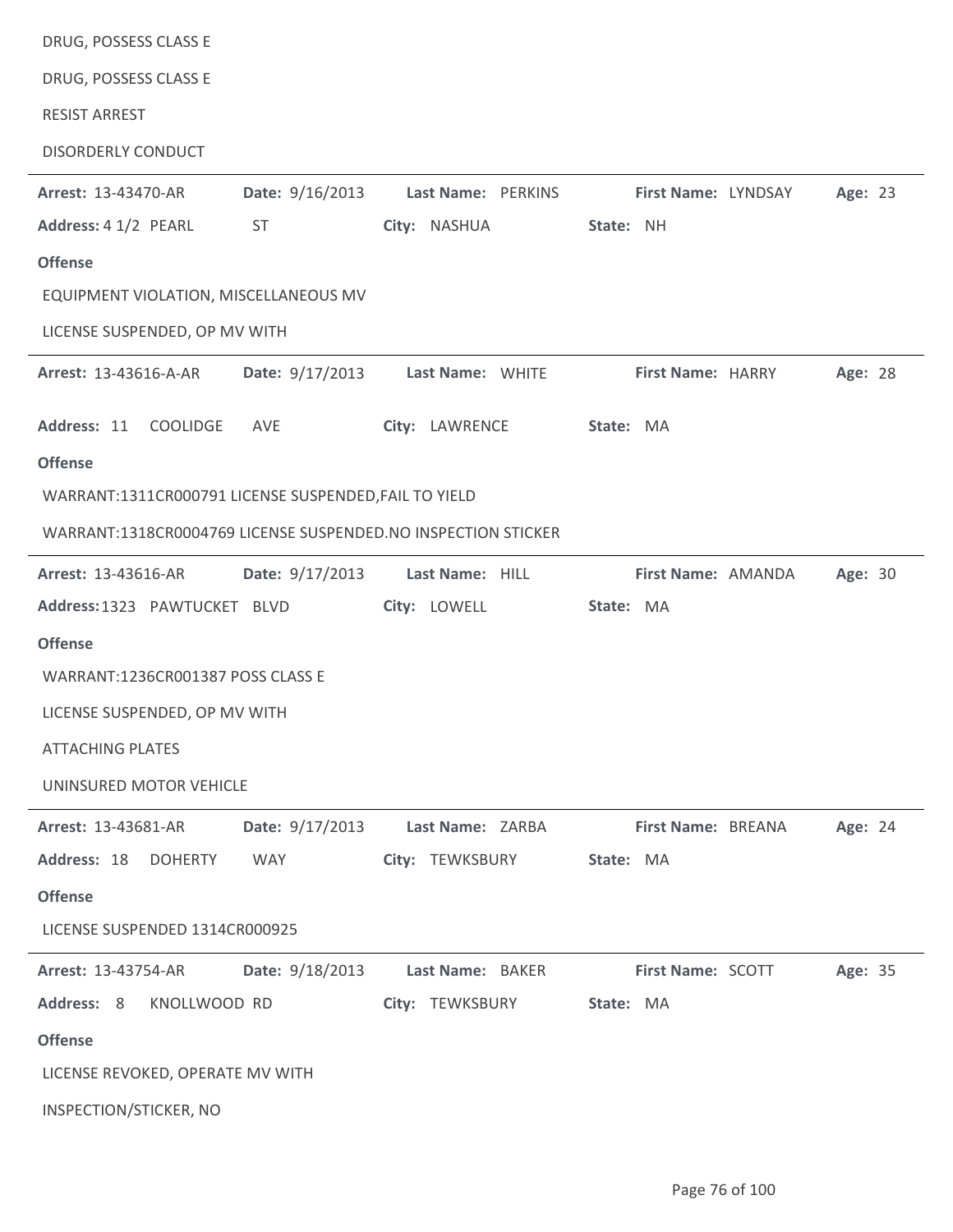DRUG, POSSESS CLASS E

DRUG, POSSESS CLASS E

RESIST ARREST

DISORDERLY CONDUCT

---

**Arrest:** 13-43470-AR **Date:** 9/16/2013 **Last Name:** PERKINS **First Name:** LYNDSAY **Age:** 23

**Address:** 4 1/2 PEARL ST **City:** NASHUA **State:** NH

**Offense**

EQUIPMENT VIOLATION, MISCELLANEOUS MV

LICENSE SUSPENDED, OP MV WITH

---

**Arrest:** 13-43616-A-AR **Date:** 9/17/2013 **Last Name:** WHITE **First Name:** HARRY **Age:** 28

**Address:** 11 COOLIDGE AVE **City:** LAWRENCE **State:** MA

**Offense**

WARRANT:1311CR000791 LICENSE SUSPENDED,FAIL TO YIELD

WARRANT:1318CR0004769 LICENSE SUSPENDED.NO INSPECTION STICKER

---

**Arrest:** 13-43616-AR **Date:** 9/17/2013 **Last Name:** HILL **First Name:** AMANDA **Age:** 30

**Address:** 1323 PAWTUCKET BLVD **City:** LOWELL **State:** MA

**Offense**

WARRANT:1236CR001387 POSS CLASS E

LICENSE SUSPENDED, OP MV WITH

ATTACHING PLATES

UNINSURED MOTOR VEHICLE

---

**Arrest:** 13-43681-AR **Date:** 9/17/2013 **Last Name:** ZARBA **First Name:** BREANA **Age:** 24

**Address:** 18 DOHERTY WAY **City:** TEWKSBURY **State:** MA

**Offense**

LICENSE SUSPENDED 1314CR000925

---

**Arrest:** 13-43754-AR **Date:** 9/18/2013 **Last Name:** BAKER **First Name:** SCOTT **Age:** 35

**Address:** 8 KNOLLWOOD RD **City:** TEWKSBURY **State:** MA

**Offense**

LICENSE REVOKED, OPERATE MV WITH

INSPECTION/STICKER, NO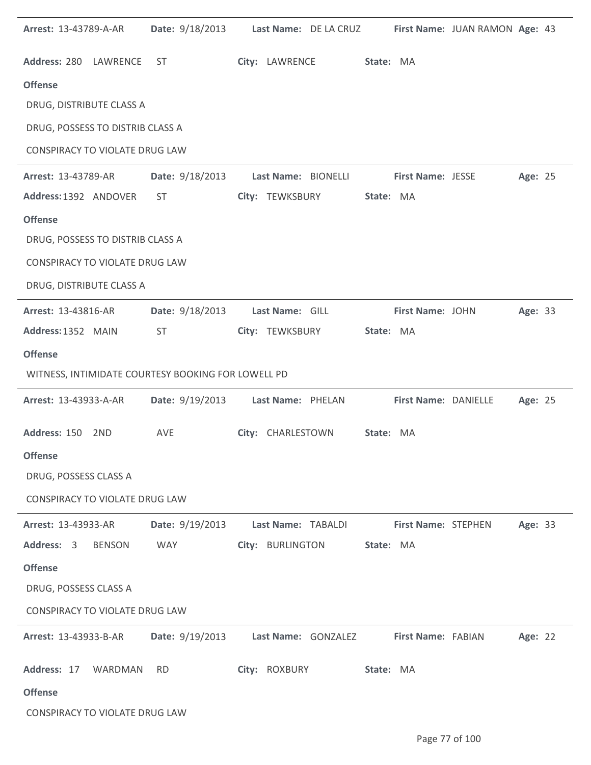**Arrest:** 13-43789-A-AR **Date:** 9/18/2013 **Last Name:** DE LA CRUZ **First Name:** JUAN RAMON **Age:** 43

**Address:** 280 LAWRENCE ST **City:** LAWRENCE **State:** MA

**Offense**

DRUG, DISTRIBUTE CLASS A

DRUG, POSSESS TO DISTRIB CLASS A

CONSPIRACY TO VIOLATE DRUG LAW

---

**Arrest:** 13-43789-AR **Date:** 9/18/2013 **Last Name:** BIONELLI **First Name:** JESSE **Age:** 25

**Address:** 1392 ANDOVER ST **City:** TEWKSBURY **State:** MA

**Offense**

DRUG, POSSESS TO DISTRIB CLASS A

CONSPIRACY TO VIOLATE DRUG LAW

DRUG, DISTRIBUTE CLASS A

---

**Arrest:** 13-43816-AR **Date:** 9/18/2013 **Last Name:** GILL **First Name:** JOHN **Age:** 33

**Address:** 1352 MAIN ST **City:** TEWKSBURY **State:** MA

**Offense**

WITNESS, INTIMIDATE COURTESY BOOKING FOR LOWELL PD

---

**Arrest:** 13-43933-A-AR **Date:** 9/19/2013 **Last Name:** PHELAN **First Name:** DANIELLE **Age:** 25

**Address:** 150 2ND AVE **City:** CHARLESTOWN **State:** MA

**Offense**

DRUG, POSSESS CLASS A

CONSPIRACY TO VIOLATE DRUG LAW

---

**Arrest:** 13-43933-AR **Date:** 9/19/2013 **Last Name:** TABALDI **First Name:** STEPHEN **Age:** 33

**Address:** 3 BENSON WAY **City:** BURLINGTON **State:** MA

**Offense**

DRUG, POSSESS CLASS A

CONSPIRACY TO VIOLATE DRUG LAW

---

**Arrest:** 13-43933-B-AR **Date:** 9/19/2013 **Last Name:** GONZALEZ **First Name:** FABIAN **Age:** 22

**Address:** 17 WARDMAN RD **City:** ROXBURY **State:** MA

**Offense**

CONSPIRACY TO VIOLATE DRUG LAW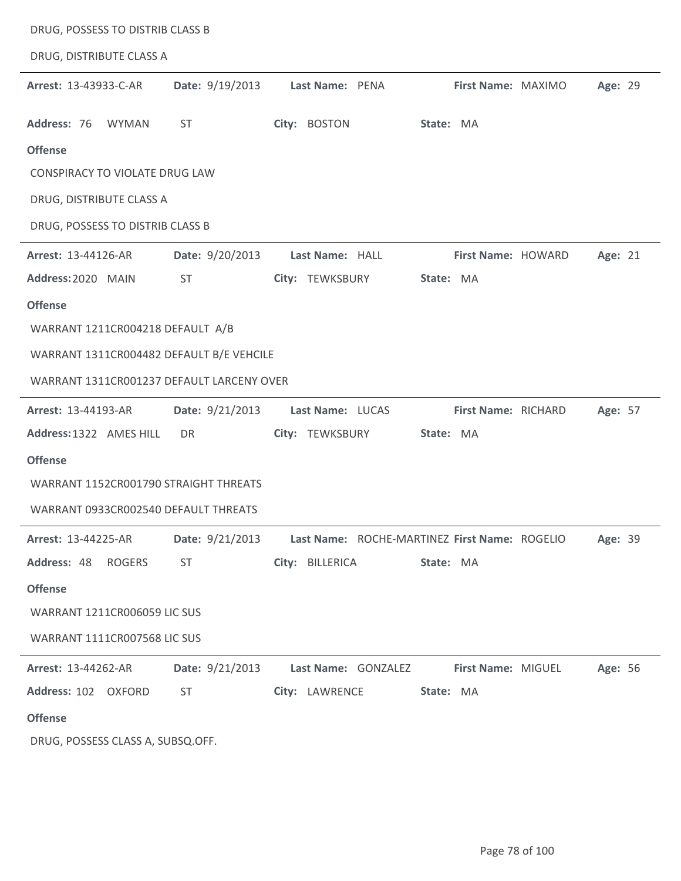DRUG, POSSESS TO DISTRIB CLASS B

DRUG, DISTRIBUTE CLASS A

---

**Arrest:** 13-43933-C-AR **Date:** 9/19/2013 **Last Name:** PENA **First Name:** MAXIMO **Age:** 29

**Address:** 76 WYMAN ST **City:** BOSTON **State:** MA

**Offense**

CONSPIRACY TO VIOLATE DRUG LAW

DRUG, DISTRIBUTE CLASS A

DRUG, POSSESS TO DISTRIB CLASS B

---

**Arrest:** 13-44126-AR **Date:** 9/20/2013 **Last Name:** HALL **First Name:** HOWARD **Age:** 21

**Address:** 2020 MAIN ST **City:** TEWKSBURY **State:** MA

**Offense**

WARRANT 1211CR004218 DEFAULT A/B

WARRANT 1311CR004482 DEFAULT B/E VEHCILE

WARRANT 1311CR001237 DEFAULT LARCENY OVER

---

**Arrest:** 13-44193-AR **Date:** 9/21/2013 **Last Name:** LUCAS **First Name:** RICHARD **Age:** 57

**Address:** 1322 AMES HILL DR **City:** TEWKSBURY **State:** MA

**Offense**

WARRANT 1152CR001790 STRAIGHT THREATS

WARRANT 0933CR002540 DEFAULT THREATS

---

**Arrest:** 13-44225-AR **Date:** 9/21/2013 **Last Name:** ROCHE-MARTINEZ **First Name:** ROGELIO **Age:** 39

**Address:** 48 ROGERS ST **City:** BILLERICA **State:** MA

**Offense**

WARRANT 1211CR006059 LIC SUS

WARRANT 1111CR007568 LIC SUS

---

**Arrest:** 13-44262-AR **Date:** 9/21/2013 **Last Name:** GONZALEZ **First Name:** MIGUEL **Age:** 56

**Address:** 102 OXFORD ST **City:** LAWRENCE **State:** MA

**Offense**

DRUG, POSSESS CLASS A, SUBSQ.OFF.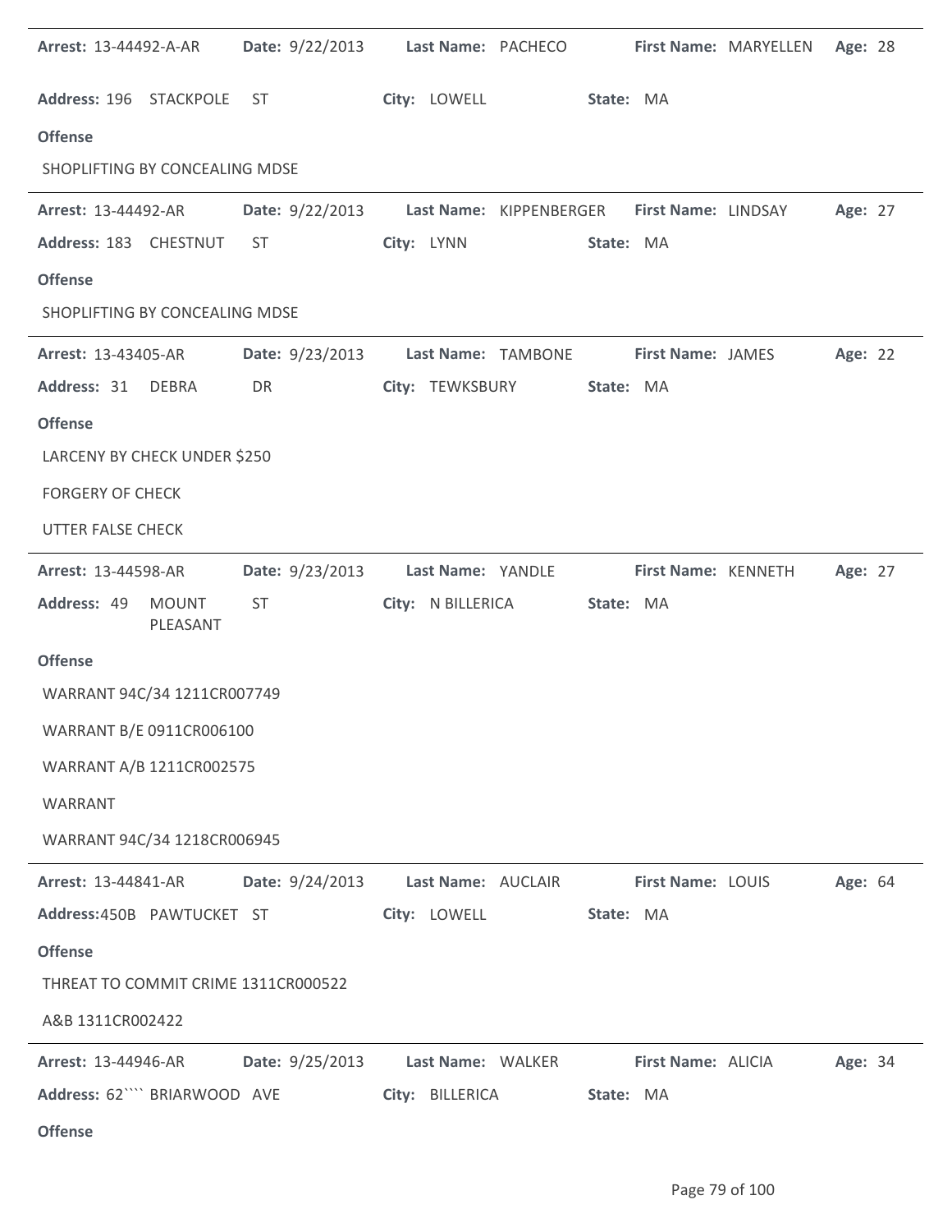**Arrest:** 13-44492-A-AR **Date:** 9/22/2013 **Last Name:** PACHECO **First Name:** MARYELLEN **Age:** 28

**Address:** 196 STACKPOLE ST **City:** LOWELL **State:** MA

**Offense**

SHOPLIFTING BY CONCEALING MDSE

---

**Arrest:** 13-44492-AR **Date:** 9/22/2013 **Last Name:** KIPPENBERGER **First Name:** LINDSAY **Age:** 27

**Address:** 183 CHESTNUT ST **City:** LYNN **State:** MA

**Offense**

SHOPLIFTING BY CONCEALING MDSE

---

**Arrest:** 13-43405-AR **Date:** 9/23/2013 **Last Name:** TAMBONE **First Name:** JAMES **Age:** 22

**Address:** 31 DEBRA DR **City:** TEWKSBURY **State:** MA

**Offense**

LARCENY BY CHECK UNDER $250

FORGERY OF CHECK

UTTER FALSE CHECK

---

**Arrest:** 13-44598-AR **Date:** 9/23/2013 **Last Name:** YANDLE **First Name:** KENNETH **Age:** 27

**Address:** 49 MOUNT PLEASANT ST **City:** N BILLERICA **State:** MA

**Offense**

WARRANT 94C/34 1211CR007749

WARRANT B/E 0911CR006100

WARRANT A/B 1211CR002575

WARRANT

WARRANT 94C/34 1218CR006945

---

**Arrest:** 13-44841-AR **Date:** 9/24/2013 **Last Name:** AUCLAIR **First Name:** LOUIS **Age:** 64

**Address:** 450B PAWTUCKET ST **City:** LOWELL **State:** MA

**Offense**

THREAT TO COMMIT CRIME 1311CR000522

A&B 1311CR002422

---

**Arrest:** 13-44946-AR **Date:** 9/25/2013 **Last Name:** WALKER **First Name:** ALICIA **Age:** 34

**Address:** 62```` BRIARWOOD AVE **City:** BILLERICA **State:** MA

**Offense**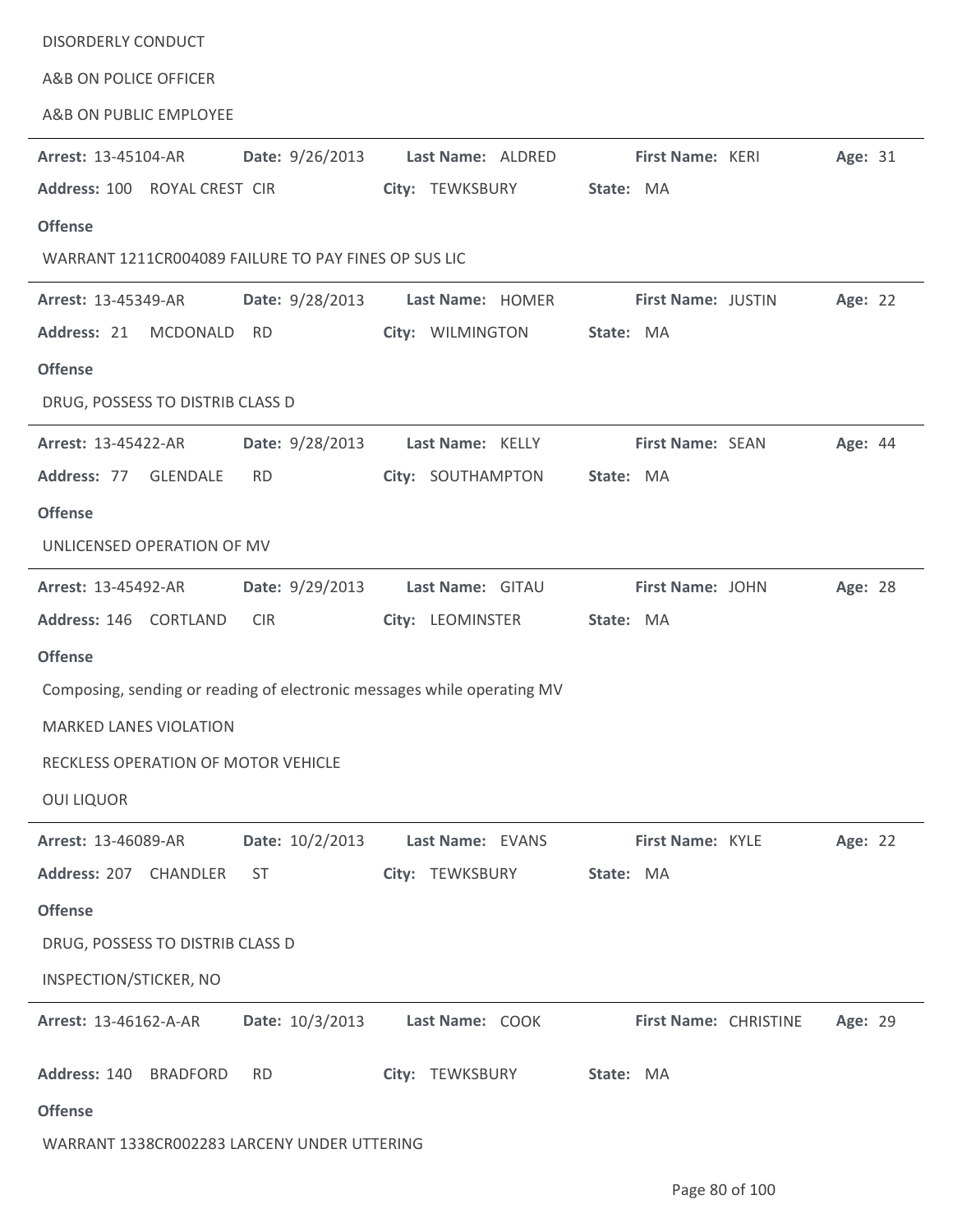DISORDERLY CONDUCT

A&B ON POLICE OFFICER

A&B ON PUBLIC EMPLOYEE

---

**Arrest:** 13-45104-AR **Date:** 9/26/2013 **Last Name:** ALDRED **First Name:** KERI **Age:** 31

**Address:** 100 ROYAL CREST CIR **City:** TEWKSBURY **State:** MA

**Offense**

WARRANT 1211CR004089 FAILURE TO PAY FINES OP SUS LIC

---

**Arrest:** 13-45349-AR **Date:** 9/28/2013 **Last Name:** HOMER **First Name:** JUSTIN **Age:** 22

**Address:** 21 MCDONALD RD **City:** WILMINGTON **State:** MA

**Offense**

DRUG, POSSESS TO DISTRIB CLASS D

---

**Arrest:** 13-45422-AR **Date:** 9/28/2013 **Last Name:** KELLY **First Name:** SEAN **Age:** 44

**Address:** 77 GLENDALE RD **City:** SOUTHAMPTON **State:** MA

**Offense**

UNLICENSED OPERATION OF MV

---

**Arrest:** 13-45492-AR **Date:** 9/29/2013 **Last Name:** GITAU **First Name:** JOHN **Age:** 28

**Address:** 146 CORTLAND CIR **City:** LEOMINSTER **State:** MA

**Offense**

Composing, sending or reading of electronic messages while operating MV

MARKED LANES VIOLATION

RECKLESS OPERATION OF MOTOR VEHICLE

OUI LIQUOR

---

**Arrest:** 13-46089-AR **Date:** 10/2/2013 **Last Name:** EVANS **First Name:** KYLE **Age:** 22

**Address:** 207 CHANDLER ST **City:** TEWKSBURY **State:** MA

**Offense**

DRUG, POSSESS TO DISTRIB CLASS D

INSPECTION/STICKER, NO

---

**Arrest:** 13-46162-A-AR **Date:** 10/3/2013 **Last Name:** COOK **First Name:** CHRISTINE **Age:** 29

**Address:** 140 BRADFORD RD **City:** TEWKSBURY **State:** MA

**Offense**

WARRANT 1338CR002283 LARCENY UNDER UTTERING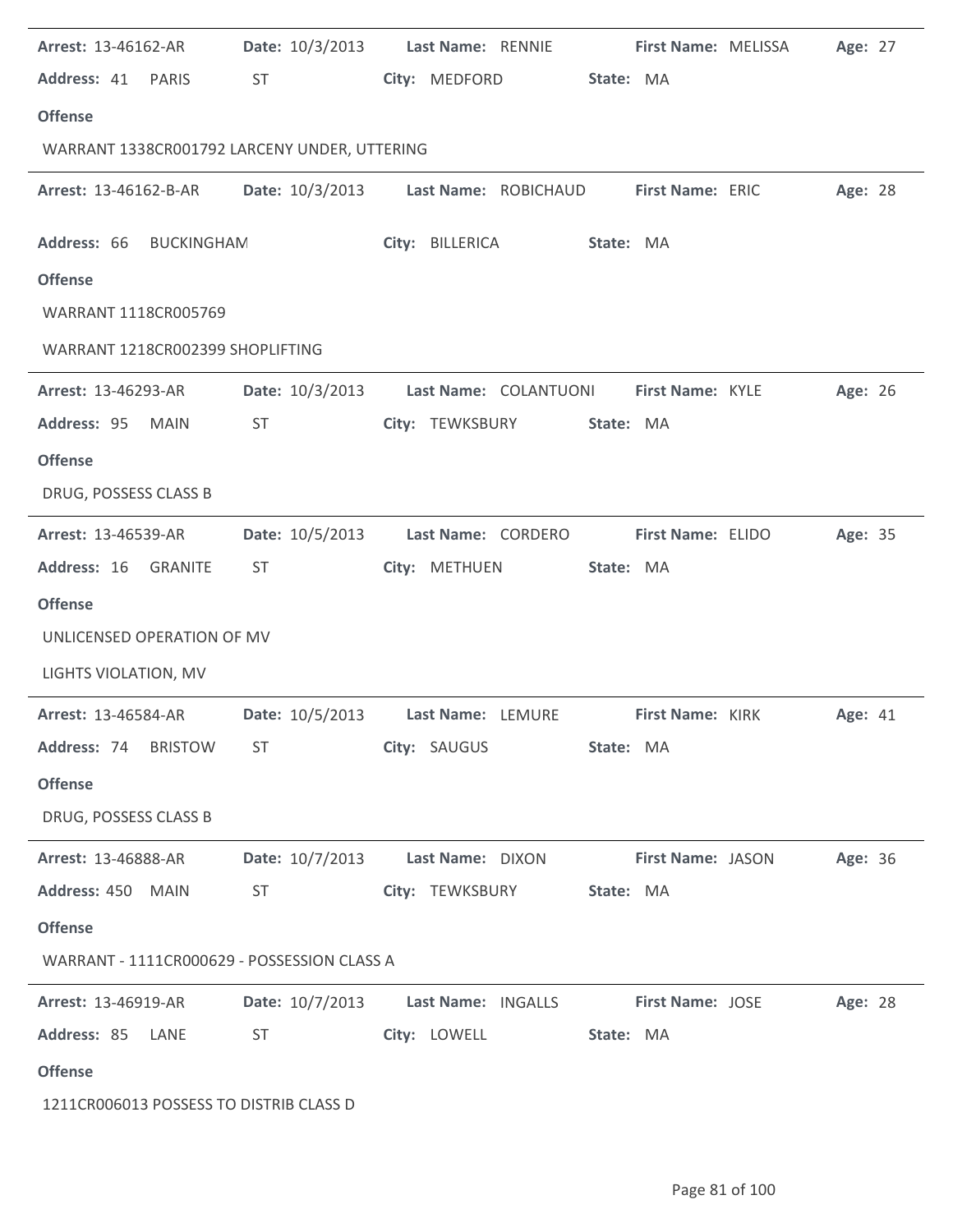**Arrest:** 13-46162-AR **Date:** 10/3/2013 **Last Name:** RENNIE **First Name:** MELISSA **Age:** 27
**Address:** 41 PARIS ST **City:** MEDFORD **State:** MA

**Offense**

WARRANT 1338CR001792 LARCENY UNDER, UTTERING

---

**Arrest:** 13-46162-B-AR **Date:** 10/3/2013 **Last Name:** ROBICHAUD **First Name:** ERIC **Age:** 28
**Address:** 66 BUCKINGHAM **City:** BILLERICA **State:** MA

**Offense**

WARRANT 1118CR005769

WARRANT 1218CR002399 SHOPLIFTING

---

**Arrest:** 13-46293-AR **Date:** 10/3/2013 **Last Name:** COLANTUONI **First Name:** KYLE **Age:** 26
**Address:** 95 MAIN ST **City:** TEWKSBURY **State:** MA

**Offense**

DRUG, POSSESS CLASS B

---

**Arrest:** 13-46539-AR **Date:** 10/5/2013 **Last Name:** CORDERO **First Name:** ELIDO **Age:** 35
**Address:** 16 GRANITE ST **City:** METHUEN **State:** MA

**Offense**

UNLICENSED OPERATION OF MV

LIGHTS VIOLATION, MV

---

**Arrest:** 13-46584-AR **Date:** 10/5/2013 **Last Name:** LEMURE **First Name:** KIRK **Age:** 41
**Address:** 74 BRISTOW ST **City:** SAUGUS **State:** MA

**Offense**

DRUG, POSSESS CLASS B

---

**Arrest:** 13-46888-AR **Date:** 10/7/2013 **Last Name:** DIXON **First Name:** JASON **Age:** 36
**Address:** 450 MAIN ST **City:** TEWKSBURY **State:** MA

**Offense**

WARRANT - 1111CR000629 - POSSESSION CLASS A

---

**Arrest:** 13-46919-AR **Date:** 10/7/2013 **Last Name:** INGALLS **First Name:** JOSE **Age:** 28
**Address:** 85 LANE ST **City:** LOWELL **State:** MA

**Offense**

1211CR006013 POSSESS TO DISTRIB CLASS D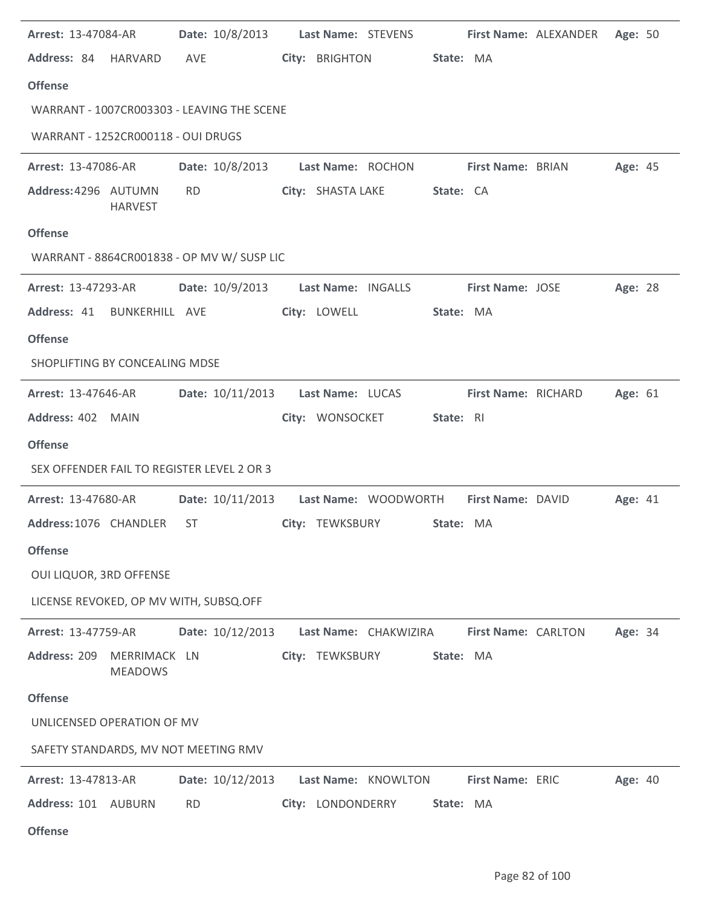**Arrest:** 13-47084-AR **Date:** 10/8/2013 **Last Name:** STEVENS **First Name:** ALEXANDER **Age:** 50

**Address:** 84 HARVARD AVE **City:** BRIGHTON **State:** MA

**Offense**

WARRANT - 1007CR003303 - LEAVING THE SCENE

WARRANT - 1252CR000118 - OUI DRUGS

---

**Arrest:** 13-47086-AR **Date:** 10/8/2013 **Last Name:** ROCHON **First Name:** BRIAN **Age:** 45

**Address:** 4296 AUTUMN HARVEST RD **City:** SHASTA LAKE **State:** CA

**Offense**

WARRANT - 8864CR001838 - OP MV W/ SUSP LIC

---

**Arrest:** 13-47293-AR **Date:** 10/9/2013 **Last Name:** INGALLS **First Name:** JOSE **Age:** 28

**Address:** 41 BUNKERHILL AVE **City:** LOWELL **State:** MA

**Offense**

SHOPLIFTING BY CONCEALING MDSE

---

**Arrest:** 13-47646-AR **Date:** 10/11/2013 **Last Name:** LUCAS **First Name:** RICHARD **Age:** 61

**Address:** 402 MAIN **City:** WONSOCKET **State:** RI

**Offense**

SEX OFFENDER FAIL TO REGISTER LEVEL 2 OR 3

---

**Arrest:** 13-47680-AR **Date:** 10/11/2013 **Last Name:** WOODWORTH **First Name:** DAVID **Age:** 41

**Address:** 1076 CHANDLER ST **City:** TEWKSBURY **State:** MA

**Offense**

OUI LIQUOR, 3RD OFFENSE

LICENSE REVOKED, OP MV WITH, SUBSQ.OFF

---

**Arrest:** 13-47759-AR **Date:** 10/12/2013 **Last Name:** CHAKWIZIRA **First Name:** CARLTON **Age:** 34

**Address:** 209 MERRIMACK MEADOWS LN **City:** TEWKSBURY **State:** MA

**Offense**

UNLICENSED OPERATION OF MV

SAFETY STANDARDS, MV NOT MEETING RMV

---

**Arrest:** 13-47813-AR **Date:** 10/12/2013 **Last Name:** KNOWLTON **First Name:** ERIC **Age:** 40

**Address:** 101 AUBURN RD **City:** LONDONDERRY **State:** MA

**Offense**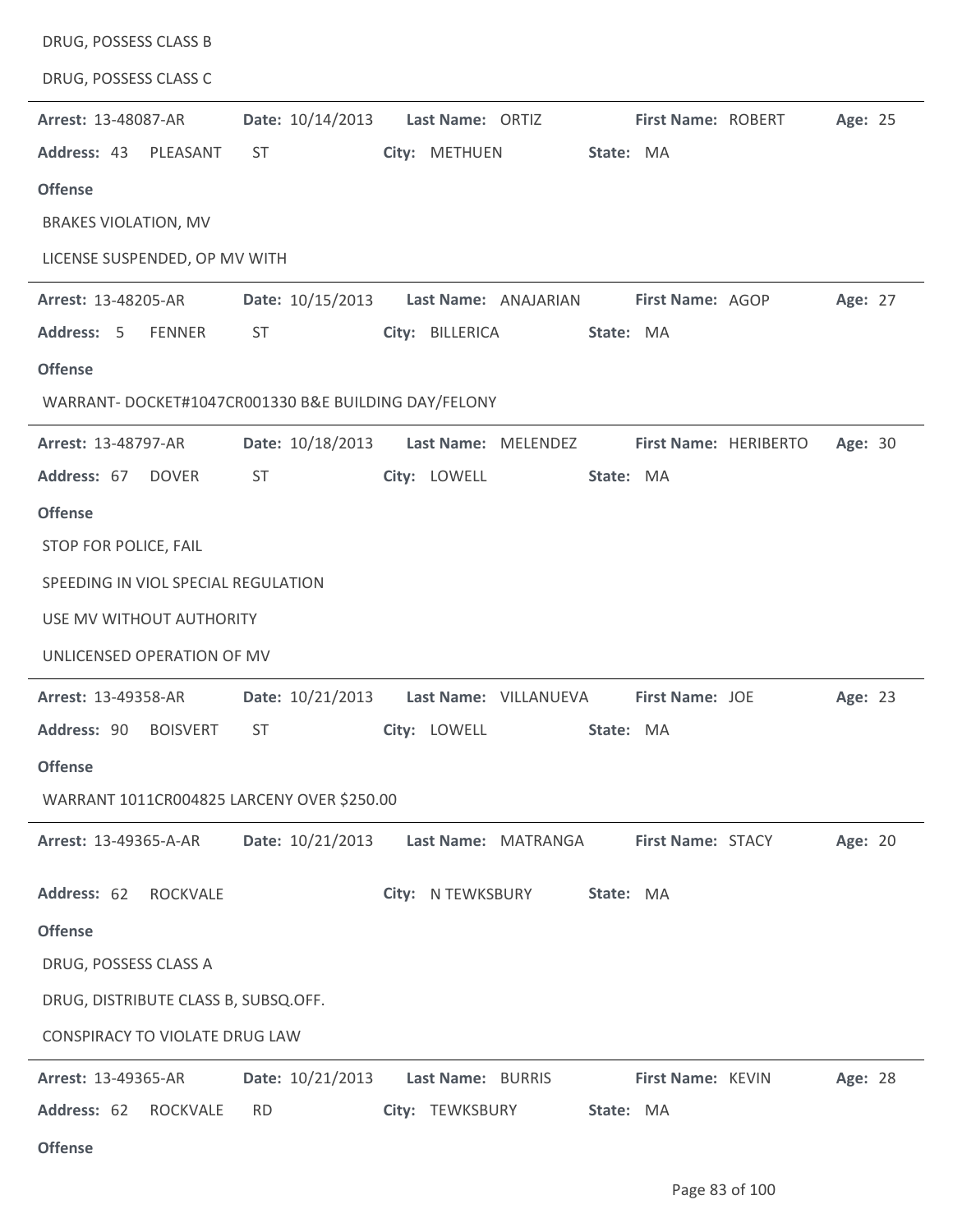DRUG, POSSESS CLASS B

DRUG, POSSESS CLASS C

---

**Arrest:** 13-48087-AR **Date:** 10/14/2013 **Last Name:** ORTIZ **First Name:** ROBERT **Age:** 25

**Address:** 43 PLEASANT ST **City:** METHUEN **State:** MA

**Offense**

BRAKES VIOLATION, MV

LICENSE SUSPENDED, OP MV WITH

---

**Arrest:** 13-48205-AR **Date:** 10/15/2013 **Last Name:** ANAJARIAN **First Name:** AGOP **Age:** 27

**Address:** 5 FENNER ST **City:** BILLERICA **State:** MA

**Offense**

WARRANT- DOCKET#1047CR001330 B&E BUILDING DAY/FELONY

---

**Arrest:** 13-48797-AR **Date:** 10/18/2013 **Last Name:** MELENDEZ **First Name:** HERIBERTO **Age:** 30

**Address:** 67 DOVER ST **City:** LOWELL **State:** MA

**Offense**

STOP FOR POLICE, FAIL

SPEEDING IN VIOL SPECIAL REGULATION

USE MV WITHOUT AUTHORITY

UNLICENSED OPERATION OF MV

---

**Arrest:** 13-49358-AR **Date:** 10/21/2013 **Last Name:** VILLANUEVA **First Name:** JOE **Age:** 23

**Address:** 90 BOISVERT ST **City:** LOWELL **State:** MA

**Offense**

WARRANT 1011CR004825 LARCENY OVER $250.00

---

**Arrest:** 13-49365-A-AR **Date:** 10/21/2013 **Last Name:** MATRANGA **First Name:** STACY **Age:** 20

**Address:** 62 ROCKVALE **City:** N TEWKSBURY **State:** MA

**Offense**

DRUG, POSSESS CLASS A

DRUG, DISTRIBUTE CLASS B, SUBSQ.OFF.

CONSPIRACY TO VIOLATE DRUG LAW

---

**Arrest:** 13-49365-AR **Date:** 10/21/2013 **Last Name:** BURRIS **First Name:** KEVIN **Age:** 28

**Address:** 62 ROCKVALE RD **City:** TEWKSBURY **State:** MA

**Offense**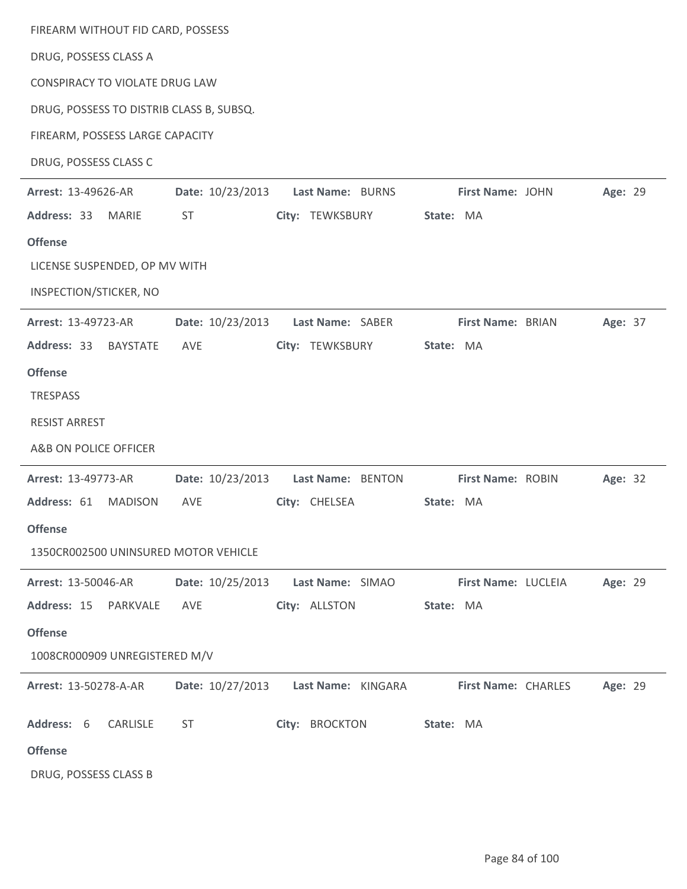FIREARM WITHOUT FID CARD, POSSESS

DRUG, POSSESS CLASS A

CONSPIRACY TO VIOLATE DRUG LAW

DRUG, POSSESS TO DISTRIB CLASS B, SUBSQ.

FIREARM, POSSESS LARGE CAPACITY

DRUG, POSSESS CLASS C

---

**Arrest:** 13-49626-AR **Date:** 10/23/2013 **Last Name:** BURNS **First Name:** JOHN **Age:** 29

**Address:** 33 MARIE ST **City:** TEWKSBURY **State:** MA

**Offense**

LICENSE SUSPENDED, OP MV WITH

INSPECTION/STICKER, NO

---

**Arrest:** 13-49723-AR **Date:** 10/23/2013 **Last Name:** SABER **First Name:** BRIAN **Age:** 37

**Address:** 33 BAYSTATE AVE **City:** TEWKSBURY **State:** MA

**Offense**

TRESPASS

RESIST ARREST

A&B ON POLICE OFFICER

---

**Arrest:** 13-49773-AR **Date:** 10/23/2013 **Last Name:** BENTON **First Name:** ROBIN **Age:** 32

**Address:** 61 MADISON AVE **City:** CHELSEA **State:** MA

**Offense**

1350CR002500 UNINSURED MOTOR VEHICLE

---

**Arrest:** 13-50046-AR **Date:** 10/25/2013 **Last Name:** SIMAO **First Name:** LUCLEIA **Age:** 29

**Address:** 15 PARKVALE AVE **City:** ALLSTON **State:** MA

**Offense**

1008CR000909 UNREGISTERED M/V

---

**Arrest:** 13-50278-A-AR **Date:** 10/27/2013 **Last Name:** KINGARA **First Name:** CHARLES **Age:** 29

**Address:** 6 CARLISLE ST **City:** BROCKTON **State:** MA

**Offense**

DRUG, POSSESS CLASS B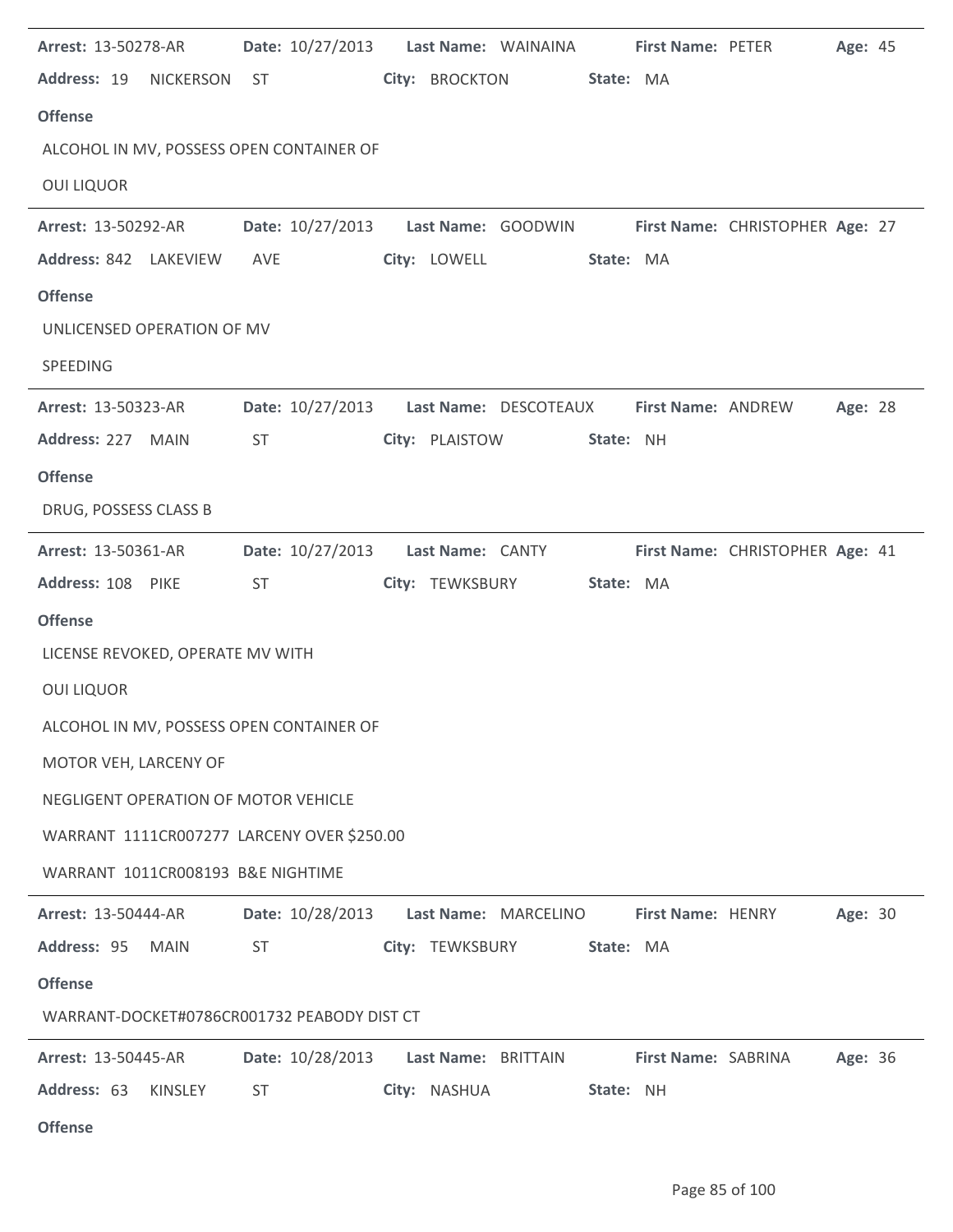**Arrest:** 13-50278-AR **Date:** 10/27/2013 **Last Name:** WAINAINA **First Name:** PETER **Age:** 45

**Address:** 19 NICKERSON ST **City:** BROCKTON **State:** MA

**Offense**

ALCOHOL IN MV, POSSESS OPEN CONTAINER OF

OUI LIQUOR

---

**Arrest:** 13-50292-AR **Date:** 10/27/2013 **Last Name:** GOODWIN **First Name:** CHRISTOPHER **Age:** 27

**Address:** 842 LAKEVIEW AVE **City:** LOWELL **State:** MA

**Offense**

UNLICENSED OPERATION OF MV

SPEEDING

---

**Arrest:** 13-50323-AR **Date:** 10/27/2013 **Last Name:** DESCOTEAUX **First Name:** ANDREW **Age:** 28

**Address:** 227 MAIN ST **City:** PLAISTOW **State:** NH

**Offense**

DRUG, POSSESS CLASS B

---

**Arrest:** 13-50361-AR **Date:** 10/27/2013 **Last Name:** CANTY **First Name:** CHRISTOPHER **Age:** 41

**Address:** 108 PIKE ST **City:** TEWKSBURY **State:** MA

**Offense**

LICENSE REVOKED, OPERATE MV WITH

OUI LIQUOR

ALCOHOL IN MV, POSSESS OPEN CONTAINER OF

MOTOR VEH, LARCENY OF

NEGLIGENT OPERATION OF MOTOR VEHICLE

WARRANT 1111CR007277 LARCENY OVER $250.00

WARRANT 1011CR008193 B&E NIGHTIME

---

**Arrest:** 13-50444-AR **Date:** 10/28/2013 **Last Name:** MARCELINO **First Name:** HENRY **Age:** 30

**Address:** 95 MAIN ST **City:** TEWKSBURY **State:** MA

**Offense**

WARRANT-DOCKET#0786CR001732 PEABODY DIST CT

---

**Arrest:** 13-50445-AR **Date:** 10/28/2013 **Last Name:** BRITTAIN **First Name:** SABRINA **Age:** 36

**Address:** 63 KINSLEY ST **City:** NASHUA **State:** NH

**Offense**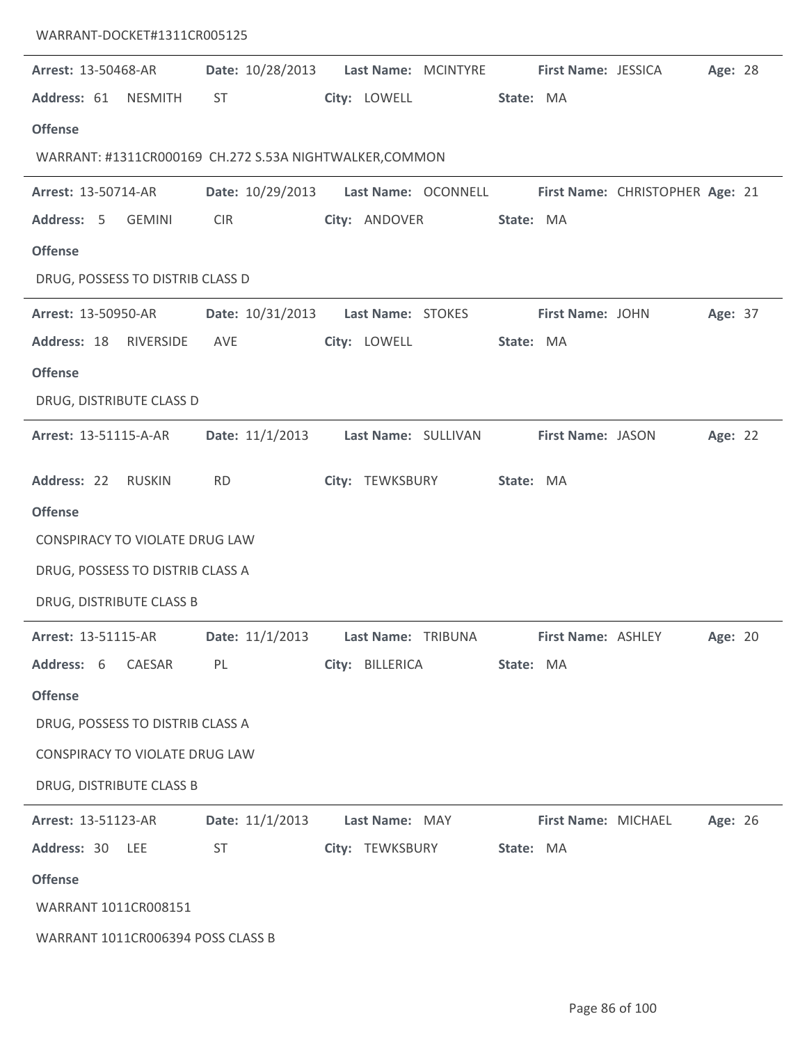WARRANT-DOCKET#1311CR005125

**Arrest:** 13-50468-AR **Date:** 10/28/2013 **Last Name:** MCINTYRE **First Name:** JESSICA **Age:** 28

**Address:** 61 NESMITH ST **City:** LOWELL **State:** MA

**Offense**

WARRANT: #1311CR000169 CH.272 S.53A NIGHTWALKER,COMMON

---

**Arrest:** 13-50714-AR **Date:** 10/29/2013 **Last Name:** OCONNELL **First Name:** CHRISTOPHER **Age:** 21

**Address:** 5 GEMINI CIR **City:** ANDOVER **State:** MA

**Offense**

DRUG, POSSESS TO DISTRIB CLASS D

---

**Arrest:** 13-50950-AR **Date:** 10/31/2013 **Last Name:** STOKES **First Name:** JOHN **Age:** 37

**Address:** 18 RIVERSIDE AVE **City:** LOWELL **State:** MA

**Offense**

DRUG, DISTRIBUTE CLASS D

---

**Arrest:** 13-51115-A-AR **Date:** 11/1/2013 **Last Name:** SULLIVAN **First Name:** JASON **Age:** 22

**Address:** 22 RUSKIN RD **City:** TEWKSBURY **State:** MA

**Offense**

CONSPIRACY TO VIOLATE DRUG LAW

DRUG, POSSESS TO DISTRIB CLASS A

DRUG, DISTRIBUTE CLASS B

---

**Arrest:** 13-51115-AR **Date:** 11/1/2013 **Last Name:** TRIBUNA **First Name:** ASHLEY **Age:** 20

**Address:** 6 CAESAR PL **City:** BILLERICA **State:** MA

**Offense**

DRUG, POSSESS TO DISTRIB CLASS A

CONSPIRACY TO VIOLATE DRUG LAW

DRUG, DISTRIBUTE CLASS B

---

**Arrest:** 13-51123-AR **Date:** 11/1/2013 **Last Name:** MAY **First Name:** MICHAEL **Age:** 26

**Address:** 30 LEE ST **City:** TEWKSBURY **State:** MA

**Offense**

WARRANT 1011CR008151

WARRANT 1011CR006394 POSS CLASS B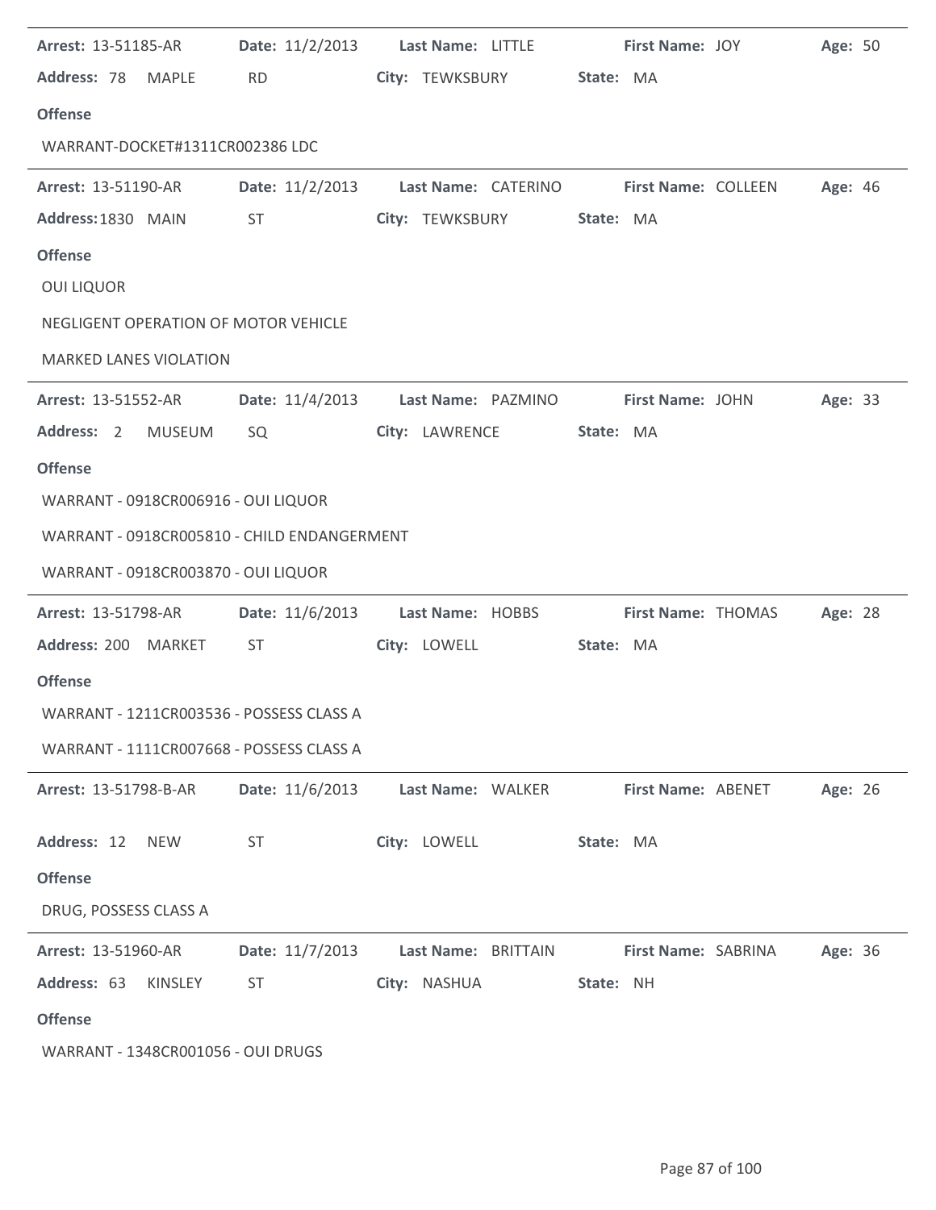**Arrest:** 13-51185-AR **Date:** 11/2/2013 **Last Name:** LITTLE **First Name:** JOY **Age:** 50

**Address:** 78 MAPLE RD **City:** TEWKSBURY **State:** MA

**Offense**

WARRANT-DOCKET#1311CR002386 LDC

---

**Arrest:** 13-51190-AR **Date:** 11/2/2013 **Last Name:** CATERINO **First Name:** COLLEEN **Age:** 46

**Address:** 1830 MAIN ST **City:** TEWKSBURY **State:** MA

**Offense**

OUI LIQUOR

NEGLIGENT OPERATION OF MOTOR VEHICLE

MARKED LANES VIOLATION

---

**Arrest:** 13-51552-AR **Date:** 11/4/2013 **Last Name:** PAZMINO **First Name:** JOHN **Age:** 33

**Address:** 2 MUSEUM SQ **City:** LAWRENCE **State:** MA

**Offense**

WARRANT - 0918CR006916 - OUI LIQUOR

WARRANT - 0918CR005810 - CHILD ENDANGERMENT

WARRANT - 0918CR003870 - OUI LIQUOR

---

**Arrest:** 13-51798-AR **Date:** 11/6/2013 **Last Name:** HOBBS **First Name:** THOMAS **Age:** 28

**Address:** 200 MARKET ST **City:** LOWELL **State:** MA

**Offense**

WARRANT - 1211CR003536 - POSSESS CLASS A

WARRANT - 1111CR007668 - POSSESS CLASS A

---

**Arrest:** 13-51798-B-AR **Date:** 11/6/2013 **Last Name:** WALKER **First Name:** ABENET **Age:** 26

**Address:** 12 NEW ST **City:** LOWELL **State:** MA

**Offense**

DRUG, POSSESS CLASS A

---

**Arrest:** 13-51960-AR **Date:** 11/7/2013 **Last Name:** BRITTAIN **First Name:** SABRINA **Age:** 36

**Address:** 63 KINSLEY ST **City:** NASHUA **State:** NH

**Offense**

WARRANT - 1348CR001056 - OUI DRUGS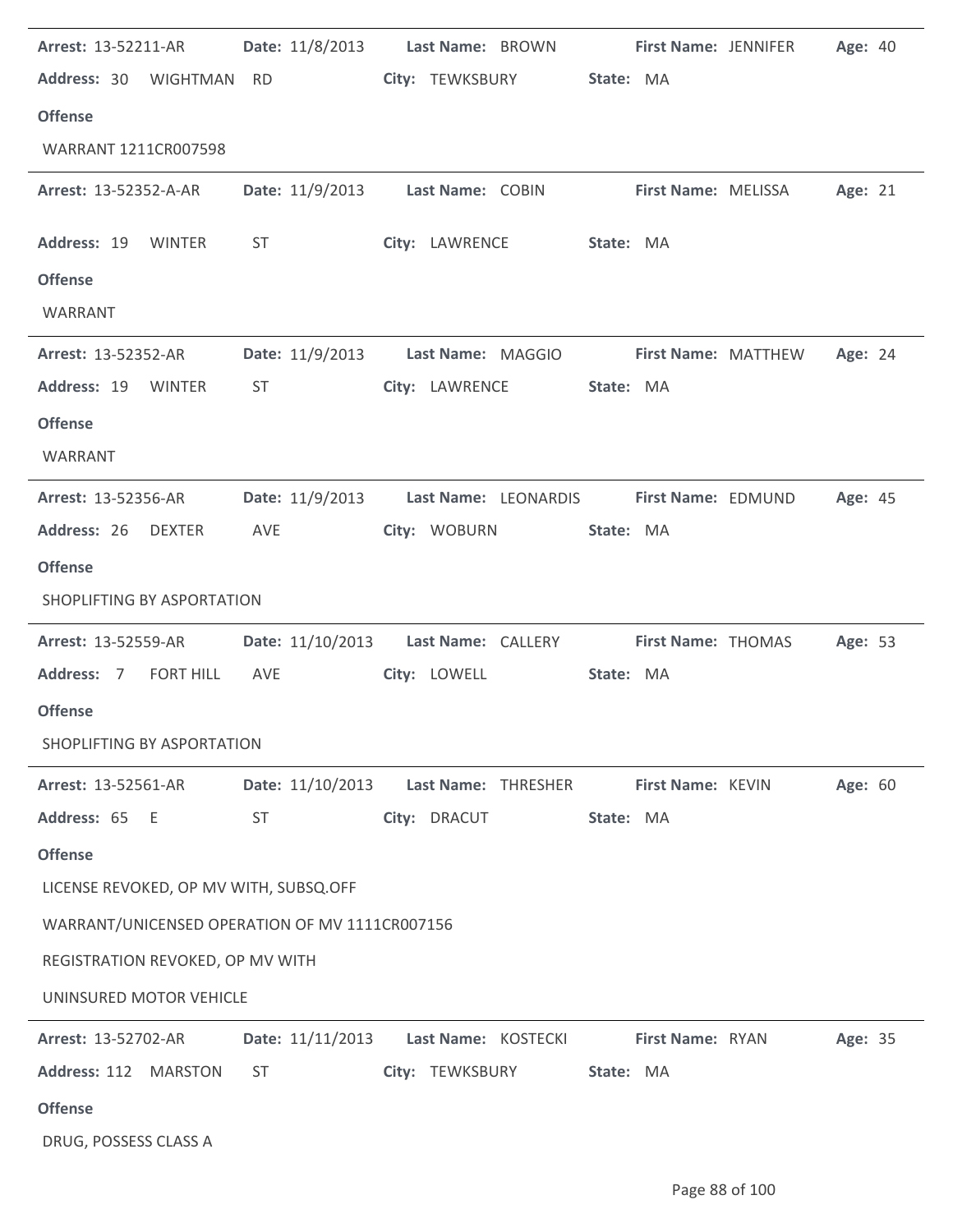**Arrest:** 13-52211-AR **Date:** 11/8/2013 **Last Name:** BROWN **First Name:** JENNIFER **Age:** 40

**Address:** 30 WIGHTMAN RD **City:** TEWKSBURY **State:** MA

**Offense**

WARRANT 1211CR007598

---

**Arrest:** 13-52352-A-AR **Date:** 11/9/2013 **Last Name:** COBIN **First Name:** MELISSA **Age:** 21

**Address:** 19 WINTER ST **City:** LAWRENCE **State:** MA

**Offense**

WARRANT

---

**Arrest:** 13-52352-AR **Date:** 11/9/2013 **Last Name:** MAGGIO **First Name:** MATTHEW **Age:** 24

**Address:** 19 WINTER ST **City:** LAWRENCE **State:** MA

**Offense**

WARRANT

---

**Arrest:** 13-52356-AR **Date:** 11/9/2013 **Last Name:** LEONARDIS **First Name:** EDMUND **Age:** 45

**Address:** 26 DEXTER AVE **City:** WOBURN **State:** MA

**Offense**

SHOPLIFTING BY ASPORTATION

---

**Arrest:** 13-52559-AR **Date:** 11/10/2013 **Last Name:** CALLERY **First Name:** THOMAS **Age:** 53

**Address:** 7 FORT HILL AVE **City:** LOWELL **State:** MA

**Offense**

SHOPLIFTING BY ASPORTATION

---

**Arrest:** 13-52561-AR **Date:** 11/10/2013 **Last Name:** THRESHER **First Name:** KEVIN **Age:** 60

**Address:** 65 E ST **City:** DRACUT **State:** MA

**Offense**

LICENSE REVOKED, OP MV WITH, SUBSQ.OFF

WARRANT/UNICENSED OPERATION OF MV 1111CR007156

REGISTRATION REVOKED, OP MV WITH

UNINSURED MOTOR VEHICLE

---

**Arrest:** 13-52702-AR **Date:** 11/11/2013 **Last Name:** KOSTECKI **First Name:** RYAN **Age:** 35

**Address:** 112 MARSTON ST **City:** TEWKSBURY **State:** MA

**Offense**

DRUG, POSSESS CLASS A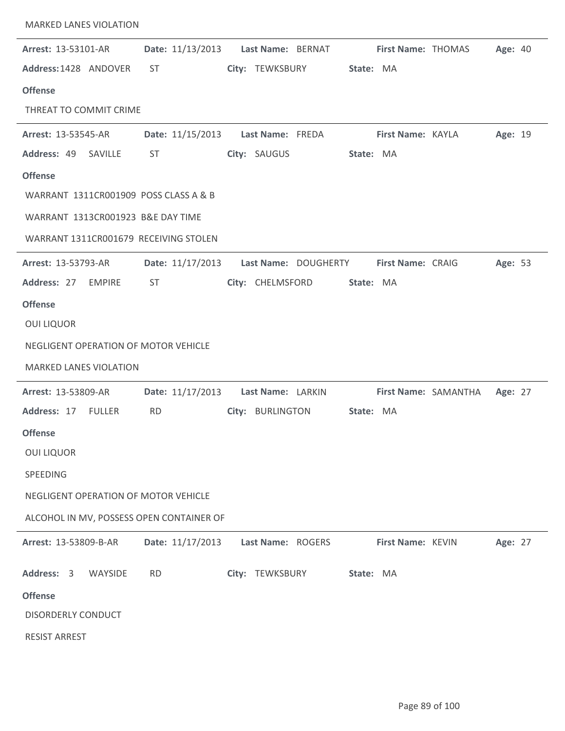MARKED LANES VIOLATION

---

**Arrest:** 13-53101-AR **Date:** 11/13/2013 **Last Name:** BERNAT **First Name:** THOMAS **Age:** 40

**Address:** 1428 ANDOVER ST **City:** TEWKSBURY **State:** MA

**Offense**

THREAT TO COMMIT CRIME

---

**Arrest:** 13-53545-AR **Date:** 11/15/2013 **Last Name:** FREDA **First Name:** KAYLA **Age:** 19

**Address:** 49 SAVILLE ST **City:** SAUGUS **State:** MA

**Offense**

WARRANT 1311CR001909 POSS CLASS A & B

WARRANT 1313CR001923 B&E DAY TIME

WARRANT 1311CR001679 RECEIVING STOLEN

---

**Arrest:** 13-53793-AR **Date:** 11/17/2013 **Last Name:** DOUGHERTY **First Name:** CRAIG **Age:** 53

**Address:** 27 EMPIRE ST **City:** CHELMSFORD **State:** MA

**Offense**

OUI LIQUOR

NEGLIGENT OPERATION OF MOTOR VEHICLE

MARKED LANES VIOLATION

---

**Arrest:** 13-53809-AR **Date:** 11/17/2013 **Last Name:** LARKIN **First Name:** SAMANTHA **Age:** 27

**Address:** 17 FULLER RD **City:** BURLINGTON **State:** MA

**Offense**

OUI LIQUOR

SPEEDING

NEGLIGENT OPERATION OF MOTOR VEHICLE

ALCOHOL IN MV, POSSESS OPEN CONTAINER OF

---

**Arrest:** 13-53809-B-AR **Date:** 11/17/2013 **Last Name:** ROGERS **First Name:** KEVIN **Age:** 27

**Address:** 3 WAYSIDE RD **City:** TEWKSBURY **State:** MA

**Offense**

DISORDERLY CONDUCT

RESIST ARREST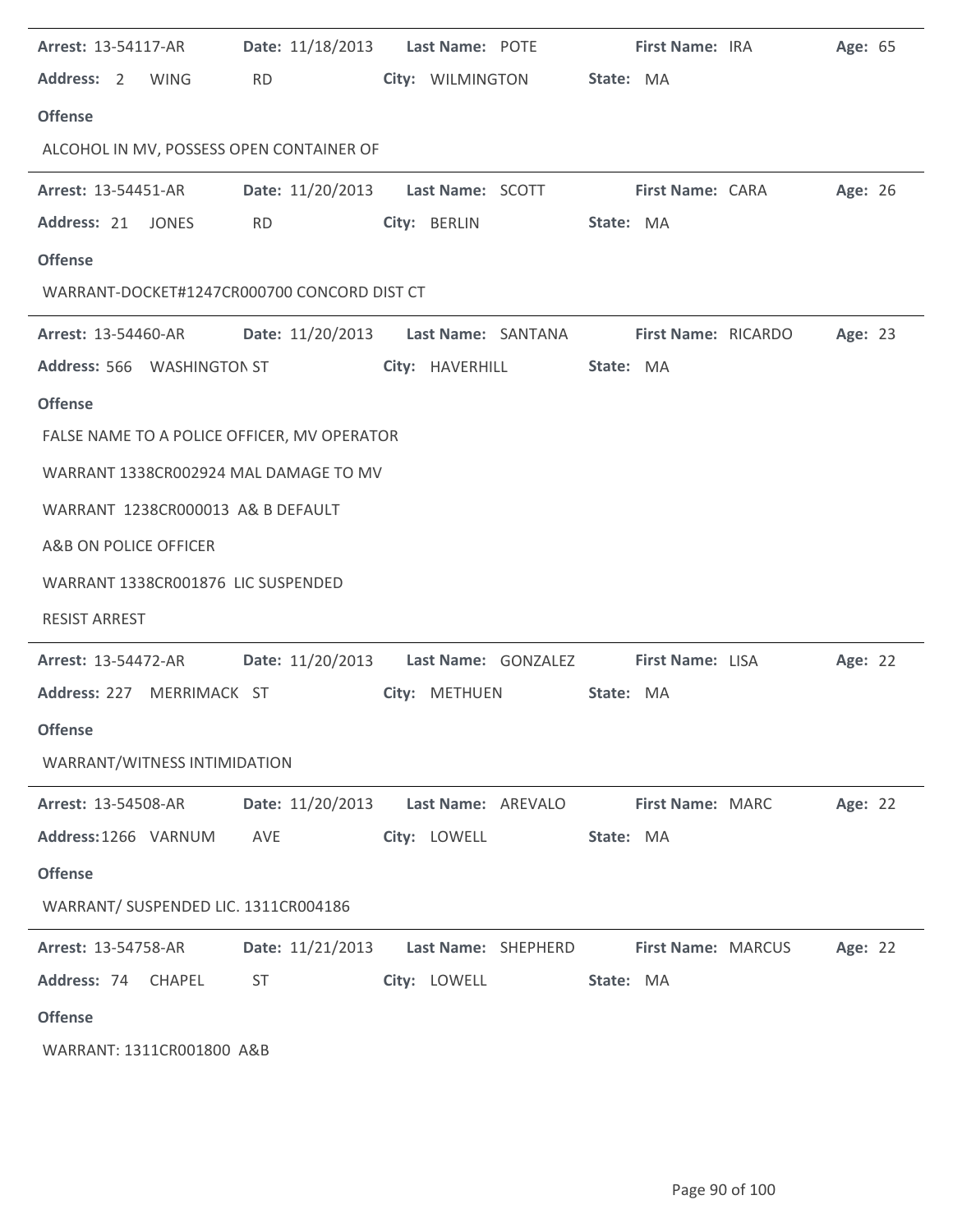**Arrest:** 13-54117-AR **Date:** 11/18/2013 **Last Name:** POTE **First Name:** IRA **Age:** 65

**Address:** 2 WING RD **City:** WILMINGTON **State:** MA

**Offense**

ALCOHOL IN MV, POSSESS OPEN CONTAINER OF

---

**Arrest:** 13-54451-AR **Date:** 11/20/2013 **Last Name:** SCOTT **First Name:** CARA **Age:** 26

**Address:** 21 JONES RD **City:** BERLIN **State:** MA

**Offense**

WARRANT-DOCKET#1247CR000700 CONCORD DIST CT

---

**Arrest:** 13-54460-AR **Date:** 11/20/2013 **Last Name:** SANTANA **First Name:** RICARDO **Age:** 23

**Address:** 566 WASHINGTON ST **City:** HAVERHILL **State:** MA

**Offense**

FALSE NAME TO A POLICE OFFICER, MV OPERATOR

WARRANT 1338CR002924 MAL DAMAGE TO MV

WARRANT 1238CR000013 A& B DEFAULT

A&B ON POLICE OFFICER

WARRANT 1338CR001876 LIC SUSPENDED

RESIST ARREST

---

**Arrest:** 13-54472-AR **Date:** 11/20/2013 **Last Name:** GONZALEZ **First Name:** LISA **Age:** 22

**Address:** 227 MERRIMACK ST **City:** METHUEN **State:** MA

**Offense**

WARRANT/WITNESS INTIMIDATION

---

**Arrest:** 13-54508-AR **Date:** 11/20/2013 **Last Name:** AREVALO **First Name:** MARC **Age:** 22

**Address:** 1266 VARNUM AVE **City:** LOWELL **State:** MA

**Offense**

WARRANT/ SUSPENDED LIC. 1311CR004186

---

**Arrest:** 13-54758-AR **Date:** 11/21/2013 **Last Name:** SHEPHERD **First Name:** MARCUS **Age:** 22

**Address:** 74 CHAPEL ST **City:** LOWELL **State:** MA

**Offense**

WARRANT: 1311CR001800 A&B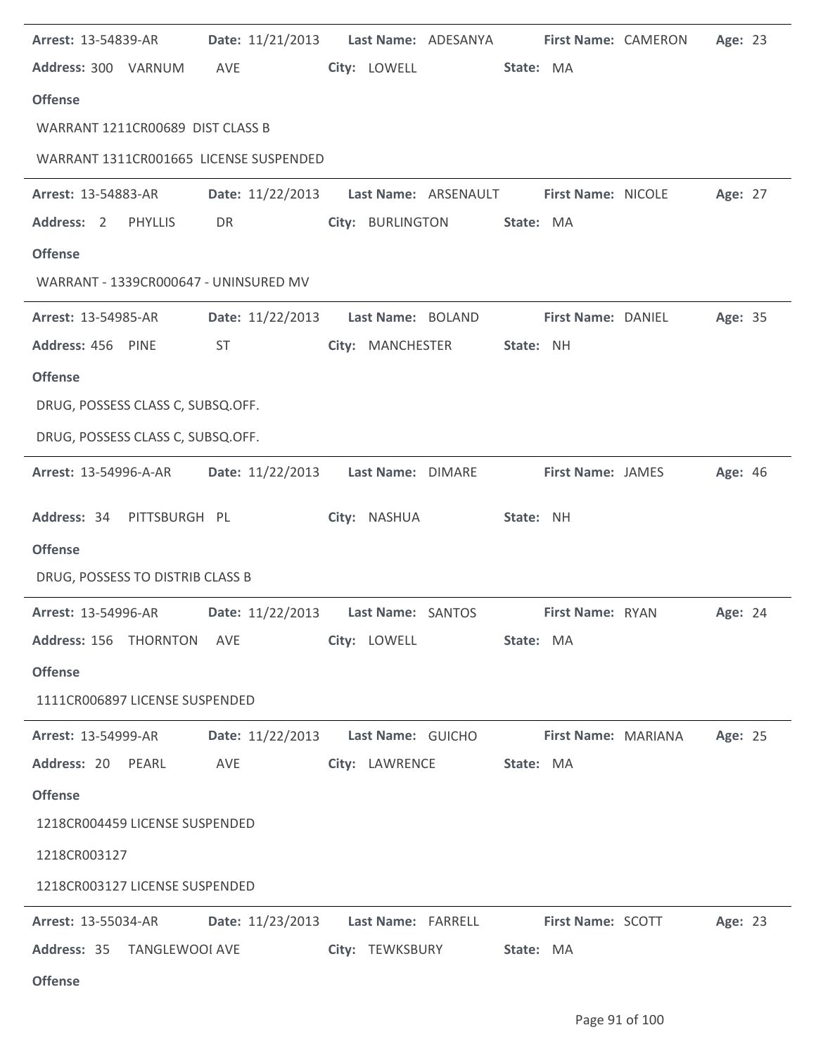**Arrest:** 13-54839-AR **Date:** 11/21/2013 **Last Name:** ADESANYA **First Name:** CAMERON **Age:** 23

**Address:** 300 VARNUM AVE **City:** LOWELL **State:** MA

**Offense**

WARRANT 1211CR00689 DIST CLASS B

WARRANT 1311CR001665 LICENSE SUSPENDED

---

**Arrest:** 13-54883-AR **Date:** 11/22/2013 **Last Name:** ARSENAULT **First Name:** NICOLE **Age:** 27

**Address:** 2 PHYLLIS DR **City:** BURLINGTON **State:** MA

**Offense**

WARRANT - 1339CR000647 - UNINSURED MV

---

**Arrest:** 13-54985-AR **Date:** 11/22/2013 **Last Name:** BOLAND **First Name:** DANIEL **Age:** 35

**Address:** 456 PINE ST **City:** MANCHESTER **State:** NH

**Offense**

DRUG, POSSESS CLASS C, SUBSQ.OFF.

DRUG, POSSESS CLASS C, SUBSQ.OFF.

---

**Arrest:** 13-54996-A-AR **Date:** 11/22/2013 **Last Name:** DIMARE **First Name:** JAMES **Age:** 46

**Address:** 34 PITTSBURGH PL **City:** NASHUA **State:** NH

**Offense**

DRUG, POSSESS TO DISTRIB CLASS B

---

**Arrest:** 13-54996-AR **Date:** 11/22/2013 **Last Name:** SANTOS **First Name:** RYAN **Age:** 24

**Address:** 156 THORNTON AVE **City:** LOWELL **State:** MA

**Offense**

1111CR006897 LICENSE SUSPENDED

---

**Arrest:** 13-54999-AR **Date:** 11/22/2013 **Last Name:** GUICHO **First Name:** MARIANA **Age:** 25

**Address:** 20 PEARL AVE **City:** LAWRENCE **State:** MA

**Offense**

1218CR004459 LICENSE SUSPENDED

1218CR003127

1218CR003127 LICENSE SUSPENDED

---

**Arrest:** 13-55034-AR **Date:** 11/23/2013 **Last Name:** FARRELL **First Name:** SCOTT **Age:** 23

**Address:** 35 TANGLEWOOI AVE **City:** TEWKSBURY **State:** MA

**Offense**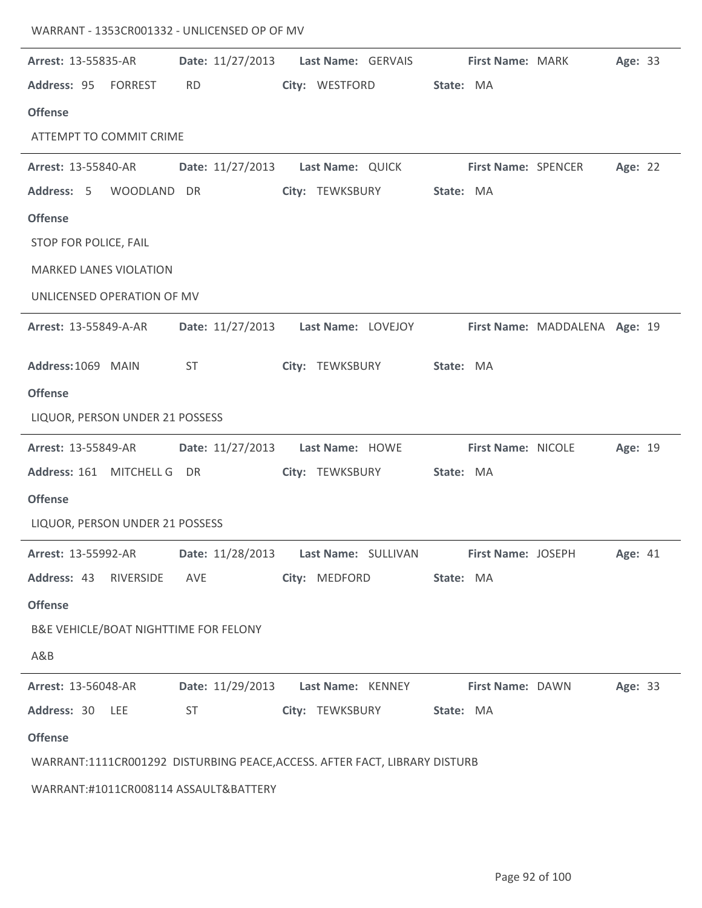WARRANT - 1353CR001332 - UNLICENSED OP OF MV

---

**Arrest:** 13-55835-AR **Date:** 11/27/2013 **Last Name:** GERVAIS **First Name:** MARK **Age:** 33

**Address:** 95 FORREST RD **City:** WESTFORD **State:** MA

**Offense**

ATTEMPT TO COMMIT CRIME

---

**Arrest:** 13-55840-AR **Date:** 11/27/2013 **Last Name:** QUICK **First Name:** SPENCER **Age:** 22

**Address:** 5 WOODLAND DR **City:** TEWKSBURY **State:** MA

**Offense**

STOP FOR POLICE, FAIL

MARKED LANES VIOLATION

UNLICENSED OPERATION OF MV

---

**Arrest:** 13-55849-A-AR **Date:** 11/27/2013 **Last Name:** LOVEJOY **First Name:** MADDALENA **Age:** 19

**Address:** 1069 MAIN ST **City:** TEWKSBURY **State:** MA

**Offense**

LIQUOR, PERSON UNDER 21 POSSESS

---

**Arrest:** 13-55849-AR **Date:** 11/27/2013 **Last Name:** HOWE **First Name:** NICOLE **Age:** 19

**Address:** 161 MITCHELL G DR **City:** TEWKSBURY **State:** MA

**Offense**

LIQUOR, PERSON UNDER 21 POSSESS

---

**Arrest:** 13-55992-AR **Date:** 11/28/2013 **Last Name:** SULLIVAN **First Name:** JOSEPH **Age:** 41

**Address:** 43 RIVERSIDE AVE **City:** MEDFORD **State:** MA

**Offense**

B&E VEHICLE/BOAT NIGHTTIME FOR FELONY

A&B

---

**Arrest:** 13-56048-AR **Date:** 11/29/2013 **Last Name:** KENNEY **First Name:** DAWN **Age:** 33

**Address:** 30 LEE ST **City:** TEWKSBURY **State:** MA

**Offense**

WARRANT:1111CR001292 DISTURBING PEACE,ACCESS. AFTER FACT, LIBRARY DISTURB

WARRANT:#1011CR008114 ASSAULT&BATTERY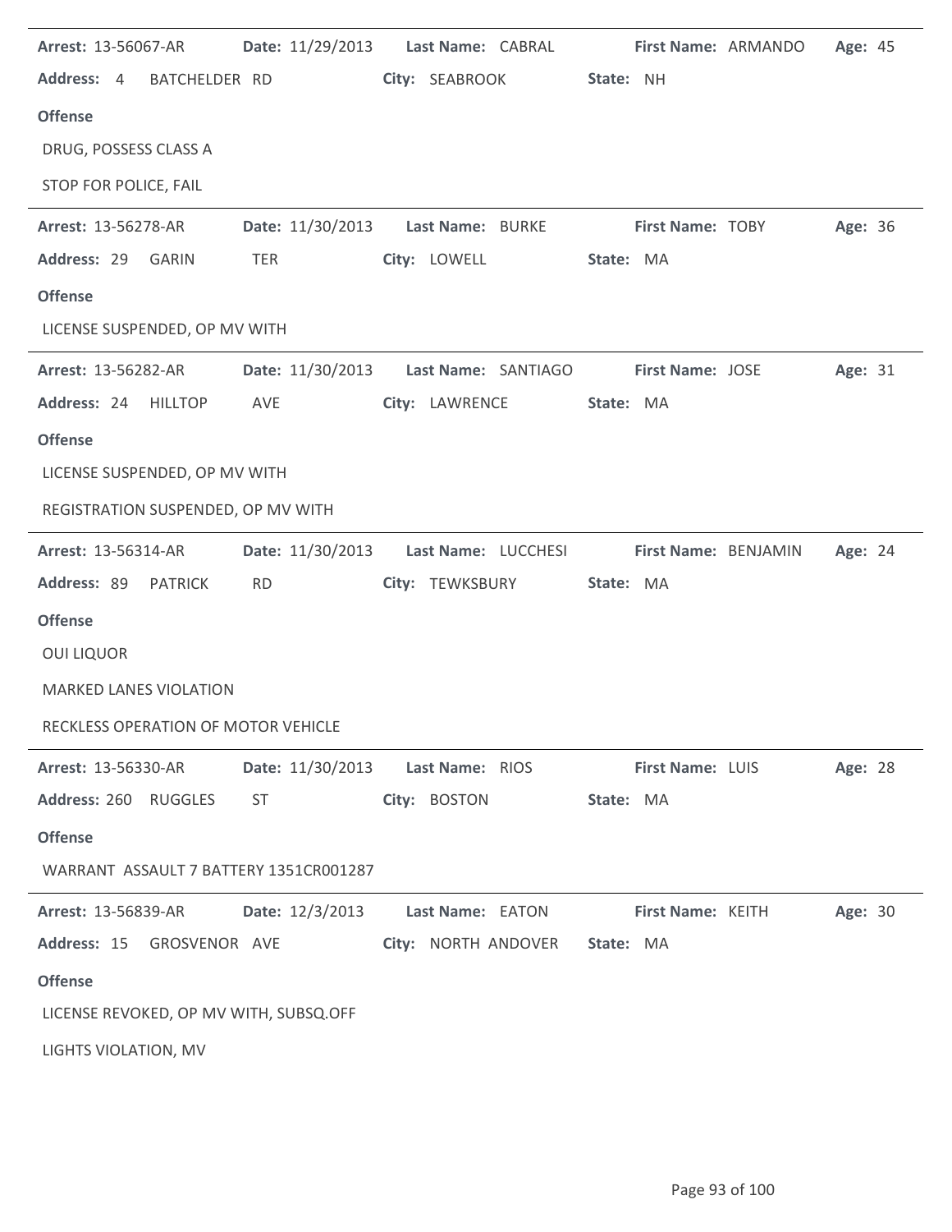**Arrest:** 13-56067-AR **Date:** 11/29/2013 **Last Name:** CABRAL **First Name:** ARMANDO **Age:** 45

**Address:** 4 BATCHELDER RD **City:** SEABROOK **State:** NH

**Offense**

DRUG, POSSESS CLASS A

STOP FOR POLICE, FAIL

---

**Arrest:** 13-56278-AR **Date:** 11/30/2013 **Last Name:** BURKE **First Name:** TOBY **Age:** 36

**Address:** 29 GARIN TER **City:** LOWELL **State:** MA

**Offense**

LICENSE SUSPENDED, OP MV WITH

---

**Arrest:** 13-56282-AR **Date:** 11/30/2013 **Last Name:** SANTIAGO **First Name:** JOSE **Age:** 31

**Address:** 24 HILLTOP AVE **City:** LAWRENCE **State:** MA

**Offense**

LICENSE SUSPENDED, OP MV WITH

REGISTRATION SUSPENDED, OP MV WITH

---

**Arrest:** 13-56314-AR **Date:** 11/30/2013 **Last Name:** LUCCHESI **First Name:** BENJAMIN **Age:** 24

**Address:** 89 PATRICK RD **City:** TEWKSBURY **State:** MA

**Offense**

OUI LIQUOR

MARKED LANES VIOLATION

RECKLESS OPERATION OF MOTOR VEHICLE

---

**Arrest:** 13-56330-AR **Date:** 11/30/2013 **Last Name:** RIOS **First Name:** LUIS **Age:** 28

**Address:** 260 RUGGLES ST **City:** BOSTON **State:** MA

**Offense**

WARRANT ASSAULT 7 BATTERY 1351CR001287

---

**Arrest:** 13-56839-AR **Date:** 12/3/2013 **Last Name:** EATON **First Name:** KEITH **Age:** 30

**Address:** 15 GROSVENOR AVE **City:** NORTH ANDOVER **State:** MA

**Offense**

LICENSE REVOKED, OP MV WITH, SUBSQ.OFF

LIGHTS VIOLATION, MV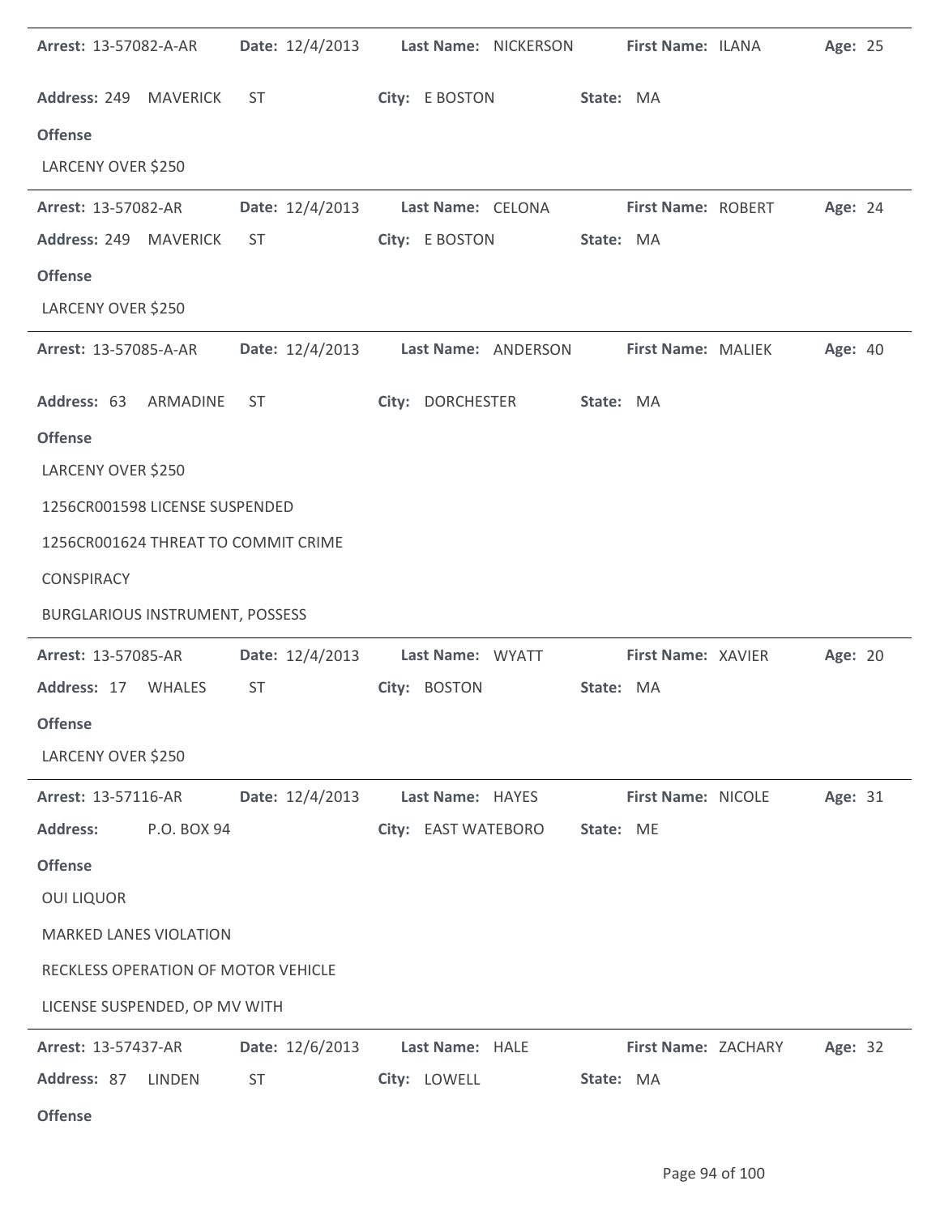**Arrest:** 13-57082-A-AR **Date:** 12/4/2013 **Last Name:** NICKERSON **First Name:** ILANA **Age:** 25

**Address:** 249 MAVERICK ST **City:** E BOSTON **State:** MA

**Offense**

LARCENY OVER $250

---

**Arrest:** 13-57082-AR **Date:** 12/4/2013 **Last Name:** CELONA **First Name:** ROBERT **Age:** 24

**Address:** 249 MAVERICK ST **City:** E BOSTON **State:** MA

**Offense**

LARCENY OVER $250

---

**Arrest:** 13-57085-A-AR **Date:** 12/4/2013 **Last Name:** ANDERSON **First Name:** MALIEK **Age:** 40

**Address:** 63 ARMADINE ST **City:** DORCHESTER **State:** MA

**Offense**

LARCENY OVER $250

1256CR001598 LICENSE SUSPENDED

1256CR001624 THREAT TO COMMIT CRIME

CONSPIRACY

BURGLARIOUS INSTRUMENT, POSSESS

---

**Arrest:** 13-57085-AR **Date:** 12/4/2013 **Last Name:** WYATT **First Name:** XAVIER **Age:** 20

**Address:** 17 WHALES ST **City:** BOSTON **State:** MA

**Offense**

LARCENY OVER $250

---

**Arrest:** 13-57116-AR **Date:** 12/4/2013 **Last Name:** HAYES **First Name:** NICOLE **Age:** 31

**Address:** P.O. BOX 94 **City:** EAST WATEBORO **State:** ME

**Offense**

OUI LIQUOR

MARKED LANES VIOLATION

RECKLESS OPERATION OF MOTOR VEHICLE

LICENSE SUSPENDED, OP MV WITH

---

**Arrest:** 13-57437-AR **Date:** 12/6/2013 **Last Name:** HALE **First Name:** ZACHARY **Age:** 32

**Address:** 87 LINDEN ST **City:** LOWELL **State:** MA

**Offense**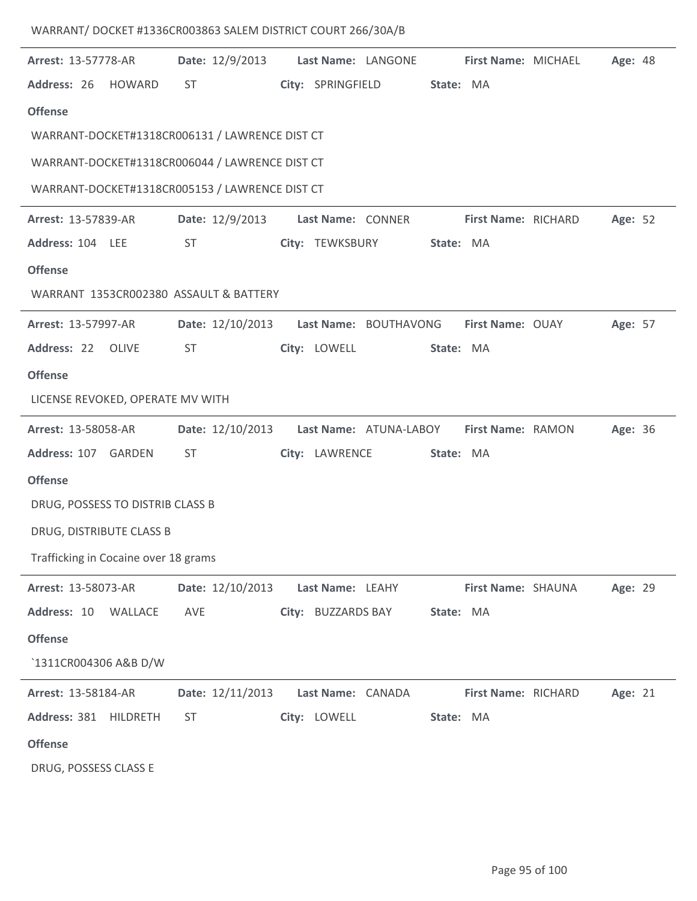WARRANT/ DOCKET #1336CR003863 SALEM DISTRICT COURT 266/30A/B

---

**Arrest:** 13-57778-AR **Date:** 12/9/2013 **Last Name:** LANGONE **First Name:** MICHAEL **Age:** 48

**Address:** 26 HOWARD ST **City:** SPRINGFIELD **State:** MA

**Offense**

WARRANT-DOCKET#1318CR006131 / LAWRENCE DIST CT

WARRANT-DOCKET#1318CR006044 / LAWRENCE DIST CT

WARRANT-DOCKET#1318CR005153 / LAWRENCE DIST CT

---

**Arrest:** 13-57839-AR **Date:** 12/9/2013 **Last Name:** CONNER **First Name:** RICHARD **Age:** 52

**Address:** 104 LEE ST **City:** TEWKSBURY **State:** MA

**Offense**

WARRANT 1353CR002380 ASSAULT & BATTERY

---

**Arrest:** 13-57997-AR **Date:** 12/10/2013 **Last Name:** BOUTHAVONG **First Name:** OUAY **Age:** 57

**Address:** 22 OLIVE ST **City:** LOWELL **State:** MA

**Offense**

LICENSE REVOKED, OPERATE MV WITH

---

**Arrest:** 13-58058-AR **Date:** 12/10/2013 **Last Name:** ATUNA-LABOY **First Name:** RAMON **Age:** 36

**Address:** 107 GARDEN ST **City:** LAWRENCE **State:** MA

**Offense**

DRUG, POSSESS TO DISTRIB CLASS B

DRUG, DISTRIBUTE CLASS B

Trafficking in Cocaine over 18 grams

---

**Arrest:** 13-58073-AR **Date:** 12/10/2013 **Last Name:** LEAHY **First Name:** SHAUNA **Age:** 29

**Address:** 10 WALLACE AVE **City:** BUZZARDS BAY **State:** MA

**Offense**

`1311CR004306 A&B D/W

---

**Arrest:** 13-58184-AR **Date:** 12/11/2013 **Last Name:** CANADA **First Name:** RICHARD **Age:** 21

**Address:** 381 HILDRETH ST **City:** LOWELL **State:** MA

**Offense**

DRUG, POSSESS CLASS E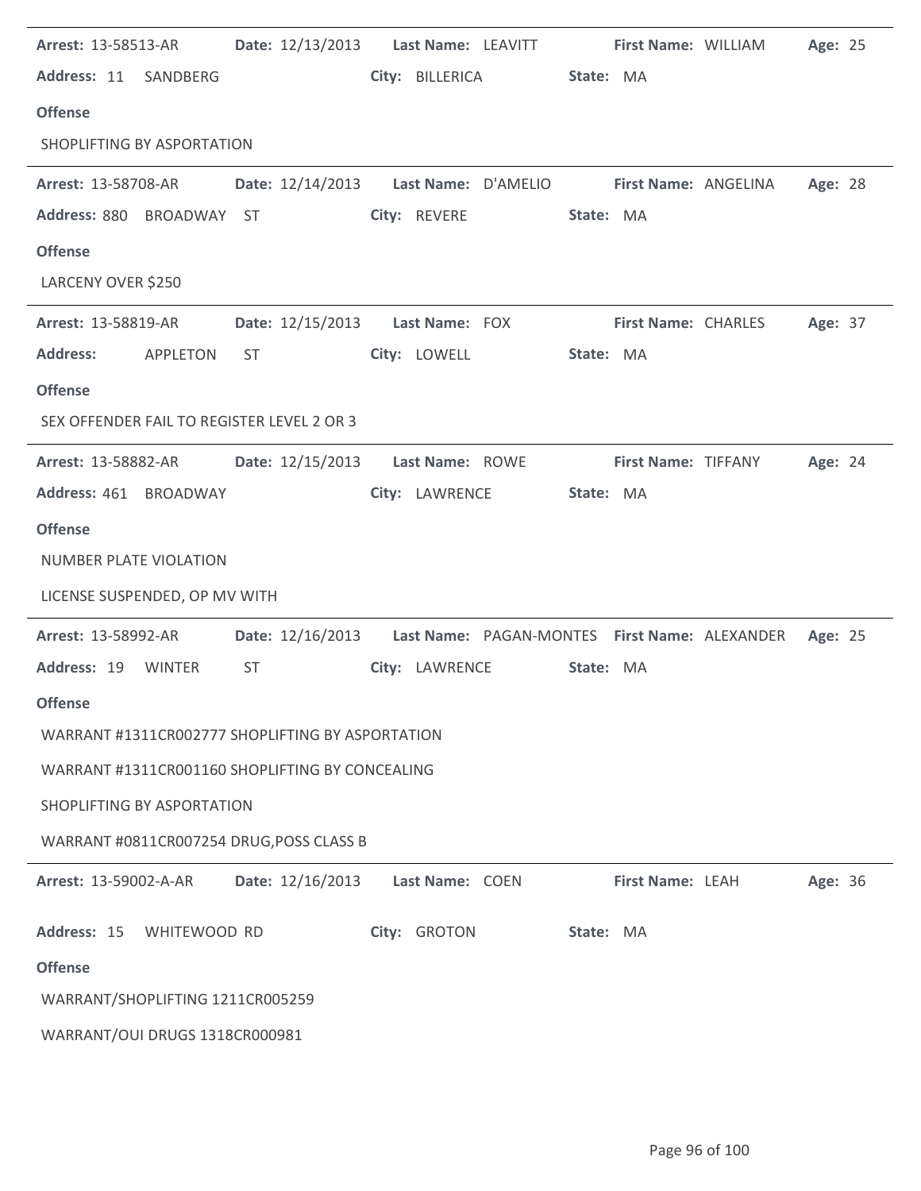**Arrest:** 13-58513-AR **Date:** 12/13/2013 **Last Name:** LEAVITT **First Name:** WILLIAM **Age:** 25

**Address:** 11 SANDBERG **City:** BILLERICA **State:** MA

**Offense**

SHOPLIFTING BY ASPORTATION

---

**Arrest:** 13-58708-AR **Date:** 12/14/2013 **Last Name:** D'AMELIO **First Name:** ANGELINA **Age:** 28

**Address:** 880 BROADWAY ST **City:** REVERE **State:** MA

**Offense**

LARCENY OVER $250

---

**Arrest:** 13-58819-AR **Date:** 12/15/2013 **Last Name:** FOX **First Name:** CHARLES **Age:** 37

**Address:** APPLETON ST **City:** LOWELL **State:** MA

**Offense**

SEX OFFENDER FAIL TO REGISTER LEVEL 2 OR 3

---

**Arrest:** 13-58882-AR **Date:** 12/15/2013 **Last Name:** ROWE **First Name:** TIFFANY **Age:** 24

**Address:** 461 BROADWAY **City:** LAWRENCE **State:** MA

**Offense**

NUMBER PLATE VIOLATION

LICENSE SUSPENDED, OP MV WITH

---

**Arrest:** 13-58992-AR **Date:** 12/16/2013 **Last Name:** PAGAN-MONTES **First Name:** ALEXANDER **Age:** 25

**Address:** 19 WINTER ST **City:** LAWRENCE **State:** MA

**Offense**

WARRANT #1311CR002777 SHOPLIFTING BY ASPORTATION

WARRANT #1311CR001160 SHOPLIFTING BY CONCEALING

SHOPLIFTING BY ASPORTATION

WARRANT #0811CR007254 DRUG,POSS CLASS B

---

**Arrest:** 13-59002-A-AR **Date:** 12/16/2013 **Last Name:** COEN **First Name:** LEAH **Age:** 36

**Address:** 15 WHITEWOOD RD **City:** GROTON **State:** MA

**Offense**

WARRANT/SHOPLIFTING 1211CR005259

WARRANT/OUI DRUGS 1318CR000981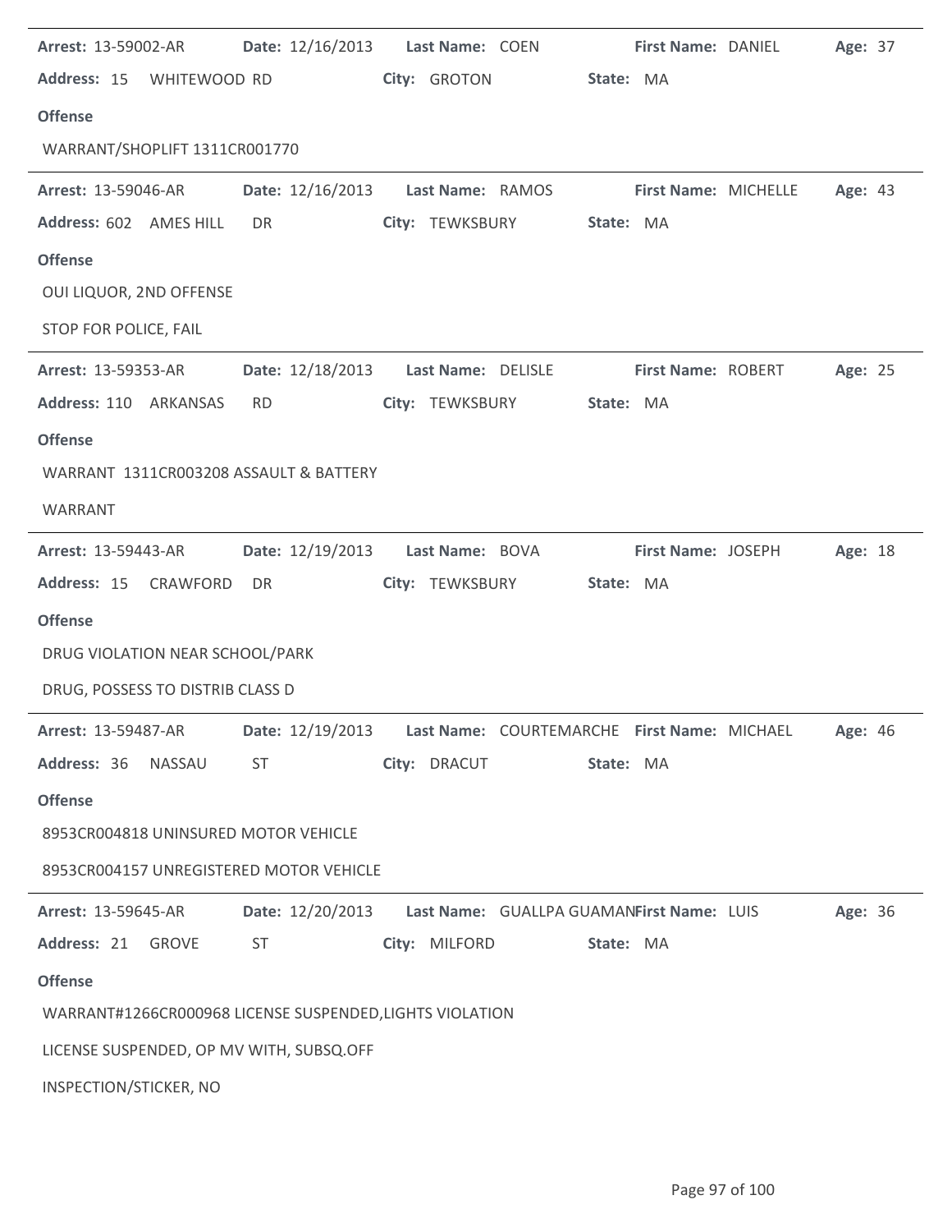**Arrest:** 13-59002-AR **Date:** 12/16/2013 **Last Name:** COEN **First Name:** DANIEL **Age:** 37

**Address:** 15 WHITEWOOD RD **City:** GROTON **State:** MA

**Offense**

WARRANT/SHOPLIFT 1311CR001770

---

**Arrest:** 13-59046-AR **Date:** 12/16/2013 **Last Name:** RAMOS **First Name:** MICHELLE **Age:** 43

**Address:** 602 AMES HILL DR **City:** TEWKSBURY **State:** MA

**Offense**

OUI LIQUOR, 2ND OFFENSE

STOP FOR POLICE, FAIL

---

**Arrest:** 13-59353-AR **Date:** 12/18/2013 **Last Name:** DELISLE **First Name:** ROBERT **Age:** 25

**Address:** 110 ARKANSAS RD **City:** TEWKSBURY **State:** MA

**Offense**

WARRANT 1311CR003208 ASSAULT & BATTERY

WARRANT

---

**Arrest:** 13-59443-AR **Date:** 12/19/2013 **Last Name:** BOVA **First Name:** JOSEPH **Age:** 18

**Address:** 15 CRAWFORD DR **City:** TEWKSBURY **State:** MA

**Offense**

DRUG VIOLATION NEAR SCHOOL/PARK

DRUG, POSSESS TO DISTRIB CLASS D

---

**Arrest:** 13-59487-AR **Date:** 12/19/2013 **Last Name:** COURTEMARCHE **First Name:** MICHAEL **Age:** 46

**Address:** 36 NASSAU ST **City:** DRACUT **State:** MA

**Offense**

8953CR004818 UNINSURED MOTOR VEHICLE

8953CR004157 UNREGISTERED MOTOR VEHICLE

---

**Arrest:** 13-59645-AR **Date:** 12/20/2013 **Last Name:** GUALLPA GUAMAN **First Name:** LUIS **Age:** 36

**Address:** 21 GROVE ST **City:** MILFORD **State:** MA

**Offense**

WARRANT#1266CR000968 LICENSE SUSPENDED,LIGHTS VIOLATION

LICENSE SUSPENDED, OP MV WITH, SUBSQ.OFF

INSPECTION/STICKER, NO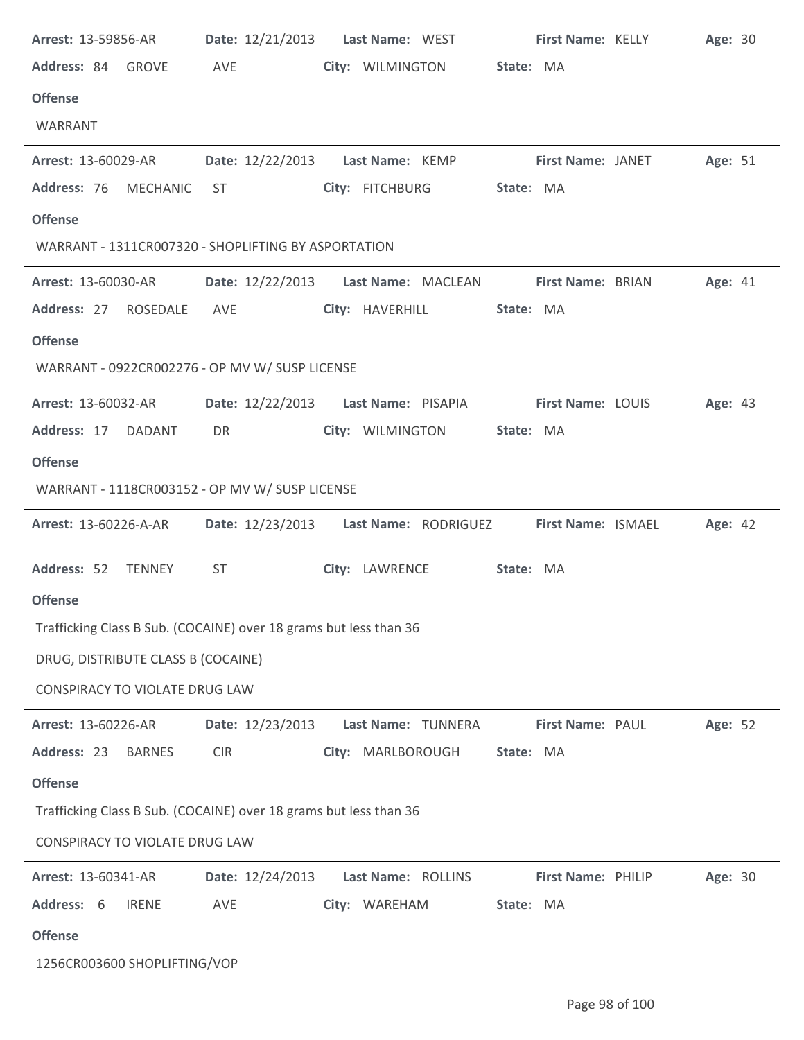**Arrest:** 13-59856-AR **Date:** 12/21/2013 **Last Name:** WEST **First Name:** KELLY **Age:** 30

**Address:** 84 GROVE AVE **City:** WILMINGTON **State:** MA

**Offense**

WARRANT

---

**Arrest:** 13-60029-AR **Date:** 12/22/2013 **Last Name:** KEMP **First Name:** JANET **Age:** 51

**Address:** 76 MECHANIC ST **City:** FITCHBURG **State:** MA

**Offense**

WARRANT - 1311CR007320 - SHOPLIFTING BY ASPORTATION

---

**Arrest:** 13-60030-AR **Date:** 12/22/2013 **Last Name:** MACLEAN **First Name:** BRIAN **Age:** 41

**Address:** 27 ROSEDALE AVE **City:** HAVERHILL **State:** MA

**Offense**

WARRANT - 0922CR002276 - OP MV W/ SUSP LICENSE

---

**Arrest:** 13-60032-AR **Date:** 12/22/2013 **Last Name:** PISAPIA **First Name:** LOUIS **Age:** 43

**Address:** 17 DADANT DR **City:** WILMINGTON **State:** MA

**Offense**

WARRANT - 1118CR003152 - OP MV W/ SUSP LICENSE

---

**Arrest:** 13-60226-A-AR **Date:** 12/23/2013 **Last Name:** RODRIGUEZ **First Name:** ISMAEL **Age:** 42

**Address:** 52 TENNEY ST **City:** LAWRENCE **State:** MA

**Offense**

Trafficking Class B Sub. (COCAINE) over 18 grams but less than 36

DRUG, DISTRIBUTE CLASS B (COCAINE)

CONSPIRACY TO VIOLATE DRUG LAW

---

**Arrest:** 13-60226-AR **Date:** 12/23/2013 **Last Name:** TUNNERA **First Name:** PAUL **Age:** 52

**Address:** 23 BARNES CIR **City:** MARLBOROUGH **State:** MA

**Offense**

Trafficking Class B Sub. (COCAINE) over 18 grams but less than 36

CONSPIRACY TO VIOLATE DRUG LAW

---

**Arrest:** 13-60341-AR **Date:** 12/24/2013 **Last Name:** ROLLINS **First Name:** PHILIP **Age:** 30

**Address:** 6 IRENE AVE **City:** WAREHAM **State:** MA

**Offense**

1256CR003600 SHOPLIFTING/VOP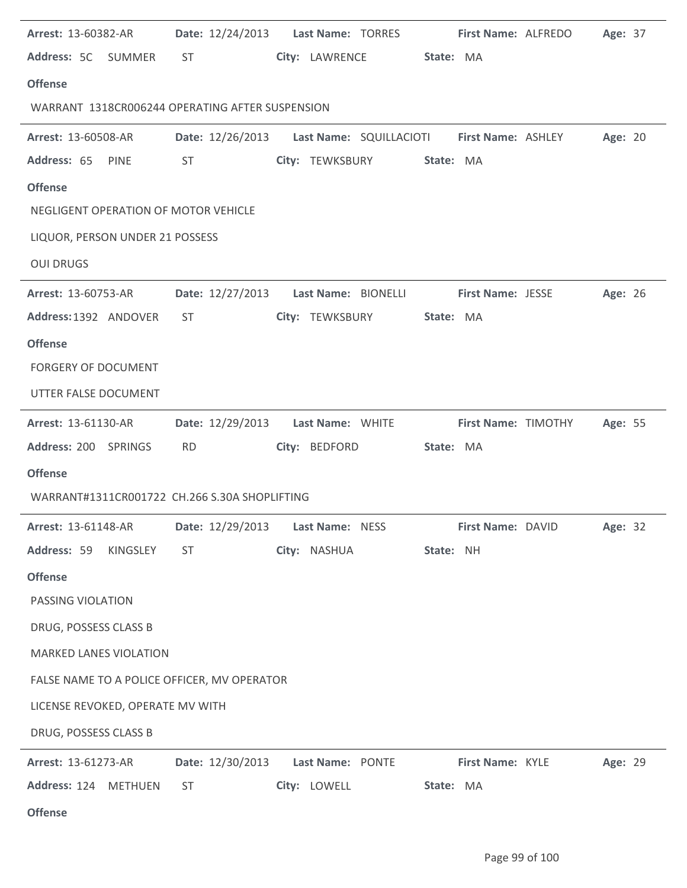**Arrest:** 13-60382-AR **Date:** 12/24/2013 **Last Name:** TORRES **First Name:** ALFREDO **Age:** 37

**Address:** 5C SUMMER ST **City:** LAWRENCE **State:** MA

**Offense**

WARRANT 1318CR006244 OPERATING AFTER SUSPENSION

---

**Arrest:** 13-60508-AR **Date:** 12/26/2013 **Last Name:** SQUILLACIOTI **First Name:** ASHLEY **Age:** 20

**Address:** 65 PINE ST **City:** TEWKSBURY **State:** MA

**Offense**

NEGLIGENT OPERATION OF MOTOR VEHICLE

LIQUOR, PERSON UNDER 21 POSSESS

OUI DRUGS

---

**Arrest:** 13-60753-AR **Date:** 12/27/2013 **Last Name:** BIONELLI **First Name:** JESSE **Age:** 26

**Address:** 1392 ANDOVER ST **City:** TEWKSBURY **State:** MA

**Offense**

FORGERY OF DOCUMENT

UTTER FALSE DOCUMENT

---

**Arrest:** 13-61130-AR **Date:** 12/29/2013 **Last Name:** WHITE **First Name:** TIMOTHY **Age:** 55

**Address:** 200 SPRINGS RD **City:** BEDFORD **State:** MA

**Offense**

WARRANT#1311CR001722 CH.266 S.30A SHOPLIFTING

---

**Arrest:** 13-61148-AR **Date:** 12/29/2013 **Last Name:** NESS **First Name:** DAVID **Age:** 32

**Address:** 59 KINGSLEY ST **City:** NASHUA **State:** NH

**Offense**

PASSING VIOLATION

DRUG, POSSESS CLASS B

MARKED LANES VIOLATION

FALSE NAME TO A POLICE OFFICER, MV OPERATOR

LICENSE REVOKED, OPERATE MV WITH

DRUG, POSSESS CLASS B

---

**Arrest:** 13-61273-AR **Date:** 12/30/2013 **Last Name:** PONTE **First Name:** KYLE **Age:** 29

**Address:** 124 METHUEN ST **City:** LOWELL **State:** MA

**Offense**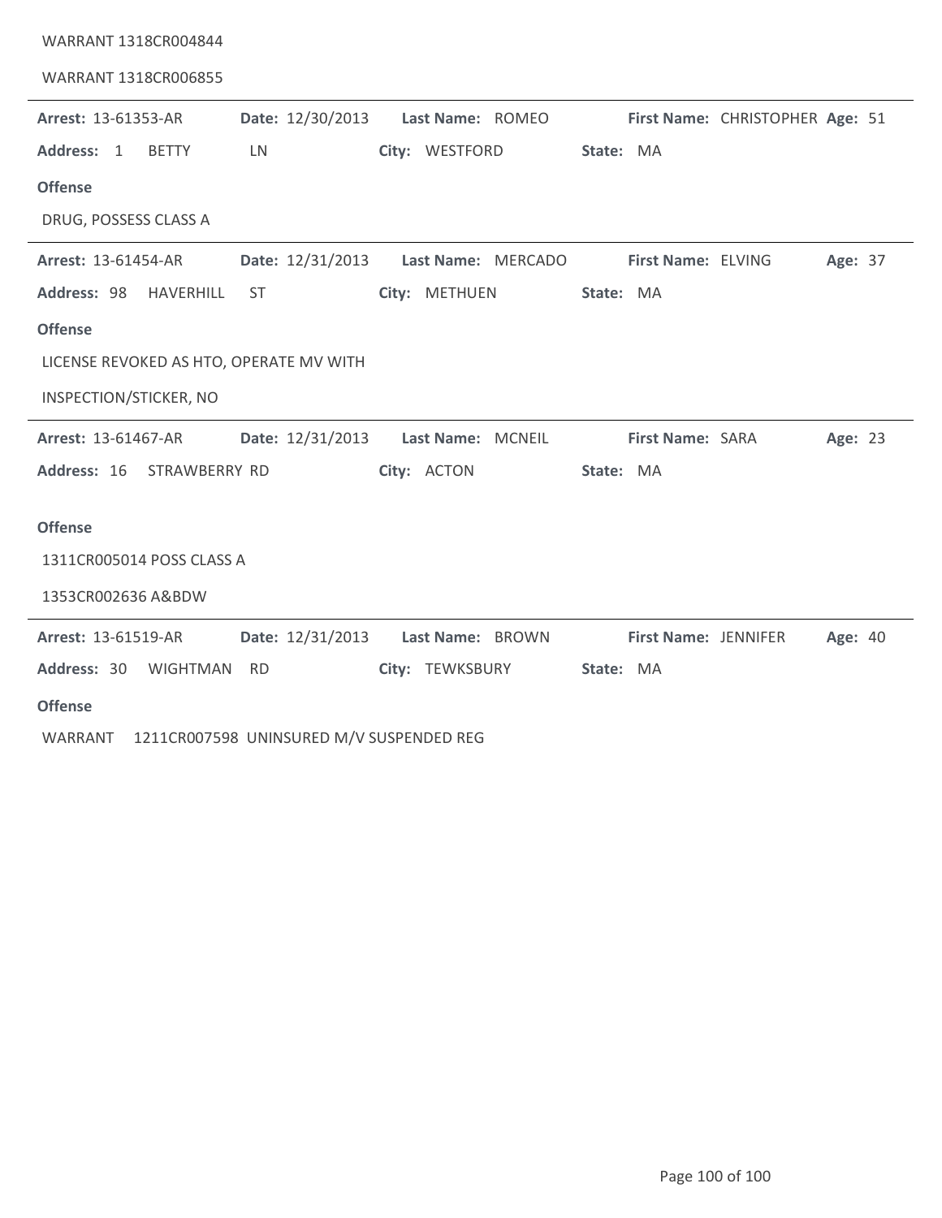WARRANT 1318CR004844

WARRANT 1318CR006855

---

**Arrest:** 13-61353-AR **Date:** 12/30/2013 **Last Name:** ROMEO **First Name:** CHRISTOPHER **Age:** 51

**Address:** 1 BETTY LN **City:** WESTFORD **State:** MA

**Offense**

DRUG, POSSESS CLASS A

---

**Arrest:** 13-61454-AR **Date:** 12/31/2013 **Last Name:** MERCADO **First Name:** ELVING **Age:** 37

**Address:** 98 HAVERHILL ST **City:** METHUEN **State:** MA

**Offense**

LICENSE REVOKED AS HTO, OPERATE MV WITH

INSPECTION/STICKER, NO

---

**Arrest:** 13-61467-AR **Date:** 12/31/2013 **Last Name:** MCNEIL **First Name:** SARA **Age:** 23

**Address:** 16 STRAWBERRY RD **City:** ACTON **State:** MA

**Offense**

1311CR005014 POSS CLASS A

1353CR002636 A&BDW

---

**Arrest:** 13-61519-AR **Date:** 12/31/2013 **Last Name:** BROWN **First Name:** JENNIFER **Age:** 40

**Address:** 30 WIGHTMAN RD **City:** TEWKSBURY **State:** MA

**Offense**

WARRANT 1211CR007598 UNINSURED M/V SUSPENDED REG